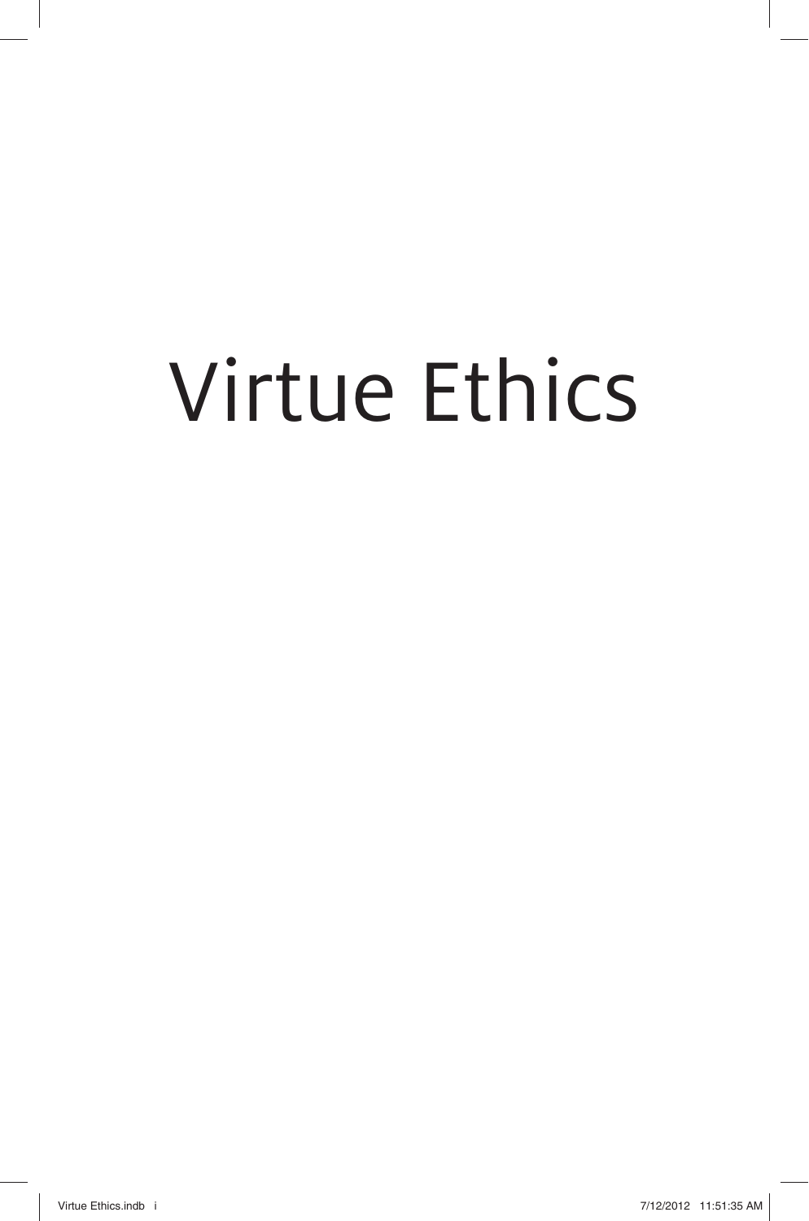# Virtue Ethics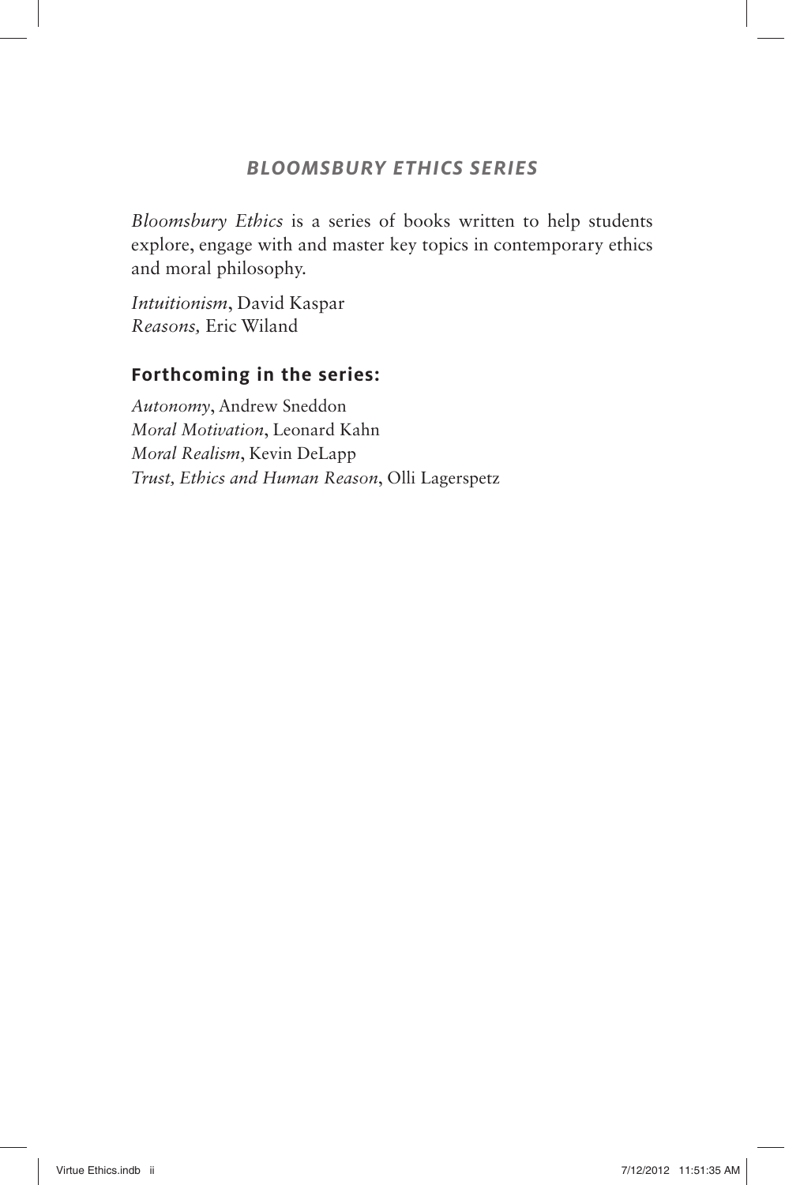## *BLOOMSBURY ETHICS SERIES*

*Bloomsbury Ethics* is a series of books written to help students explore, engage with and master key topics in contemporary ethics and moral philosophy.

*Intuitionism*, David Kaspar
*Reasons,* Eric Wiland

### Forthcoming in the series:

*Autonomy*, Andrew Sneddon
*Moral Motivation*, Leonard Kahn
*Moral Realism*, Kevin DeLapp
*Trust, Ethics and Human Reason*, Olli Lagerspetz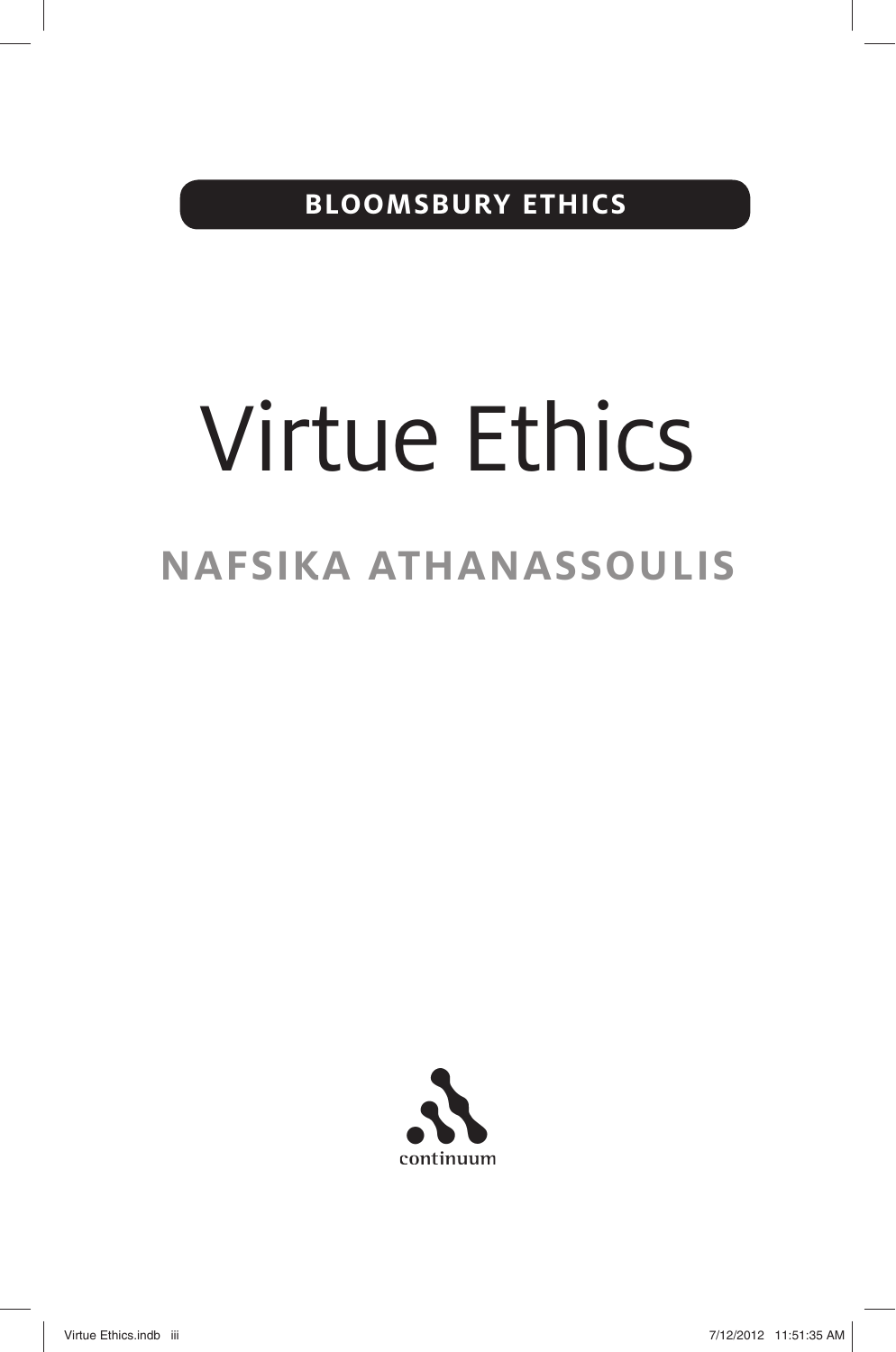**BLOOMSBURY ETHICS**

# Virtue Ethics

## NAFSIKA ATHANASSOULIS

continuum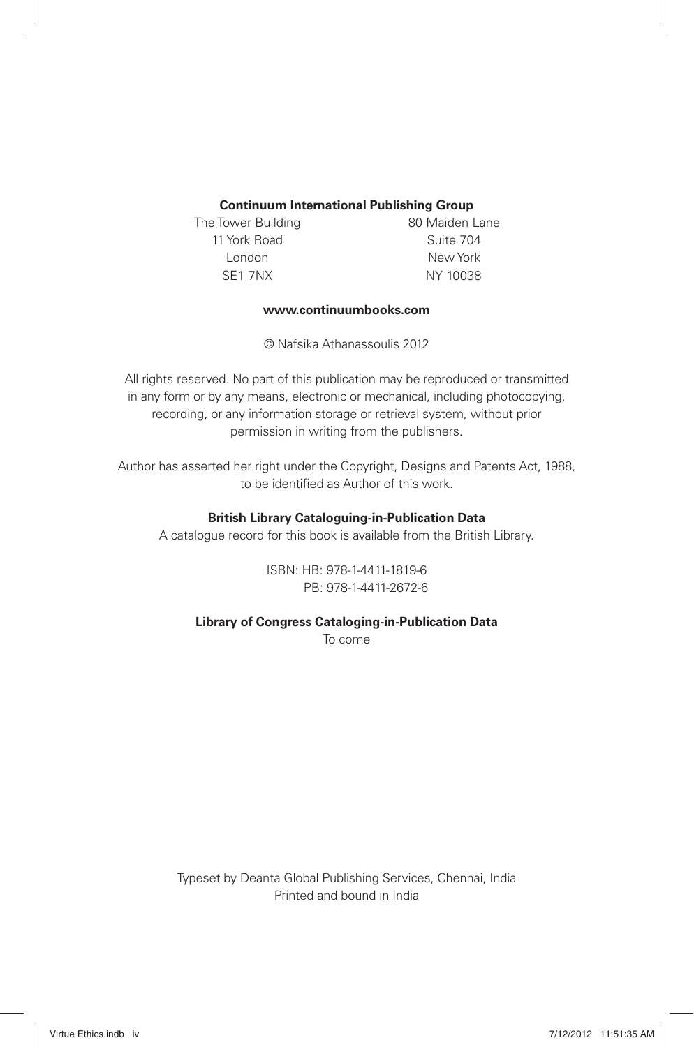**Continuum International Publishing Group**

The Tower Building
11 York Road
London
SE1 7NX

80 Maiden Lane
Suite 704
New York
NY 10038

**www.continuumbooks.com**

© Nafsika Athanassoulis 2012

All rights reserved. No part of this publication may be reproduced or transmitted in any form or by any means, electronic or mechanical, including photocopying, recording, or any information storage or retrieval system, without prior permission in writing from the publishers.

Author has asserted her right under the Copyright, Designs and Patents Act, 1988, to be identified as Author of this work.

**British Library Cataloguing-in-Publication Data**

A catalogue record for this book is available from the British Library.

ISBN: HB: 978-1-4411-1819-6
PB: 978-1-4411-2672-6

**Library of Congress Cataloging-in-Publication Data**

To come

Typeset by Deanta Global Publishing Services, Chennai, India
Printed and bound in India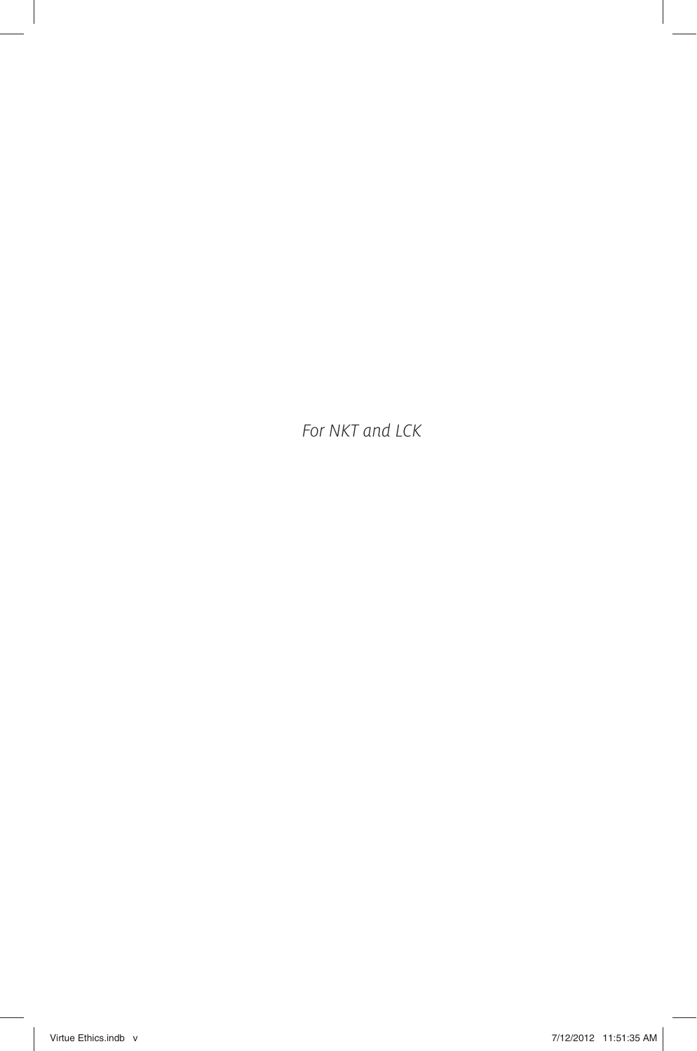*For NKT and LCK*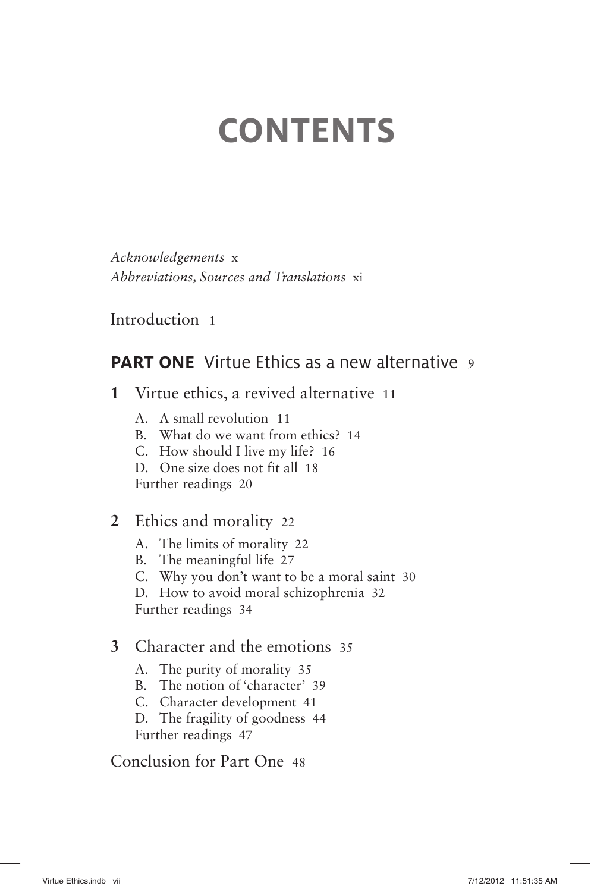# CONTENTS

*Acknowledgements* x
*Abbreviations, Sources and Translations* xi

Introduction 1

## **PART ONE** Virtue Ethics as a new alternative 9

**1** Virtue ethics, a revived alternative 11

- A. A small revolution 11
- B. What do we want from ethics? 14
- C. How should I live my life? 16
- D. One size does not fit all 18

Further readings 20

**2** Ethics and morality 22

- A. The limits of morality 22
- B. The meaningful life 27
- C. Why you don't want to be a moral saint 30
- D. How to avoid moral schizophrenia 32

Further readings 34

**3** Character and the emotions 35

- A. The purity of morality 35
- B. The notion of 'character' 39
- C. Character development 41
- D. The fragility of goodness 44

Further readings 47

Conclusion for Part One 48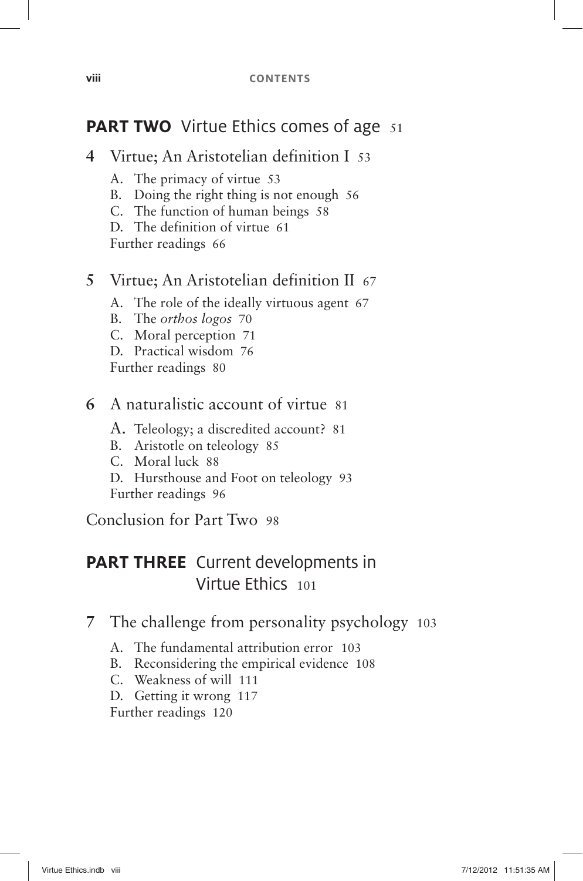## PART TWO Virtue Ethics comes of age 51

### 4 Virtue; An Aristotelian definition I 53

A. The primacy of virtue 53
B. Doing the right thing is not enough 56
C. The function of human beings 58
D. The definition of virtue 61
Further readings 66

### 5 Virtue; An Aristotelian definition II 67

A. The role of the ideally virtuous agent 67
B. The *orthos logos* 70
C. Moral perception 71
D. Practical wisdom 76
Further readings 80

### 6 A naturalistic account of virtue 81

A. Teleology; a discredited account? 81
B. Aristotle on teleology 85
C. Moral luck 88
D. Hursthouse and Foot on teleology 93
Further readings 96

Conclusion for Part Two 98

## PART THREE Current developments in Virtue Ethics 101

### 7 The challenge from personality psychology 103

A. The fundamental attribution error 103
B. Reconsidering the empirical evidence 108
C. Weakness of will 111
D. Getting it wrong 117
Further readings 120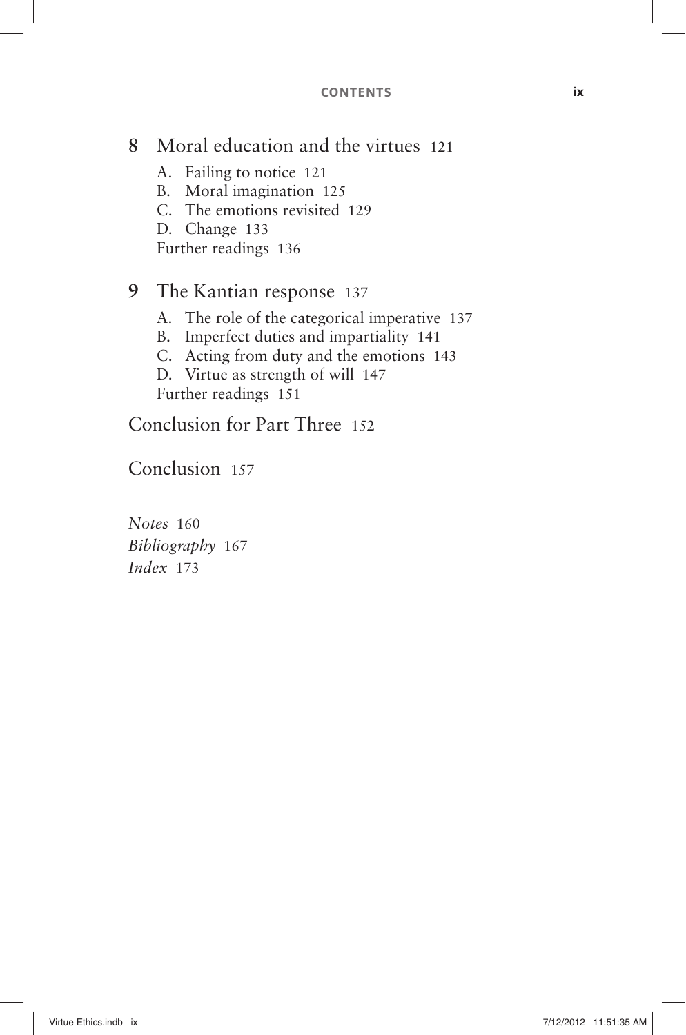8 Moral education and the virtues 121

- A. Failing to notice 121
- B. Moral imagination 125
- C. The emotions revisited 129
- D. Change 133

Further readings 136

9 The Kantian response 137

- A. The role of the categorical imperative 137
- B. Imperfect duties and impartiality 141
- C. Acting from duty and the emotions 143
- D. Virtue as strength of will 147

Further readings 151

Conclusion for Part Three 152

Conclusion 157

*Notes* 160
*Bibliography* 167
*Index* 173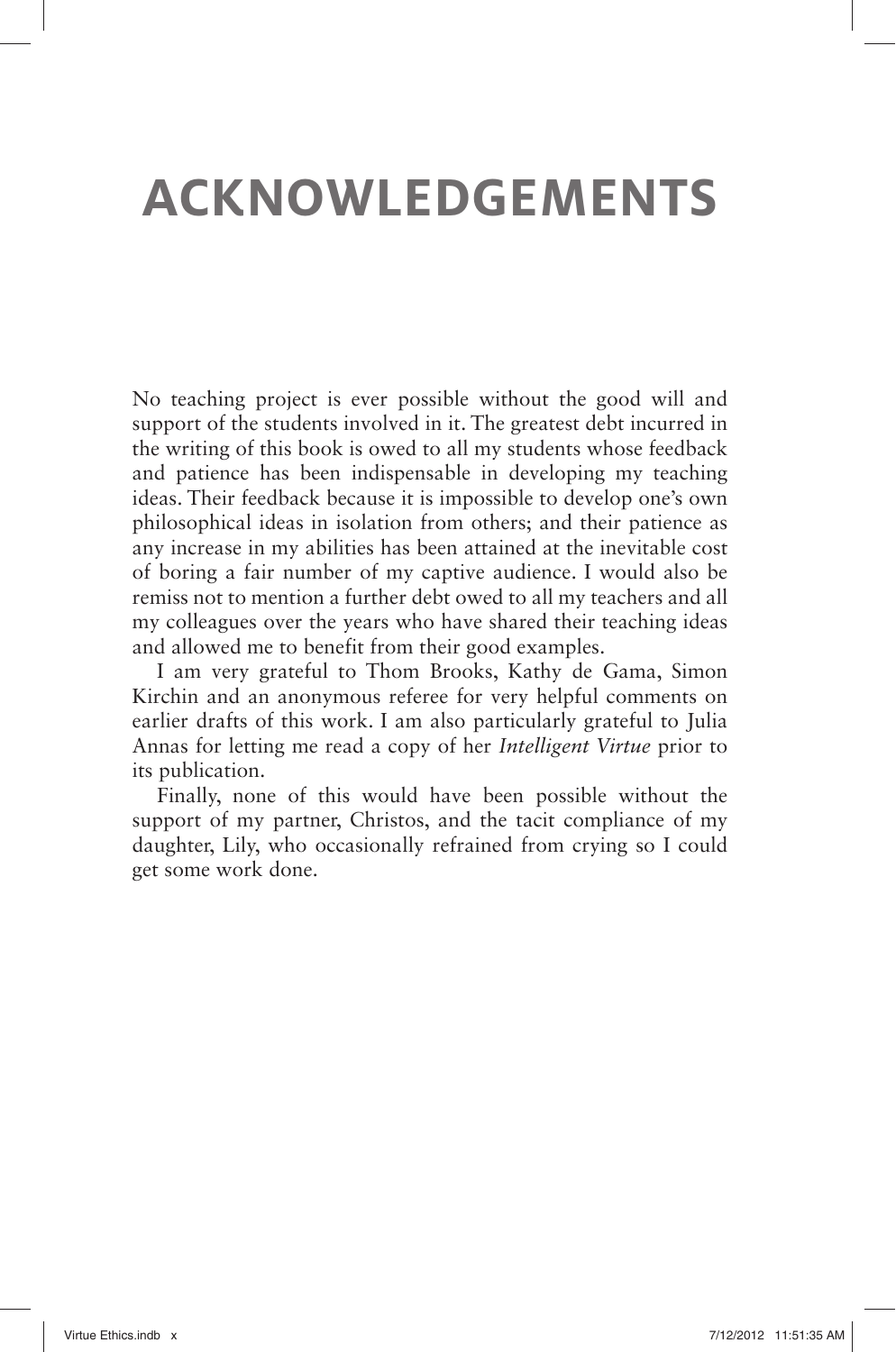# ACKNOWLEDGEMENTS

No teaching project is ever possible without the good will and support of the students involved in it. The greatest debt incurred in the writing of this book is owed to all my students whose feedback and patience has been indispensable in developing my teaching ideas. Their feedback because it is impossible to develop one's own philosophical ideas in isolation from others; and their patience as any increase in my abilities has been attained at the inevitable cost of boring a fair number of my captive audience. I would also be remiss not to mention a further debt owed to all my teachers and all my colleagues over the years who have shared their teaching ideas and allowed me to benefit from their good examples.

I am very grateful to Thom Brooks, Kathy de Gama, Simon Kirchin and an anonymous referee for very helpful comments on earlier drafts of this work. I am also particularly grateful to Julia Annas for letting me read a copy of her *Intelligent Virtue* prior to its publication.

Finally, none of this would have been possible without the support of my partner, Christos, and the tacit compliance of my daughter, Lily, who occasionally refrained from crying so I could get some work done.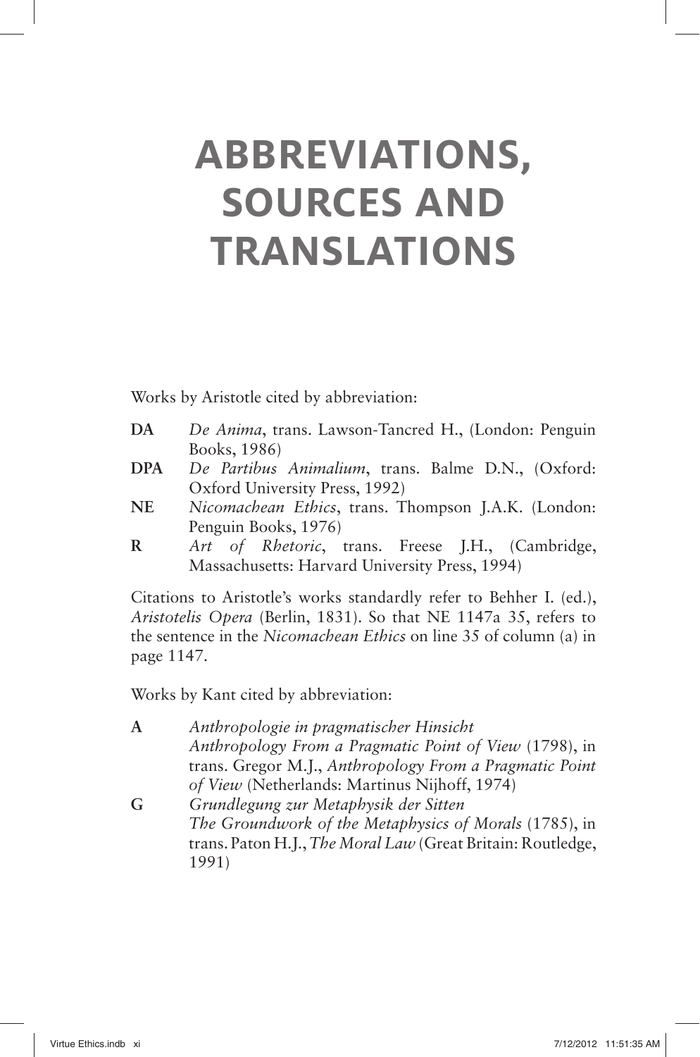# ABBREVIATIONS, SOURCES AND TRANSLATIONS

Works by Aristotle cited by abbreviation:

**DA** *De Anima*, trans. Lawson-Tancred H., (London: Penguin Books, 1986)

**DPA** *De Partibus Animalium*, trans. Balme D.N., (Oxford: Oxford University Press, 1992)

**NE** *Nicomachean Ethics*, trans. Thompson J.A.K. (London: Penguin Books, 1976)

**R** *Art of Rhetoric*, trans. Freese J.H., (Cambridge, Massachusetts: Harvard University Press, 1994)

Citations to Aristotle's works standardly refer to Behher I. (ed.), *Aristotelis Opera* (Berlin, 1831). So that NE 1147a 35, refers to the sentence in the *Nicomachean Ethics* on line 35 of column (a) in page 1147.

Works by Kant cited by abbreviation:

**A** *Anthropologie in pragmatischer Hinsicht*
*Anthropology From a Pragmatic Point of View* (1798), in trans. Gregor M.J., *Anthropology From a Pragmatic Point of View* (Netherlands: Martinus Nijhoff, 1974)

**G** *Grundlegung zur Metaphysik der Sitten*
*The Groundwork of the Metaphysics of Morals* (1785), in trans. Paton H.J., *The Moral Law* (Great Britain: Routledge, 1991)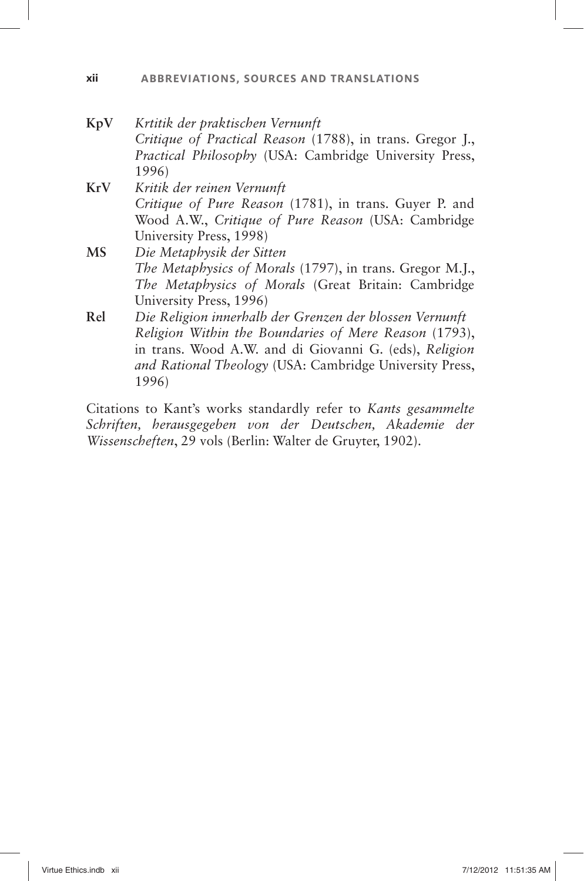**KpV** *Krtitik der praktischen Vernunft*
*Critique of Practical Reason* (1788), in trans. Gregor J., *Practical Philosophy* (USA: Cambridge University Press, 1996)

**KrV** *Kritik der reinen Vernunft*
*Critique of Pure Reason* (1781), in trans. Guyer P. and Wood A.W., *Critique of Pure Reason* (USA: Cambridge University Press, 1998)

**MS** *Die Metaphysik der Sitten*
*The Metaphysics of Morals* (1797), in trans. Gregor M.J., *The Metaphysics of Morals* (Great Britain: Cambridge University Press, 1996)

**Rel** *Die Religion innerhalb der Grenzen der blossen Vernunft*
*Religion Within the Boundaries of Mere Reason* (1793), in trans. Wood A.W. and di Giovanni G. (eds), *Religion and Rational Theology* (USA: Cambridge University Press, 1996)

Citations to Kant's works standardly refer to *Kants gesammelte Schriften, herausgegeben von der Deutschen, Akademie der Wissenscheften*, 29 vols (Berlin: Walter de Gruyter, 1902).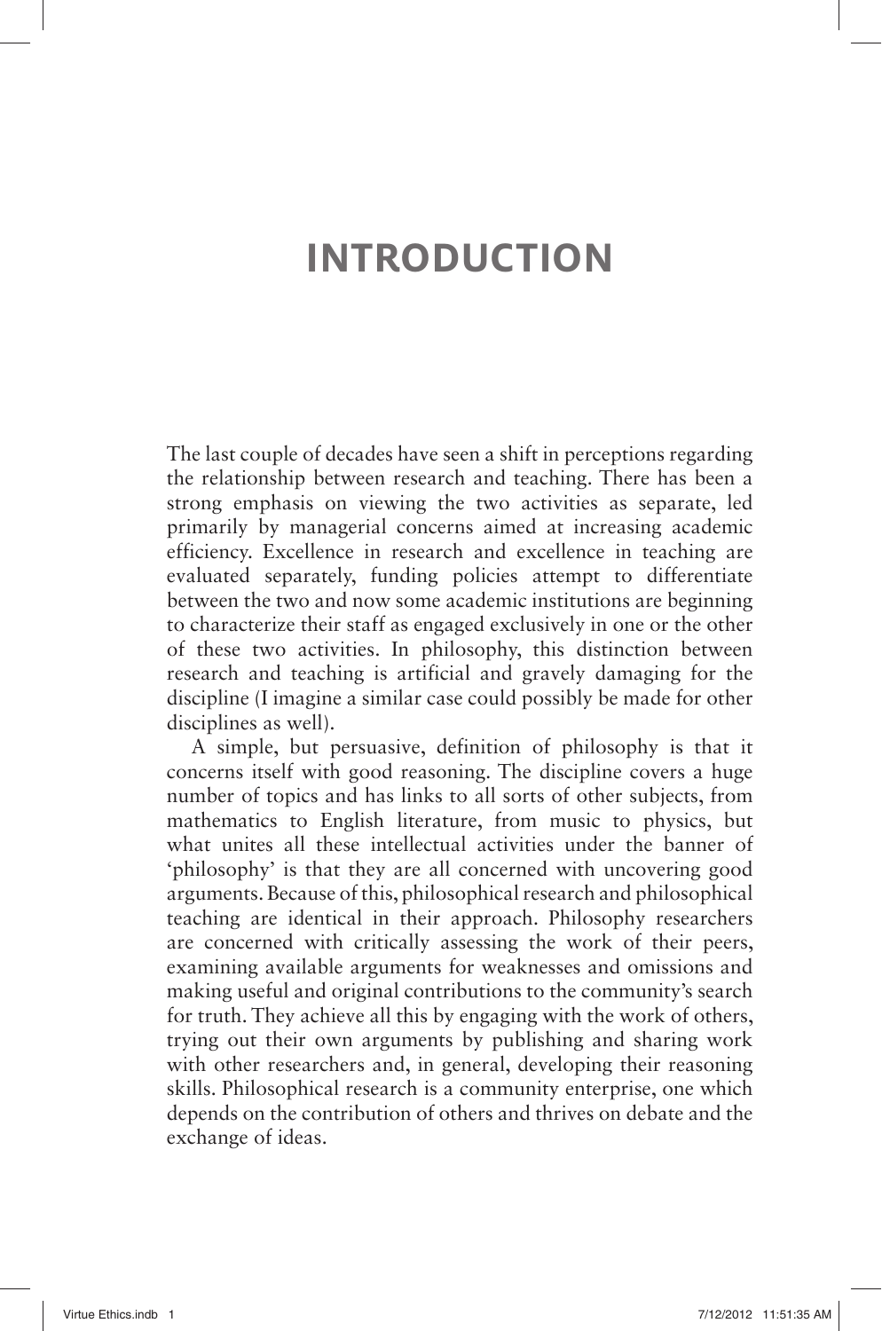# INTRODUCTION

The last couple of decades have seen a shift in perceptions regarding the relationship between research and teaching. There has been a strong emphasis on viewing the two activities as separate, led primarily by managerial concerns aimed at increasing academic efficiency. Excellence in research and excellence in teaching are evaluated separately, funding policies attempt to differentiate between the two and now some academic institutions are beginning to characterize their staff as engaged exclusively in one or the other of these two activities. In philosophy, this distinction between research and teaching is artificial and gravely damaging for the discipline (I imagine a similar case could possibly be made for other disciplines as well).

A simple, but persuasive, definition of philosophy is that it concerns itself with good reasoning. The discipline covers a huge number of topics and has links to all sorts of other subjects, from mathematics to English literature, from music to physics, but what unites all these intellectual activities under the banner of 'philosophy' is that they are all concerned with uncovering good arguments. Because of this, philosophical research and philosophical teaching are identical in their approach. Philosophy researchers are concerned with critically assessing the work of their peers, examining available arguments for weaknesses and omissions and making useful and original contributions to the community's search for truth. They achieve all this by engaging with the work of others, trying out their own arguments by publishing and sharing work with other researchers and, in general, developing their reasoning skills. Philosophical research is a community enterprise, one which depends on the contribution of others and thrives on debate and the exchange of ideas.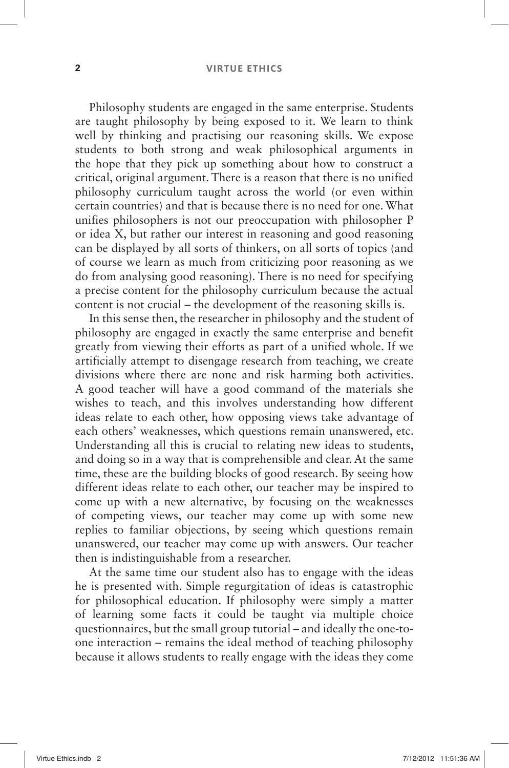Philosophy students are engaged in the same enterprise. Students are taught philosophy by being exposed to it. We learn to think well by thinking and practising our reasoning skills. We expose students to both strong and weak philosophical arguments in the hope that they pick up something about how to construct a critical, original argument. There is a reason that there is no unified philosophy curriculum taught across the world (or even within certain countries) and that is because there is no need for one. What unifies philosophers is not our preoccupation with philosopher P or idea X, but rather our interest in reasoning and good reasoning can be displayed by all sorts of thinkers, on all sorts of topics (and of course we learn as much from criticizing poor reasoning as we do from analysing good reasoning). There is no need for specifying a precise content for the philosophy curriculum because the actual content is not crucial – the development of the reasoning skills is.

In this sense then, the researcher in philosophy and the student of philosophy are engaged in exactly the same enterprise and benefit greatly from viewing their efforts as part of a unified whole. If we artificially attempt to disengage research from teaching, we create divisions where there are none and risk harming both activities. A good teacher will have a good command of the materials she wishes to teach, and this involves understanding how different ideas relate to each other, how opposing views take advantage of each others' weaknesses, which questions remain unanswered, etc. Understanding all this is crucial to relating new ideas to students, and doing so in a way that is comprehensible and clear. At the same time, these are the building blocks of good research. By seeing how different ideas relate to each other, our teacher may be inspired to come up with a new alternative, by focusing on the weaknesses of competing views, our teacher may come up with some new replies to familiar objections, by seeing which questions remain unanswered, our teacher may come up with answers. Our teacher then is indistinguishable from a researcher.

At the same time our student also has to engage with the ideas he is presented with. Simple regurgitation of ideas is catastrophic for philosophical education. If philosophy were simply a matter of learning some facts it could be taught via multiple choice questionnaires, but the small group tutorial – and ideally the one-to-one interaction – remains the ideal method of teaching philosophy because it allows students to really engage with the ideas they come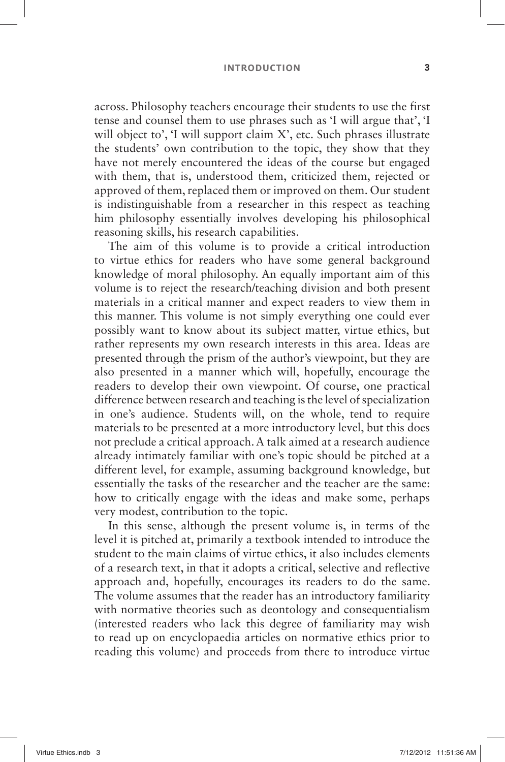across. Philosophy teachers encourage their students to use the first tense and counsel them to use phrases such as 'I will argue that', 'I will object to', 'I will support claim X', etc. Such phrases illustrate the students' own contribution to the topic, they show that they have not merely encountered the ideas of the course but engaged with them, that is, understood them, criticized them, rejected or approved of them, replaced them or improved on them. Our student is indistinguishable from a researcher in this respect as teaching him philosophy essentially involves developing his philosophical reasoning skills, his research capabilities.

The aim of this volume is to provide a critical introduction to virtue ethics for readers who have some general background knowledge of moral philosophy. An equally important aim of this volume is to reject the research/teaching division and both present materials in a critical manner and expect readers to view them in this manner. This volume is not simply everything one could ever possibly want to know about its subject matter, virtue ethics, but rather represents my own research interests in this area. Ideas are presented through the prism of the author's viewpoint, but they are also presented in a manner which will, hopefully, encourage the readers to develop their own viewpoint. Of course, one practical difference between research and teaching is the level of specialization in one's audience. Students will, on the whole, tend to require materials to be presented at a more introductory level, but this does not preclude a critical approach. A talk aimed at a research audience already intimately familiar with one's topic should be pitched at a different level, for example, assuming background knowledge, but essentially the tasks of the researcher and the teacher are the same: how to critically engage with the ideas and make some, perhaps very modest, contribution to the topic.

In this sense, although the present volume is, in terms of the level it is pitched at, primarily a textbook intended to introduce the student to the main claims of virtue ethics, it also includes elements of a research text, in that it adopts a critical, selective and reflective approach and, hopefully, encourages its readers to do the same. The volume assumes that the reader has an introductory familiarity with normative theories such as deontology and consequentialism (interested readers who lack this degree of familiarity may wish to read up on encyclopaedia articles on normative ethics prior to reading this volume) and proceeds from there to introduce virtue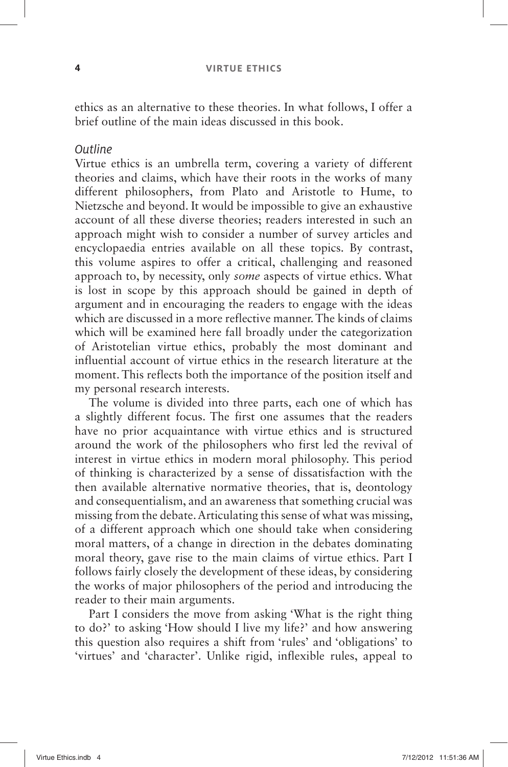ethics as an alternative to these theories. In what follows, I offer a brief outline of the main ideas discussed in this book.

### *Outline*

Virtue ethics is an umbrella term, covering a variety of different theories and claims, which have their roots in the works of many different philosophers, from Plato and Aristotle to Hume, to Nietzsche and beyond. It would be impossible to give an exhaustive account of all these diverse theories; readers interested in such an approach might wish to consider a number of survey articles and encyclopaedia entries available on all these topics. By contrast, this volume aspires to offer a critical, challenging and reasoned approach to, by necessity, only *some* aspects of virtue ethics. What is lost in scope by this approach should be gained in depth of argument and in encouraging the readers to engage with the ideas which are discussed in a more reflective manner. The kinds of claims which will be examined here fall broadly under the categorization of Aristotelian virtue ethics, probably the most dominant and influential account of virtue ethics in the research literature at the moment. This reflects both the importance of the position itself and my personal research interests.

The volume is divided into three parts, each one of which has a slightly different focus. The first one assumes that the readers have no prior acquaintance with virtue ethics and is structured around the work of the philosophers who first led the revival of interest in virtue ethics in modern moral philosophy. This period of thinking is characterized by a sense of dissatisfaction with the then available alternative normative theories, that is, deontology and consequentialism, and an awareness that something crucial was missing from the debate. Articulating this sense of what was missing, of a different approach which one should take when considering moral matters, of a change in direction in the debates dominating moral theory, gave rise to the main claims of virtue ethics. Part I follows fairly closely the development of these ideas, by considering the works of major philosophers of the period and introducing the reader to their main arguments.

Part I considers the move from asking 'What is the right thing to do?' to asking 'How should I live my life?' and how answering this question also requires a shift from 'rules' and 'obligations' to 'virtues' and 'character'. Unlike rigid, inflexible rules, appeal to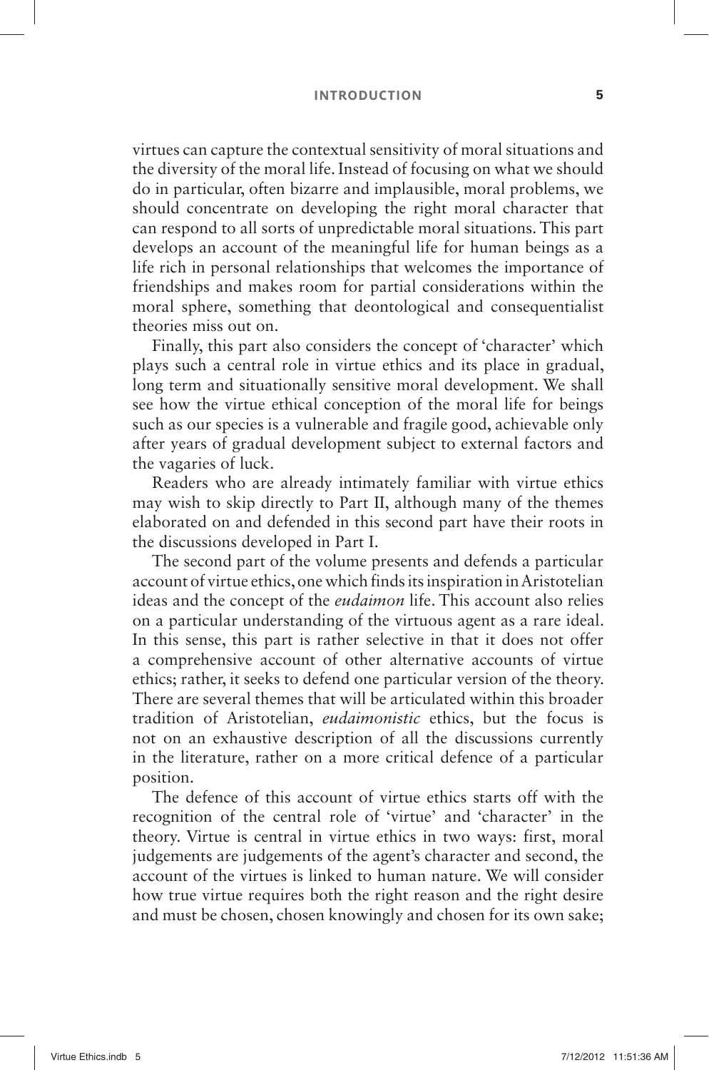virtues can capture the contextual sensitivity of moral situations and the diversity of the moral life. Instead of focusing on what we should do in particular, often bizarre and implausible, moral problems, we should concentrate on developing the right moral character that can respond to all sorts of unpredictable moral situations. This part develops an account of the meaningful life for human beings as a life rich in personal relationships that welcomes the importance of friendships and makes room for partial considerations within the moral sphere, something that deontological and consequentialist theories miss out on.

Finally, this part also considers the concept of 'character' which plays such a central role in virtue ethics and its place in gradual, long term and situationally sensitive moral development. We shall see how the virtue ethical conception of the moral life for beings such as our species is a vulnerable and fragile good, achievable only after years of gradual development subject to external factors and the vagaries of luck.

Readers who are already intimately familiar with virtue ethics may wish to skip directly to Part II, although many of the themes elaborated on and defended in this second part have their roots in the discussions developed in Part I.

The second part of the volume presents and defends a particular account of virtue ethics, one which finds its inspiration in Aristotelian ideas and the concept of the *eudaimon* life. This account also relies on a particular understanding of the virtuous agent as a rare ideal. In this sense, this part is rather selective in that it does not offer a comprehensive account of other alternative accounts of virtue ethics; rather, it seeks to defend one particular version of the theory. There are several themes that will be articulated within this broader tradition of Aristotelian, *eudaimonistic* ethics, but the focus is not on an exhaustive description of all the discussions currently in the literature, rather on a more critical defence of a particular position.

The defence of this account of virtue ethics starts off with the recognition of the central role of 'virtue' and 'character' in the theory. Virtue is central in virtue ethics in two ways: first, moral judgements are judgements of the agent's character and second, the account of the virtues is linked to human nature. We will consider how true virtue requires both the right reason and the right desire and must be chosen, chosen knowingly and chosen for its own sake;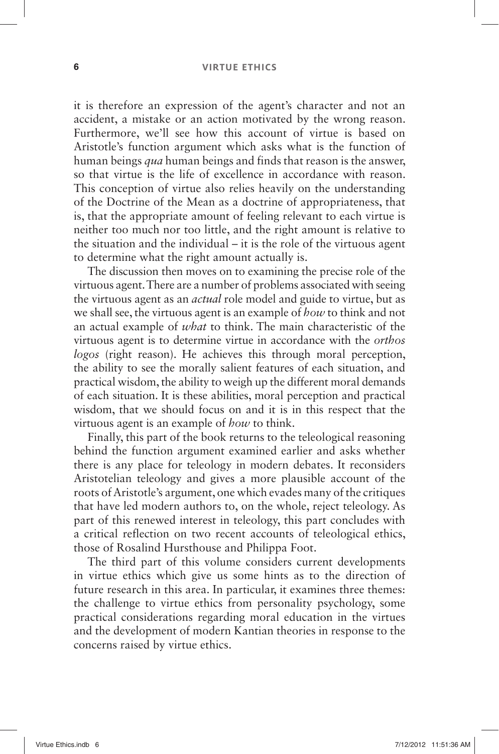it is therefore an expression of the agent's character and not an accident, a mistake or an action motivated by the wrong reason. Furthermore, we'll see how this account of virtue is based on Aristotle's function argument which asks what is the function of human beings *qua* human beings and finds that reason is the answer, so that virtue is the life of excellence in accordance with reason. This conception of virtue also relies heavily on the understanding of the Doctrine of the Mean as a doctrine of appropriateness, that is, that the appropriate amount of feeling relevant to each virtue is neither too much nor too little, and the right amount is relative to the situation and the individual – it is the role of the virtuous agent to determine what the right amount actually is.

The discussion then moves on to examining the precise role of the virtuous agent. There are a number of problems associated with seeing the virtuous agent as an *actual* role model and guide to virtue, but as we shall see, the virtuous agent is an example of *how* to think and not an actual example of *what* to think. The main characteristic of the virtuous agent is to determine virtue in accordance with the *orthos logos* (right reason). He achieves this through moral perception, the ability to see the morally salient features of each situation, and practical wisdom, the ability to weigh up the different moral demands of each situation. It is these abilities, moral perception and practical wisdom, that we should focus on and it is in this respect that the virtuous agent is an example of *how* to think.

Finally, this part of the book returns to the teleological reasoning behind the function argument examined earlier and asks whether there is any place for teleology in modern debates. It reconsiders Aristotelian teleology and gives a more plausible account of the roots of Aristotle's argument, one which evades many of the critiques that have led modern authors to, on the whole, reject teleology. As part of this renewed interest in teleology, this part concludes with a critical reflection on two recent accounts of teleological ethics, those of Rosalind Hursthouse and Philippa Foot.

The third part of this volume considers current developments in virtue ethics which give us some hints as to the direction of future research in this area. In particular, it examines three themes: the challenge to virtue ethics from personality psychology, some practical considerations regarding moral education in the virtues and the development of modern Kantian theories in response to the concerns raised by virtue ethics.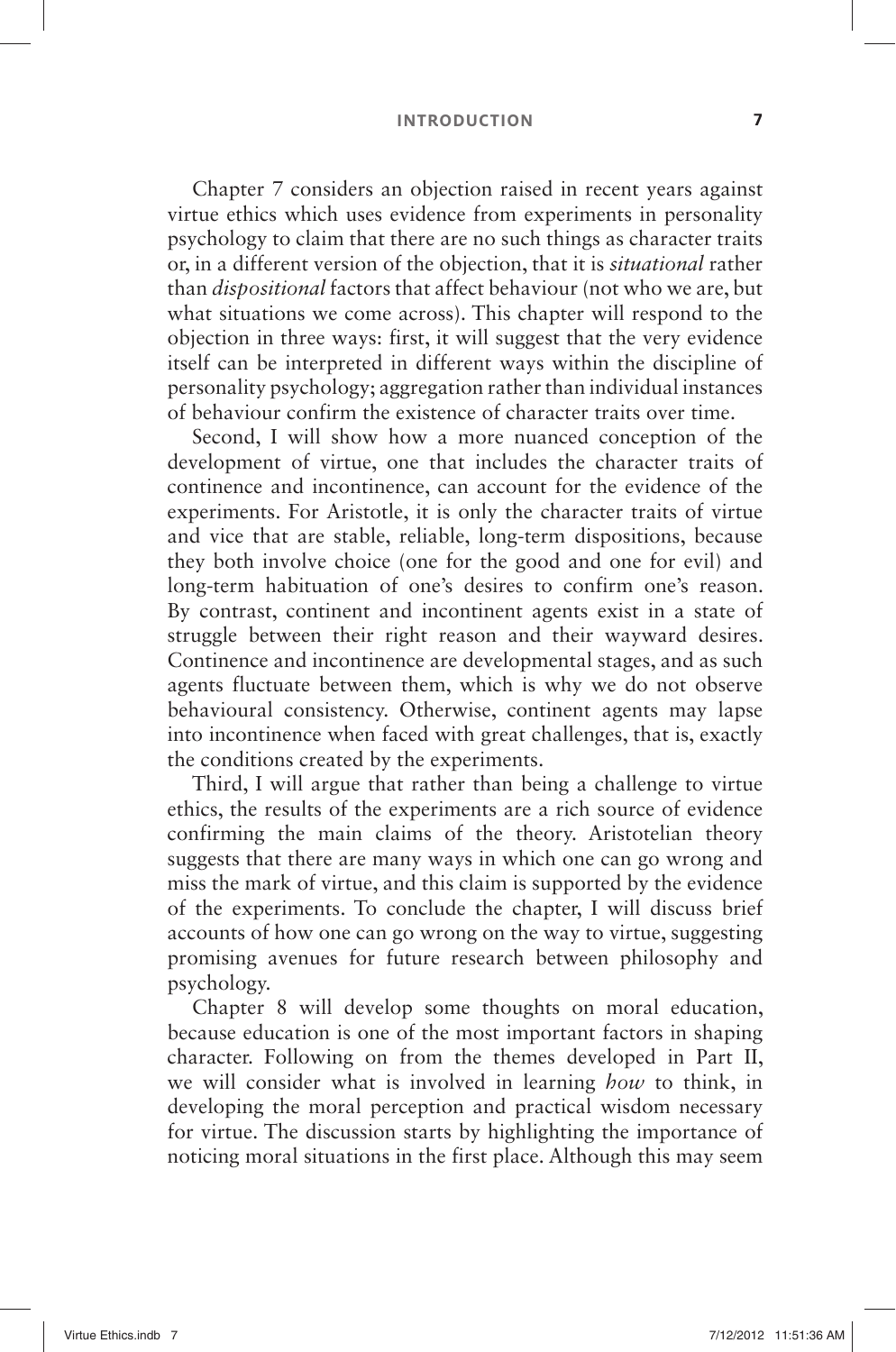Chapter 7 considers an objection raised in recent years against virtue ethics which uses evidence from experiments in personality psychology to claim that there are no such things as character traits or, in a different version of the objection, that it is *situational* rather than *dispositional* factors that affect behaviour (not who we are, but what situations we come across). This chapter will respond to the objection in three ways: first, it will suggest that the very evidence itself can be interpreted in different ways within the discipline of personality psychology; aggregation rather than individual instances of behaviour confirm the existence of character traits over time.

Second, I will show how a more nuanced conception of the development of virtue, one that includes the character traits of continence and incontinence, can account for the evidence of the experiments. For Aristotle, it is only the character traits of virtue and vice that are stable, reliable, long-term dispositions, because they both involve choice (one for the good and one for evil) and long-term habituation of one's desires to confirm one's reason. By contrast, continent and incontinent agents exist in a state of struggle between their right reason and their wayward desires. Continence and incontinence are developmental stages, and as such agents fluctuate between them, which is why we do not observe behavioural consistency. Otherwise, continent agents may lapse into incontinence when faced with great challenges, that is, exactly the conditions created by the experiments.

Third, I will argue that rather than being a challenge to virtue ethics, the results of the experiments are a rich source of evidence confirming the main claims of the theory. Aristotelian theory suggests that there are many ways in which one can go wrong and miss the mark of virtue, and this claim is supported by the evidence of the experiments. To conclude the chapter, I will discuss brief accounts of how one can go wrong on the way to virtue, suggesting promising avenues for future research between philosophy and psychology.

Chapter 8 will develop some thoughts on moral education, because education is one of the most important factors in shaping character. Following on from the themes developed in Part II, we will consider what is involved in learning *how* to think, in developing the moral perception and practical wisdom necessary for virtue. The discussion starts by highlighting the importance of noticing moral situations in the first place. Although this may seem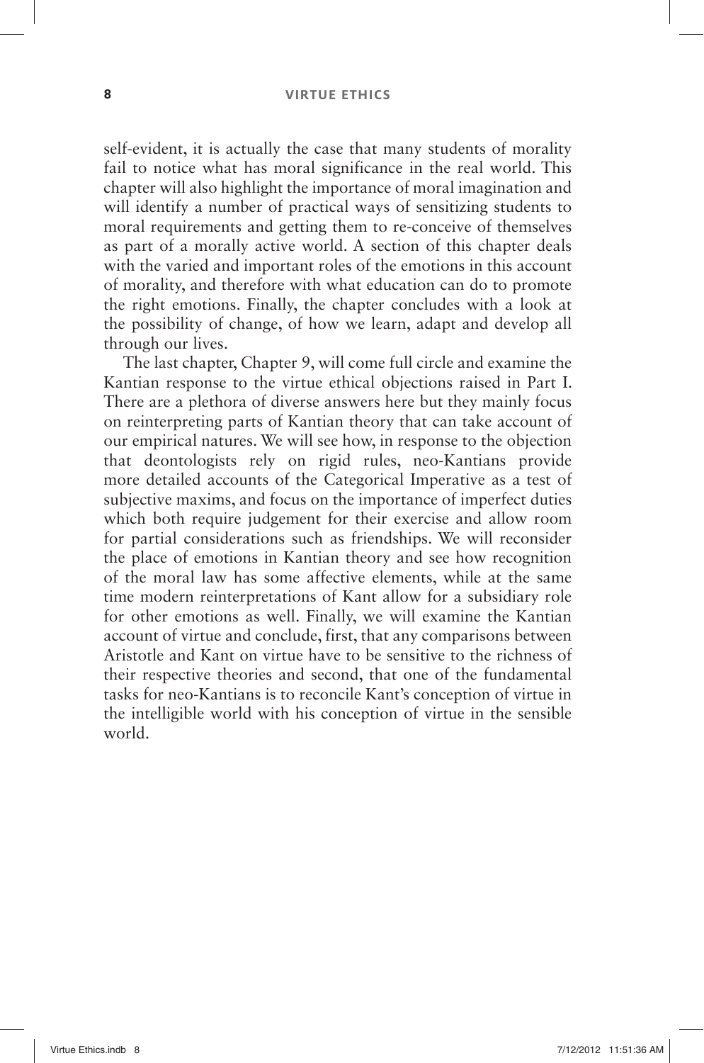self-evident, it is actually the case that many students of morality fail to notice what has moral significance in the real world. This chapter will also highlight the importance of moral imagination and will identify a number of practical ways of sensitizing students to moral requirements and getting them to re-conceive of themselves as part of a morally active world. A section of this chapter deals with the varied and important roles of the emotions in this account of morality, and therefore with what education can do to promote the right emotions. Finally, the chapter concludes with a look at the possibility of change, of how we learn, adapt and develop all through our lives.

The last chapter, Chapter 9, will come full circle and examine the Kantian response to the virtue ethical objections raised in Part I. There are a plethora of diverse answers here but they mainly focus on reinterpreting parts of Kantian theory that can take account of our empirical natures. We will see how, in response to the objection that deontologists rely on rigid rules, neo-Kantians provide more detailed accounts of the Categorical Imperative as a test of subjective maxims, and focus on the importance of imperfect duties which both require judgement for their exercise and allow room for partial considerations such as friendships. We will reconsider the place of emotions in Kantian theory and see how recognition of the moral law has some affective elements, while at the same time modern reinterpretations of Kant allow for a subsidiary role for other emotions as well. Finally, we will examine the Kantian account of virtue and conclude, first, that any comparisons between Aristotle and Kant on virtue have to be sensitive to the richness of their respective theories and second, that one of the fundamental tasks for neo-Kantians is to reconcile Kant's conception of virtue in the intelligible world with his conception of virtue in the sensible world.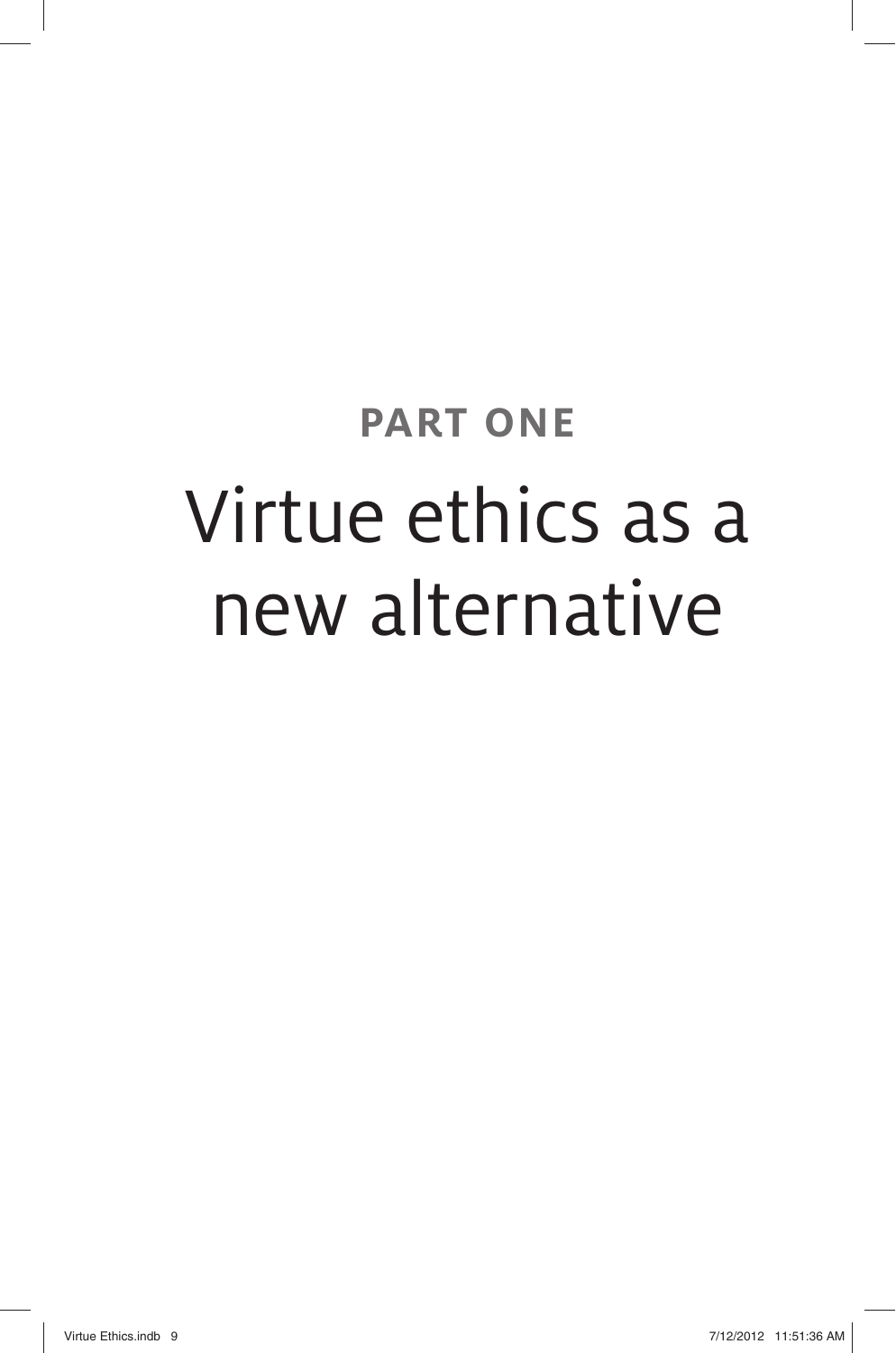# PART ONE

# Virtue ethics as a new alternative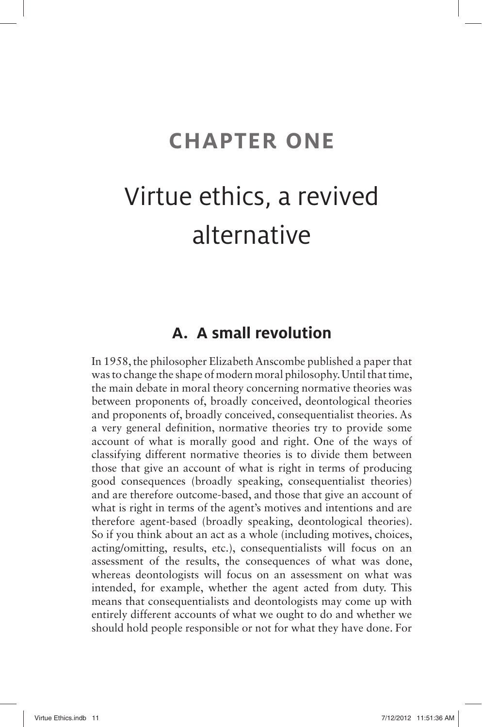# CHAPTER ONE

# Virtue ethics, a revived alternative

## A. A small revolution

In 1958, the philosopher Elizabeth Anscombe published a paper that was to change the shape of modern moral philosophy. Until that time, the main debate in moral theory concerning normative theories was between proponents of, broadly conceived, deontological theories and proponents of, broadly conceived, consequentialist theories. As a very general definition, normative theories try to provide some account of what is morally good and right. One of the ways of classifying different normative theories is to divide them between those that give an account of what is right in terms of producing good consequences (broadly speaking, consequentialist theories) and are therefore outcome-based, and those that give an account of what is right in terms of the agent's motives and intentions and are therefore agent-based (broadly speaking, deontological theories). So if you think about an act as a whole (including motives, choices, acting/omitting, results, etc.), consequentialists will focus on an assessment of the results, the consequences of what was done, whereas deontologists will focus on an assessment on what was intended, for example, whether the agent acted from duty. This means that consequentialists and deontologists may come up with entirely different accounts of what we ought to do and whether we should hold people responsible or not for what they have done. For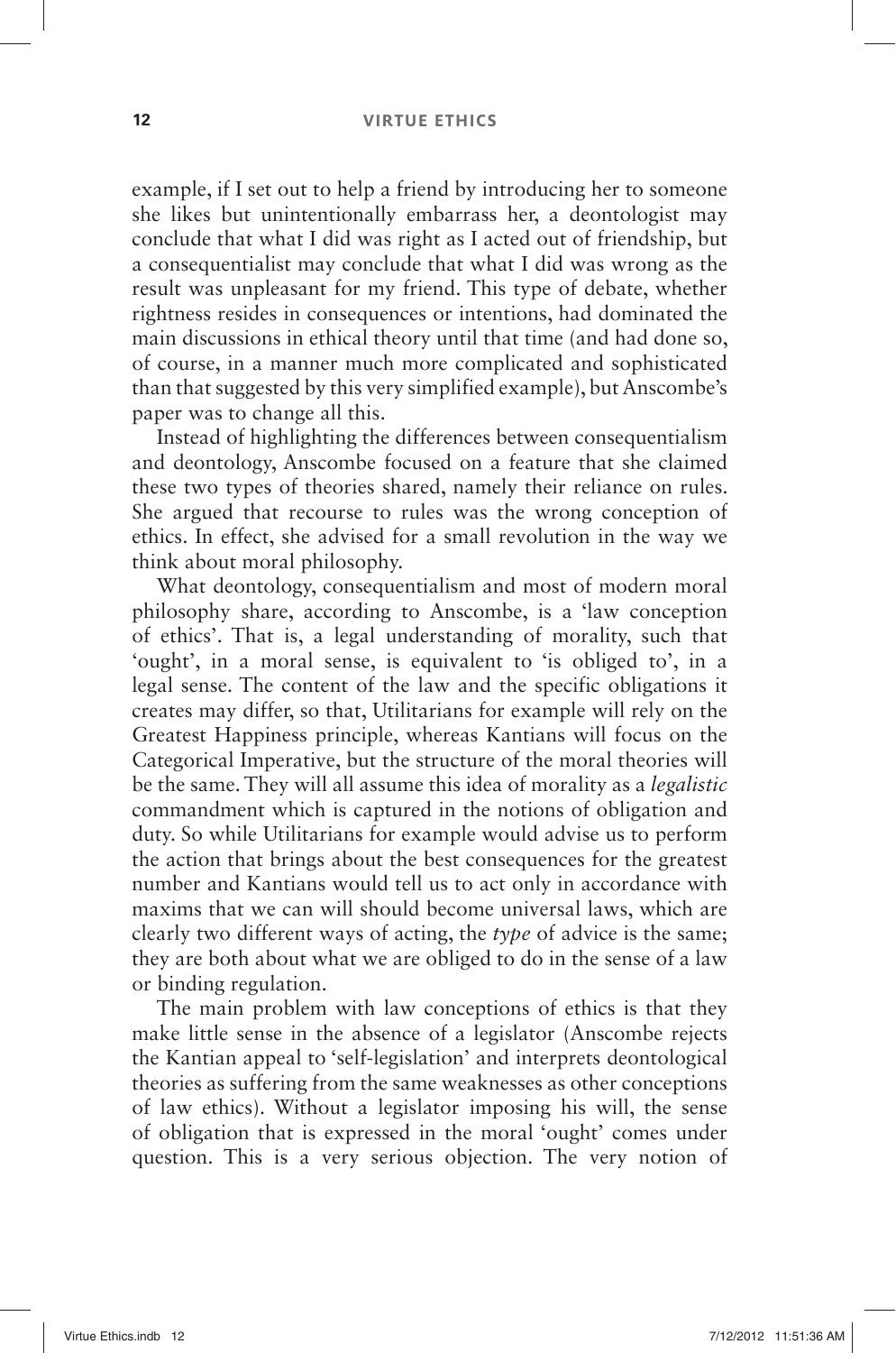example, if I set out to help a friend by introducing her to someone she likes but unintentionally embarrass her, a deontologist may conclude that what I did was right as I acted out of friendship, but a consequentialist may conclude that what I did was wrong as the result was unpleasant for my friend. This type of debate, whether rightness resides in consequences or intentions, had dominated the main discussions in ethical theory until that time (and had done so, of course, in a manner much more complicated and sophisticated than that suggested by this very simplified example), but Anscombe's paper was to change all this.

Instead of highlighting the differences between consequentialism and deontology, Anscombe focused on a feature that she claimed these two types of theories shared, namely their reliance on rules. She argued that recourse to rules was the wrong conception of ethics. In effect, she advised for a small revolution in the way we think about moral philosophy.

What deontology, consequentialism and most of modern moral philosophy share, according to Anscombe, is a 'law conception of ethics'. That is, a legal understanding of morality, such that 'ought', in a moral sense, is equivalent to 'is obliged to', in a legal sense. The content of the law and the specific obligations it creates may differ, so that, Utilitarians for example will rely on the Greatest Happiness principle, whereas Kantians will focus on the Categorical Imperative, but the structure of the moral theories will be the same. They will all assume this idea of morality as a *legalistic* commandment which is captured in the notions of obligation and duty. So while Utilitarians for example would advise us to perform the action that brings about the best consequences for the greatest number and Kantians would tell us to act only in accordance with maxims that we can will should become universal laws, which are clearly two different ways of acting, the *type* of advice is the same; they are both about what we are obliged to do in the sense of a law or binding regulation.

The main problem with law conceptions of ethics is that they make little sense in the absence of a legislator (Anscombe rejects the Kantian appeal to 'self-legislation' and interprets deontological theories as suffering from the same weaknesses as other conceptions of law ethics). Without a legislator imposing his will, the sense of obligation that is expressed in the moral 'ought' comes under question. This is a very serious objection. The very notion of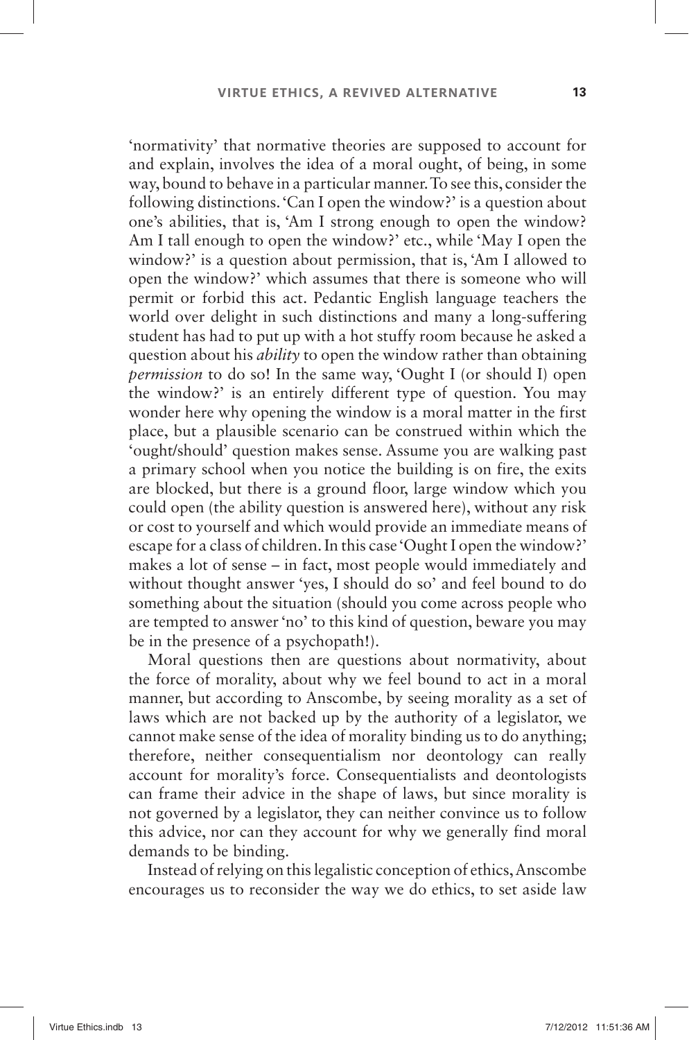'normativity' that normative theories are supposed to account for and explain, involves the idea of a moral ought, of being, in some way, bound to behave in a particular manner. To see this, consider the following distinctions. 'Can I open the window?' is a question about one's abilities, that is, 'Am I strong enough to open the window? Am I tall enough to open the window?' etc., while 'May I open the window?' is a question about permission, that is, 'Am I allowed to open the window?' which assumes that there is someone who will permit or forbid this act. Pedantic English language teachers the world over delight in such distinctions and many a long-suffering student has had to put up with a hot stuffy room because he asked a question about his *ability* to open the window rather than obtaining *permission* to do so! In the same way, 'Ought I (or should I) open the window?' is an entirely different type of question. You may wonder here why opening the window is a moral matter in the first place, but a plausible scenario can be construed within which the 'ought/should' question makes sense. Assume you are walking past a primary school when you notice the building is on fire, the exits are blocked, but there is a ground floor, large window which you could open (the ability question is answered here), without any risk or cost to yourself and which would provide an immediate means of escape for a class of children. In this case 'Ought I open the window?' makes a lot of sense – in fact, most people would immediately and without thought answer 'yes, I should do so' and feel bound to do something about the situation (should you come across people who are tempted to answer 'no' to this kind of question, beware you may be in the presence of a psychopath!).

Moral questions then are questions about normativity, about the force of morality, about why we feel bound to act in a moral manner, but according to Anscombe, by seeing morality as a set of laws which are not backed up by the authority of a legislator, we cannot make sense of the idea of morality binding us to do anything; therefore, neither consequentialism nor deontology can really account for morality's force. Consequentialists and deontologists can frame their advice in the shape of laws, but since morality is not governed by a legislator, they can neither convince us to follow this advice, nor can they account for why we generally find moral demands to be binding.

Instead of relying on this legalistic conception of ethics, Anscombe encourages us to reconsider the way we do ethics, to set aside law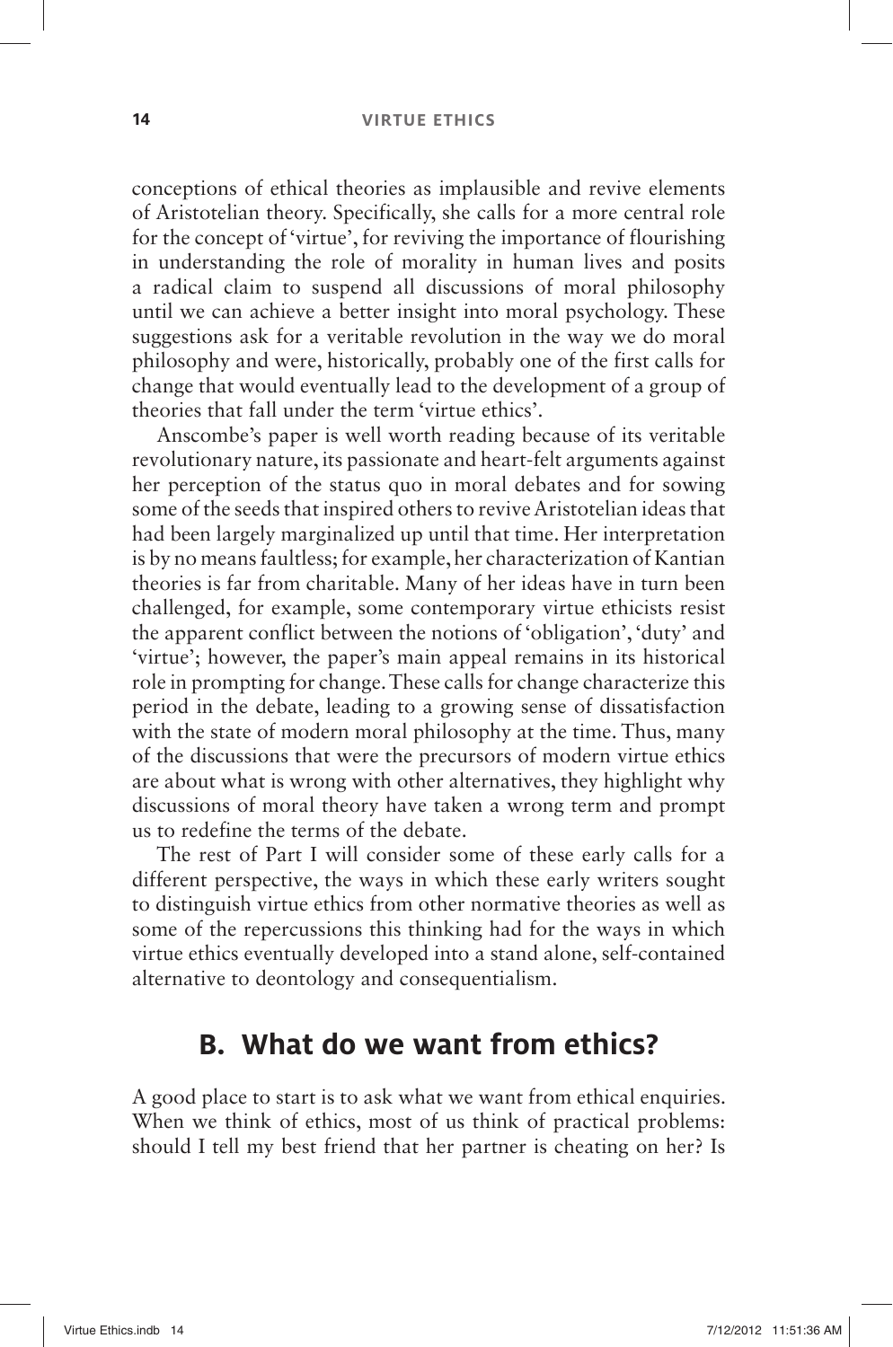conceptions of ethical theories as implausible and revive elements of Aristotelian theory. Specifically, she calls for a more central role for the concept of 'virtue', for reviving the importance of flourishing in understanding the role of morality in human lives and posits a radical claim to suspend all discussions of moral philosophy until we can achieve a better insight into moral psychology. These suggestions ask for a veritable revolution in the way we do moral philosophy and were, historically, probably one of the first calls for change that would eventually lead to the development of a group of theories that fall under the term 'virtue ethics'.

Anscombe's paper is well worth reading because of its veritable revolutionary nature, its passionate and heart-felt arguments against her perception of the status quo in moral debates and for sowing some of the seeds that inspired others to revive Aristotelian ideas that had been largely marginalized up until that time. Her interpretation is by no means faultless; for example, her characterization of Kantian theories is far from charitable. Many of her ideas have in turn been challenged, for example, some contemporary virtue ethicists resist the apparent conflict between the notions of 'obligation', 'duty' and 'virtue'; however, the paper's main appeal remains in its historical role in prompting for change. These calls for change characterize this period in the debate, leading to a growing sense of dissatisfaction with the state of modern moral philosophy at the time. Thus, many of the discussions that were the precursors of modern virtue ethics are about what is wrong with other alternatives, they highlight why discussions of moral theory have taken a wrong term and prompt us to redefine the terms of the debate.

The rest of Part I will consider some of these early calls for a different perspective, the ways in which these early writers sought to distinguish virtue ethics from other normative theories as well as some of the repercussions this thinking had for the ways in which virtue ethics eventually developed into a stand alone, self-contained alternative to deontology and consequentialism.

## B. What do we want from ethics?

A good place to start is to ask what we want from ethical enquiries. When we think of ethics, most of us think of practical problems: should I tell my best friend that her partner is cheating on her? Is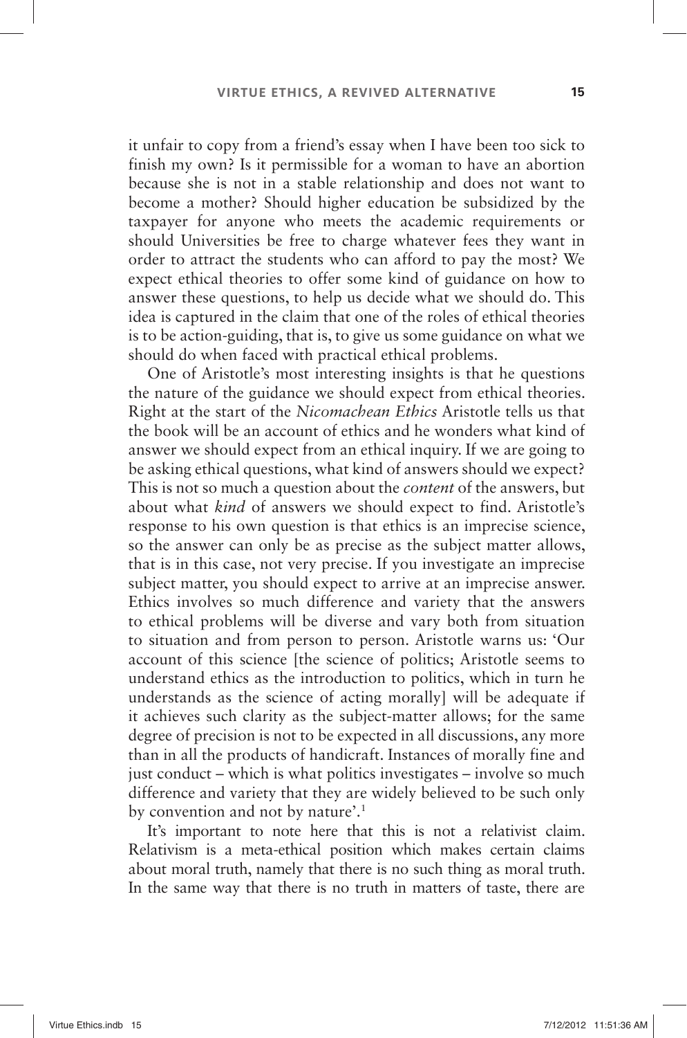it unfair to copy from a friend's essay when I have been too sick to finish my own? Is it permissible for a woman to have an abortion because she is not in a stable relationship and does not want to become a mother? Should higher education be subsidized by the taxpayer for anyone who meets the academic requirements or should Universities be free to charge whatever fees they want in order to attract the students who can afford to pay the most? We expect ethical theories to offer some kind of guidance on how to answer these questions, to help us decide what we should do. This idea is captured in the claim that one of the roles of ethical theories is to be action-guiding, that is, to give us some guidance on what we should do when faced with practical ethical problems.

One of Aristotle's most interesting insights is that he questions the nature of the guidance we should expect from ethical theories. Right at the start of the *Nicomachean Ethics* Aristotle tells us that the book will be an account of ethics and he wonders what kind of answer we should expect from an ethical inquiry. If we are going to be asking ethical questions, what kind of answers should we expect? This is not so much a question about the *content* of the answers, but about what *kind* of answers we should expect to find. Aristotle's response to his own question is that ethics is an imprecise science, so the answer can only be as precise as the subject matter allows, that is in this case, not very precise. If you investigate an imprecise subject matter, you should expect to arrive at an imprecise answer. Ethics involves so much difference and variety that the answers to ethical problems will be diverse and vary both from situation to situation and from person to person. Aristotle warns us: 'Our account of this science [the science of politics; Aristotle seems to understand ethics as the introduction to politics, which in turn he understands as the science of acting morally] will be adequate if it achieves such clarity as the subject-matter allows; for the same degree of precision is not to be expected in all discussions, any more than in all the products of handicraft. Instances of morally fine and just conduct – which is what politics investigates – involve so much difference and variety that they are widely believed to be such only by convention and not by nature'.[1]

It's important to note here that this is not a relativist claim. Relativism is a meta-ethical position which makes certain claims about moral truth, namely that there is no such thing as moral truth. In the same way that there is no truth in matters of taste, there are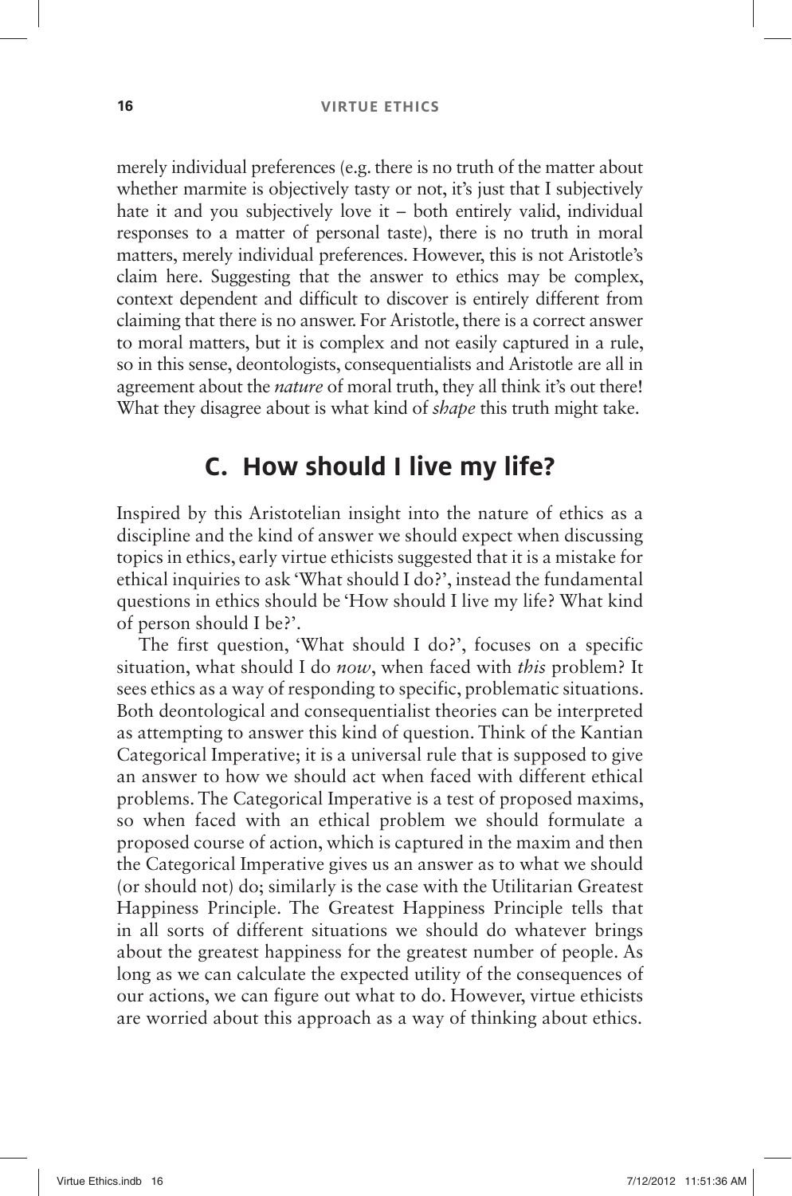merely individual preferences (e.g. there is no truth of the matter about whether marmite is objectively tasty or not, it's just that I subjectively hate it and you subjectively love it – both entirely valid, individual responses to a matter of personal taste), there is no truth in moral matters, merely individual preferences. However, this is not Aristotle's claim here. Suggesting that the answer to ethics may be complex, context dependent and difficult to discover is entirely different from claiming that there is no answer. For Aristotle, there is a correct answer to moral matters, but it is complex and not easily captured in a rule, so in this sense, deontologists, consequentialists and Aristotle are all in agreement about the *nature* of moral truth, they all think it's out there! What they disagree about is what kind of *shape* this truth might take.

## C. How should I live my life?

Inspired by this Aristotelian insight into the nature of ethics as a discipline and the kind of answer we should expect when discussing topics in ethics, early virtue ethicists suggested that it is a mistake for ethical inquiries to ask 'What should I do?', instead the fundamental questions in ethics should be 'How should I live my life? What kind of person should I be?'.

The first question, 'What should I do?', focuses on a specific situation, what should I do *now*, when faced with *this* problem? It sees ethics as a way of responding to specific, problematic situations. Both deontological and consequentialist theories can be interpreted as attempting to answer this kind of question. Think of the Kantian Categorical Imperative; it is a universal rule that is supposed to give an answer to how we should act when faced with different ethical problems. The Categorical Imperative is a test of proposed maxims, so when faced with an ethical problem we should formulate a proposed course of action, which is captured in the maxim and then the Categorical Imperative gives us an answer as to what we should (or should not) do; similarly is the case with the Utilitarian Greatest Happiness Principle. The Greatest Happiness Principle tells that in all sorts of different situations we should do whatever brings about the greatest happiness for the greatest number of people. As long as we can calculate the expected utility of the consequences of our actions, we can figure out what to do. However, virtue ethicists are worried about this approach as a way of thinking about ethics.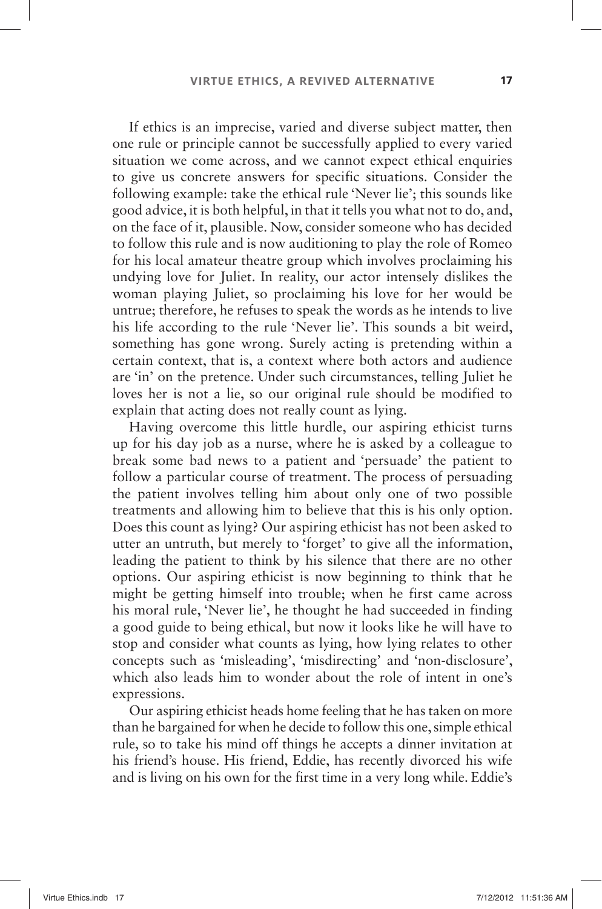If ethics is an imprecise, varied and diverse subject matter, then one rule or principle cannot be successfully applied to every varied situation we come across, and we cannot expect ethical enquiries to give us concrete answers for specific situations. Consider the following example: take the ethical rule 'Never lie'; this sounds like good advice, it is both helpful, in that it tells you what not to do, and, on the face of it, plausible. Now, consider someone who has decided to follow this rule and is now auditioning to play the role of Romeo for his local amateur theatre group which involves proclaiming his undying love for Juliet. In reality, our actor intensely dislikes the woman playing Juliet, so proclaiming his love for her would be untrue; therefore, he refuses to speak the words as he intends to live his life according to the rule 'Never lie'. This sounds a bit weird, something has gone wrong. Surely acting is pretending within a certain context, that is, a context where both actors and audience are 'in' on the pretence. Under such circumstances, telling Juliet he loves her is not a lie, so our original rule should be modified to explain that acting does not really count as lying.

Having overcome this little hurdle, our aspiring ethicist turns up for his day job as a nurse, where he is asked by a colleague to break some bad news to a patient and 'persuade' the patient to follow a particular course of treatment. The process of persuading the patient involves telling him about only one of two possible treatments and allowing him to believe that this is his only option. Does this count as lying? Our aspiring ethicist has not been asked to utter an untruth, but merely to 'forget' to give all the information, leading the patient to think by his silence that there are no other options. Our aspiring ethicist is now beginning to think that he might be getting himself into trouble; when he first came across his moral rule, 'Never lie', he thought he had succeeded in finding a good guide to being ethical, but now it looks like he will have to stop and consider what counts as lying, how lying relates to other concepts such as 'misleading', 'misdirecting' and 'non-disclosure', which also leads him to wonder about the role of intent in one's expressions.

Our aspiring ethicist heads home feeling that he has taken on more than he bargained for when he decide to follow this one, simple ethical rule, so to take his mind off things he accepts a dinner invitation at his friend's house. His friend, Eddie, has recently divorced his wife and is living on his own for the first time in a very long while. Eddie's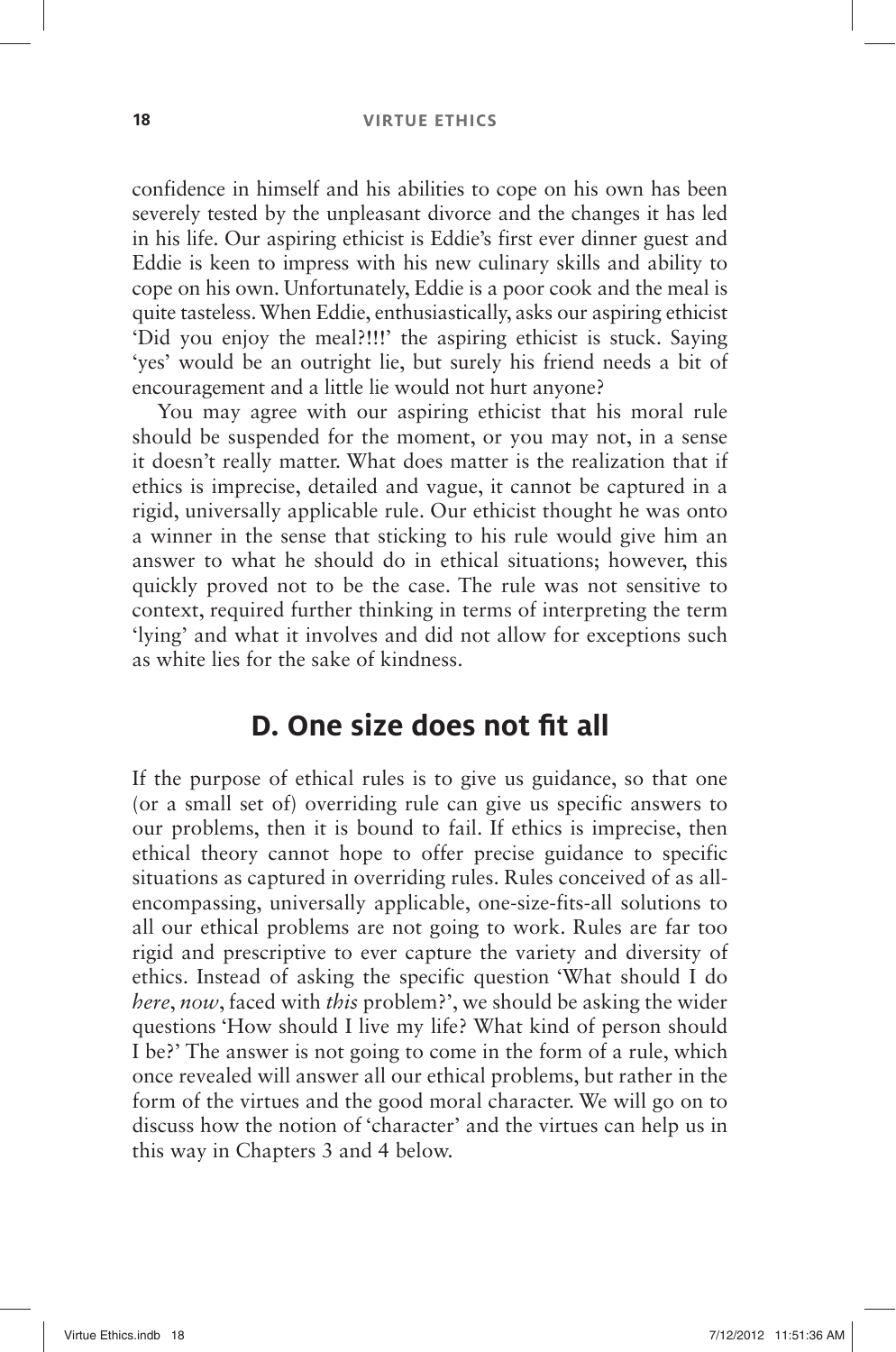confidence in himself and his abilities to cope on his own has been severely tested by the unpleasant divorce and the changes it has led in his life. Our aspiring ethicist is Eddie's first ever dinner guest and Eddie is keen to impress with his new culinary skills and ability to cope on his own. Unfortunately, Eddie is a poor cook and the meal is quite tasteless. When Eddie, enthusiastically, asks our aspiring ethicist 'Did you enjoy the meal?!!!' the aspiring ethicist is stuck. Saying 'yes' would be an outright lie, but surely his friend needs a bit of encouragement and a little lie would not hurt anyone?

You may agree with our aspiring ethicist that his moral rule should be suspended for the moment, or you may not, in a sense it doesn't really matter. What does matter is the realization that if ethics is imprecise, detailed and vague, it cannot be captured in a rigid, universally applicable rule. Our ethicist thought he was onto a winner in the sense that sticking to his rule would give him an answer to what he should do in ethical situations; however, this quickly proved not to be the case. The rule was not sensitive to context, required further thinking in terms of interpreting the term 'lying' and what it involves and did not allow for exceptions such as white lies for the sake of kindness.

## D. One size does not fit all

If the purpose of ethical rules is to give us guidance, so that one (or a small set of) overriding rule can give us specific answers to our problems, then it is bound to fail. If ethics is imprecise, then ethical theory cannot hope to offer precise guidance to specific situations as captured in overriding rules. Rules conceived of as all-encompassing, universally applicable, one-size-fits-all solutions to all our ethical problems are not going to work. Rules are far too rigid and prescriptive to ever capture the variety and diversity of ethics. Instead of asking the specific question 'What should I do *here*, *now*, faced with *this* problem?', we should be asking the wider questions 'How should I live my life? What kind of person should I be?' The answer is not going to come in the form of a rule, which once revealed will answer all our ethical problems, but rather in the form of the virtues and the good moral character. We will go on to discuss how the notion of 'character' and the virtues can help us in this way in Chapters 3 and 4 below.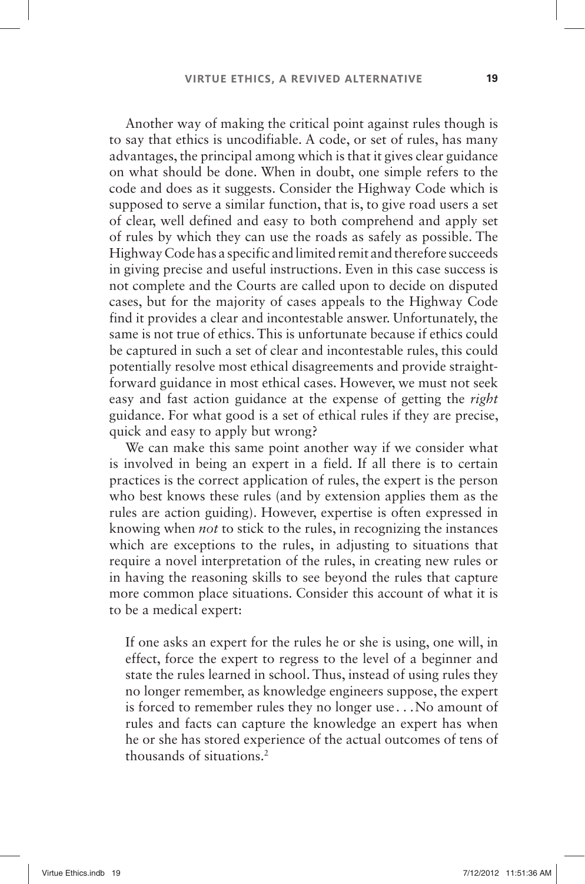Another way of making the critical point against rules though is to say that ethics is uncodifiable. A code, or set of rules, has many advantages, the principal among which is that it gives clear guidance on what should be done. When in doubt, one simple refers to the code and does as it suggests. Consider the Highway Code which is supposed to serve a similar function, that is, to give road users a set of clear, well defined and easy to both comprehend and apply set of rules by which they can use the roads as safely as possible. The Highway Code has a specific and limited remit and therefore succeeds in giving precise and useful instructions. Even in this case success is not complete and the Courts are called upon to decide on disputed cases, but for the majority of cases appeals to the Highway Code find it provides a clear and incontestable answer. Unfortunately, the same is not true of ethics. This is unfortunate because if ethics could be captured in such a set of clear and incontestable rules, this could potentially resolve most ethical disagreements and provide straightforward guidance in most ethical cases. However, we must not seek easy and fast action guidance at the expense of getting the *right* guidance. For what good is a set of ethical rules if they are precise, quick and easy to apply but wrong?

We can make this same point another way if we consider what is involved in being an expert in a field. If all there is to certain practices is the correct application of rules, the expert is the person who best knows these rules (and by extension applies them as the rules are action guiding). However, expertise is often expressed in knowing when *not* to stick to the rules, in recognizing the instances which are exceptions to the rules, in adjusting to situations that require a novel interpretation of the rules, in creating new rules or in having the reasoning skills to see beyond the rules that capture more common place situations. Consider this account of what it is to be a medical expert:

> If one asks an expert for the rules he or she is using, one will, in effect, force the expert to regress to the level of a beginner and state the rules learned in school. Thus, instead of using rules they no longer remember, as knowledge engineers suppose, the expert is forced to remember rules they no longer use . . . No amount of rules and facts can capture the knowledge an expert has when he or she has stored experience of the actual outcomes of tens of thousands of situations.[2]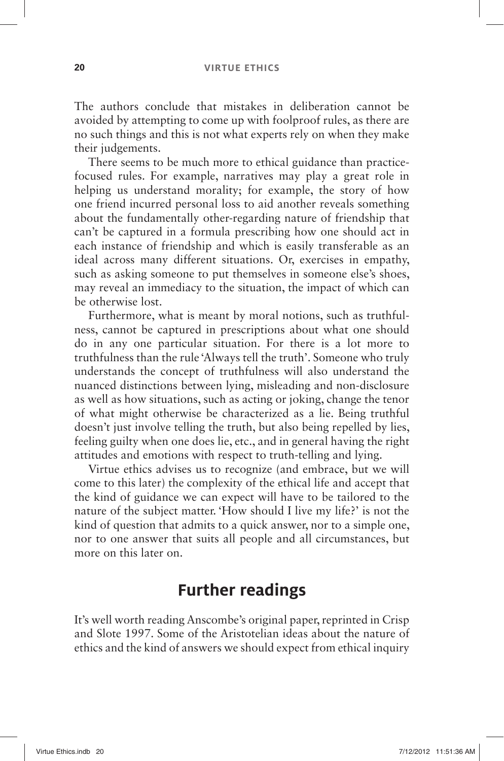The authors conclude that mistakes in deliberation cannot be avoided by attempting to come up with foolproof rules, as there are no such things and this is not what experts rely on when they make their judgements.

There seems to be much more to ethical guidance than practice-focused rules. For example, narratives may play a great role in helping us understand morality; for example, the story of how one friend incurred personal loss to aid another reveals something about the fundamentally other-regarding nature of friendship that can't be captured in a formula prescribing how one should act in each instance of friendship and which is easily transferable as an ideal across many different situations. Or, exercises in empathy, such as asking someone to put themselves in someone else's shoes, may reveal an immediacy to the situation, the impact of which can be otherwise lost.

Furthermore, what is meant by moral notions, such as truthfulness, cannot be captured in prescriptions about what one should do in any one particular situation. For there is a lot more to truthfulness than the rule 'Always tell the truth'. Someone who truly understands the concept of truthfulness will also understand the nuanced distinctions between lying, misleading and non-disclosure as well as how situations, such as acting or joking, change the tenor of what might otherwise be characterized as a lie. Being truthful doesn't just involve telling the truth, but also being repelled by lies, feeling guilty when one does lie, etc., and in general having the right attitudes and emotions with respect to truth-telling and lying.

Virtue ethics advises us to recognize (and embrace, but we will come to this later) the complexity of the ethical life and accept that the kind of guidance we can expect will have to be tailored to the nature of the subject matter. 'How should I live my life?' is not the kind of question that admits to a quick answer, nor to a simple one, nor to one answer that suits all people and all circumstances, but more on this later on.

## Further readings

It's well worth reading Anscombe's original paper, reprinted in Crisp and Slote 1997. Some of the Aristotelian ideas about the nature of ethics and the kind of answers we should expect from ethical inquiry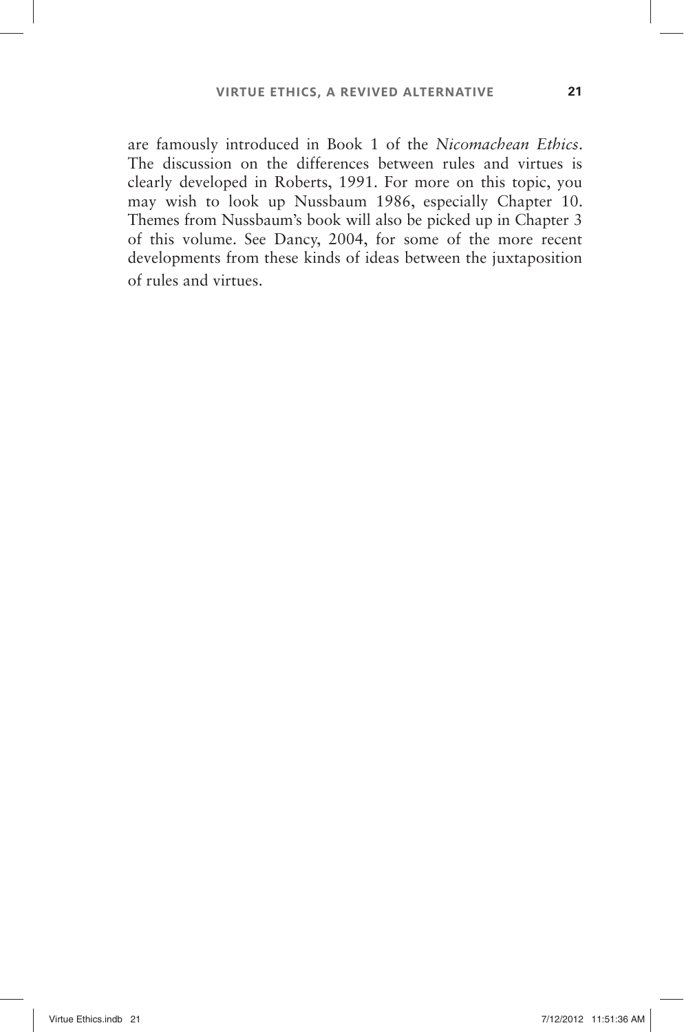are famously introduced in Book 1 of the *Nicomachean Ethics*. The discussion on the differences between rules and virtues is clearly developed in Roberts, 1991. For more on this topic, you may wish to look up Nussbaum 1986, especially Chapter 10. Themes from Nussbaum's book will also be picked up in Chapter 3 of this volume. See Dancy, 2004, for some of the more recent developments from these kinds of ideas between the juxtaposition of rules and virtues.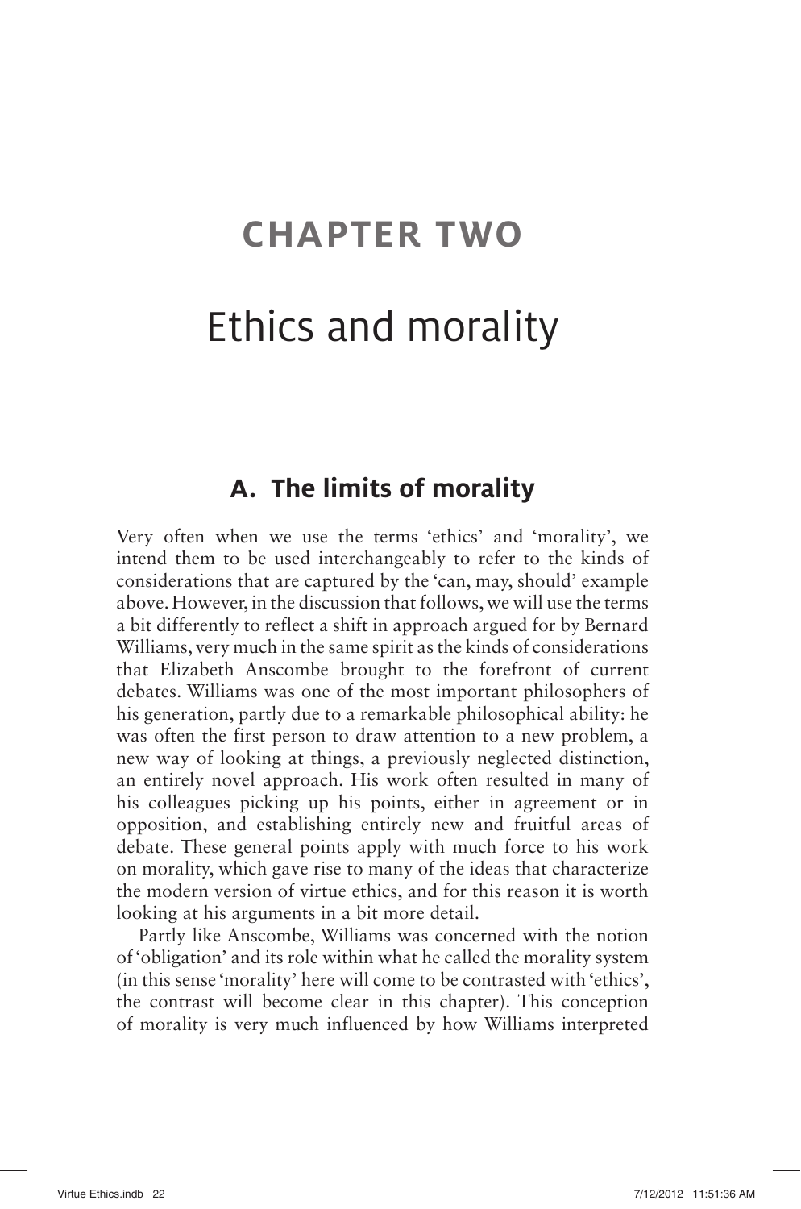# CHAPTER TWO

# Ethics and morality

## A. The limits of morality

Very often when we use the terms 'ethics' and 'morality', we intend them to be used interchangeably to refer to the kinds of considerations that are captured by the 'can, may, should' example above. However, in the discussion that follows, we will use the terms a bit differently to reflect a shift in approach argued for by Bernard Williams, very much in the same spirit as the kinds of considerations that Elizabeth Anscombe brought to the forefront of current debates. Williams was one of the most important philosophers of his generation, partly due to a remarkable philosophical ability: he was often the first person to draw attention to a new problem, a new way of looking at things, a previously neglected distinction, an entirely novel approach. His work often resulted in many of his colleagues picking up his points, either in agreement or in opposition, and establishing entirely new and fruitful areas of debate. These general points apply with much force to his work on morality, which gave rise to many of the ideas that characterize the modern version of virtue ethics, and for this reason it is worth looking at his arguments in a bit more detail.

Partly like Anscombe, Williams was concerned with the notion of 'obligation' and its role within what he called the morality system (in this sense 'morality' here will come to be contrasted with 'ethics', the contrast will become clear in this chapter). This conception of morality is very much influenced by how Williams interpreted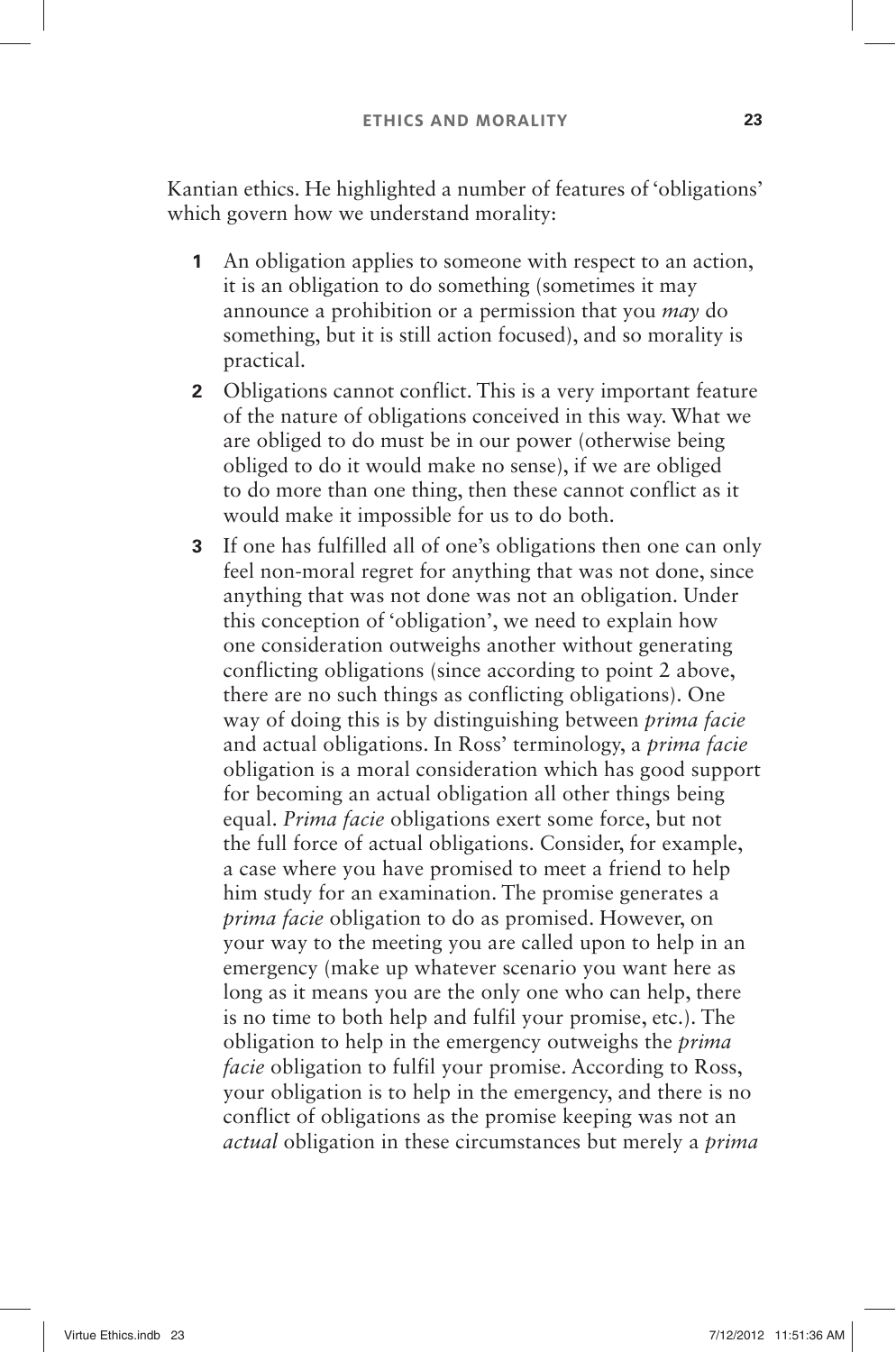Kantian ethics. He highlighted a number of features of 'obligations' which govern how we understand morality:

1. An obligation applies to someone with respect to an action, it is an obligation to do something (sometimes it may announce a prohibition or a permission that you *may* do something, but it is still action focused), and so morality is practical.
2. Obligations cannot conflict. This is a very important feature of the nature of obligations conceived in this way. What we are obliged to do must be in our power (otherwise being obliged to do it would make no sense), if we are obliged to do more than one thing, then these cannot conflict as it would make it impossible for us to do both.
3. If one has fulfilled all of one's obligations then one can only feel non-moral regret for anything that was not done, since anything that was not done was not an obligation. Under this conception of 'obligation', we need to explain how one consideration outweighs another without generating conflicting obligations (since according to point 2 above, there are no such things as conflicting obligations). One way of doing this is by distinguishing between *prima facie* and actual obligations. In Ross' terminology, a *prima facie* obligation is a moral consideration which has good support for becoming an actual obligation all other things being equal. *Prima facie* obligations exert some force, but not the full force of actual obligations. Consider, for example, a case where you have promised to meet a friend to help him study for an examination. The promise generates a *prima facie* obligation to do as promised. However, on your way to the meeting you are called upon to help in an emergency (make up whatever scenario you want here as long as it means you are the only one who can help, there is no time to both help and fulfil your promise, etc.). The obligation to help in the emergency outweighs the *prima facie* obligation to fulfil your promise. According to Ross, your obligation is to help in the emergency, and there is no conflict of obligations as the promise keeping was not an *actual* obligation in these circumstances but merely a *prima*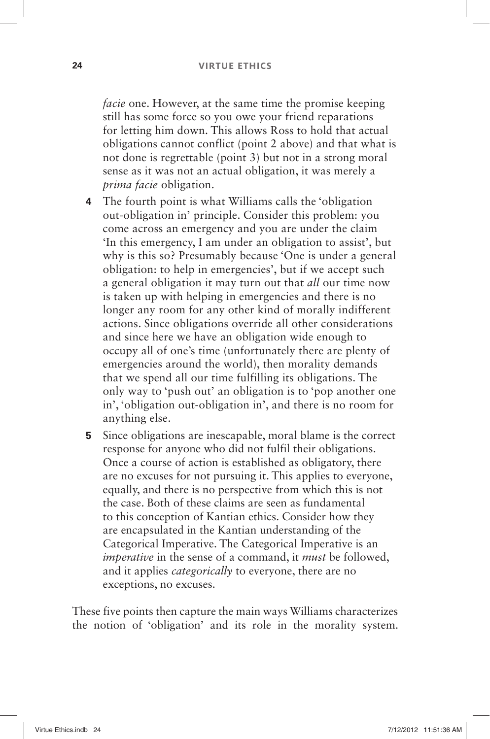*facie* one. However, at the same time the promise keeping still has some force so you owe your friend reparations for letting him down. This allows Ross to hold that actual obligations cannot conflict (point 2 above) and that what is not done is regrettable (point 3) but not in a strong moral sense as it was not an actual obligation, it was merely a *prima facie* obligation.

**4** The fourth point is what Williams calls the 'obligation out-obligation in' principle. Consider this problem: you come across an emergency and you are under the claim 'In this emergency, I am under an obligation to assist', but why is this so? Presumably because 'One is under a general obligation: to help in emergencies', but if we accept such a general obligation it may turn out that *all* our time now is taken up with helping in emergencies and there is no longer any room for any other kind of morally indifferent actions. Since obligations override all other considerations and since here we have an obligation wide enough to occupy all of one's time (unfortunately there are plenty of emergencies around the world), then morality demands that we spend all our time fulfilling its obligations. The only way to 'push out' an obligation is to 'pop another one in', 'obligation out-obligation in', and there is no room for anything else.

**5** Since obligations are inescapable, moral blame is the correct response for anyone who did not fulfil their obligations. Once a course of action is established as obligatory, there are no excuses for not pursuing it. This applies to everyone, equally, and there is no perspective from which this is not the case. Both of these claims are seen as fundamental to this conception of Kantian ethics. Consider how they are encapsulated in the Kantian understanding of the Categorical Imperative. The Categorical Imperative is an *imperative* in the sense of a command, it *must* be followed, and it applies *categorically* to everyone, there are no exceptions, no excuses.

These five points then capture the main ways Williams characterizes the notion of 'obligation' and its role in the morality system.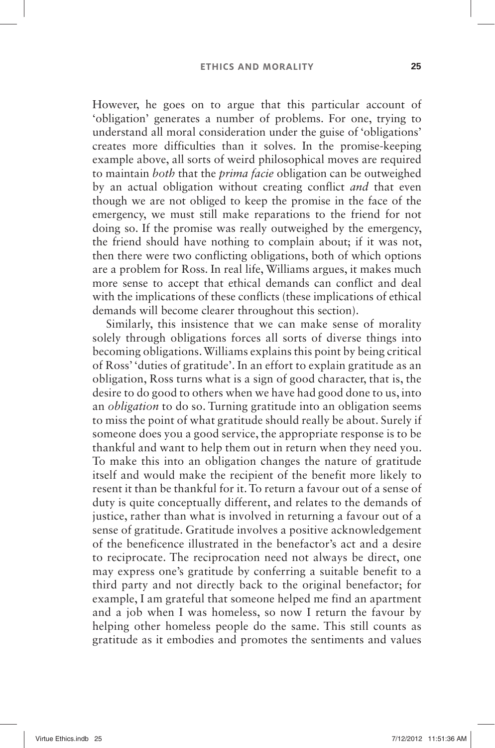However, he goes on to argue that this particular account of 'obligation' generates a number of problems. For one, trying to understand all moral consideration under the guise of 'obligations' creates more difficulties than it solves. In the promise-keeping example above, all sorts of weird philosophical moves are required to maintain *both* that the *prima facie* obligation can be outweighed by an actual obligation without creating conflict *and* that even though we are not obliged to keep the promise in the face of the emergency, we must still make reparations to the friend for not doing so. If the promise was really outweighed by the emergency, the friend should have nothing to complain about; if it was not, then there were two conflicting obligations, both of which options are a problem for Ross. In real life, Williams argues, it makes much more sense to accept that ethical demands can conflict and deal with the implications of these conflicts (these implications of ethical demands will become clearer throughout this section).

Similarly, this insistence that we can make sense of morality solely through obligations forces all sorts of diverse things into becoming obligations. Williams explains this point by being critical of Ross' 'duties of gratitude'. In an effort to explain gratitude as an obligation, Ross turns what is a sign of good character, that is, the desire to do good to others when we have had good done to us, into an *obligation* to do so. Turning gratitude into an obligation seems to miss the point of what gratitude should really be about. Surely if someone does you a good service, the appropriate response is to be thankful and want to help them out in return when they need you. To make this into an obligation changes the nature of gratitude itself and would make the recipient of the benefit more likely to resent it than be thankful for it. To return a favour out of a sense of duty is quite conceptually different, and relates to the demands of justice, rather than what is involved in returning a favour out of a sense of gratitude. Gratitude involves a positive acknowledgement of the beneficence illustrated in the benefactor's act and a desire to reciprocate. The reciprocation need not always be direct, one may express one's gratitude by conferring a suitable benefit to a third party and not directly back to the original benefactor; for example, I am grateful that someone helped me find an apartment and a job when I was homeless, so now I return the favour by helping other homeless people do the same. This still counts as gratitude as it embodies and promotes the sentiments and values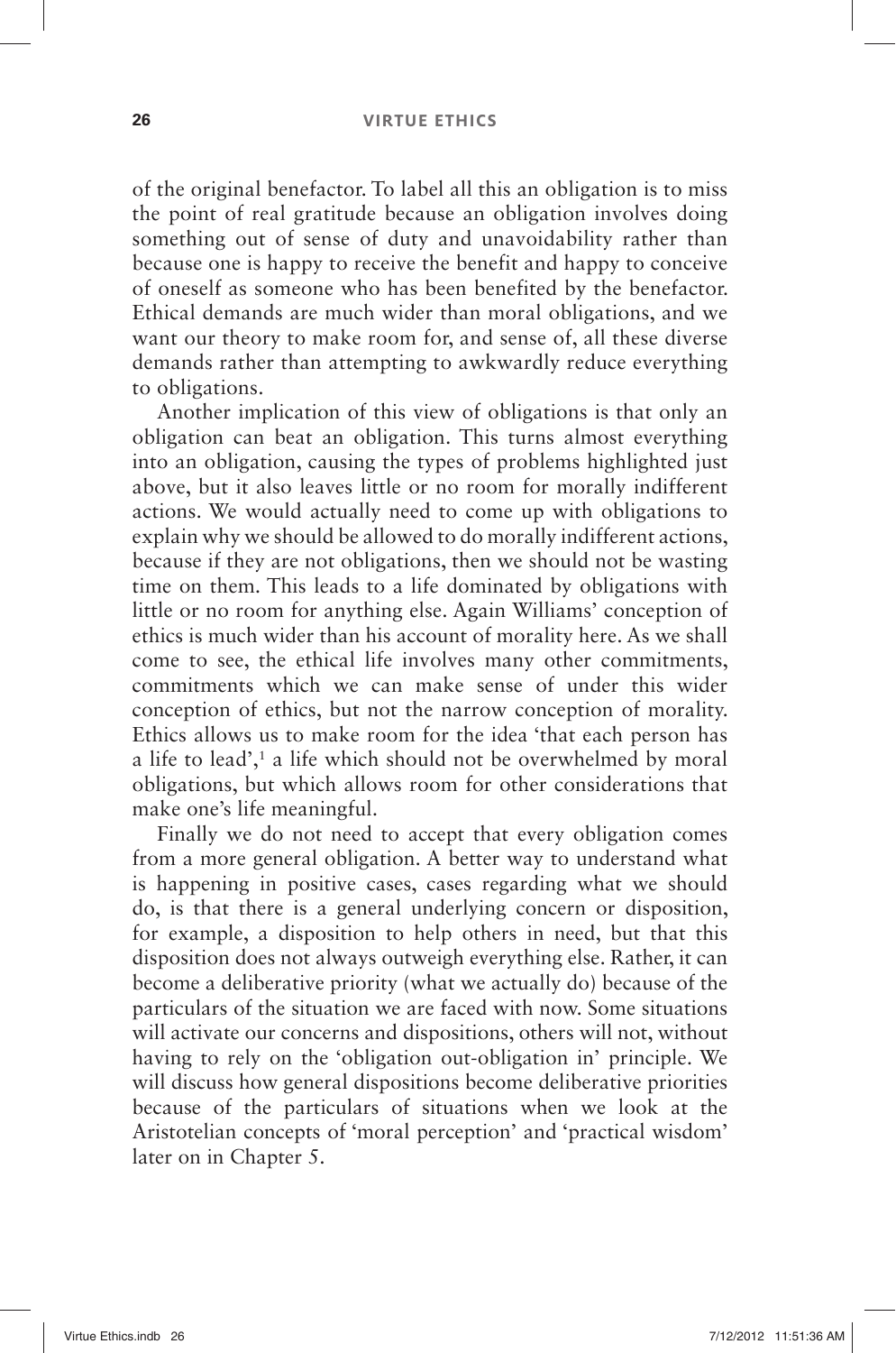of the original benefactor. To label all this an obligation is to miss the point of real gratitude because an obligation involves doing something out of sense of duty and unavoidability rather than because one is happy to receive the benefit and happy to conceive of oneself as someone who has been benefited by the benefactor. Ethical demands are much wider than moral obligations, and we want our theory to make room for, and sense of, all these diverse demands rather than attempting to awkwardly reduce everything to obligations.

Another implication of this view of obligations is that only an obligation can beat an obligation. This turns almost everything into an obligation, causing the types of problems highlighted just above, but it also leaves little or no room for morally indifferent actions. We would actually need to come up with obligations to explain why we should be allowed to do morally indifferent actions, because if they are not obligations, then we should not be wasting time on them. This leads to a life dominated by obligations with little or no room for anything else. Again Williams' conception of ethics is much wider than his account of morality here. As we shall come to see, the ethical life involves many other commitments, commitments which we can make sense of under this wider conception of ethics, but not the narrow conception of morality. Ethics allows us to make room for the idea 'that each person has a life to lead',[1] a life which should not be overwhelmed by moral obligations, but which allows room for other considerations that make one's life meaningful.

Finally we do not need to accept that every obligation comes from a more general obligation. A better way to understand what is happening in positive cases, cases regarding what we should do, is that there is a general underlying concern or disposition, for example, a disposition to help others in need, but that this disposition does not always outweigh everything else. Rather, it can become a deliberative priority (what we actually do) because of the particulars of the situation we are faced with now. Some situations will activate our concerns and dispositions, others will not, without having to rely on the 'obligation out-obligation in' principle. We will discuss how general dispositions become deliberative priorities because of the particulars of situations when we look at the Aristotelian concepts of 'moral perception' and 'practical wisdom' later on in Chapter 5.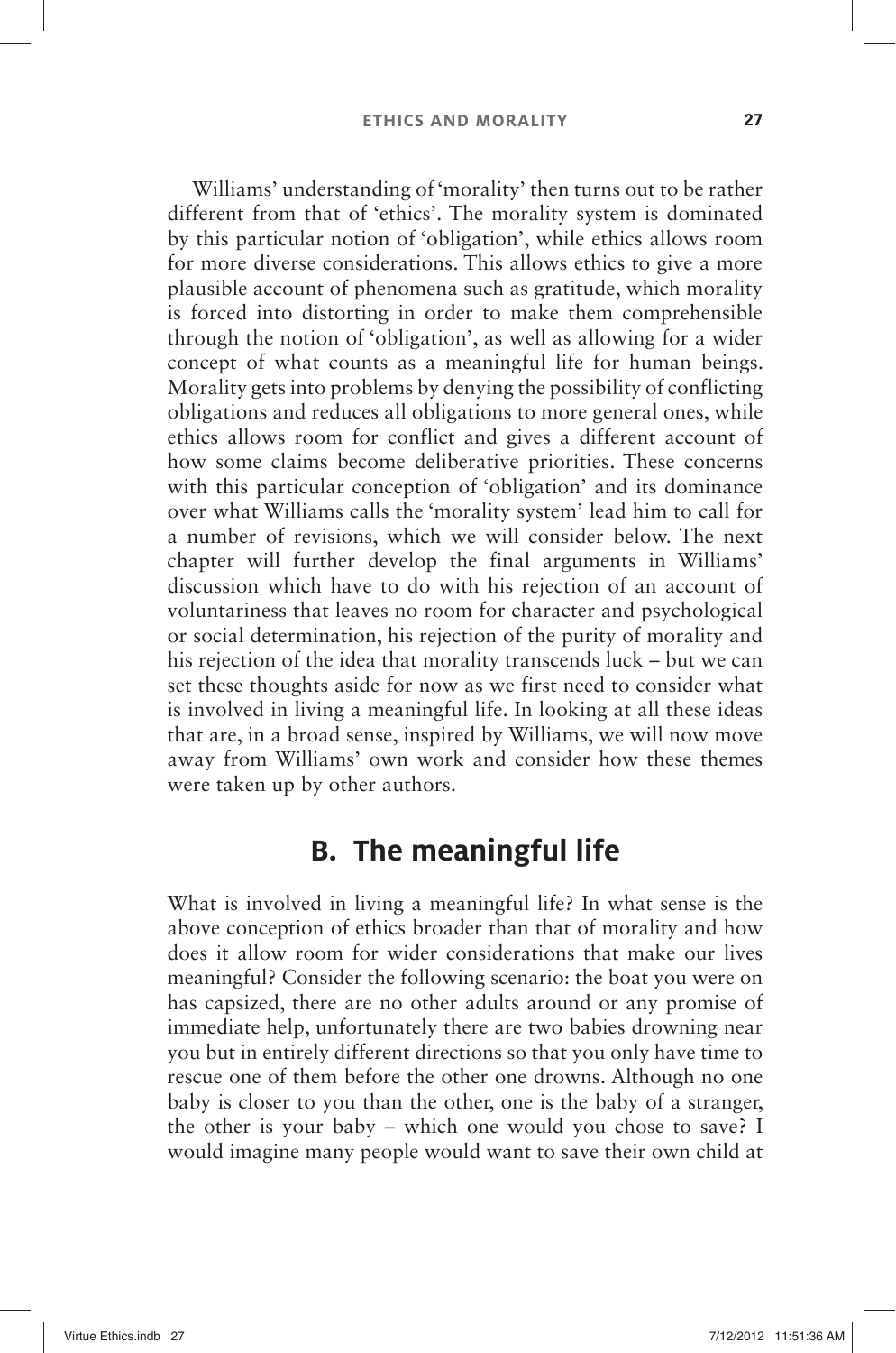Williams' understanding of 'morality' then turns out to be rather different from that of 'ethics'. The morality system is dominated by this particular notion of 'obligation', while ethics allows room for more diverse considerations. This allows ethics to give a more plausible account of phenomena such as gratitude, which morality is forced into distorting in order to make them comprehensible through the notion of 'obligation', as well as allowing for a wider concept of what counts as a meaningful life for human beings. Morality gets into problems by denying the possibility of conflicting obligations and reduces all obligations to more general ones, while ethics allows room for conflict and gives a different account of how some claims become deliberative priorities. These concerns with this particular conception of 'obligation' and its dominance over what Williams calls the 'morality system' lead him to call for a number of revisions, which we will consider below. The next chapter will further develop the final arguments in Williams' discussion which have to do with his rejection of an account of voluntariness that leaves no room for character and psychological or social determination, his rejection of the purity of morality and his rejection of the idea that morality transcends luck – but we can set these thoughts aside for now as we first need to consider what is involved in living a meaningful life. In looking at all these ideas that are, in a broad sense, inspired by Williams, we will now move away from Williams' own work and consider how these themes were taken up by other authors.

## B. The meaningful life

What is involved in living a meaningful life? In what sense is the above conception of ethics broader than that of morality and how does it allow room for wider considerations that make our lives meaningful? Consider the following scenario: the boat you were on has capsized, there are no other adults around or any promise of immediate help, unfortunately there are two babies drowning near you but in entirely different directions so that you only have time to rescue one of them before the other one drowns. Although no one baby is closer to you than the other, one is the baby of a stranger, the other is your baby – which one would you chose to save? I would imagine many people would want to save their own child at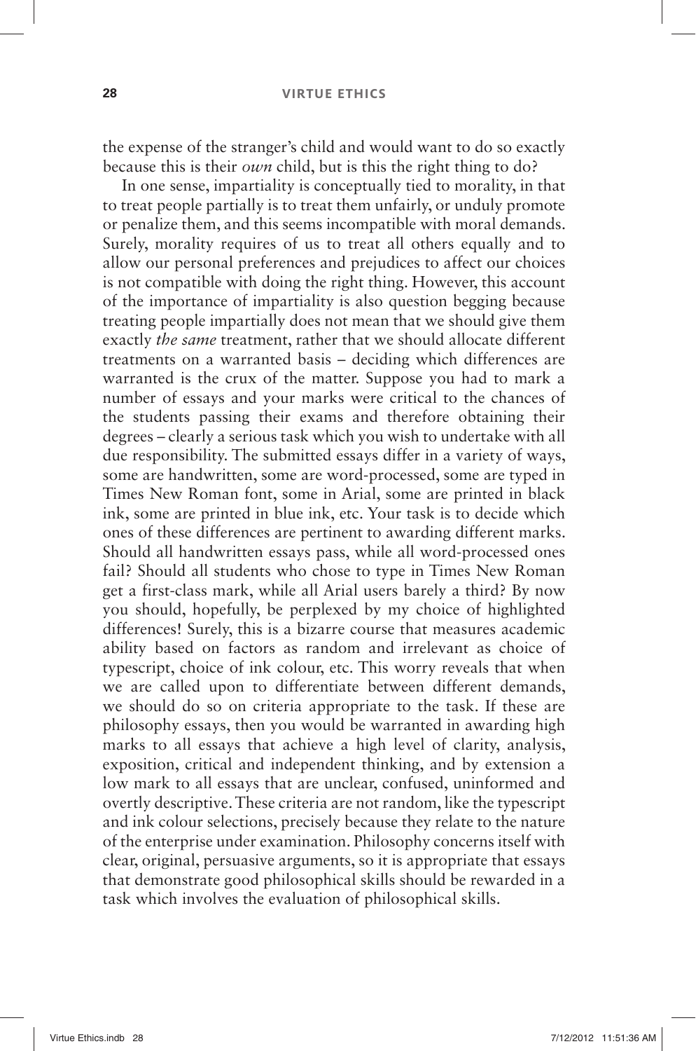the expense of the stranger's child and would want to do so exactly because this is their *own* child, but is this the right thing to do?

In one sense, impartiality is conceptually tied to morality, in that to treat people partially is to treat them unfairly, or unduly promote or penalize them, and this seems incompatible with moral demands. Surely, morality requires of us to treat all others equally and to allow our personal preferences and prejudices to affect our choices is not compatible with doing the right thing. However, this account of the importance of impartiality is also question begging because treating people impartially does not mean that we should give them exactly *the same* treatment, rather that we should allocate different treatments on a warranted basis – deciding which differences are warranted is the crux of the matter. Suppose you had to mark a number of essays and your marks were critical to the chances of the students passing their exams and therefore obtaining their degrees – clearly a serious task which you wish to undertake with all due responsibility. The submitted essays differ in a variety of ways, some are handwritten, some are word-processed, some are typed in Times New Roman font, some in Arial, some are printed in black ink, some are printed in blue ink, etc. Your task is to decide which ones of these differences are pertinent to awarding different marks. Should all handwritten essays pass, while all word-processed ones fail? Should all students who chose to type in Times New Roman get a first-class mark, while all Arial users barely a third? By now you should, hopefully, be perplexed by my choice of highlighted differences! Surely, this is a bizarre course that measures academic ability based on factors as random and irrelevant as choice of typescript, choice of ink colour, etc. This worry reveals that when we are called upon to differentiate between different demands, we should do so on criteria appropriate to the task. If these are philosophy essays, then you would be warranted in awarding high marks to all essays that achieve a high level of clarity, analysis, exposition, critical and independent thinking, and by extension a low mark to all essays that are unclear, confused, uninformed and overtly descriptive. These criteria are not random, like the typescript and ink colour selections, precisely because they relate to the nature of the enterprise under examination. Philosophy concerns itself with clear, original, persuasive arguments, so it is appropriate that essays that demonstrate good philosophical skills should be rewarded in a task which involves the evaluation of philosophical skills.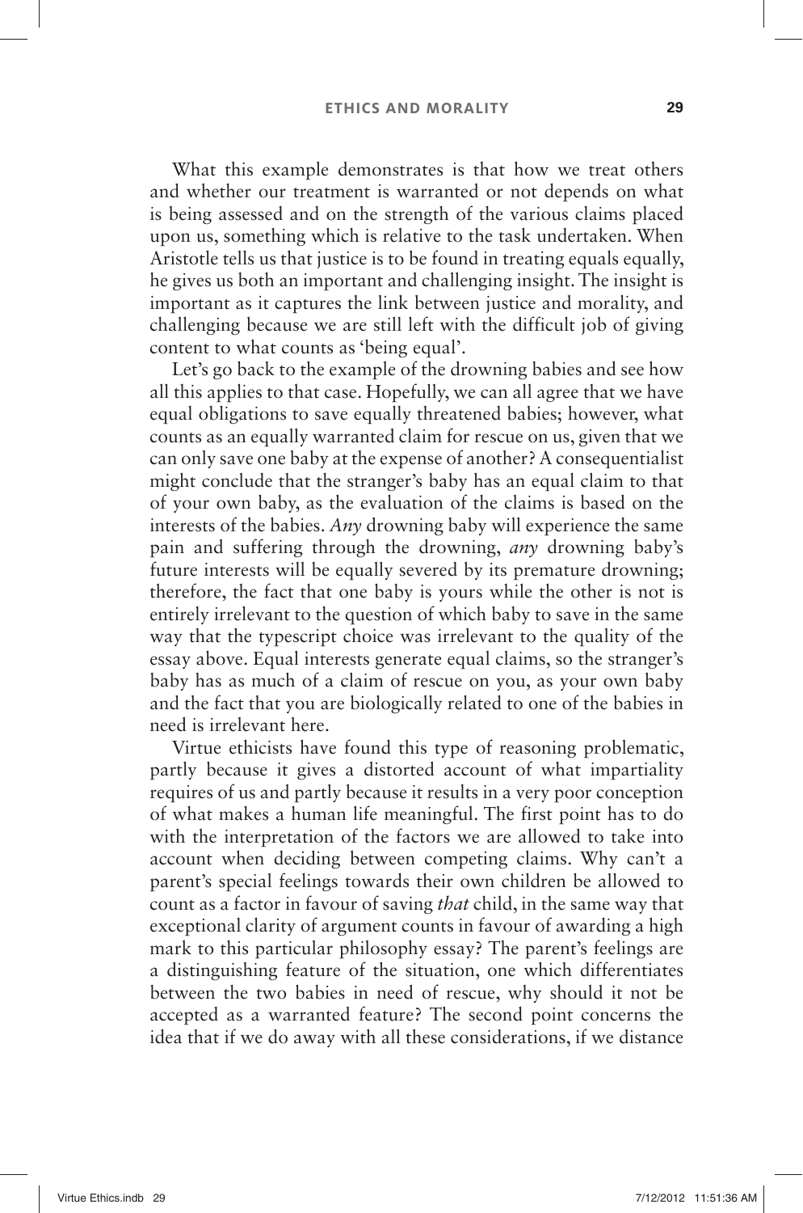What this example demonstrates is that how we treat others and whether our treatment is warranted or not depends on what is being assessed and on the strength of the various claims placed upon us, something which is relative to the task undertaken. When Aristotle tells us that justice is to be found in treating equals equally, he gives us both an important and challenging insight. The insight is important as it captures the link between justice and morality, and challenging because we are still left with the difficult job of giving content to what counts as 'being equal'.

Let's go back to the example of the drowning babies and see how all this applies to that case. Hopefully, we can all agree that we have equal obligations to save equally threatened babies; however, what counts as an equally warranted claim for rescue on us, given that we can only save one baby at the expense of another? A consequentialist might conclude that the stranger's baby has an equal claim to that of your own baby, as the evaluation of the claims is based on the interests of the babies. *Any* drowning baby will experience the same pain and suffering through the drowning, *any* drowning baby's future interests will be equally severed by its premature drowning; therefore, the fact that one baby is yours while the other is not is entirely irrelevant to the question of which baby to save in the same way that the typescript choice was irrelevant to the quality of the essay above. Equal interests generate equal claims, so the stranger's baby has as much of a claim of rescue on you, as your own baby and the fact that you are biologically related to one of the babies in need is irrelevant here.

Virtue ethicists have found this type of reasoning problematic, partly because it gives a distorted account of what impartiality requires of us and partly because it results in a very poor conception of what makes a human life meaningful. The first point has to do with the interpretation of the factors we are allowed to take into account when deciding between competing claims. Why can't a parent's special feelings towards their own children be allowed to count as a factor in favour of saving *that* child, in the same way that exceptional clarity of argument counts in favour of awarding a high mark to this particular philosophy essay? The parent's feelings are a distinguishing feature of the situation, one which differentiates between the two babies in need of rescue, why should it not be accepted as a warranted feature? The second point concerns the idea that if we do away with all these considerations, if we distance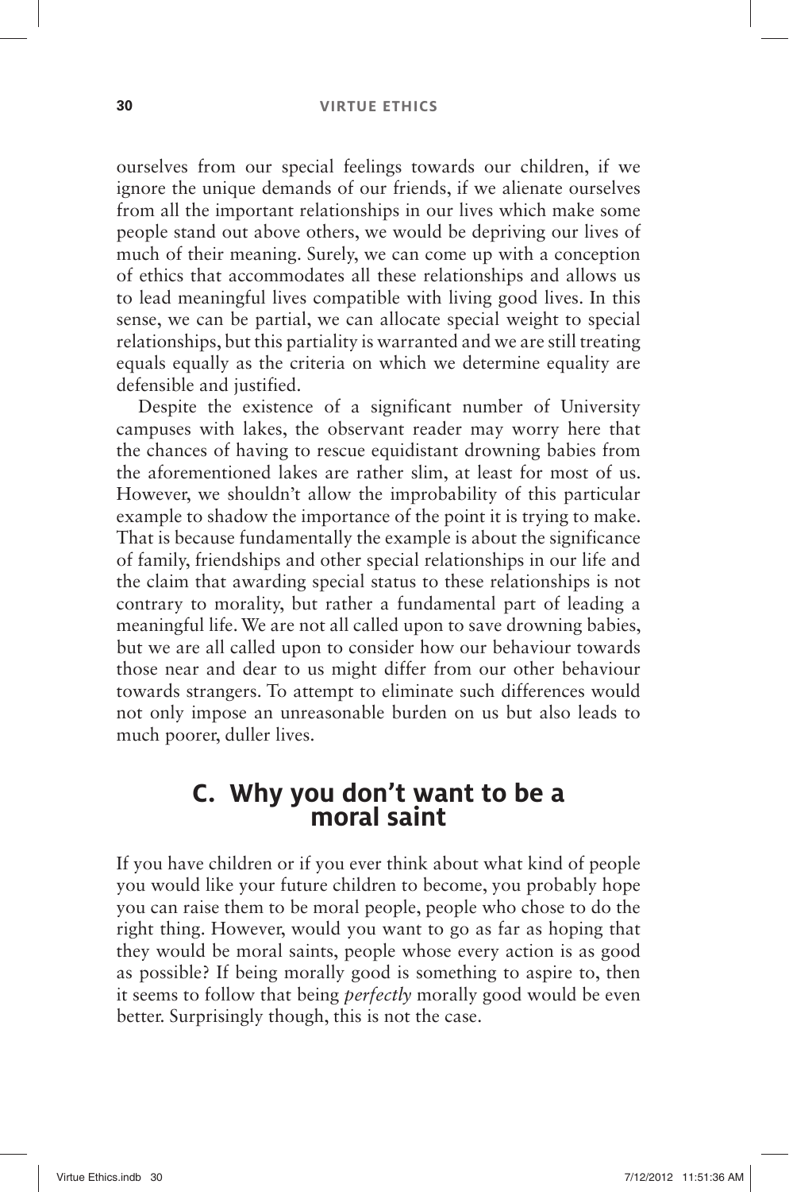ourselves from our special feelings towards our children, if we ignore the unique demands of our friends, if we alienate ourselves from all the important relationships in our lives which make some people stand out above others, we would be depriving our lives of much of their meaning. Surely, we can come up with a conception of ethics that accommodates all these relationships and allows us to lead meaningful lives compatible with living good lives. In this sense, we can be partial, we can allocate special weight to special relationships, but this partiality is warranted and we are still treating equals equally as the criteria on which we determine equality are defensible and justified.

Despite the existence of a significant number of University campuses with lakes, the observant reader may worry here that the chances of having to rescue equidistant drowning babies from the aforementioned lakes are rather slim, at least for most of us. However, we shouldn't allow the improbability of this particular example to shadow the importance of the point it is trying to make. That is because fundamentally the example is about the significance of family, friendships and other special relationships in our life and the claim that awarding special status to these relationships is not contrary to morality, but rather a fundamental part of leading a meaningful life. We are not all called upon to save drowning babies, but we are all called upon to consider how our behaviour towards those near and dear to us might differ from our other behaviour towards strangers. To attempt to eliminate such differences would not only impose an unreasonable burden on us but also leads to much poorer, duller lives.

## C. Why you don't want to be a moral saint

If you have children or if you ever think about what kind of people you would like your future children to become, you probably hope you can raise them to be moral people, people who chose to do the right thing. However, would you want to go as far as hoping that they would be moral saints, people whose every action is as good as possible? If being morally good is something to aspire to, then it seems to follow that being *perfectly* morally good would be even better. Surprisingly though, this is not the case.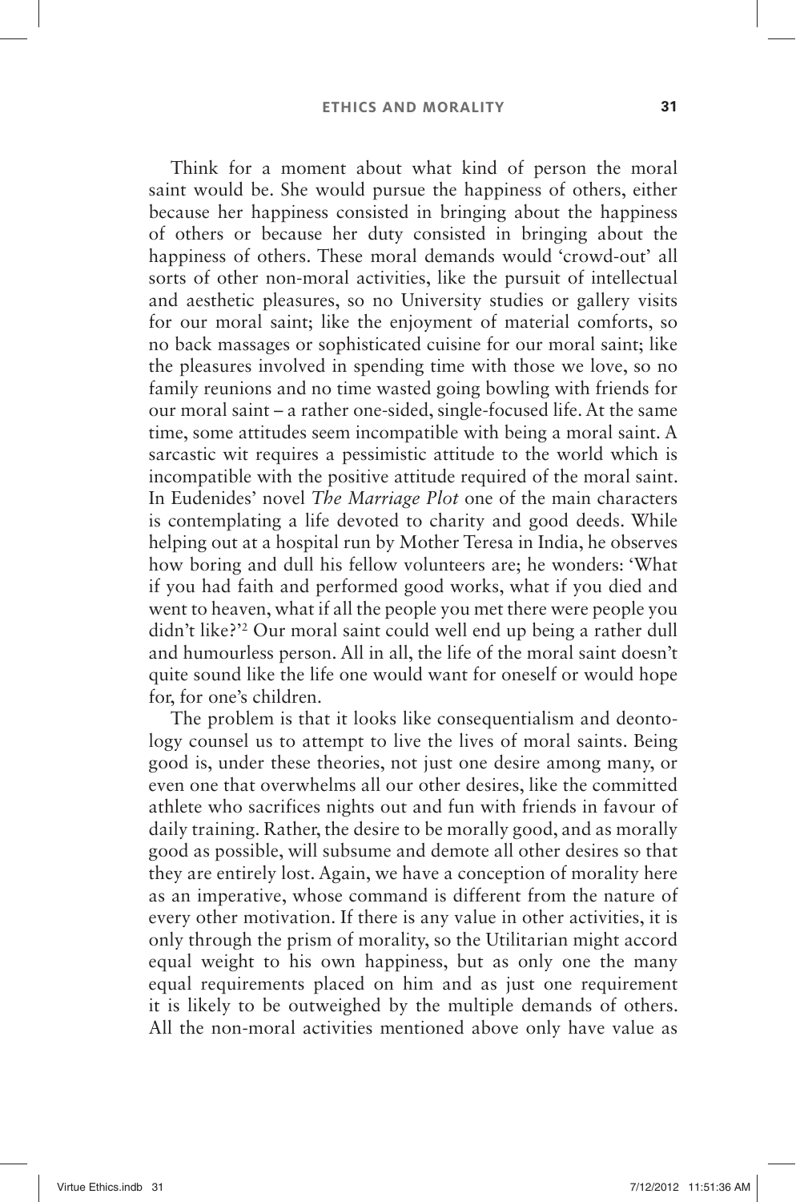Think for a moment about what kind of person the moral saint would be. She would pursue the happiness of others, either because her happiness consisted in bringing about the happiness of others or because her duty consisted in bringing about the happiness of others. These moral demands would 'crowd-out' all sorts of other non-moral activities, like the pursuit of intellectual and aesthetic pleasures, so no University studies or gallery visits for our moral saint; like the enjoyment of material comforts, so no back massages or sophisticated cuisine for our moral saint; like the pleasures involved in spending time with those we love, so no family reunions and no time wasted going bowling with friends for our moral saint – a rather one-sided, single-focused life. At the same time, some attitudes seem incompatible with being a moral saint. A sarcastic wit requires a pessimistic attitude to the world which is incompatible with the positive attitude required of the moral saint. In Eudenides' novel *The Marriage Plot* one of the main characters is contemplating a life devoted to charity and good deeds. While helping out at a hospital run by Mother Teresa in India, he observes how boring and dull his fellow volunteers are; he wonders: 'What if you had faith and performed good works, what if you died and went to heaven, what if all the people you met there were people you didn't like?'[2] Our moral saint could well end up being a rather dull and humourless person. All in all, the life of the moral saint doesn't quite sound like the life one would want for oneself or would hope for, for one's children.

The problem is that it looks like consequentialism and deontology counsel us to attempt to live the lives of moral saints. Being good is, under these theories, not just one desire among many, or even one that overwhelms all our other desires, like the committed athlete who sacrifices nights out and fun with friends in favour of daily training. Rather, the desire to be morally good, and as morally good as possible, will subsume and demote all other desires so that they are entirely lost. Again, we have a conception of morality here as an imperative, whose command is different from the nature of every other motivation. If there is any value in other activities, it is only through the prism of morality, so the Utilitarian might accord equal weight to his own happiness, but as only one the many equal requirements placed on him and as just one requirement it is likely to be outweighed by the multiple demands of others. All the non-moral activities mentioned above only have value as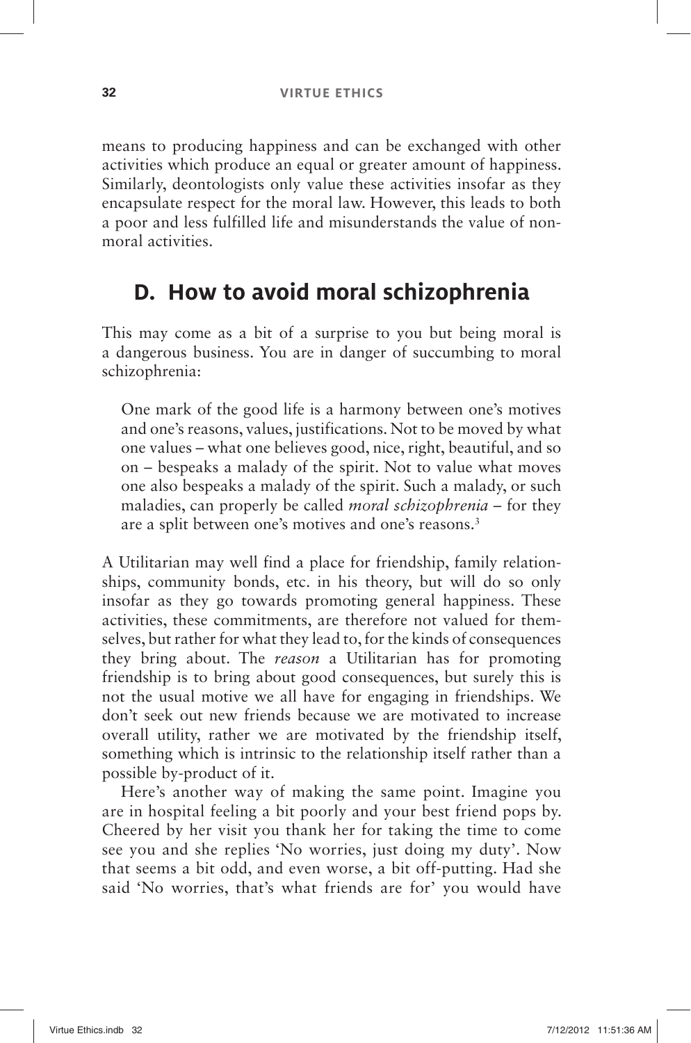means to producing happiness and can be exchanged with other activities which produce an equal or greater amount of happiness. Similarly, deontologists only value these activities insofar as they encapsulate respect for the moral law. However, this leads to both a poor and less fulfilled life and misunderstands the value of non-moral activities.

## D. How to avoid moral schizophrenia

This may come as a bit of a surprise to you but being moral is a dangerous business. You are in danger of succumbing to moral schizophrenia:

> One mark of the good life is a harmony between one's motives and one's reasons, values, justifications. Not to be moved by what one values – what one believes good, nice, right, beautiful, and so on – bespeaks a malady of the spirit. Not to value what moves one also bespeaks a malady of the spirit. Such a malady, or such maladies, can properly be called *moral schizophrenia* – for they are a split between one's motives and one's reasons.[3]

A Utilitarian may well find a place for friendship, family relationships, community bonds, etc. in his theory, but will do so only insofar as they go towards promoting general happiness. These activities, these commitments, are therefore not valued for themselves, but rather for what they lead to, for the kinds of consequences they bring about. The *reason* a Utilitarian has for promoting friendship is to bring about good consequences, but surely this is not the usual motive we all have for engaging in friendships. We don't seek out new friends because we are motivated to increase overall utility, rather we are motivated by the friendship itself, something which is intrinsic to the relationship itself rather than a possible by-product of it.

Here's another way of making the same point. Imagine you are in hospital feeling a bit poorly and your best friend pops by. Cheered by her visit you thank her for taking the time to come see you and she replies 'No worries, just doing my duty'. Now that seems a bit odd, and even worse, a bit off-putting. Had she said 'No worries, that's what friends are for' you would have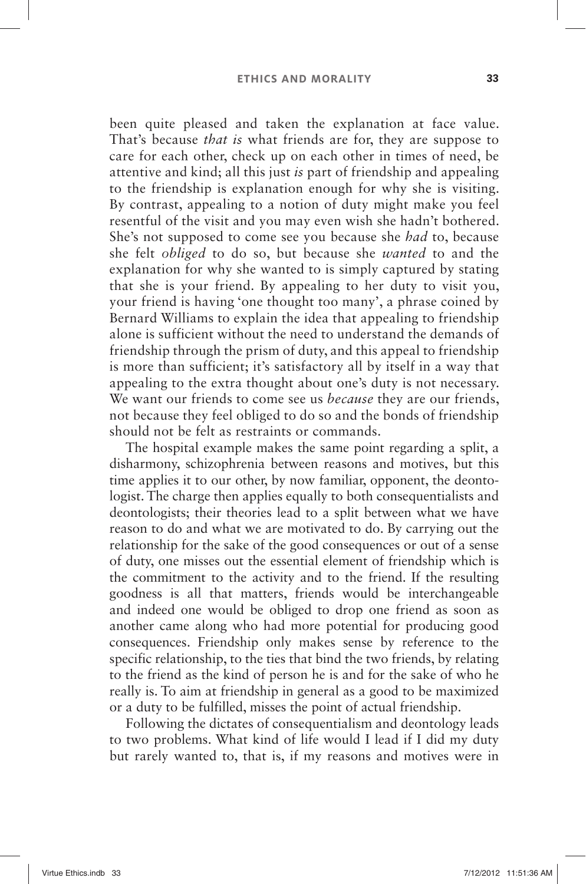been quite pleased and taken the explanation at face value. That's because *that is* what friends are for, they are suppose to care for each other, check up on each other in times of need, be attentive and kind; all this just *is* part of friendship and appealing to the friendship is explanation enough for why she is visiting. By contrast, appealing to a notion of duty might make you feel resentful of the visit and you may even wish she hadn't bothered. She's not supposed to come see you because she *had* to, because she felt *obliged* to do so, but because she *wanted* to and the explanation for why she wanted to is simply captured by stating that she is your friend. By appealing to her duty to visit you, your friend is having 'one thought too many', a phrase coined by Bernard Williams to explain the idea that appealing to friendship alone is sufficient without the need to understand the demands of friendship through the prism of duty, and this appeal to friendship is more than sufficient; it's satisfactory all by itself in a way that appealing to the extra thought about one's duty is not necessary. We want our friends to come see us *because* they are our friends, not because they feel obliged to do so and the bonds of friendship should not be felt as restraints or commands.

The hospital example makes the same point regarding a split, a disharmony, schizophrenia between reasons and motives, but this time applies it to our other, by now familiar, opponent, the deontologist. The charge then applies equally to both consequentialists and deontologists; their theories lead to a split between what we have reason to do and what we are motivated to do. By carrying out the relationship for the sake of the good consequences or out of a sense of duty, one misses out the essential element of friendship which is the commitment to the activity and to the friend. If the resulting goodness is all that matters, friends would be interchangeable and indeed one would be obliged to drop one friend as soon as another came along who had more potential for producing good consequences. Friendship only makes sense by reference to the specific relationship, to the ties that bind the two friends, by relating to the friend as the kind of person he is and for the sake of who he really is. To aim at friendship in general as a good to be maximized or a duty to be fulfilled, misses the point of actual friendship.

Following the dictates of consequentialism and deontology leads to two problems. What kind of life would I lead if I did my duty but rarely wanted to, that is, if my reasons and motives were in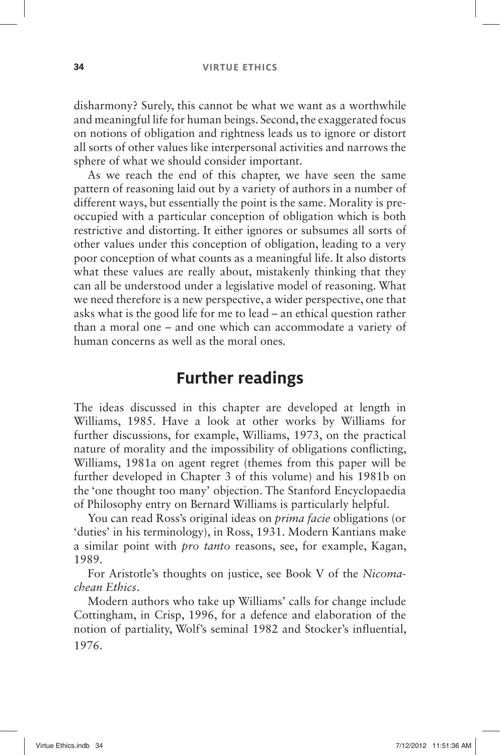disharmony? Surely, this cannot be what we want as a worthwhile and meaningful life for human beings. Second, the exaggerated focus on notions of obligation and rightness leads us to ignore or distort all sorts of other values like interpersonal activities and narrows the sphere of what we should consider important.

As we reach the end of this chapter, we have seen the same pattern of reasoning laid out by a variety of authors in a number of different ways, but essentially the point is the same. Morality is preoccupied with a particular conception of obligation which is both restrictive and distorting. It either ignores or subsumes all sorts of other values under this conception of obligation, leading to a very poor conception of what counts as a meaningful life. It also distorts what these values are really about, mistakenly thinking that they can all be understood under a legislative model of reasoning. What we need therefore is a new perspective, a wider perspective, one that asks what is the good life for me to lead – an ethical question rather than a moral one – and one which can accommodate a variety of human concerns as well as the moral ones.

## Further readings

The ideas discussed in this chapter are developed at length in Williams, 1985. Have a look at other works by Williams for further discussions, for example, Williams, 1973, on the practical nature of morality and the impossibility of obligations conflicting, Williams, 1981a on agent regret (themes from this paper will be further developed in Chapter 3 of this volume) and his 1981b on the 'one thought too many' objection. The Stanford Encyclopaedia of Philosophy entry on Bernard Williams is particularly helpful.

You can read Ross's original ideas on *prima facie* obligations (or 'duties' in his terminology), in Ross, 1931. Modern Kantians make a similar point with *pro tanto* reasons, see, for example, Kagan, 1989.

For Aristotle's thoughts on justice, see Book V of the *Nicomachean Ethics*.

Modern authors who take up Williams' calls for change include Cottingham, in Crisp, 1996, for a defence and elaboration of the notion of partiality, Wolf's seminal 1982 and Stocker's influential, 1976.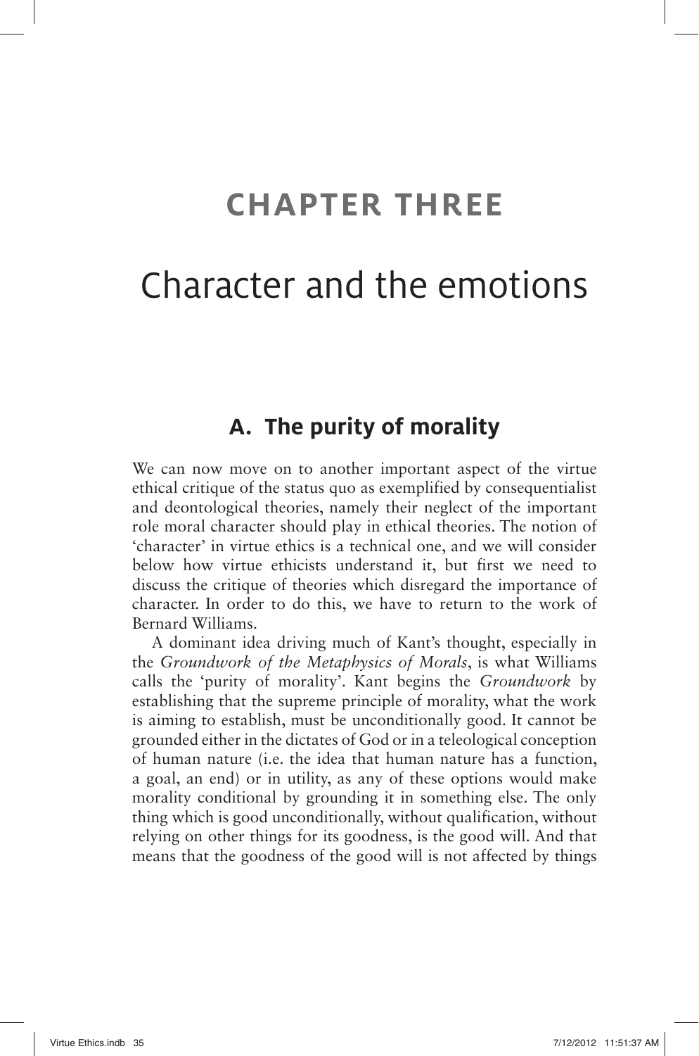# CHAPTER THREE

# Character and the emotions

## A. The purity of morality

We can now move on to another important aspect of the virtue ethical critique of the status quo as exemplified by consequentialist and deontological theories, namely their neglect of the important role moral character should play in ethical theories. The notion of 'character' in virtue ethics is a technical one, and we will consider below how virtue ethicists understand it, but first we need to discuss the critique of theories which disregard the importance of character. In order to do this, we have to return to the work of Bernard Williams.

A dominant idea driving much of Kant's thought, especially in the *Groundwork of the Metaphysics of Morals*, is what Williams calls the 'purity of morality'. Kant begins the *Groundwork* by establishing that the supreme principle of morality, what the work is aiming to establish, must be unconditionally good. It cannot be grounded either in the dictates of God or in a teleological conception of human nature (i.e. the idea that human nature has a function, a goal, an end) or in utility, as any of these options would make morality conditional by grounding it in something else. The only thing which is good unconditionally, without qualification, without relying on other things for its goodness, is the good will. And that means that the goodness of the good will is not affected by things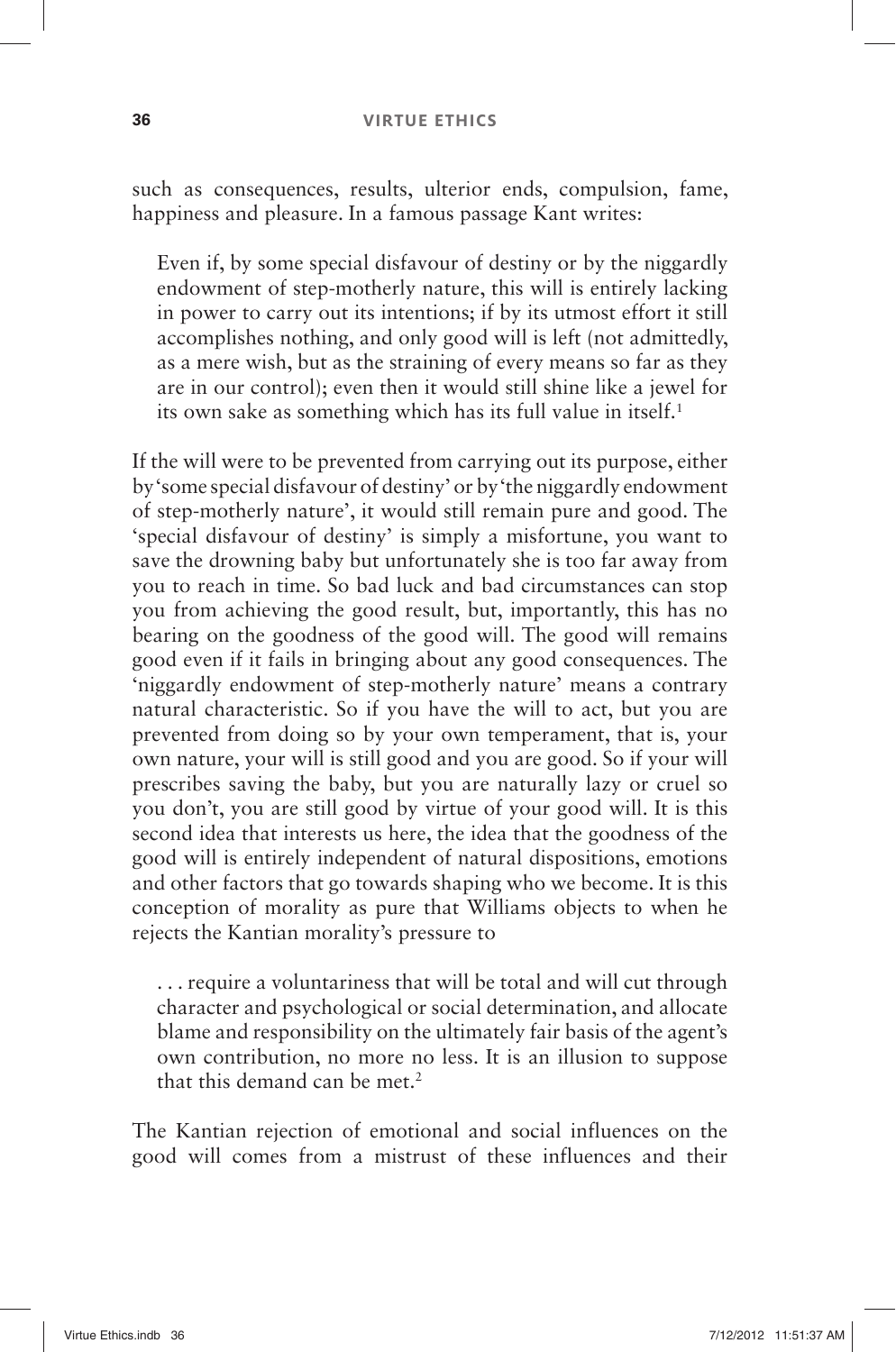such as consequences, results, ulterior ends, compulsion, fame, happiness and pleasure. In a famous passage Kant writes:

> Even if, by some special disfavour of destiny or by the niggardly endowment of step-motherly nature, this will is entirely lacking in power to carry out its intentions; if by its utmost effort it still accomplishes nothing, and only good will is left (not admittedly, as a mere wish, but as the straining of every means so far as they are in our control); even then it would still shine like a jewel for its own sake as something which has its full value in itself.[1]

If the will were to be prevented from carrying out its purpose, either by 'some special disfavour of destiny' or by 'the niggardly endowment of step-motherly nature', it would still remain pure and good. The 'special disfavour of destiny' is simply a misfortune, you want to save the drowning baby but unfortunately she is too far away from you to reach in time. So bad luck and bad circumstances can stop you from achieving the good result, but, importantly, this has no bearing on the goodness of the good will. The good will remains good even if it fails in bringing about any good consequences. The 'niggardly endowment of step-motherly nature' means a contrary natural characteristic. So if you have the will to act, but you are prevented from doing so by your own temperament, that is, your own nature, your will is still good and you are good. So if your will prescribes saving the baby, but you are naturally lazy or cruel so you don't, you are still good by virtue of your good will. It is this second idea that interests us here, the idea that the goodness of the good will is entirely independent of natural dispositions, emotions and other factors that go towards shaping who we become. It is this conception of morality as pure that Williams objects to when he rejects the Kantian morality's pressure to

> . . . require a voluntariness that will be total and will cut through character and psychological or social determination, and allocate blame and responsibility on the ultimately fair basis of the agent's own contribution, no more no less. It is an illusion to suppose that this demand can be met.[2]

The Kantian rejection of emotional and social influences on the good will comes from a mistrust of these influences and their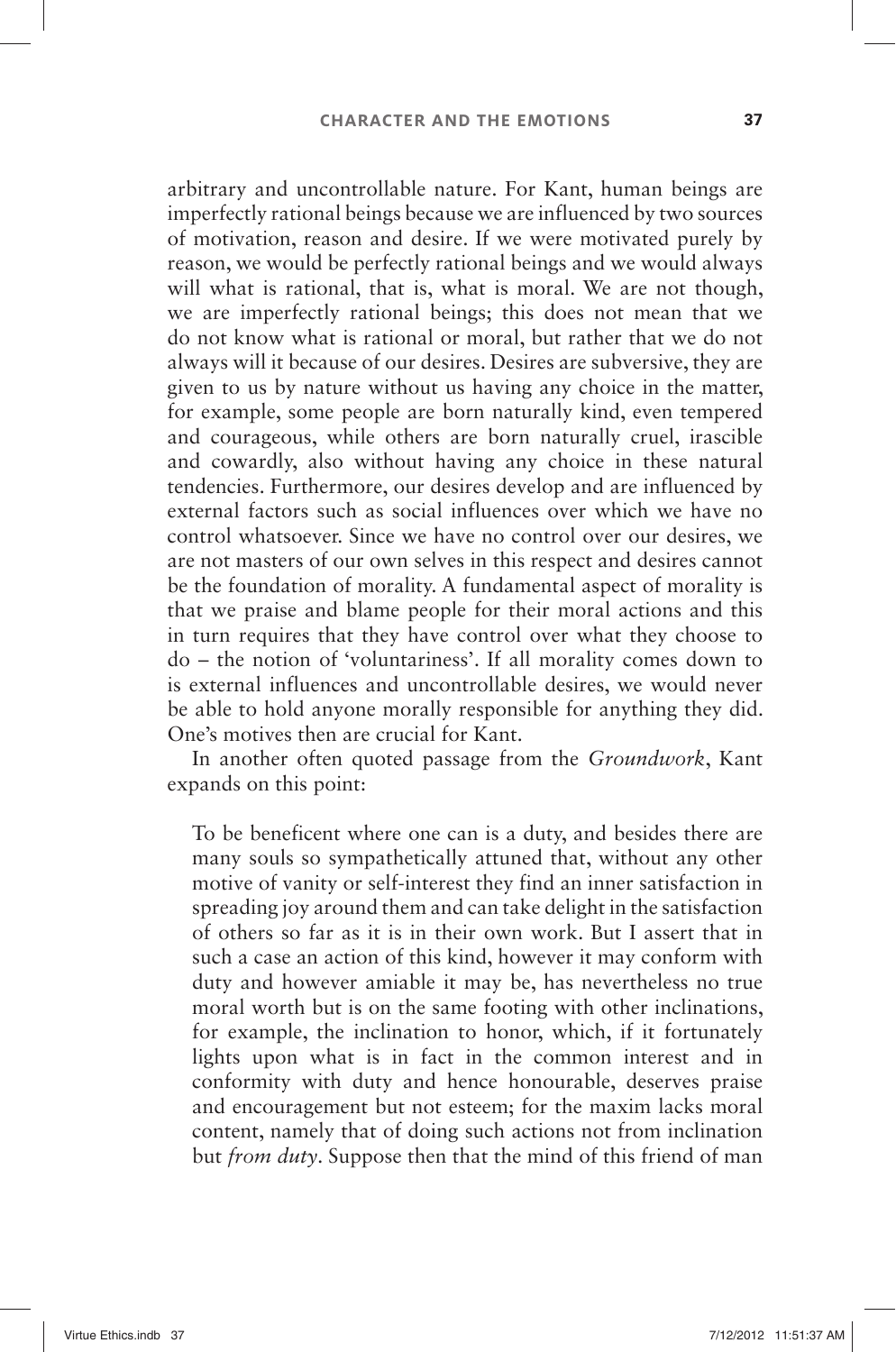arbitrary and uncontrollable nature. For Kant, human beings are imperfectly rational beings because we are influenced by two sources of motivation, reason and desire. If we were motivated purely by reason, we would be perfectly rational beings and we would always will what is rational, that is, what is moral. We are not though, we are imperfectly rational beings; this does not mean that we do not know what is rational or moral, but rather that we do not always will it because of our desires. Desires are subversive, they are given to us by nature without us having any choice in the matter, for example, some people are born naturally kind, even tempered and courageous, while others are born naturally cruel, irascible and cowardly, also without having any choice in these natural tendencies. Furthermore, our desires develop and are influenced by external factors such as social influences over which we have no control whatsoever. Since we have no control over our desires, we are not masters of our own selves in this respect and desires cannot be the foundation of morality. A fundamental aspect of morality is that we praise and blame people for their moral actions and this in turn requires that they have control over what they choose to do – the notion of 'voluntariness'. If all morality comes down to is external influences and uncontrollable desires, we would never be able to hold anyone morally responsible for anything they did. One's motives then are crucial for Kant.

In another often quoted passage from the *Groundwork*, Kant expands on this point:

> To be beneficent where one can is a duty, and besides there are many souls so sympathetically attuned that, without any other motive of vanity or self-interest they find an inner satisfaction in spreading joy around them and can take delight in the satisfaction of others so far as it is in their own work. But I assert that in such a case an action of this kind, however it may conform with duty and however amiable it may be, has nevertheless no true moral worth but is on the same footing with other inclinations, for example, the inclination to honor, which, if it fortunately lights upon what is in fact in the common interest and in conformity with duty and hence honourable, deserves praise and encouragement but not esteem; for the maxim lacks moral content, namely that of doing such actions not from inclination but *from duty*. Suppose then that the mind of this friend of man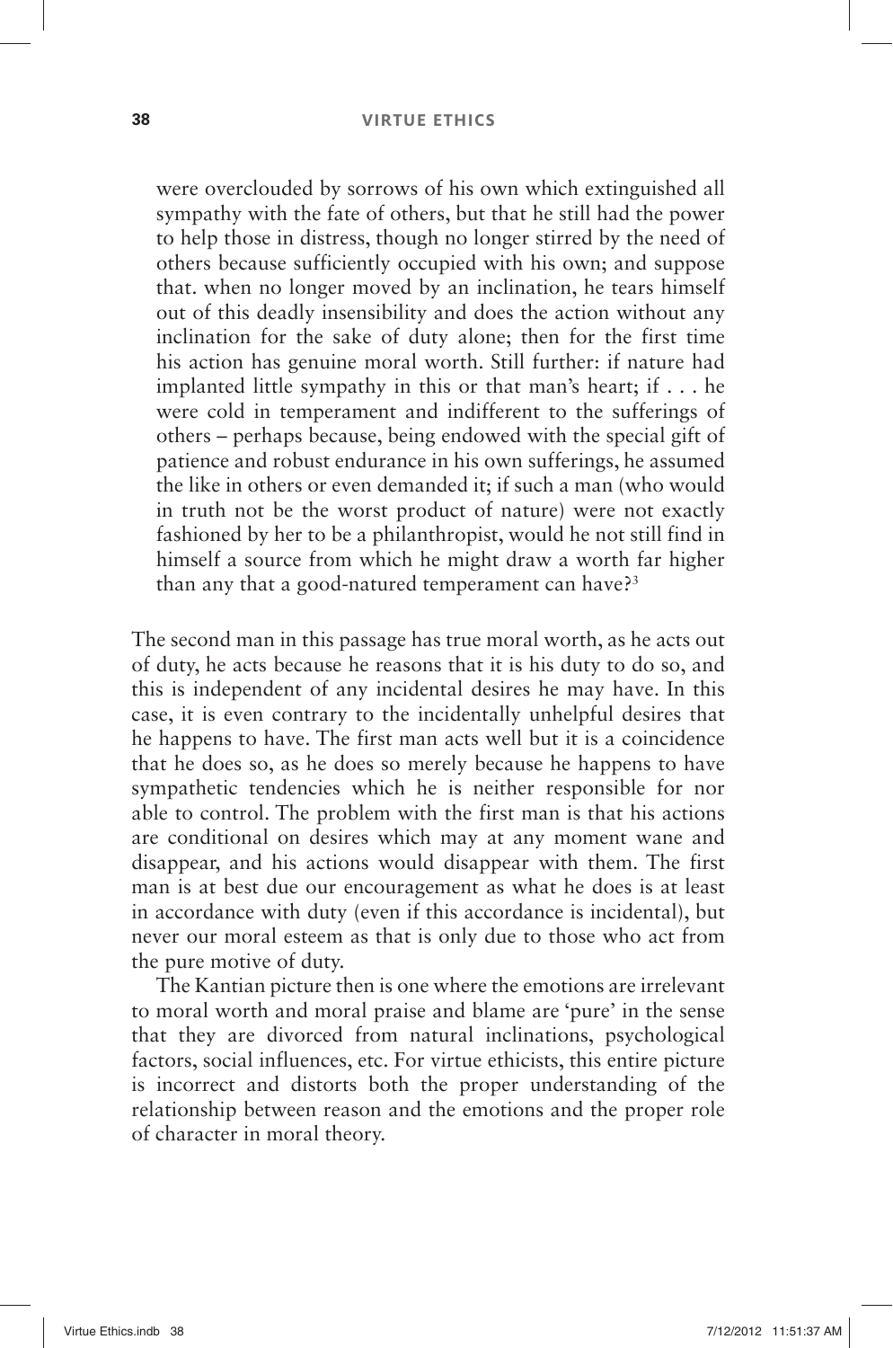> were overclouded by sorrows of his own which extinguished all sympathy with the fate of others, but that he still had the power to help those in distress, though no longer stirred by the need of others because sufficiently occupied with his own; and suppose that. when no longer moved by an inclination, he tears himself out of this deadly insensibility and does the action without any inclination for the sake of duty alone; then for the first time his action has genuine moral worth. Still further: if nature had implanted little sympathy in this or that man's heart; if . . . he were cold in temperament and indifferent to the sufferings of others – perhaps because, being endowed with the special gift of patience and robust endurance in his own sufferings, he assumed the like in others or even demanded it; if such a man (who would in truth not be the worst product of nature) were not exactly fashioned by her to be a philanthropist, would he not still find in himself a source from which he might draw a worth far higher than any that a good-natured temperament can have?[3]

The second man in this passage has true moral worth, as he acts out of duty, he acts because he reasons that it is his duty to do so, and this is independent of any incidental desires he may have. In this case, it is even contrary to the incidentally unhelpful desires that he happens to have. The first man acts well but it is a coincidence that he does so, as he does so merely because he happens to have sympathetic tendencies which he is neither responsible for nor able to control. The problem with the first man is that his actions are conditional on desires which may at any moment wane and disappear, and his actions would disappear with them. The first man is at best due our encouragement as what he does is at least in accordance with duty (even if this accordance is incidental), but never our moral esteem as that is only due to those who act from the pure motive of duty.

The Kantian picture then is one where the emotions are irrelevant to moral worth and moral praise and blame are 'pure' in the sense that they are divorced from natural inclinations, psychological factors, social influences, etc. For virtue ethicists, this entire picture is incorrect and distorts both the proper understanding of the relationship between reason and the emotions and the proper role of character in moral theory.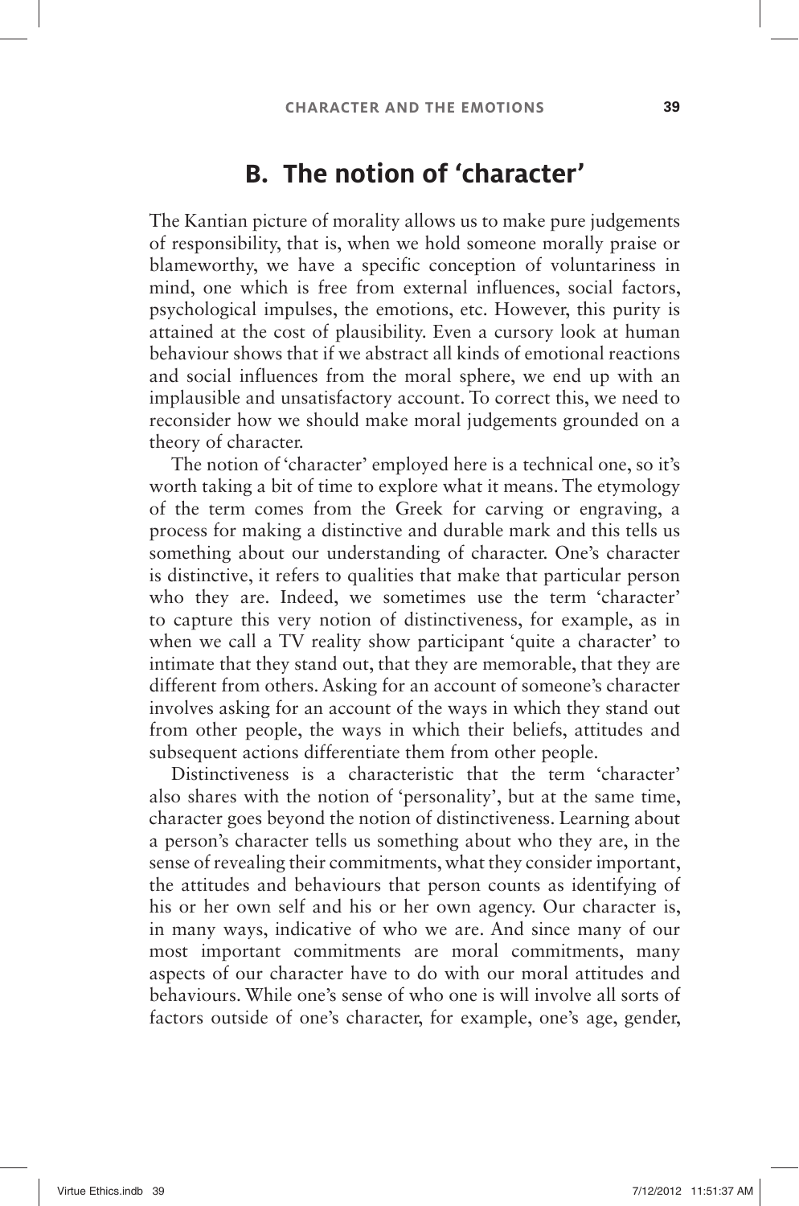## B. The notion of 'character'

The Kantian picture of morality allows us to make pure judgements of responsibility, that is, when we hold someone morally praise or blameworthy, we have a specific conception of voluntariness in mind, one which is free from external influences, social factors, psychological impulses, the emotions, etc. However, this purity is attained at the cost of plausibility. Even a cursory look at human behaviour shows that if we abstract all kinds of emotional reactions and social influences from the moral sphere, we end up with an implausible and unsatisfactory account. To correct this, we need to reconsider how we should make moral judgements grounded on a theory of character.

The notion of 'character' employed here is a technical one, so it's worth taking a bit of time to explore what it means. The etymology of the term comes from the Greek for carving or engraving, a process for making a distinctive and durable mark and this tells us something about our understanding of character. One's character is distinctive, it refers to qualities that make that particular person who they are. Indeed, we sometimes use the term 'character' to capture this very notion of distinctiveness, for example, as in when we call a TV reality show participant 'quite a character' to intimate that they stand out, that they are memorable, that they are different from others. Asking for an account of someone's character involves asking for an account of the ways in which they stand out from other people, the ways in which their beliefs, attitudes and subsequent actions differentiate them from other people.

Distinctiveness is a characteristic that the term 'character' also shares with the notion of 'personality', but at the same time, character goes beyond the notion of distinctiveness. Learning about a person's character tells us something about who they are, in the sense of revealing their commitments, what they consider important, the attitudes and behaviours that person counts as identifying of his or her own self and his or her own agency. Our character is, in many ways, indicative of who we are. And since many of our most important commitments are moral commitments, many aspects of our character have to do with our moral attitudes and behaviours. While one's sense of who one is will involve all sorts of factors outside of one's character, for example, one's age, gender,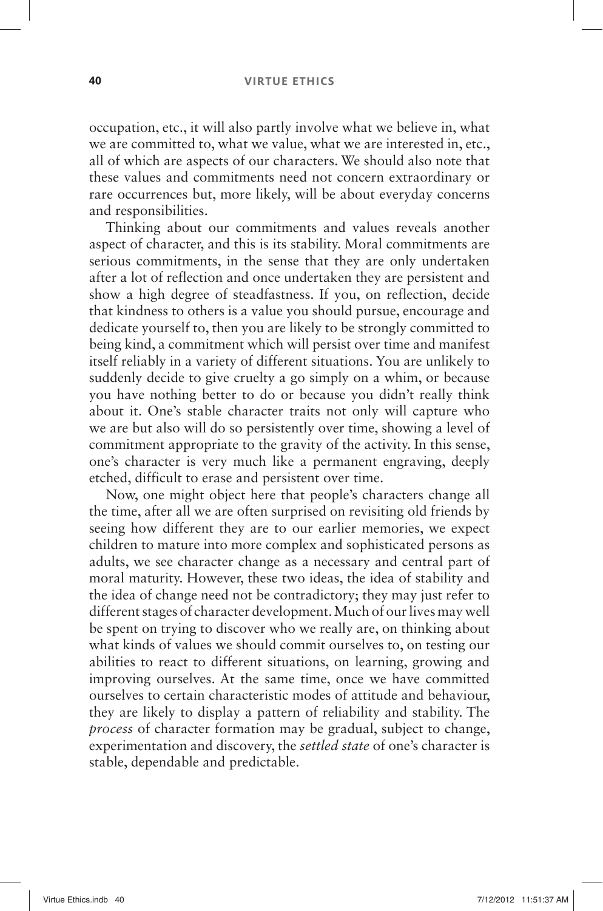occupation, etc., it will also partly involve what we believe in, what we are committed to, what we value, what we are interested in, etc., all of which are aspects of our characters. We should also note that these values and commitments need not concern extraordinary or rare occurrences but, more likely, will be about everyday concerns and responsibilities.

Thinking about our commitments and values reveals another aspect of character, and this is its stability. Moral commitments are serious commitments, in the sense that they are only undertaken after a lot of reflection and once undertaken they are persistent and show a high degree of steadfastness. If you, on reflection, decide that kindness to others is a value you should pursue, encourage and dedicate yourself to, then you are likely to be strongly committed to being kind, a commitment which will persist over time and manifest itself reliably in a variety of different situations. You are unlikely to suddenly decide to give cruelty a go simply on a whim, or because you have nothing better to do or because you didn't really think about it. One's stable character traits not only will capture who we are but also will do so persistently over time, showing a level of commitment appropriate to the gravity of the activity. In this sense, one's character is very much like a permanent engraving, deeply etched, difficult to erase and persistent over time.

Now, one might object here that people's characters change all the time, after all we are often surprised on revisiting old friends by seeing how different they are to our earlier memories, we expect children to mature into more complex and sophisticated persons as adults, we see character change as a necessary and central part of moral maturity. However, these two ideas, the idea of stability and the idea of change need not be contradictory; they may just refer to different stages of character development. Much of our lives may well be spent on trying to discover who we really are, on thinking about what kinds of values we should commit ourselves to, on testing our abilities to react to different situations, on learning, growing and improving ourselves. At the same time, once we have committed ourselves to certain characteristic modes of attitude and behaviour, they are likely to display a pattern of reliability and stability. The *process* of character formation may be gradual, subject to change, experimentation and discovery, the *settled state* of one's character is stable, dependable and predictable.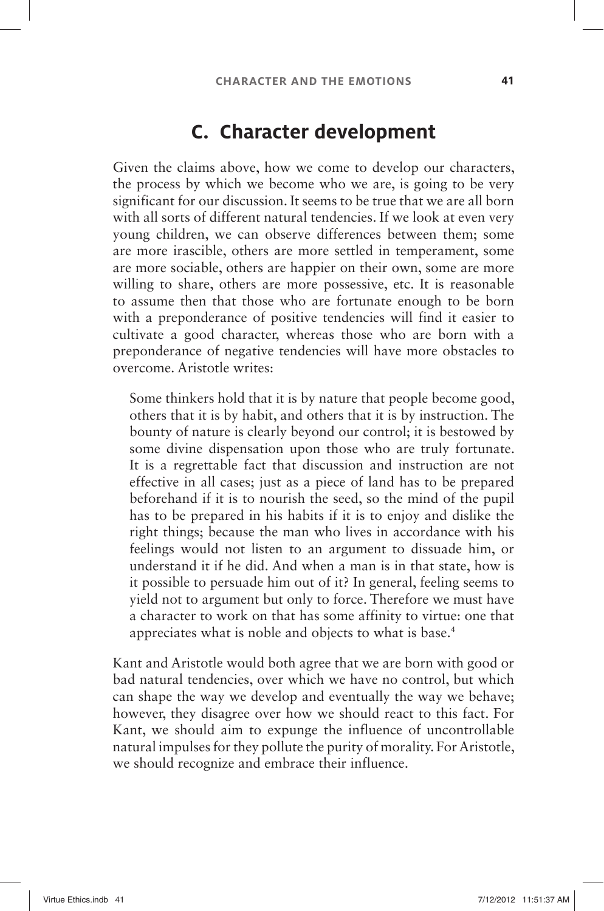## C. Character development

Given the claims above, how we come to develop our characters, the process by which we become who we are, is going to be very significant for our discussion. It seems to be true that we are all born with all sorts of different natural tendencies. If we look at even very young children, we can observe differences between them; some are more irascible, others are more settled in temperament, some are more sociable, others are happier on their own, some are more willing to share, others are more possessive, etc. It is reasonable to assume then that those who are fortunate enough to be born with a preponderance of positive tendencies will find it easier to cultivate a good character, whereas those who are born with a preponderance of negative tendencies will have more obstacles to overcome. Aristotle writes:

> Some thinkers hold that it is by nature that people become good, others that it is by habit, and others that it is by instruction. The bounty of nature is clearly beyond our control; it is bestowed by some divine dispensation upon those who are truly fortunate. It is a regrettable fact that discussion and instruction are not effective in all cases; just as a piece of land has to be prepared beforehand if it is to nourish the seed, so the mind of the pupil has to be prepared in his habits if it is to enjoy and dislike the right things; because the man who lives in accordance with his feelings would not listen to an argument to dissuade him, or understand it if he did. And when a man is in that state, how is it possible to persuade him out of it? In general, feeling seems to yield not to argument but only to force. Therefore we must have a character to work on that has some affinity to virtue: one that appreciates what is noble and objects to what is base.[4]

Kant and Aristotle would both agree that we are born with good or bad natural tendencies, over which we have no control, but which can shape the way we develop and eventually the way we behave; however, they disagree over how we should react to this fact. For Kant, we should aim to expunge the influence of uncontrollable natural impulses for they pollute the purity of morality. For Aristotle, we should recognize and embrace their influence.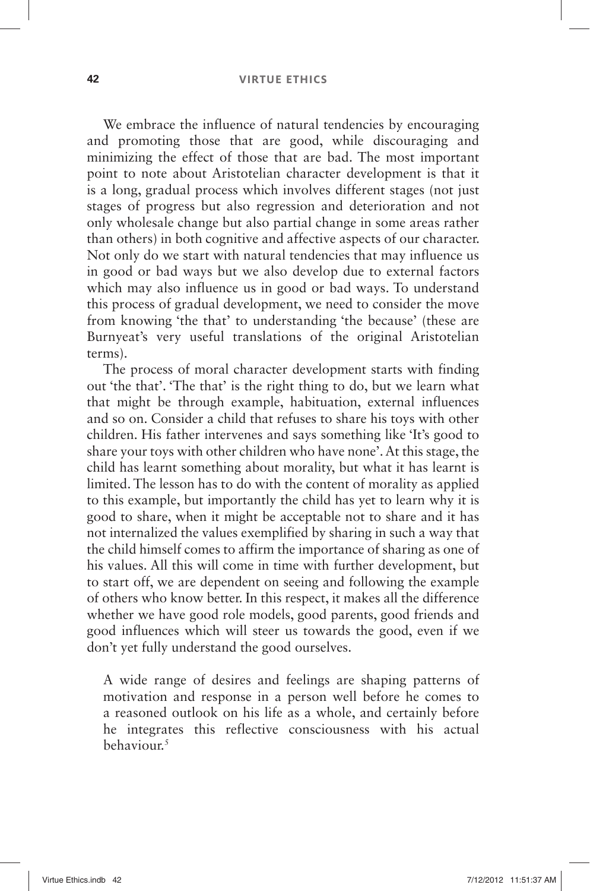We embrace the influence of natural tendencies by encouraging and promoting those that are good, while discouraging and minimizing the effect of those that are bad. The most important point to note about Aristotelian character development is that it is a long, gradual process which involves different stages (not just stages of progress but also regression and deterioration and not only wholesale change but also partial change in some areas rather than others) in both cognitive and affective aspects of our character. Not only do we start with natural tendencies that may influence us in good or bad ways but we also develop due to external factors which may also influence us in good or bad ways. To understand this process of gradual development, we need to consider the move from knowing 'the that' to understanding 'the because' (these are Burnyeat's very useful translations of the original Aristotelian terms).

The process of moral character development starts with finding out 'the that'. 'The that' is the right thing to do, but we learn what that might be through example, habituation, external influences and so on. Consider a child that refuses to share his toys with other children. His father intervenes and says something like 'It's good to share your toys with other children who have none'. At this stage, the child has learnt something about morality, but what it has learnt is limited. The lesson has to do with the content of morality as applied to this example, but importantly the child has yet to learn why it is good to share, when it might be acceptable not to share and it has not internalized the values exemplified by sharing in such a way that the child himself comes to affirm the importance of sharing as one of his values. All this will come in time with further development, but to start off, we are dependent on seeing and following the example of others who know better. In this respect, it makes all the difference whether we have good role models, good parents, good friends and good influences which will steer us towards the good, even if we don't yet fully understand the good ourselves.

> A wide range of desires and feelings are shaping patterns of motivation and response in a person well before he comes to a reasoned outlook on his life as a whole, and certainly before he integrates this reflective consciousness with his actual behaviour.[5]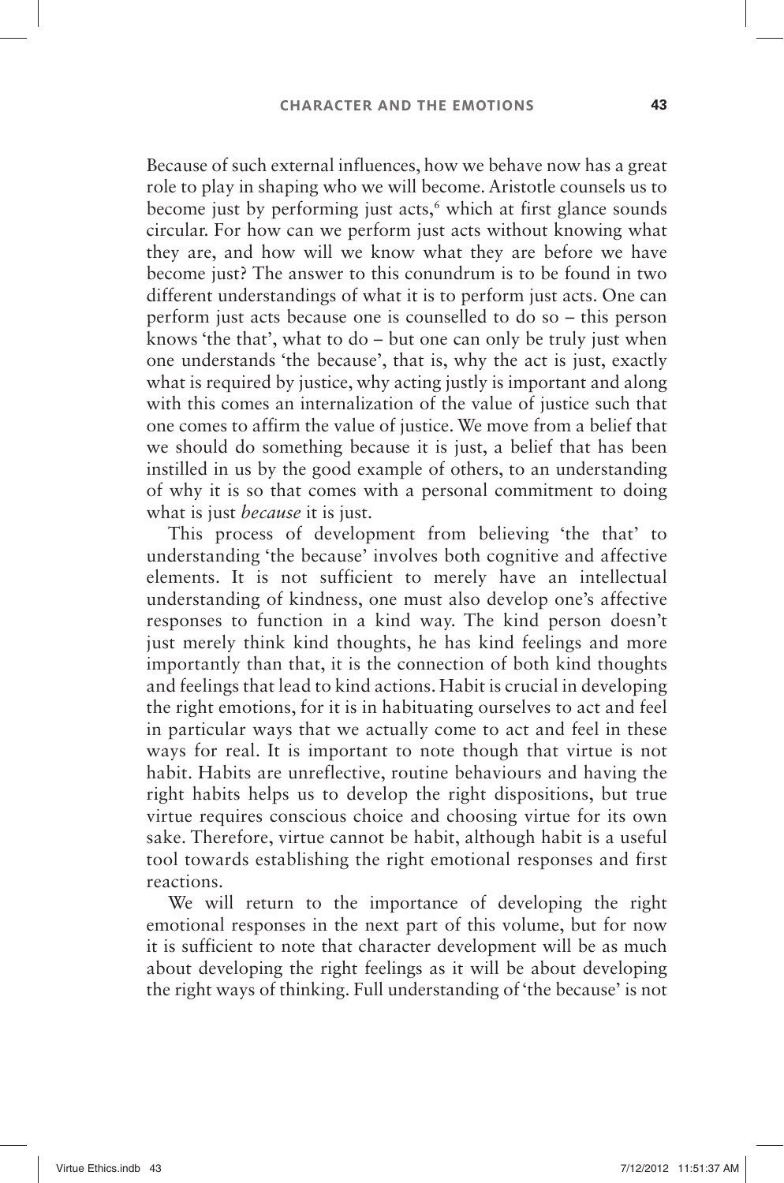Because of such external influences, how we behave now has a great role to play in shaping who we will become. Aristotle counsels us to become just by performing just acts,[6] which at first glance sounds circular. For how can we perform just acts without knowing what they are, and how will we know what they are before we have become just? The answer to this conundrum is to be found in two different understandings of what it is to perform just acts. One can perform just acts because one is counselled to do so – this person knows 'the that', what to do – but one can only be truly just when one understands 'the because', that is, why the act is just, exactly what is required by justice, why acting justly is important and along with this comes an internalization of the value of justice such that one comes to affirm the value of justice. We move from a belief that we should do something because it is just, a belief that has been instilled in us by the good example of others, to an understanding of why it is so that comes with a personal commitment to doing what is just *because* it is just.

This process of development from believing 'the that' to understanding 'the because' involves both cognitive and affective elements. It is not sufficient to merely have an intellectual understanding of kindness, one must also develop one's affective responses to function in a kind way. The kind person doesn't just merely think kind thoughts, he has kind feelings and more importantly than that, it is the connection of both kind thoughts and feelings that lead to kind actions. Habit is crucial in developing the right emotions, for it is in habituating ourselves to act and feel in particular ways that we actually come to act and feel in these ways for real. It is important to note though that virtue is not habit. Habits are unreflective, routine behaviours and having the right habits helps us to develop the right dispositions, but true virtue requires conscious choice and choosing virtue for its own sake. Therefore, virtue cannot be habit, although habit is a useful tool towards establishing the right emotional responses and first reactions.

We will return to the importance of developing the right emotional responses in the next part of this volume, but for now it is sufficient to note that character development will be as much about developing the right feelings as it will be about developing the right ways of thinking. Full understanding of 'the because' is not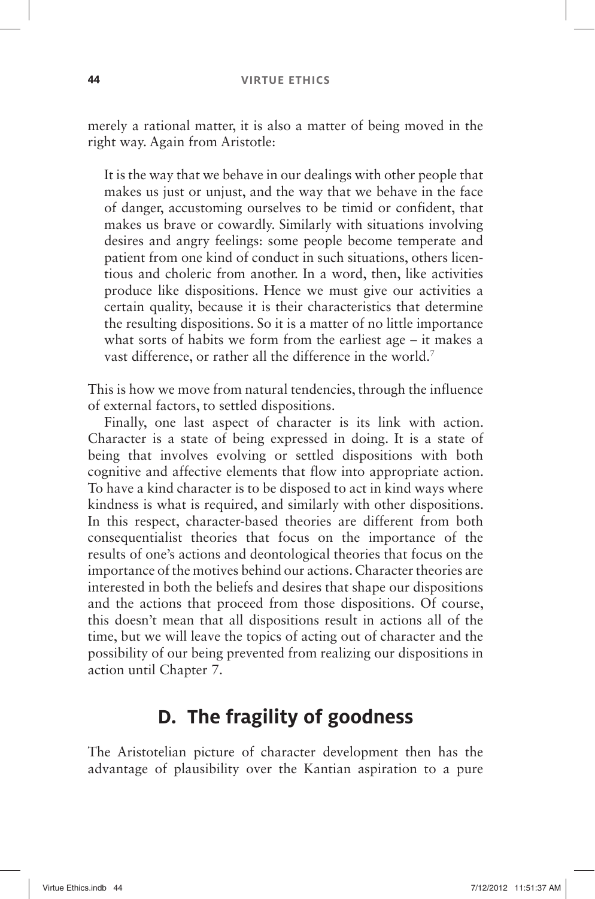merely a rational matter, it is also a matter of being moved in the right way. Again from Aristotle:

> It is the way that we behave in our dealings with other people that makes us just or unjust, and the way that we behave in the face of danger, accustoming ourselves to be timid or confident, that makes us brave or cowardly. Similarly with situations involving desires and angry feelings: some people become temperate and patient from one kind of conduct in such situations, others licentious and choleric from another. In a word, then, like activities produce like dispositions. Hence we must give our activities a certain quality, because it is their characteristics that determine the resulting dispositions. So it is a matter of no little importance what sorts of habits we form from the earliest age – it makes a vast difference, or rather all the difference in the world.[7]

This is how we move from natural tendencies, through the influence of external factors, to settled dispositions.

Finally, one last aspect of character is its link with action. Character is a state of being expressed in doing. It is a state of being that involves evolving or settled dispositions with both cognitive and affective elements that flow into appropriate action. To have a kind character is to be disposed to act in kind ways where kindness is what is required, and similarly with other dispositions. In this respect, character-based theories are different from both consequentialist theories that focus on the importance of the results of one's actions and deontological theories that focus on the importance of the motives behind our actions. Character theories are interested in both the beliefs and desires that shape our dispositions and the actions that proceed from those dispositions. Of course, this doesn't mean that all dispositions result in actions all of the time, but we will leave the topics of acting out of character and the possibility of our being prevented from realizing our dispositions in action until Chapter 7.

## D. The fragility of goodness

The Aristotelian picture of character development then has the advantage of plausibility over the Kantian aspiration to a pure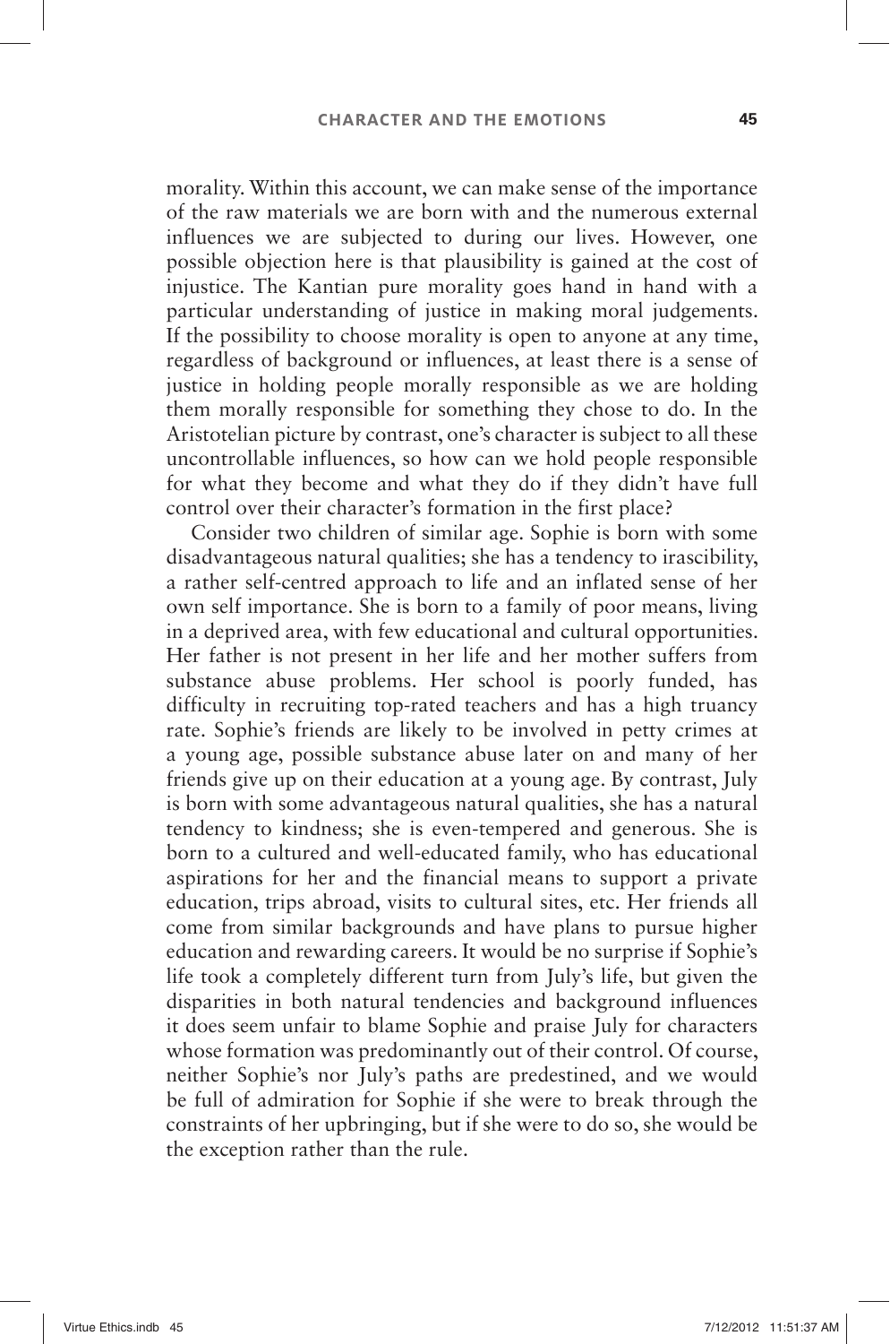morality. Within this account, we can make sense of the importance of the raw materials we are born with and the numerous external influences we are subjected to during our lives. However, one possible objection here is that plausibility is gained at the cost of injustice. The Kantian pure morality goes hand in hand with a particular understanding of justice in making moral judgements. If the possibility to choose morality is open to anyone at any time, regardless of background or influences, at least there is a sense of justice in holding people morally responsible as we are holding them morally responsible for something they chose to do. In the Aristotelian picture by contrast, one's character is subject to all these uncontrollable influences, so how can we hold people responsible for what they become and what they do if they didn't have full control over their character's formation in the first place?

Consider two children of similar age. Sophie is born with some disadvantageous natural qualities; she has a tendency to irascibility, a rather self-centred approach to life and an inflated sense of her own self importance. She is born to a family of poor means, living in a deprived area, with few educational and cultural opportunities. Her father is not present in her life and her mother suffers from substance abuse problems. Her school is poorly funded, has difficulty in recruiting top-rated teachers and has a high truancy rate. Sophie's friends are likely to be involved in petty crimes at a young age, possible substance abuse later on and many of her friends give up on their education at a young age. By contrast, July is born with some advantageous natural qualities, she has a natural tendency to kindness; she is even-tempered and generous. She is born to a cultured and well-educated family, who has educational aspirations for her and the financial means to support a private education, trips abroad, visits to cultural sites, etc. Her friends all come from similar backgrounds and have plans to pursue higher education and rewarding careers. It would be no surprise if Sophie's life took a completely different turn from July's life, but given the disparities in both natural tendencies and background influences it does seem unfair to blame Sophie and praise July for characters whose formation was predominantly out of their control. Of course, neither Sophie's nor July's paths are predestined, and we would be full of admiration for Sophie if she were to break through the constraints of her upbringing, but if she were to do so, she would be the exception rather than the rule.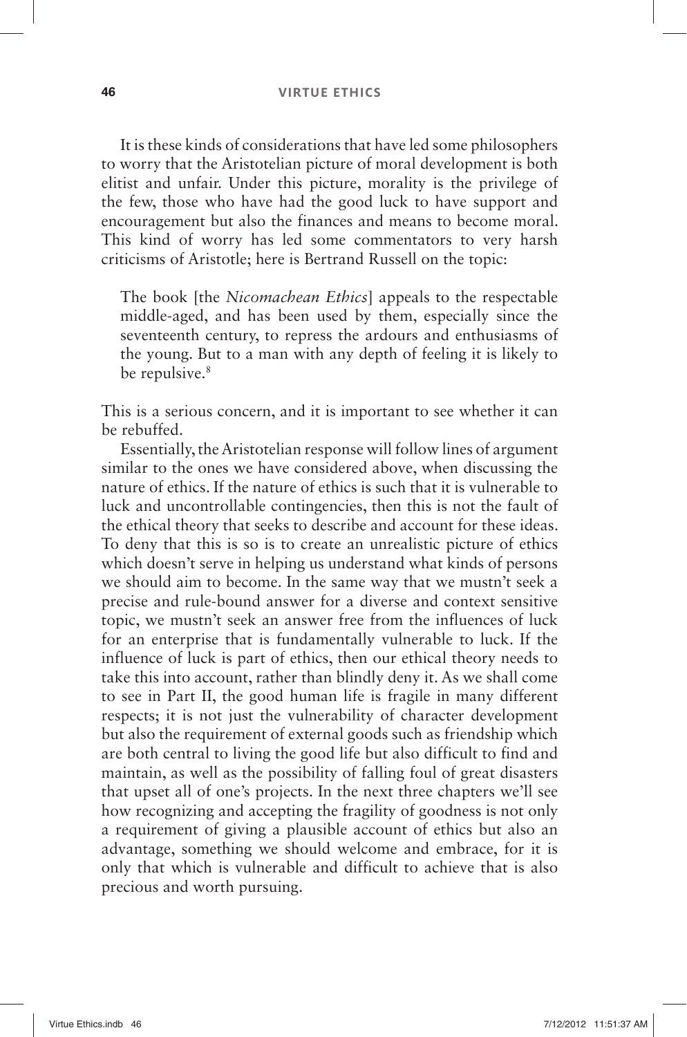It is these kinds of considerations that have led some philosophers to worry that the Aristotelian picture of moral development is both elitist and unfair. Under this picture, morality is the privilege of the few, those who have had the good luck to have support and encouragement but also the finances and means to become moral. This kind of worry has led some commentators to very harsh criticisms of Aristotle; here is Bertrand Russell on the topic:

> The book [the *Nicomachean Ethics*] appeals to the respectable middle-aged, and has been used by them, especially since the seventeenth century, to repress the ardours and enthusiasms of the young. But to a man with any depth of feeling it is likely to be repulsive.[8]

This is a serious concern, and it is important to see whether it can be rebuffed.

Essentially, the Aristotelian response will follow lines of argument similar to the ones we have considered above, when discussing the nature of ethics. If the nature of ethics is such that it is vulnerable to luck and uncontrollable contingencies, then this is not the fault of the ethical theory that seeks to describe and account for these ideas. To deny that this is so is to create an unrealistic picture of ethics which doesn't serve in helping us understand what kinds of persons we should aim to become. In the same way that we mustn't seek a precise and rule-bound answer for a diverse and context sensitive topic, we mustn't seek an answer free from the influences of luck for an enterprise that is fundamentally vulnerable to luck. If the influence of luck is part of ethics, then our ethical theory needs to take this into account, rather than blindly deny it. As we shall come to see in Part II, the good human life is fragile in many different respects; it is not just the vulnerability of character development but also the requirement of external goods such as friendship which are both central to living the good life but also difficult to find and maintain, as well as the possibility of falling foul of great disasters that upset all of one's projects. In the next three chapters we'll see how recognizing and accepting the fragility of goodness is not only a requirement of giving a plausible account of ethics but also an advantage, something we should welcome and embrace, for it is only that which is vulnerable and difficult to achieve that is also precious and worth pursuing.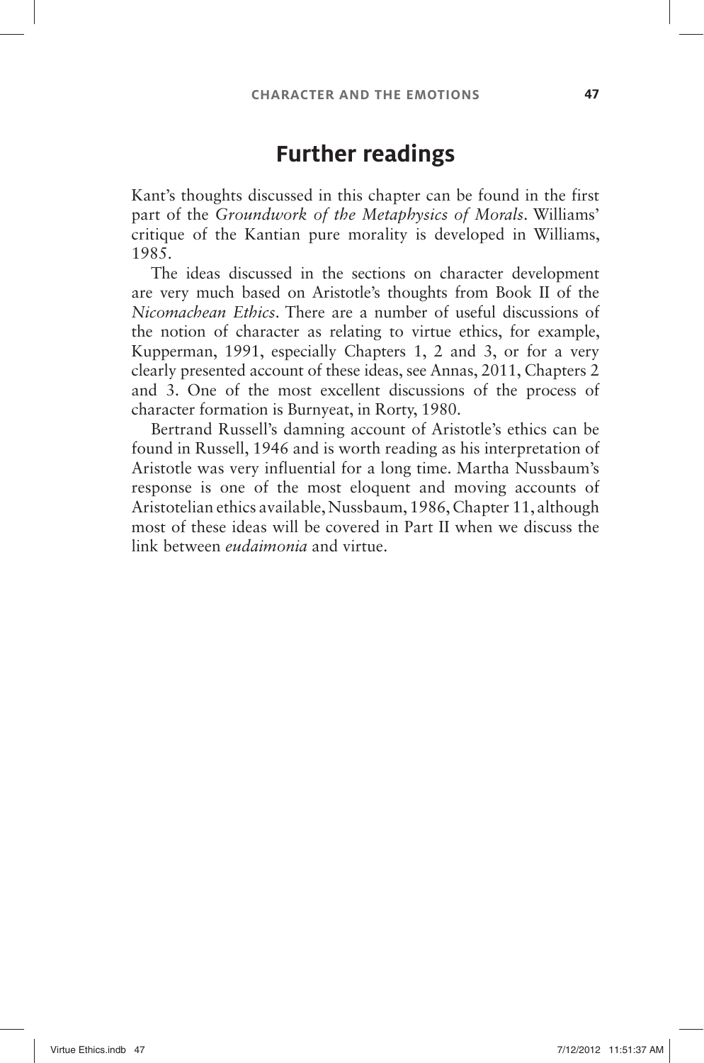## Further readings

Kant's thoughts discussed in this chapter can be found in the first part of the *Groundwork of the Metaphysics of Morals*. Williams' critique of the Kantian pure morality is developed in Williams, 1985.

The ideas discussed in the sections on character development are very much based on Aristotle's thoughts from Book II of the *Nicomachean Ethics*. There are a number of useful discussions of the notion of character as relating to virtue ethics, for example, Kupperman, 1991, especially Chapters 1, 2 and 3, or for a very clearly presented account of these ideas, see Annas, 2011, Chapters 2 and 3. One of the most excellent discussions of the process of character formation is Burnyeat, in Rorty, 1980.

Bertrand Russell's damning account of Aristotle's ethics can be found in Russell, 1946 and is worth reading as his interpretation of Aristotle was very influential for a long time. Martha Nussbaum's response is one of the most eloquent and moving accounts of Aristotelian ethics available, Nussbaum, 1986, Chapter 11, although most of these ideas will be covered in Part II when we discuss the link between *eudaimonia* and virtue.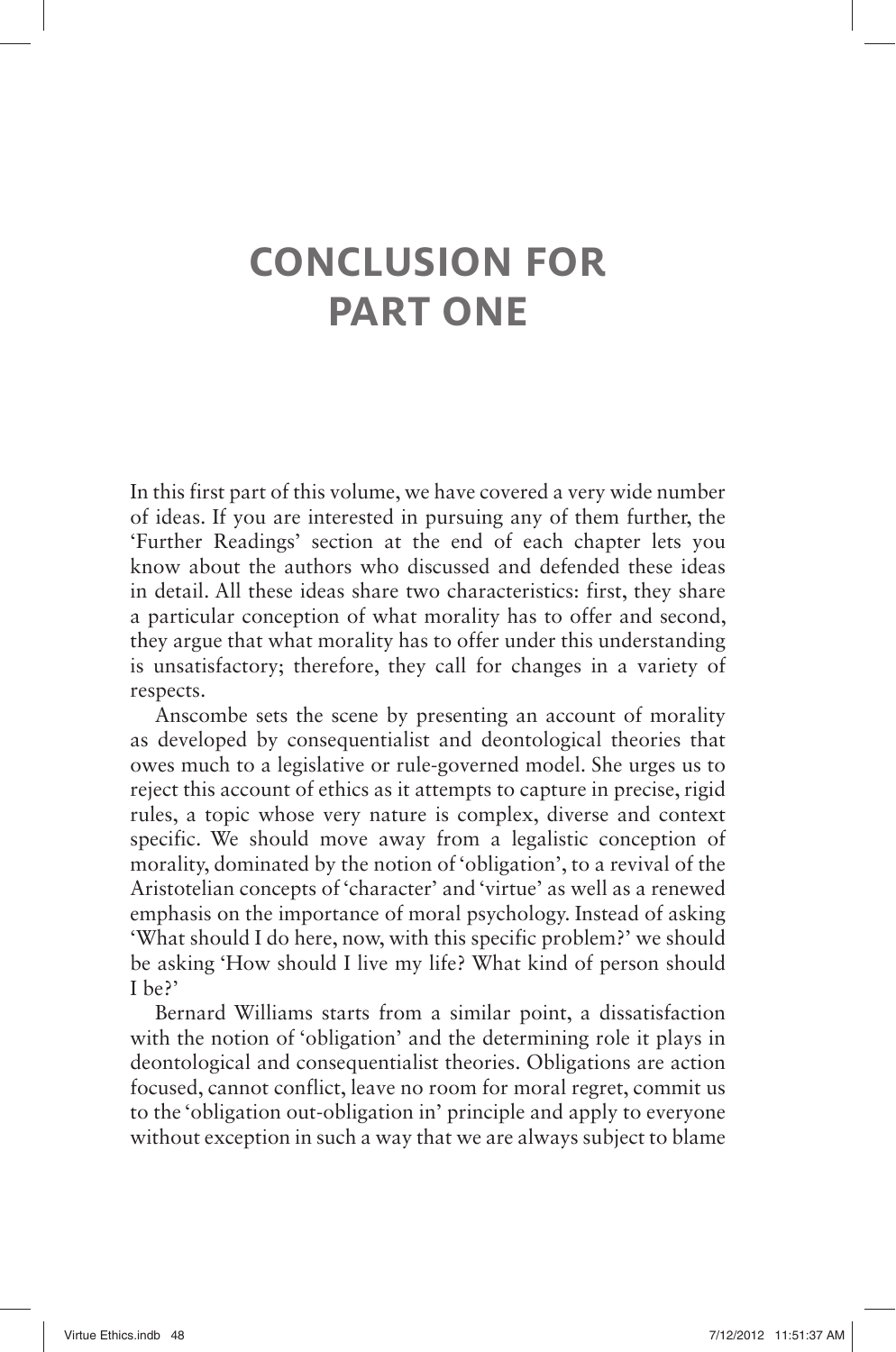# CONCLUSION FOR PART ONE

In this first part of this volume, we have covered a very wide number of ideas. If you are interested in pursuing any of them further, the 'Further Readings' section at the end of each chapter lets you know about the authors who discussed and defended these ideas in detail. All these ideas share two characteristics: first, they share a particular conception of what morality has to offer and second, they argue that what morality has to offer under this understanding is unsatisfactory; therefore, they call for changes in a variety of respects.

Anscombe sets the scene by presenting an account of morality as developed by consequentialist and deontological theories that owes much to a legislative or rule-governed model. She urges us to reject this account of ethics as it attempts to capture in precise, rigid rules, a topic whose very nature is complex, diverse and context specific. We should move away from a legalistic conception of morality, dominated by the notion of 'obligation', to a revival of the Aristotelian concepts of 'character' and 'virtue' as well as a renewed emphasis on the importance of moral psychology. Instead of asking 'What should I do here, now, with this specific problem?' we should be asking 'How should I live my life? What kind of person should I be?'

Bernard Williams starts from a similar point, a dissatisfaction with the notion of 'obligation' and the determining role it plays in deontological and consequentialist theories. Obligations are action focused, cannot conflict, leave no room for moral regret, commit us to the 'obligation out-obligation in' principle and apply to everyone without exception in such a way that we are always subject to blame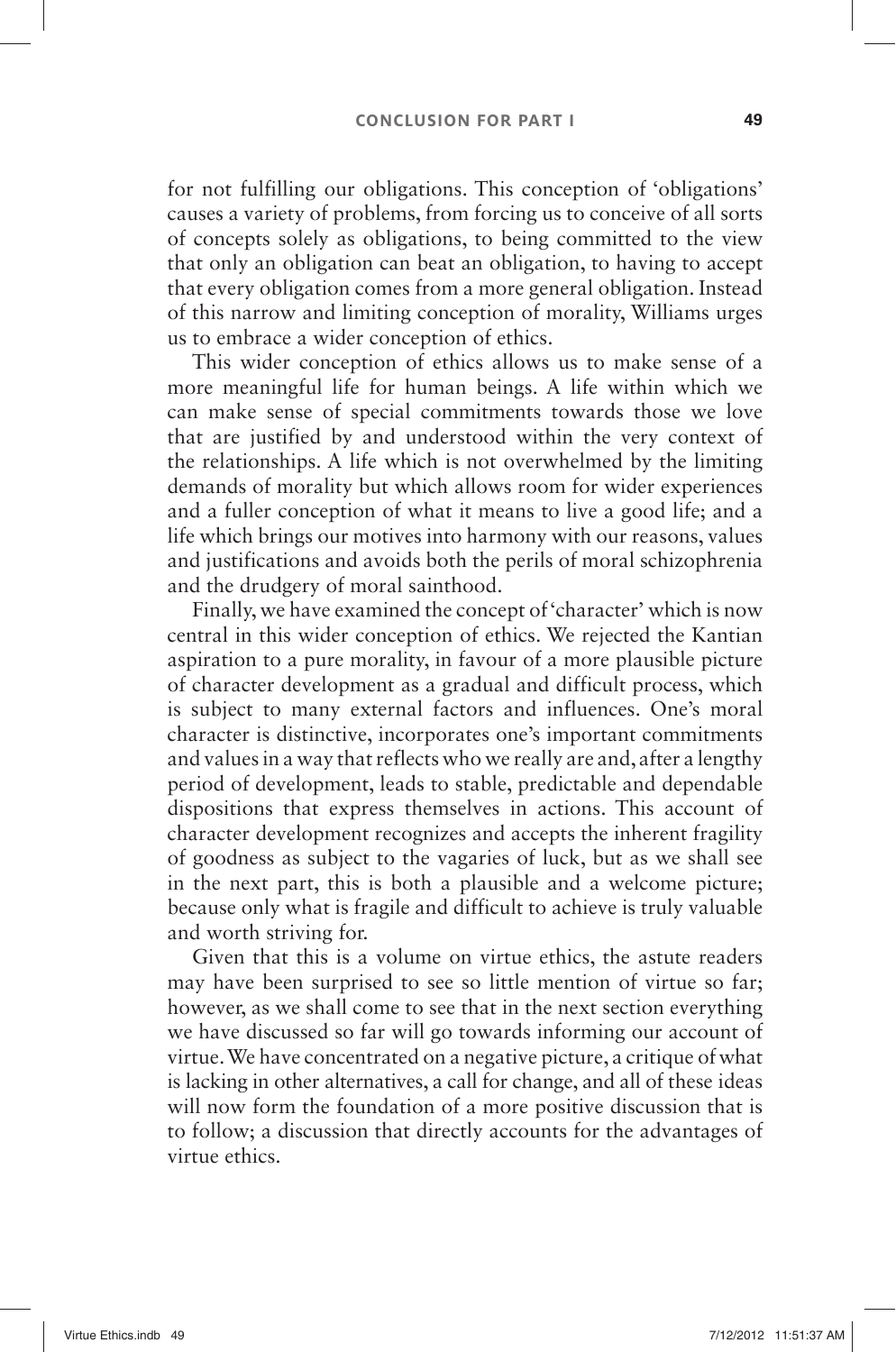for not fulfilling our obligations. This conception of 'obligations' causes a variety of problems, from forcing us to conceive of all sorts of concepts solely as obligations, to being committed to the view that only an obligation can beat an obligation, to having to accept that every obligation comes from a more general obligation. Instead of this narrow and limiting conception of morality, Williams urges us to embrace a wider conception of ethics.

This wider conception of ethics allows us to make sense of a more meaningful life for human beings. A life within which we can make sense of special commitments towards those we love that are justified by and understood within the very context of the relationships. A life which is not overwhelmed by the limiting demands of morality but which allows room for wider experiences and a fuller conception of what it means to live a good life; and a life which brings our motives into harmony with our reasons, values and justifications and avoids both the perils of moral schizophrenia and the drudgery of moral sainthood.

Finally, we have examined the concept of 'character' which is now central in this wider conception of ethics. We rejected the Kantian aspiration to a pure morality, in favour of a more plausible picture of character development as a gradual and difficult process, which is subject to many external factors and influences. One's moral character is distinctive, incorporates one's important commitments and values in a way that reflects who we really are and, after a lengthy period of development, leads to stable, predictable and dependable dispositions that express themselves in actions. This account of character development recognizes and accepts the inherent fragility of goodness as subject to the vagaries of luck, but as we shall see in the next part, this is both a plausible and a welcome picture; because only what is fragile and difficult to achieve is truly valuable and worth striving for.

Given that this is a volume on virtue ethics, the astute readers may have been surprised to see so little mention of virtue so far; however, as we shall come to see that in the next section everything we have discussed so far will go towards informing our account of virtue. We have concentrated on a negative picture, a critique of what is lacking in other alternatives, a call for change, and all of these ideas will now form the foundation of a more positive discussion that is to follow; a discussion that directly accounts for the advantages of virtue ethics.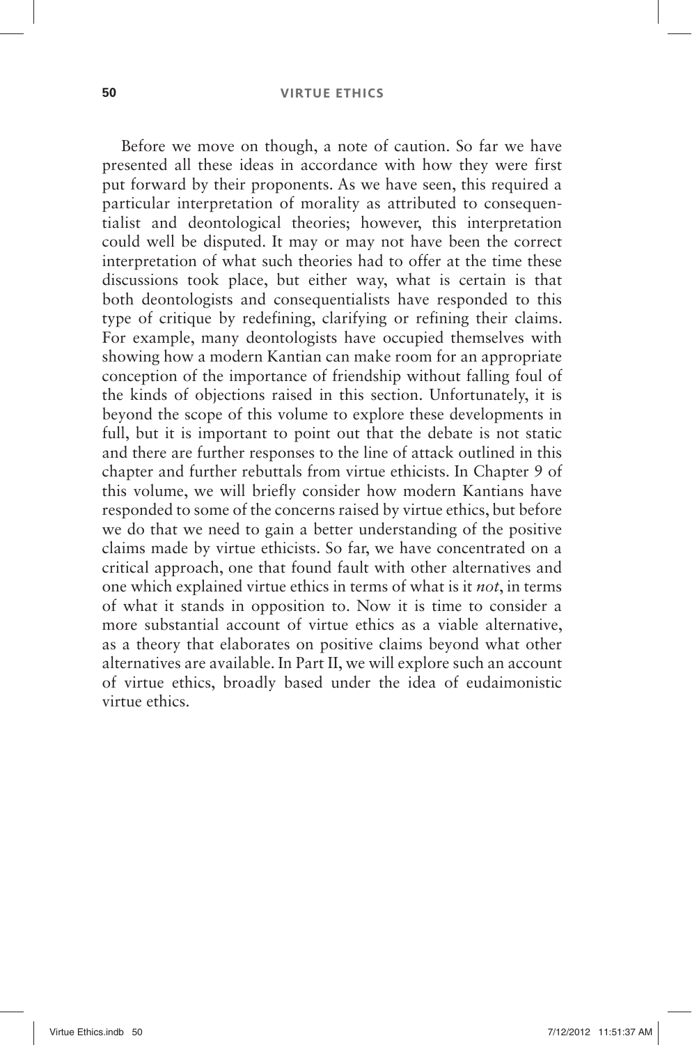Before we move on though, a note of caution. So far we have presented all these ideas in accordance with how they were first put forward by their proponents. As we have seen, this required a particular interpretation of morality as attributed to consequentialist and deontological theories; however, this interpretation could well be disputed. It may or may not have been the correct interpretation of what such theories had to offer at the time these discussions took place, but either way, what is certain is that both deontologists and consequentialists have responded to this type of critique by redefining, clarifying or refining their claims. For example, many deontologists have occupied themselves with showing how a modern Kantian can make room for an appropriate conception of the importance of friendship without falling foul of the kinds of objections raised in this section. Unfortunately, it is beyond the scope of this volume to explore these developments in full, but it is important to point out that the debate is not static and there are further responses to the line of attack outlined in this chapter and further rebuttals from virtue ethicists. In Chapter 9 of this volume, we will briefly consider how modern Kantians have responded to some of the concerns raised by virtue ethics, but before we do that we need to gain a better understanding of the positive claims made by virtue ethicists. So far, we have concentrated on a critical approach, one that found fault with other alternatives and one which explained virtue ethics in terms of what is it *not*, in terms of what it stands in opposition to. Now it is time to consider a more substantial account of virtue ethics as a viable alternative, as a theory that elaborates on positive claims beyond what other alternatives are available. In Part II, we will explore such an account of virtue ethics, broadly based under the idea of eudaimonistic virtue ethics.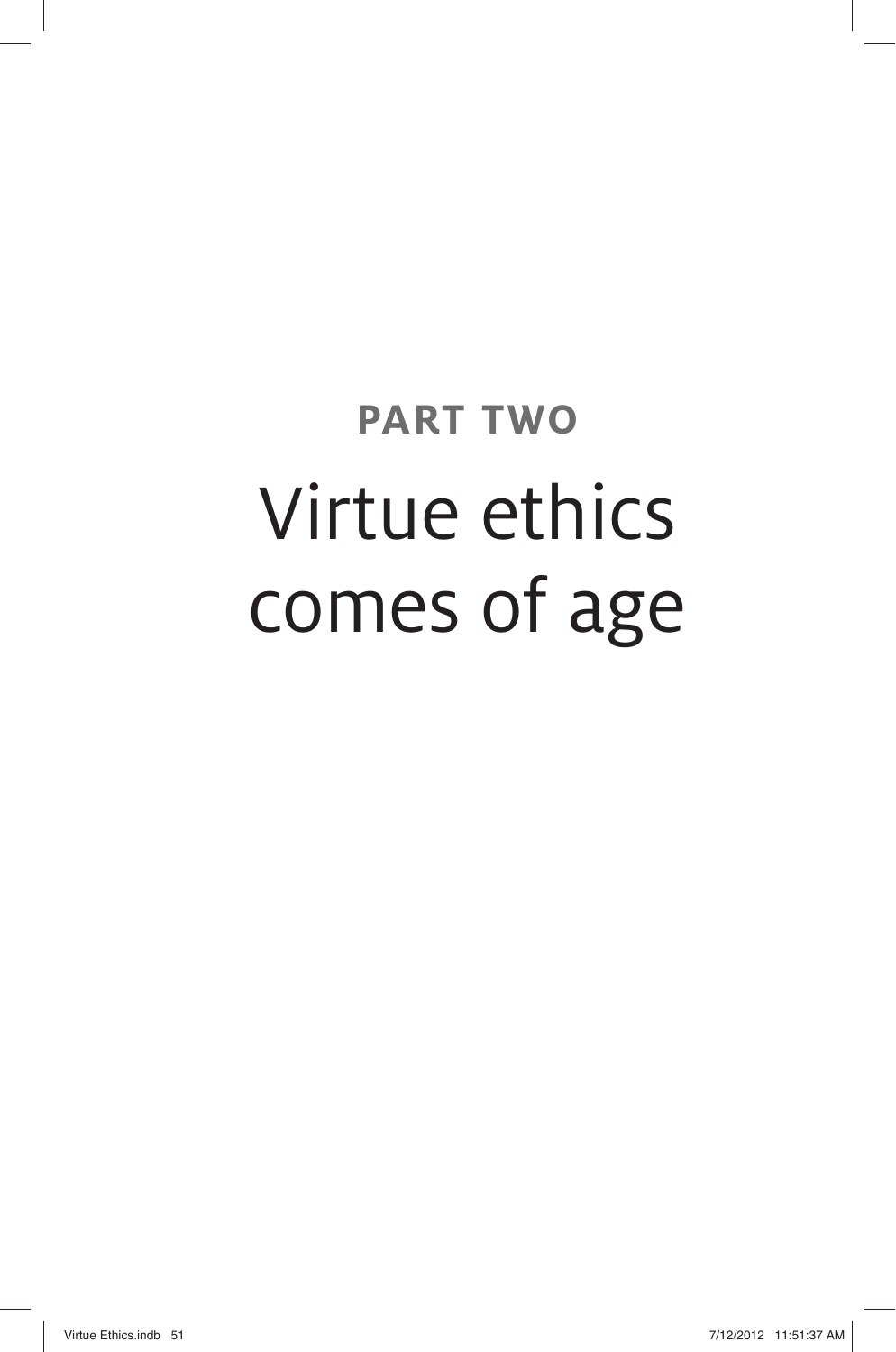# PART TWO

# Virtue ethics comes of age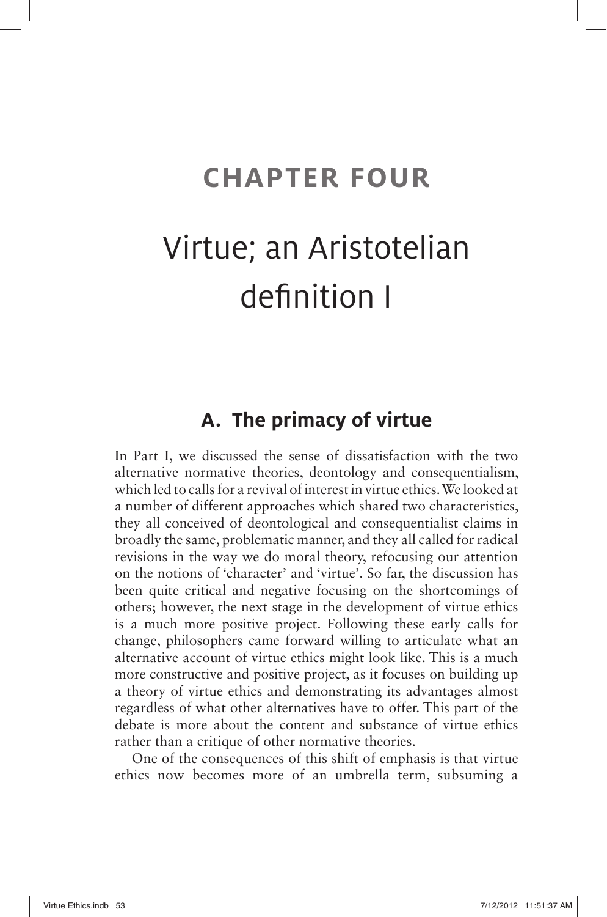# CHAPTER FOUR

# Virtue; an Aristotelian definition I

## A. The primacy of virtue

In Part I, we discussed the sense of dissatisfaction with the two alternative normative theories, deontology and consequentialism, which led to calls for a revival of interest in virtue ethics. We looked at a number of different approaches which shared two characteristics, they all conceived of deontological and consequentialist claims in broadly the same, problematic manner, and they all called for radical revisions in the way we do moral theory, refocusing our attention on the notions of 'character' and 'virtue'. So far, the discussion has been quite critical and negative focusing on the shortcomings of others; however, the next stage in the development of virtue ethics is a much more positive project. Following these early calls for change, philosophers came forward willing to articulate what an alternative account of virtue ethics might look like. This is a much more constructive and positive project, as it focuses on building up a theory of virtue ethics and demonstrating its advantages almost regardless of what other alternatives have to offer. This part of the debate is more about the content and substance of virtue ethics rather than a critique of other normative theories.

One of the consequences of this shift of emphasis is that virtue ethics now becomes more of an umbrella term, subsuming a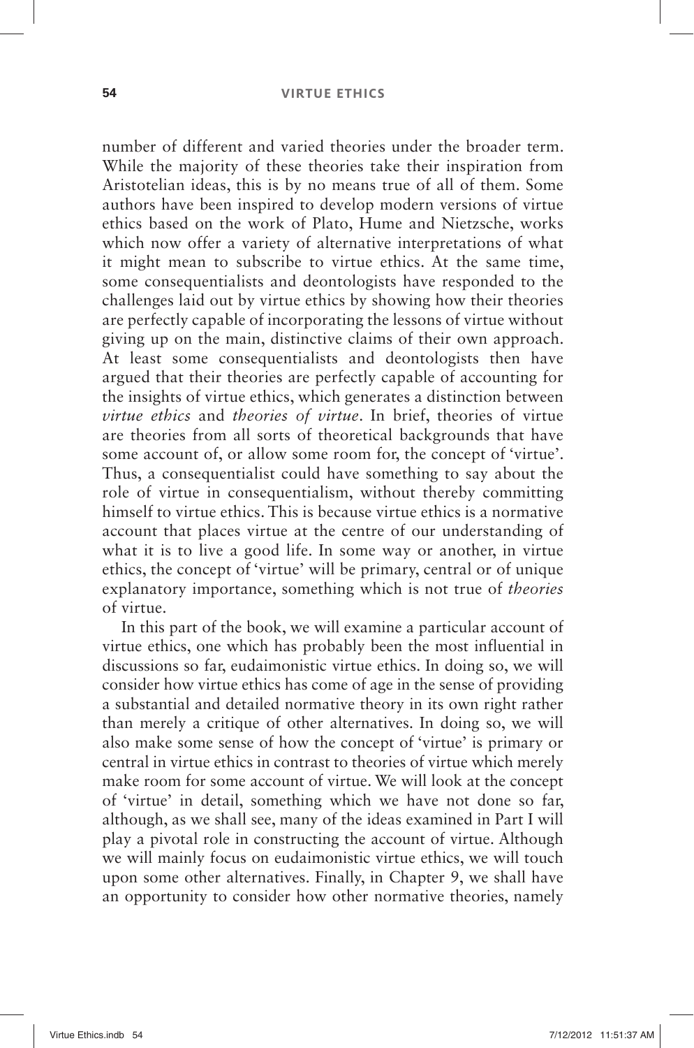number of different and varied theories under the broader term. While the majority of these theories take their inspiration from Aristotelian ideas, this is by no means true of all of them. Some authors have been inspired to develop modern versions of virtue ethics based on the work of Plato, Hume and Nietzsche, works which now offer a variety of alternative interpretations of what it might mean to subscribe to virtue ethics. At the same time, some consequentialists and deontologists have responded to the challenges laid out by virtue ethics by showing how their theories are perfectly capable of incorporating the lessons of virtue without giving up on the main, distinctive claims of their own approach. At least some consequentialists and deontologists then have argued that their theories are perfectly capable of accounting for the insights of virtue ethics, which generates a distinction between *virtue ethics* and *theories of virtue*. In brief, theories of virtue are theories from all sorts of theoretical backgrounds that have some account of, or allow some room for, the concept of 'virtue'. Thus, a consequentialist could have something to say about the role of virtue in consequentialism, without thereby committing himself to virtue ethics. This is because virtue ethics is a normative account that places virtue at the centre of our understanding of what it is to live a good life. In some way or another, in virtue ethics, the concept of 'virtue' will be primary, central or of unique explanatory importance, something which is not true of *theories* of virtue.

In this part of the book, we will examine a particular account of virtue ethics, one which has probably been the most influential in discussions so far, eudaimonistic virtue ethics. In doing so, we will consider how virtue ethics has come of age in the sense of providing a substantial and detailed normative theory in its own right rather than merely a critique of other alternatives. In doing so, we will also make some sense of how the concept of 'virtue' is primary or central in virtue ethics in contrast to theories of virtue which merely make room for some account of virtue. We will look at the concept of 'virtue' in detail, something which we have not done so far, although, as we shall see, many of the ideas examined in Part I will play a pivotal role in constructing the account of virtue. Although we will mainly focus on eudaimonistic virtue ethics, we will touch upon some other alternatives. Finally, in Chapter 9, we shall have an opportunity to consider how other normative theories, namely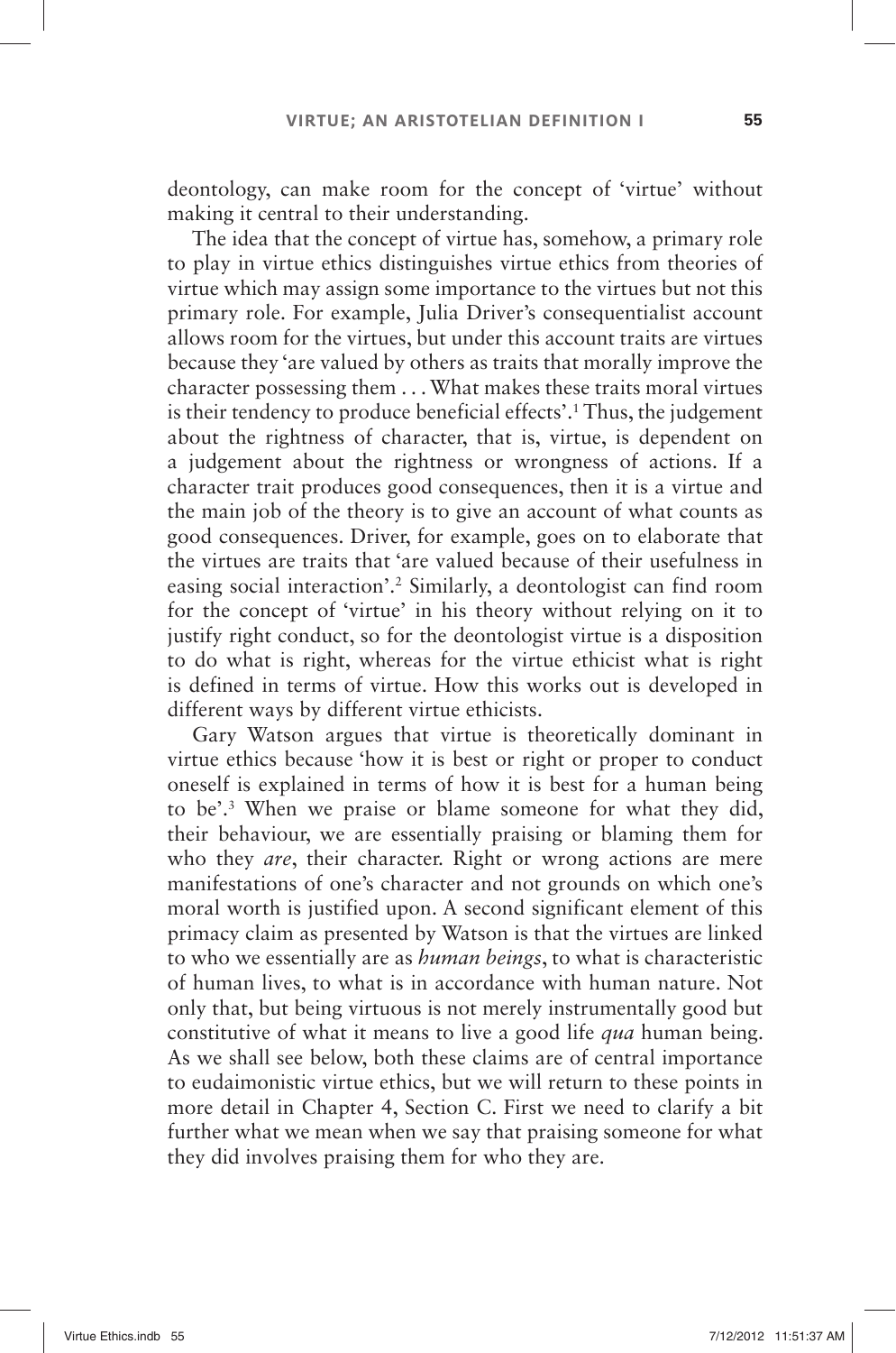deontology, can make room for the concept of 'virtue' without making it central to their understanding.

The idea that the concept of virtue has, somehow, a primary role to play in virtue ethics distinguishes virtue ethics from theories of virtue which may assign some importance to the virtues but not this primary role. For example, Julia Driver's consequentialist account allows room for the virtues, but under this account traits are virtues because they 'are valued by others as traits that morally improve the character possessing them . . . What makes these traits moral virtues is their tendency to produce beneficial effects'.[1] Thus, the judgement about the rightness of character, that is, virtue, is dependent on a judgement about the rightness or wrongness of actions. If a character trait produces good consequences, then it is a virtue and the main job of the theory is to give an account of what counts as good consequences. Driver, for example, goes on to elaborate that the virtues are traits that 'are valued because of their usefulness in easing social interaction'.[2] Similarly, a deontologist can find room for the concept of 'virtue' in his theory without relying on it to justify right conduct, so for the deontologist virtue is a disposition to do what is right, whereas for the virtue ethicist what is right is defined in terms of virtue. How this works out is developed in different ways by different virtue ethicists.

Gary Watson argues that virtue is theoretically dominant in virtue ethics because 'how it is best or right or proper to conduct oneself is explained in terms of how it is best for a human being to be'.[3] When we praise or blame someone for what they did, their behaviour, we are essentially praising or blaming them for who they *are*, their character. Right or wrong actions are mere manifestations of one's character and not grounds on which one's moral worth is justified upon. A second significant element of this primacy claim as presented by Watson is that the virtues are linked to who we essentially are as *human beings*, to what is characteristic of human lives, to what is in accordance with human nature. Not only that, but being virtuous is not merely instrumentally good but constitutive of what it means to live a good life *qua* human being. As we shall see below, both these claims are of central importance to eudaimonistic virtue ethics, but we will return to these points in more detail in Chapter 4, Section C. First we need to clarify a bit further what we mean when we say that praising someone for what they did involves praising them for who they are.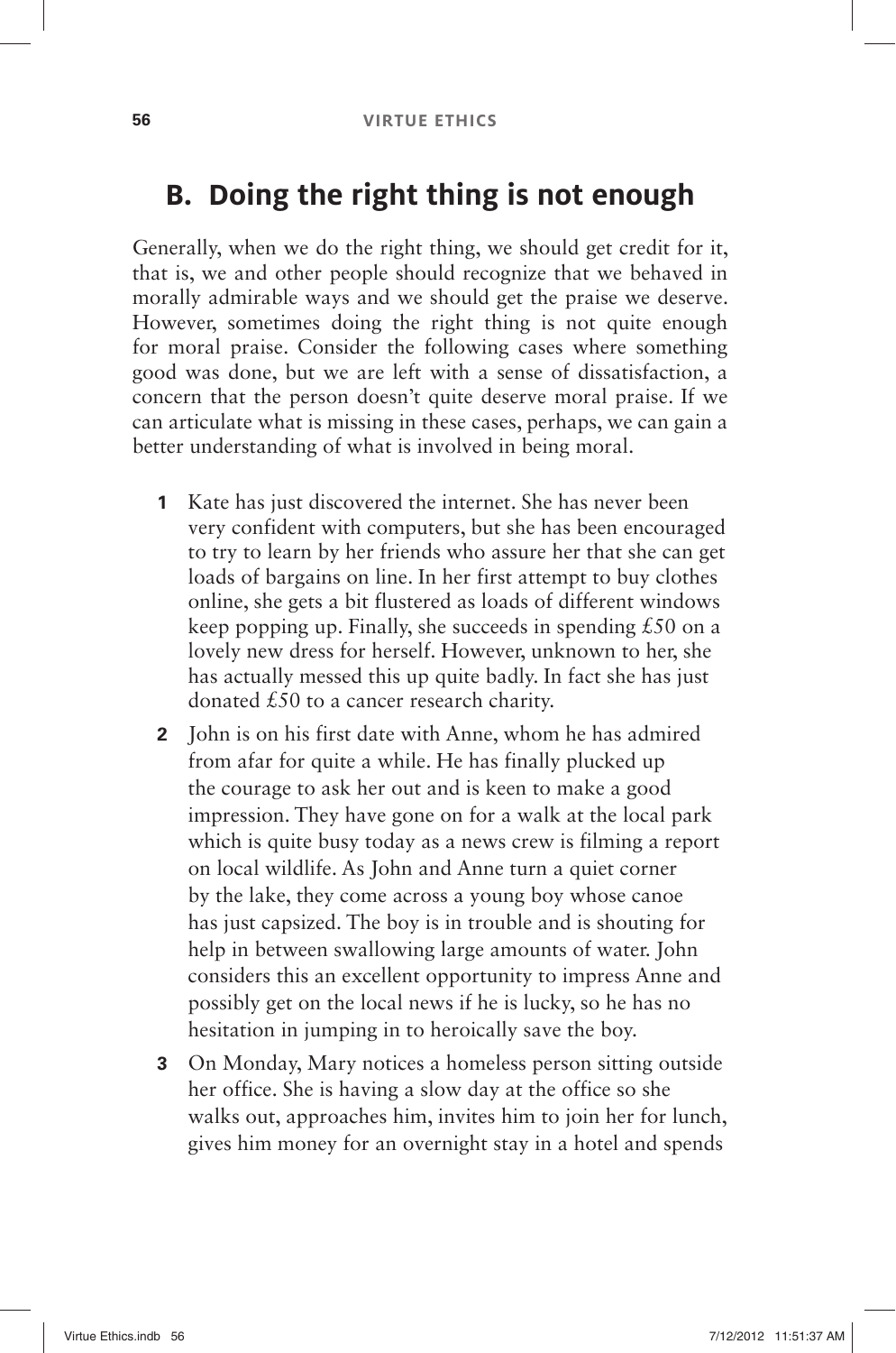## B. Doing the right thing is not enough

Generally, when we do the right thing, we should get credit for it, that is, we and other people should recognize that we behaved in morally admirable ways and we should get the praise we deserve. However, sometimes doing the right thing is not quite enough for moral praise. Consider the following cases where something good was done, but we are left with a sense of dissatisfaction, a concern that the person doesn't quite deserve moral praise. If we can articulate what is missing in these cases, perhaps, we can gain a better understanding of what is involved in being moral.

1. Kate has just discovered the internet. She has never been very confident with computers, but she has been encouraged to try to learn by her friends who assure her that she can get loads of bargains on line. In her first attempt to buy clothes online, she gets a bit flustered as loads of different windows keep popping up. Finally, she succeeds in spending £50 on a lovely new dress for herself. However, unknown to her, she has actually messed this up quite badly. In fact she has just donated £50 to a cancer research charity.
2. John is on his first date with Anne, whom he has admired from afar for quite a while. He has finally plucked up the courage to ask her out and is keen to make a good impression. They have gone on for a walk at the local park which is quite busy today as a news crew is filming a report on local wildlife. As John and Anne turn a quiet corner by the lake, they come across a young boy whose canoe has just capsized. The boy is in trouble and is shouting for help in between swallowing large amounts of water. John considers this an excellent opportunity to impress Anne and possibly get on the local news if he is lucky, so he has no hesitation in jumping in to heroically save the boy.
3. On Monday, Mary notices a homeless person sitting outside her office. She is having a slow day at the office so she walks out, approaches him, invites him to join her for lunch, gives him money for an overnight stay in a hotel and spends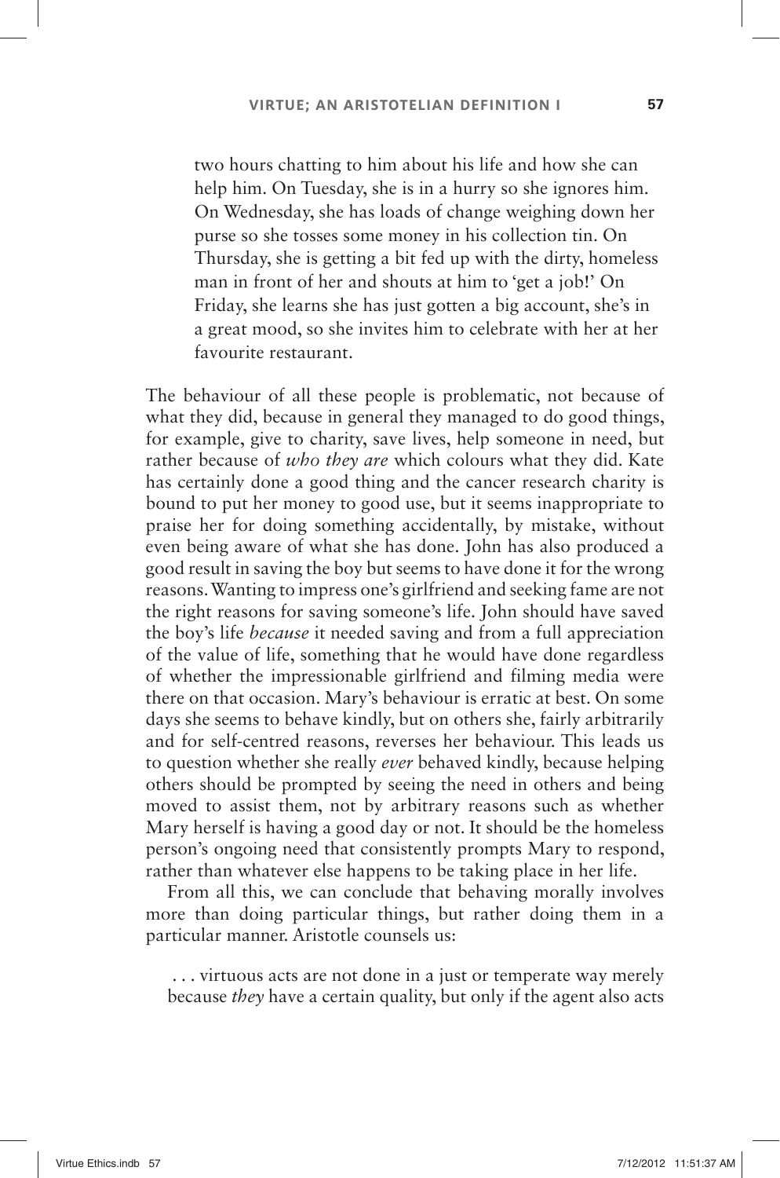> two hours chatting to him about his life and how she can help him. On Tuesday, she is in a hurry so she ignores him. On Wednesday, she has loads of change weighing down her purse so she tosses some money in his collection tin. On Thursday, she is getting a bit fed up with the dirty, homeless man in front of her and shouts at him to 'get a job!' On Friday, she learns she has just gotten a big account, she's in a great mood, so she invites him to celebrate with her at her favourite restaurant.

The behaviour of all these people is problematic, not because of what they did, because in general they managed to do good things, for example, give to charity, save lives, help someone in need, but rather because of *who they are* which colours what they did. Kate has certainly done a good thing and the cancer research charity is bound to put her money to good use, but it seems inappropriate to praise her for doing something accidentally, by mistake, without even being aware of what she has done. John has also produced a good result in saving the boy but seems to have done it for the wrong reasons. Wanting to impress one's girlfriend and seeking fame are not the right reasons for saving someone's life. John should have saved the boy's life *because* it needed saving and from a full appreciation of the value of life, something that he would have done regardless of whether the impressionable girlfriend and filming media were there on that occasion. Mary's behaviour is erratic at best. On some days she seems to behave kindly, but on others she, fairly arbitrarily and for self-centred reasons, reverses her behaviour. This leads us to question whether she really *ever* behaved kindly, because helping others should be prompted by seeing the need in others and being moved to assist them, not by arbitrary reasons such as whether Mary herself is having a good day or not. It should be the homeless person's ongoing need that consistently prompts Mary to respond, rather than whatever else happens to be taking place in her life.

From all this, we can conclude that behaving morally involves more than doing particular things, but rather doing them in a particular manner. Aristotle counsels us:

> . . . virtuous acts are not done in a just or temperate way merely because *they* have a certain quality, but only if the agent also acts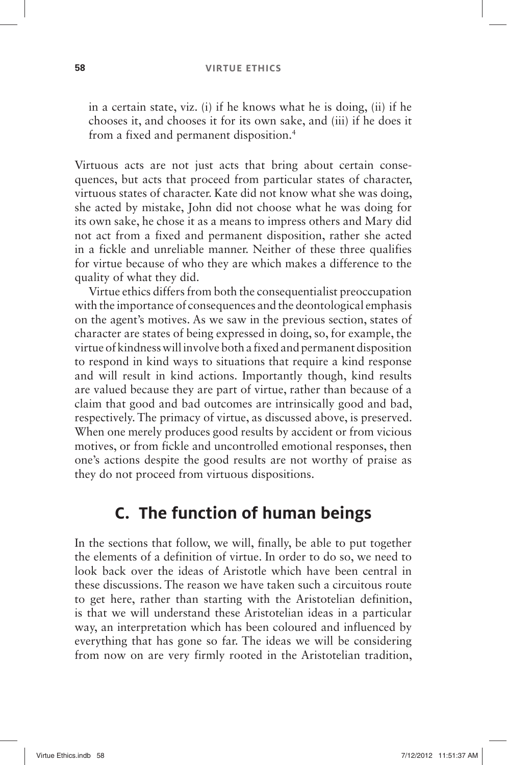in a certain state, viz. (i) if he knows what he is doing, (ii) if he chooses it, and chooses it for its own sake, and (iii) if he does it from a fixed and permanent disposition.[4]

Virtuous acts are not just acts that bring about certain consequences, but acts that proceed from particular states of character, virtuous states of character. Kate did not know what she was doing, she acted by mistake, John did not choose what he was doing for its own sake, he chose it as a means to impress others and Mary did not act from a fixed and permanent disposition, rather she acted in a fickle and unreliable manner. Neither of these three qualifies for virtue because of who they are which makes a difference to the quality of what they did.

Virtue ethics differs from both the consequentialist preoccupation with the importance of consequences and the deontological emphasis on the agent's motives. As we saw in the previous section, states of character are states of being expressed in doing, so, for example, the virtue of kindness will involve both a fixed and permanent disposition to respond in kind ways to situations that require a kind response and will result in kind actions. Importantly though, kind results are valued because they are part of virtue, rather than because of a claim that good and bad outcomes are intrinsically good and bad, respectively. The primacy of virtue, as discussed above, is preserved. When one merely produces good results by accident or from vicious motives, or from fickle and uncontrolled emotional responses, then one's actions despite the good results are not worthy of praise as they do not proceed from virtuous dispositions.

## C. The function of human beings

In the sections that follow, we will, finally, be able to put together the elements of a definition of virtue. In order to do so, we need to look back over the ideas of Aristotle which have been central in these discussions. The reason we have taken such a circuitous route to get here, rather than starting with the Aristotelian definition, is that we will understand these Aristotelian ideas in a particular way, an interpretation which has been coloured and influenced by everything that has gone so far. The ideas we will be considering from now on are very firmly rooted in the Aristotelian tradition,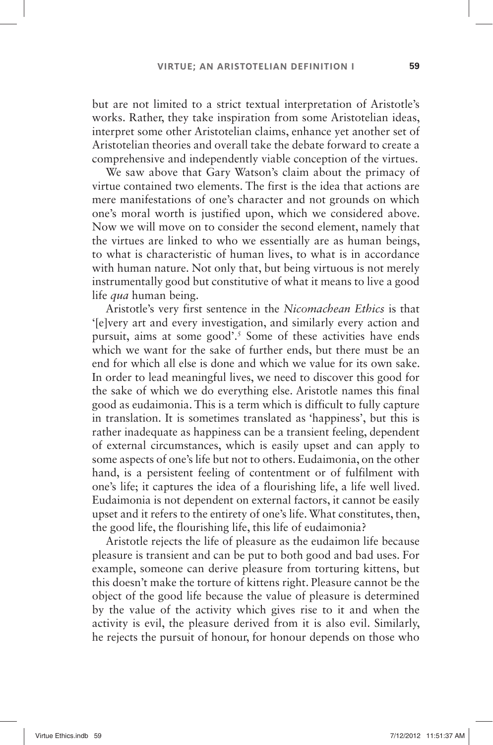but are not limited to a strict textual interpretation of Aristotle's works. Rather, they take inspiration from some Aristotelian ideas, interpret some other Aristotelian claims, enhance yet another set of Aristotelian theories and overall take the debate forward to create a comprehensive and independently viable conception of the virtues.

We saw above that Gary Watson's claim about the primacy of virtue contained two elements. The first is the idea that actions are mere manifestations of one's character and not grounds on which one's moral worth is justified upon, which we considered above. Now we will move on to consider the second element, namely that the virtues are linked to who we essentially are as human beings, to what is characteristic of human lives, to what is in accordance with human nature. Not only that, but being virtuous is not merely instrumentally good but constitutive of what it means to live a good life *qua* human being.

Aristotle's very first sentence in the *Nicomachean Ethics* is that '[e]very art and every investigation, and similarly every action and pursuit, aims at some good'.[5] Some of these activities have ends which we want for the sake of further ends, but there must be an end for which all else is done and which we value for its own sake. In order to lead meaningful lives, we need to discover this good for the sake of which we do everything else. Aristotle names this final good as eudaimonia. This is a term which is difficult to fully capture in translation. It is sometimes translated as 'happiness', but this is rather inadequate as happiness can be a transient feeling, dependent of external circumstances, which is easily upset and can apply to some aspects of one's life but not to others. Eudaimonia, on the other hand, is a persistent feeling of contentment or of fulfilment with one's life; it captures the idea of a flourishing life, a life well lived. Eudaimonia is not dependent on external factors, it cannot be easily upset and it refers to the entirety of one's life. What constitutes, then, the good life, the flourishing life, this life of eudaimonia?

Aristotle rejects the life of pleasure as the eudaimon life because pleasure is transient and can be put to both good and bad uses. For example, someone can derive pleasure from torturing kittens, but this doesn't make the torture of kittens right. Pleasure cannot be the object of the good life because the value of pleasure is determined by the value of the activity which gives rise to it and when the activity is evil, the pleasure derived from it is also evil. Similarly, he rejects the pursuit of honour, for honour depends on those who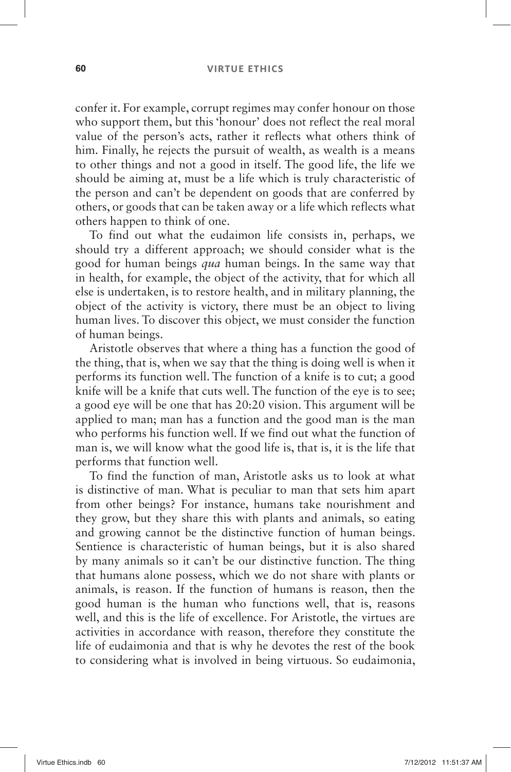confer it. For example, corrupt regimes may confer honour on those who support them, but this 'honour' does not reflect the real moral value of the person's acts, rather it reflects what others think of him. Finally, he rejects the pursuit of wealth, as wealth is a means to other things and not a good in itself. The good life, the life we should be aiming at, must be a life which is truly characteristic of the person and can't be dependent on goods that are conferred by others, or goods that can be taken away or a life which reflects what others happen to think of one.

To find out what the eudaimon life consists in, perhaps, we should try a different approach; we should consider what is the good for human beings *qua* human beings. In the same way that in health, for example, the object of the activity, that for which all else is undertaken, is to restore health, and in military planning, the object of the activity is victory, there must be an object to living human lives. To discover this object, we must consider the function of human beings.

Aristotle observes that where a thing has a function the good of the thing, that is, when we say that the thing is doing well is when it performs its function well. The function of a knife is to cut; a good knife will be a knife that cuts well. The function of the eye is to see; a good eye will be one that has 20:20 vision. This argument will be applied to man; man has a function and the good man is the man who performs his function well. If we find out what the function of man is, we will know what the good life is, that is, it is the life that performs that function well.

To find the function of man, Aristotle asks us to look at what is distinctive of man. What is peculiar to man that sets him apart from other beings? For instance, humans take nourishment and they grow, but they share this with plants and animals, so eating and growing cannot be the distinctive function of human beings. Sentience is characteristic of human beings, but it is also shared by many animals so it can't be our distinctive function. The thing that humans alone possess, which we do not share with plants or animals, is reason. If the function of humans is reason, then the good human is the human who functions well, that is, reasons well, and this is the life of excellence. For Aristotle, the virtues are activities in accordance with reason, therefore they constitute the life of eudaimonia and that is why he devotes the rest of the book to considering what is involved in being virtuous. So eudaimonia,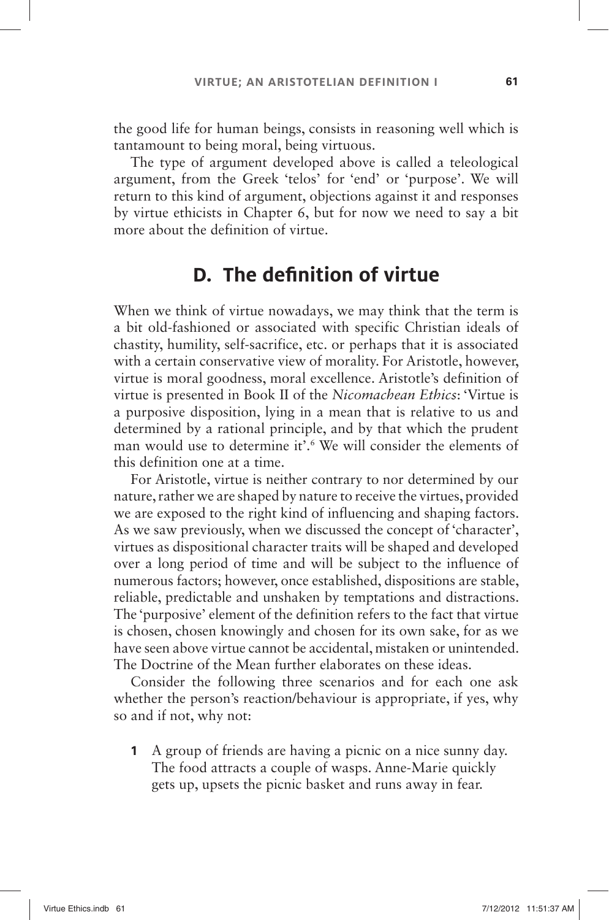the good life for human beings, consists in reasoning well which is tantamount to being moral, being virtuous.

The type of argument developed above is called a teleological argument, from the Greek 'telos' for 'end' or 'purpose'. We will return to this kind of argument, objections against it and responses by virtue ethicists in Chapter 6, but for now we need to say a bit more about the definition of virtue.

## D. The definition of virtue

When we think of virtue nowadays, we may think that the term is a bit old-fashioned or associated with specific Christian ideals of chastity, humility, self-sacrifice, etc. or perhaps that it is associated with a certain conservative view of morality. For Aristotle, however, virtue is moral goodness, moral excellence. Aristotle's definition of virtue is presented in Book II of the *Nicomachean Ethics*: 'Virtue is a purposive disposition, lying in a mean that is relative to us and determined by a rational principle, and by that which the prudent man would use to determine it'.[6] We will consider the elements of this definition one at a time.

For Aristotle, virtue is neither contrary to nor determined by our nature, rather we are shaped by nature to receive the virtues, provided we are exposed to the right kind of influencing and shaping factors. As we saw previously, when we discussed the concept of 'character', virtues as dispositional character traits will be shaped and developed over a long period of time and will be subject to the influence of numerous factors; however, once established, dispositions are stable, reliable, predictable and unshaken by temptations and distractions. The 'purposive' element of the definition refers to the fact that virtue is chosen, chosen knowingly and chosen for its own sake, for as we have seen above virtue cannot be accidental, mistaken or unintended. The Doctrine of the Mean further elaborates on these ideas.

Consider the following three scenarios and for each one ask whether the person's reaction/behaviour is appropriate, if yes, why so and if not, why not:

1. A group of friends are having a picnic on a nice sunny day. The food attracts a couple of wasps. Anne-Marie quickly gets up, upsets the picnic basket and runs away in fear.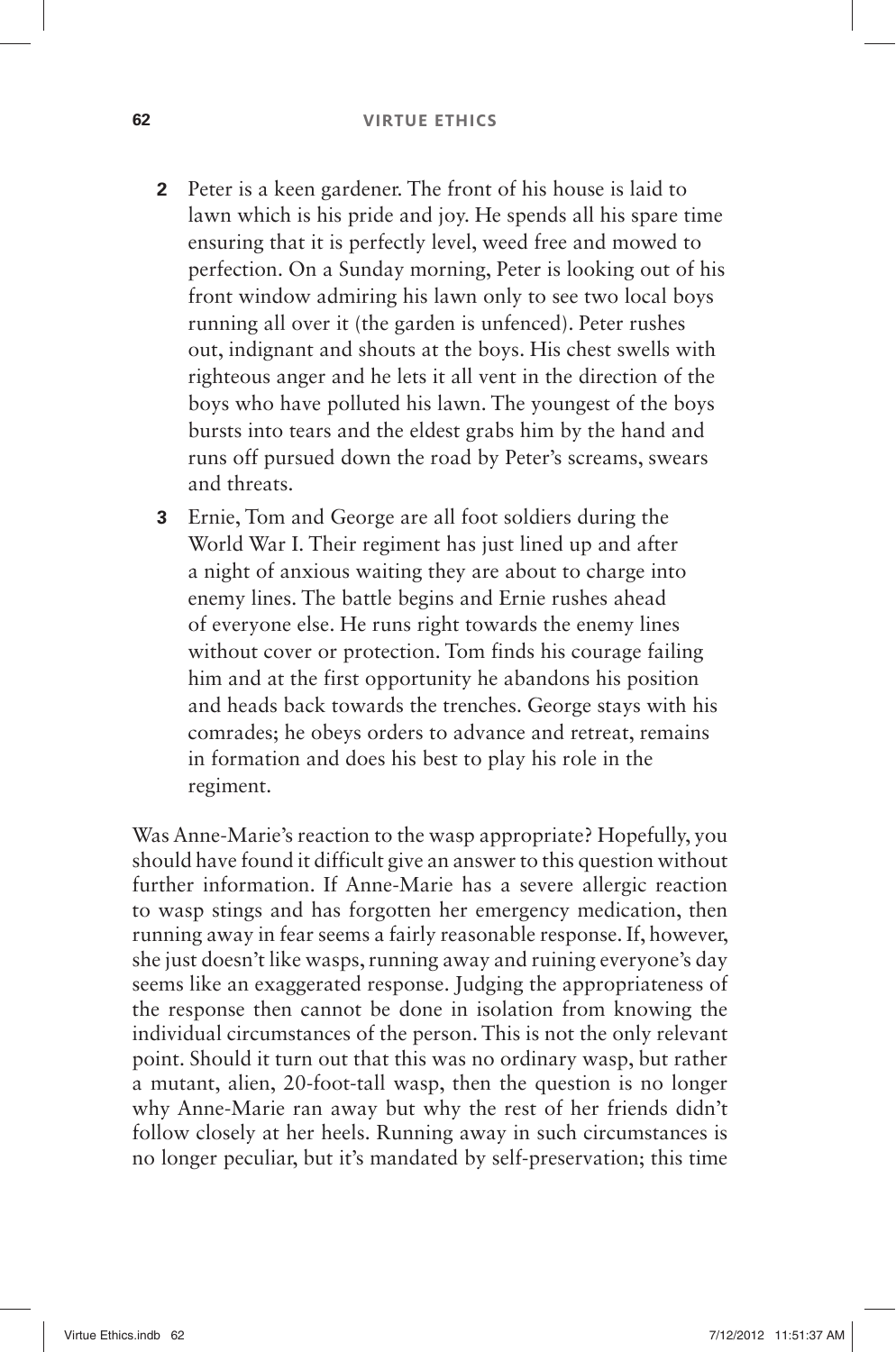2. Peter is a keen gardener. The front of his house is laid to lawn which is his pride and joy. He spends all his spare time ensuring that it is perfectly level, weed free and mowed to perfection. On a Sunday morning, Peter is looking out of his front window admiring his lawn only to see two local boys running all over it (the garden is unfenced). Peter rushes out, indignant and shouts at the boys. His chest swells with righteous anger and he lets it all vent in the direction of the boys who have polluted his lawn. The youngest of the boys bursts into tears and the eldest grabs him by the hand and runs off pursued down the road by Peter's screams, swears and threats.
3. Ernie, Tom and George are all foot soldiers during the World War I. Their regiment has just lined up and after a night of anxious waiting they are about to charge into enemy lines. The battle begins and Ernie rushes ahead of everyone else. He runs right towards the enemy lines without cover or protection. Tom finds his courage failing him and at the first opportunity he abandons his position and heads back towards the trenches. George stays with his comrades; he obeys orders to advance and retreat, remains in formation and does his best to play his role in the regiment.

Was Anne-Marie's reaction to the wasp appropriate? Hopefully, you should have found it difficult give an answer to this question without further information. If Anne-Marie has a severe allergic reaction to wasp stings and has forgotten her emergency medication, then running away in fear seems a fairly reasonable response. If, however, she just doesn't like wasps, running away and ruining everyone's day seems like an exaggerated response. Judging the appropriateness of the response then cannot be done in isolation from knowing the individual circumstances of the person. This is not the only relevant point. Should it turn out that this was no ordinary wasp, but rather a mutant, alien, 20-foot-tall wasp, then the question is no longer why Anne-Marie ran away but why the rest of her friends didn't follow closely at her heels. Running away in such circumstances is no longer peculiar, but it's mandated by self-preservation; this time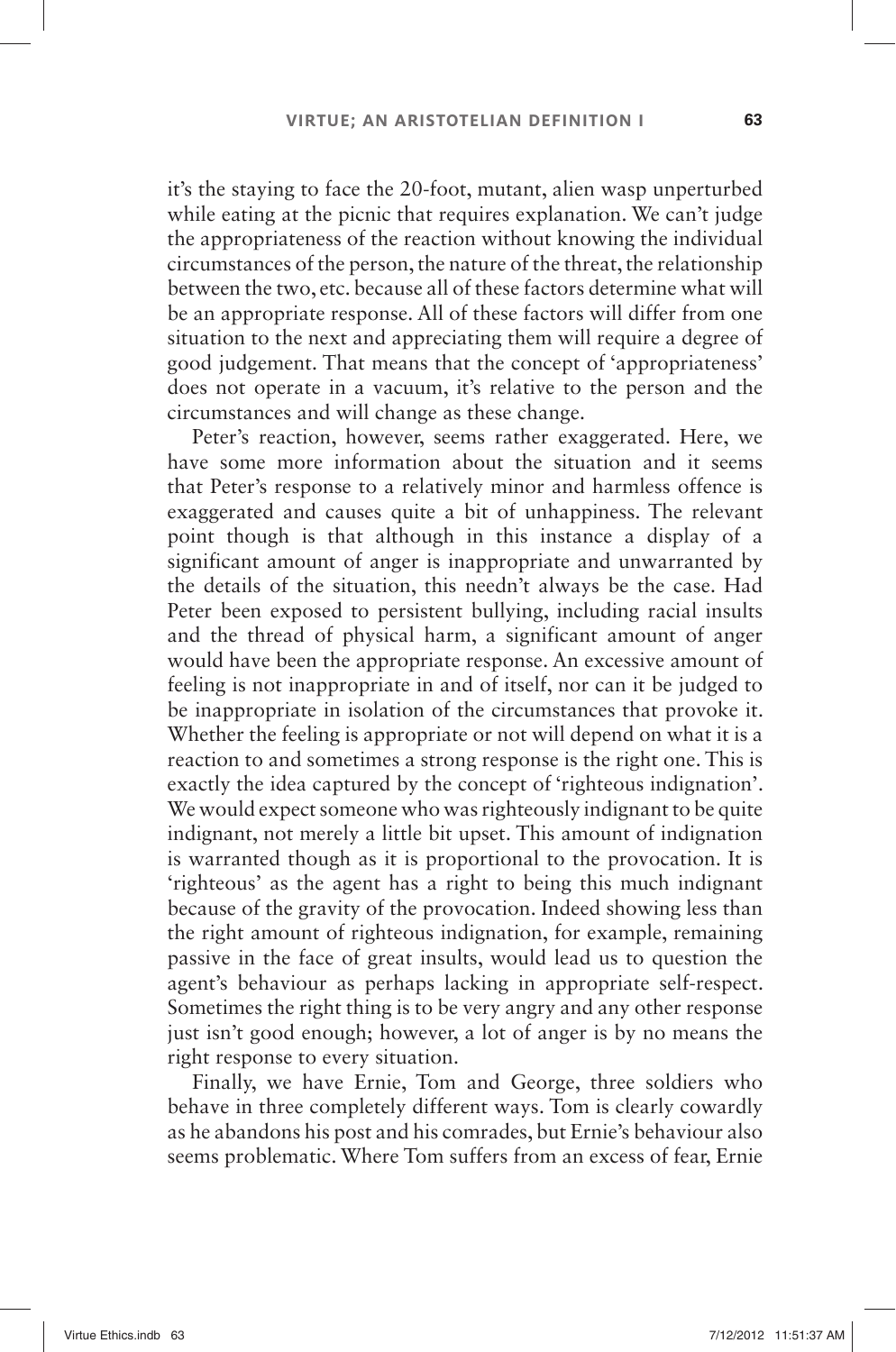it's the staying to face the 20-foot, mutant, alien wasp unperturbed while eating at the picnic that requires explanation. We can't judge the appropriateness of the reaction without knowing the individual circumstances of the person, the nature of the threat, the relationship between the two, etc. because all of these factors determine what will be an appropriate response. All of these factors will differ from one situation to the next and appreciating them will require a degree of good judgement. That means that the concept of 'appropriateness' does not operate in a vacuum, it's relative to the person and the circumstances and will change as these change.

Peter's reaction, however, seems rather exaggerated. Here, we have some more information about the situation and it seems that Peter's response to a relatively minor and harmless offence is exaggerated and causes quite a bit of unhappiness. The relevant point though is that although in this instance a display of a significant amount of anger is inappropriate and unwarranted by the details of the situation, this needn't always be the case. Had Peter been exposed to persistent bullying, including racial insults and the thread of physical harm, a significant amount of anger would have been the appropriate response. An excessive amount of feeling is not inappropriate in and of itself, nor can it be judged to be inappropriate in isolation of the circumstances that provoke it. Whether the feeling is appropriate or not will depend on what it is a reaction to and sometimes a strong response is the right one. This is exactly the idea captured by the concept of 'righteous indignation'. We would expect someone who was righteously indignant to be quite indignant, not merely a little bit upset. This amount of indignation is warranted though as it is proportional to the provocation. It is 'righteous' as the agent has a right to being this much indignant because of the gravity of the provocation. Indeed showing less than the right amount of righteous indignation, for example, remaining passive in the face of great insults, would lead us to question the agent's behaviour as perhaps lacking in appropriate self-respect. Sometimes the right thing is to be very angry and any other response just isn't good enough; however, a lot of anger is by no means the right response to every situation.

Finally, we have Ernie, Tom and George, three soldiers who behave in three completely different ways. Tom is clearly cowardly as he abandons his post and his comrades, but Ernie's behaviour also seems problematic. Where Tom suffers from an excess of fear, Ernie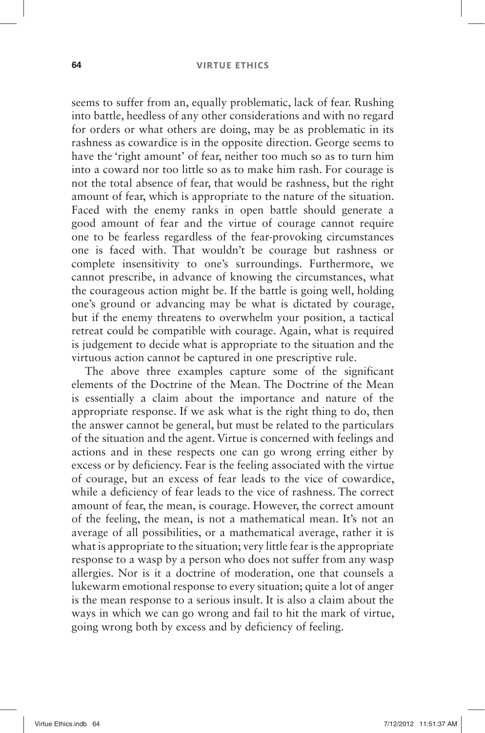seems to suffer from an, equally problematic, lack of fear. Rushing into battle, heedless of any other considerations and with no regard for orders or what others are doing, may be as problematic in its rashness as cowardice is in the opposite direction. George seems to have the 'right amount' of fear, neither too much so as to turn him into a coward nor too little so as to make him rash. For courage is not the total absence of fear, that would be rashness, but the right amount of fear, which is appropriate to the nature of the situation. Faced with the enemy ranks in open battle should generate a good amount of fear and the virtue of courage cannot require one to be fearless regardless of the fear-provoking circumstances one is faced with. That wouldn't be courage but rashness or complete insensitivity to one's surroundings. Furthermore, we cannot prescribe, in advance of knowing the circumstances, what the courageous action might be. If the battle is going well, holding one's ground or advancing may be what is dictated by courage, but if the enemy threatens to overwhelm your position, a tactical retreat could be compatible with courage. Again, what is required is judgement to decide what is appropriate to the situation and the virtuous action cannot be captured in one prescriptive rule.

The above three examples capture some of the significant elements of the Doctrine of the Mean. The Doctrine of the Mean is essentially a claim about the importance and nature of the appropriate response. If we ask what is the right thing to do, then the answer cannot be general, but must be related to the particulars of the situation and the agent. Virtue is concerned with feelings and actions and in these respects one can go wrong erring either by excess or by deficiency. Fear is the feeling associated with the virtue of courage, but an excess of fear leads to the vice of cowardice, while a deficiency of fear leads to the vice of rashness. The correct amount of fear, the mean, is courage. However, the correct amount of the feeling, the mean, is not a mathematical mean. It's not an average of all possibilities, or a mathematical average, rather it is what is appropriate to the situation; very little fear is the appropriate response to a wasp by a person who does not suffer from any wasp allergies. Nor is it a doctrine of moderation, one that counsels a lukewarm emotional response to every situation; quite a lot of anger is the mean response to a serious insult. It is also a claim about the ways in which we can go wrong and fail to hit the mark of virtue, going wrong both by excess and by deficiency of feeling.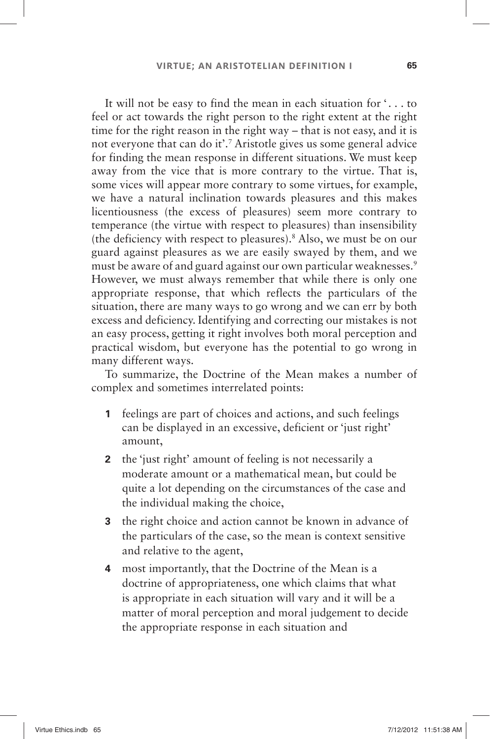It will not be easy to find the mean in each situation for '. . . to feel or act towards the right person to the right extent at the right time for the right reason in the right way – that is not easy, and it is not everyone that can do it'.[7] Aristotle gives us some general advice for finding the mean response in different situations. We must keep away from the vice that is more contrary to the virtue. That is, some vices will appear more contrary to some virtues, for example, we have a natural inclination towards pleasures and this makes licentiousness (the excess of pleasures) seem more contrary to temperance (the virtue with respect to pleasures) than insensibility (the deficiency with respect to pleasures).[8] Also, we must be on our guard against pleasures as we are easily swayed by them, and we must be aware of and guard against our own particular weaknesses.[9] However, we must always remember that while there is only one appropriate response, that which reflects the particulars of the situation, there are many ways to go wrong and we can err by both excess and deficiency. Identifying and correcting our mistakes is not an easy process, getting it right involves both moral perception and practical wisdom, but everyone has the potential to go wrong in many different ways.

To summarize, the Doctrine of the Mean makes a number of complex and sometimes interrelated points:

1. feelings are part of choices and actions, and such feelings can be displayed in an excessive, deficient or 'just right' amount,
2. the 'just right' amount of feeling is not necessarily a moderate amount or a mathematical mean, but could be quite a lot depending on the circumstances of the case and the individual making the choice,
3. the right choice and action cannot be known in advance of the particulars of the case, so the mean is context sensitive and relative to the agent,
4. most importantly, that the Doctrine of the Mean is a doctrine of appropriateness, one which claims that what is appropriate in each situation will vary and it will be a matter of moral perception and moral judgement to decide the appropriate response in each situation and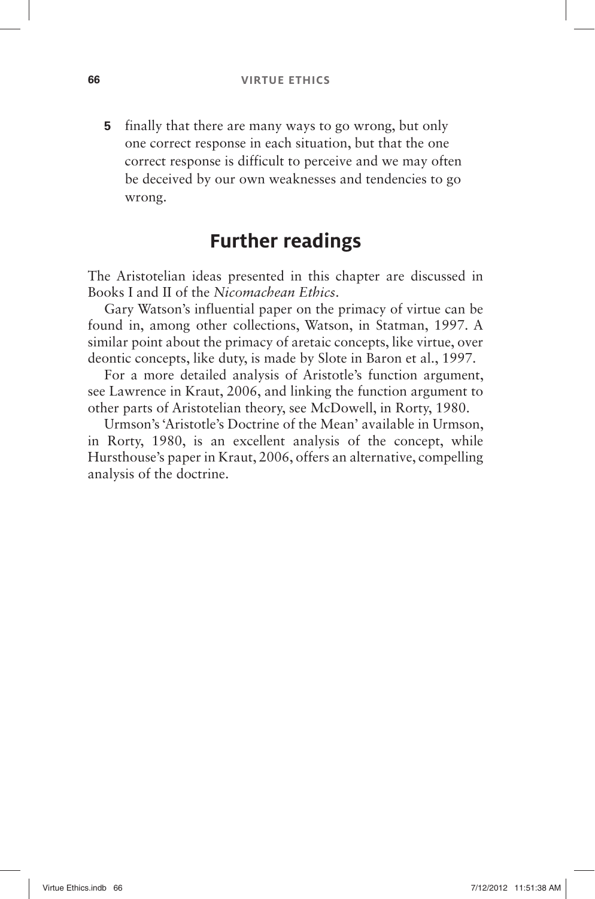5. finally that there are many ways to go wrong, but only one correct response in each situation, but that the one correct response is difficult to perceive and we may often be deceived by our own weaknesses and tendencies to go wrong.

## Further readings

The Aristotelian ideas presented in this chapter are discussed in Books I and II of the *Nicomachean Ethics*.

Gary Watson's influential paper on the primacy of virtue can be found in, among other collections, Watson, in Statman, 1997. A similar point about the primacy of aretaic concepts, like virtue, over deontic concepts, like duty, is made by Slote in Baron et al., 1997.

For a more detailed analysis of Aristotle's function argument, see Lawrence in Kraut, 2006, and linking the function argument to other parts of Aristotelian theory, see McDowell, in Rorty, 1980.

Urmson's 'Aristotle's Doctrine of the Mean' available in Urmson, in Rorty, 1980, is an excellent analysis of the concept, while Hursthouse's paper in Kraut, 2006, offers an alternative, compelling analysis of the doctrine.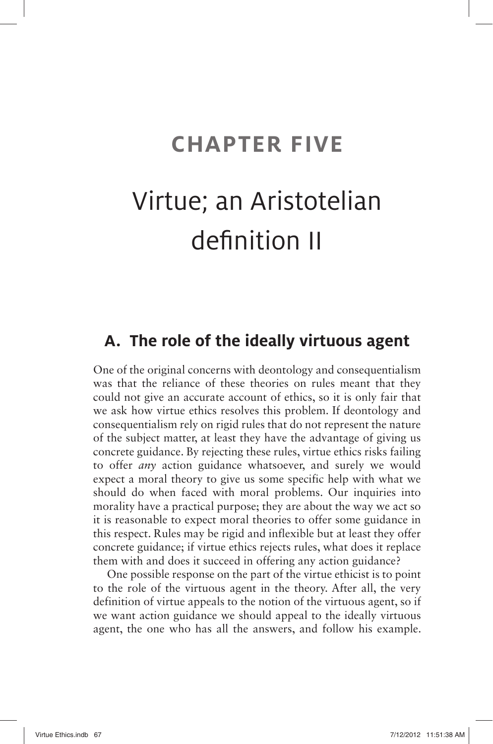# CHAPTER FIVE

# Virtue; an Aristotelian definition II

## A. The role of the ideally virtuous agent

One of the original concerns with deontology and consequentialism was that the reliance of these theories on rules meant that they could not give an accurate account of ethics, so it is only fair that we ask how virtue ethics resolves this problem. If deontology and consequentialism rely on rigid rules that do not represent the nature of the subject matter, at least they have the advantage of giving us concrete guidance. By rejecting these rules, virtue ethics risks failing to offer *any* action guidance whatsoever, and surely we would expect a moral theory to give us some specific help with what we should do when faced with moral problems. Our inquiries into morality have a practical purpose; they are about the way we act so it is reasonable to expect moral theories to offer some guidance in this respect. Rules may be rigid and inflexible but at least they offer concrete guidance; if virtue ethics rejects rules, what does it replace them with and does it succeed in offering any action guidance?

One possible response on the part of the virtue ethicist is to point to the role of the virtuous agent in the theory. After all, the very definition of virtue appeals to the notion of the virtuous agent, so if we want action guidance we should appeal to the ideally virtuous agent, the one who has all the answers, and follow his example.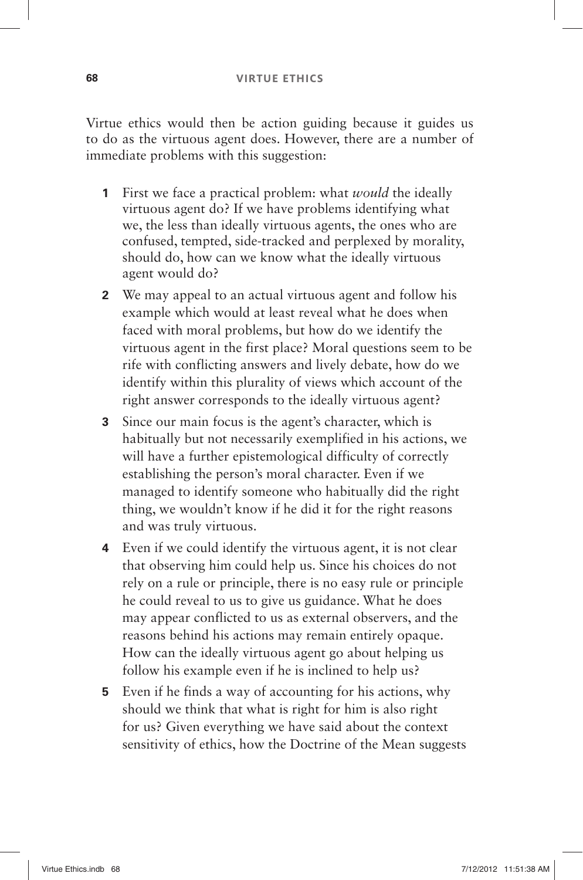Virtue ethics would then be action guiding because it guides us to do as the virtuous agent does. However, there are a number of immediate problems with this suggestion:

1. First we face a practical problem: what *would* the ideally virtuous agent do? If we have problems identifying what we, the less than ideally virtuous agents, the ones who are confused, tempted, side-tracked and perplexed by morality, should do, how can we know what the ideally virtuous agent would do?
2. We may appeal to an actual virtuous agent and follow his example which would at least reveal what he does when faced with moral problems, but how do we identify the virtuous agent in the first place? Moral questions seem to be rife with conflicting answers and lively debate, how do we identify within this plurality of views which account of the right answer corresponds to the ideally virtuous agent?
3. Since our main focus is the agent's character, which is habitually but not necessarily exemplified in his actions, we will have a further epistemological difficulty of correctly establishing the person's moral character. Even if we managed to identify someone who habitually did the right thing, we wouldn't know if he did it for the right reasons and was truly virtuous.
4. Even if we could identify the virtuous agent, it is not clear that observing him could help us. Since his choices do not rely on a rule or principle, there is no easy rule or principle he could reveal to us to give us guidance. What he does may appear conflicted to us as external observers, and the reasons behind his actions may remain entirely opaque. How can the ideally virtuous agent go about helping us follow his example even if he is inclined to help us?
5. Even if he finds a way of accounting for his actions, why should we think that what is right for him is also right for us? Given everything we have said about the context sensitivity of ethics, how the Doctrine of the Mean suggests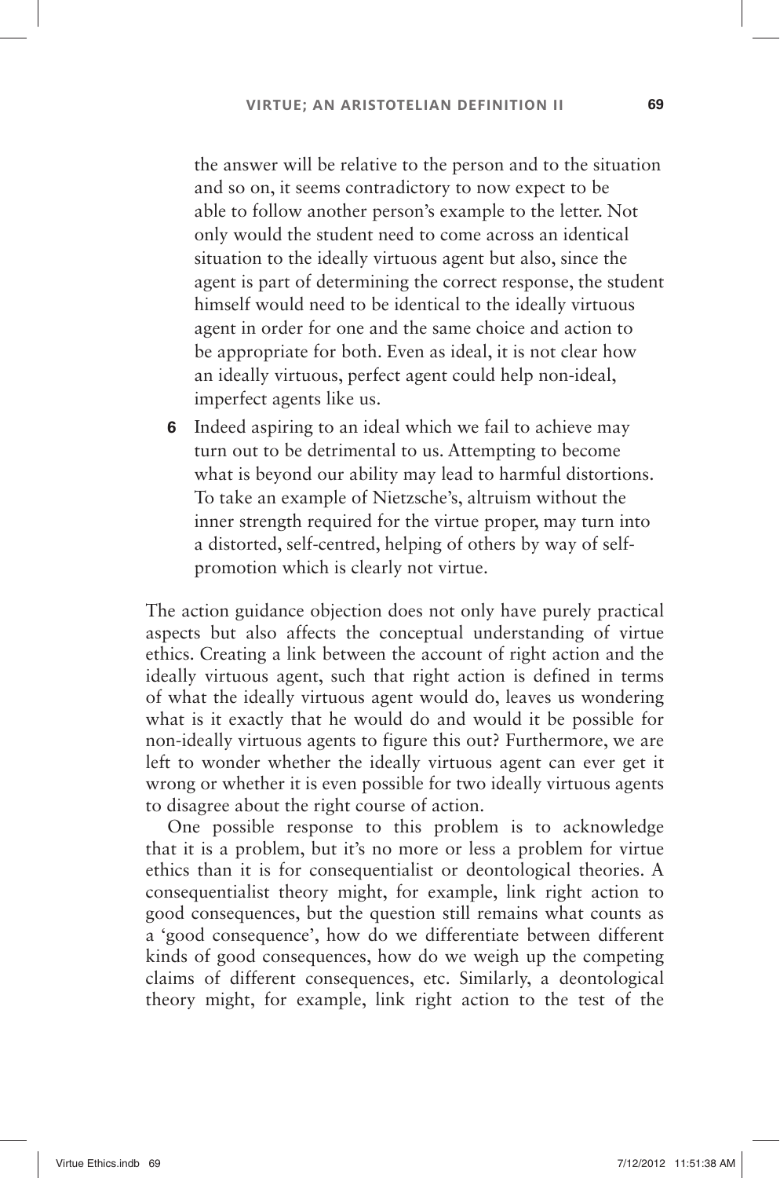the answer will be relative to the person and to the situation and so on, it seems contradictory to now expect to be able to follow another person's example to the letter. Not only would the student need to come across an identical situation to the ideally virtuous agent but also, since the agent is part of determining the correct response, the student himself would need to be identical to the ideally virtuous agent in order for one and the same choice and action to be appropriate for both. Even as ideal, it is not clear how an ideally virtuous, perfect agent could help non-ideal, imperfect agents like us.

6. Indeed aspiring to an ideal which we fail to achieve may turn out to be detrimental to us. Attempting to become what is beyond our ability may lead to harmful distortions. To take an example of Nietzsche's, altruism without the inner strength required for the virtue proper, may turn into a distorted, self-centred, helping of others by way of self-promotion which is clearly not virtue.

The action guidance objection does not only have purely practical aspects but also affects the conceptual understanding of virtue ethics. Creating a link between the account of right action and the ideally virtuous agent, such that right action is defined in terms of what the ideally virtuous agent would do, leaves us wondering what is it exactly that he would do and would it be possible for non-ideally virtuous agents to figure this out? Furthermore, we are left to wonder whether the ideally virtuous agent can ever get it wrong or whether it is even possible for two ideally virtuous agents to disagree about the right course of action.

One possible response to this problem is to acknowledge that it is a problem, but it's no more or less a problem for virtue ethics than it is for consequentialist or deontological theories. A consequentialist theory might, for example, link right action to good consequences, but the question still remains what counts as a 'good consequence', how do we differentiate between different kinds of good consequences, how do we weigh up the competing claims of different consequences, etc. Similarly, a deontological theory might, for example, link right action to the test of the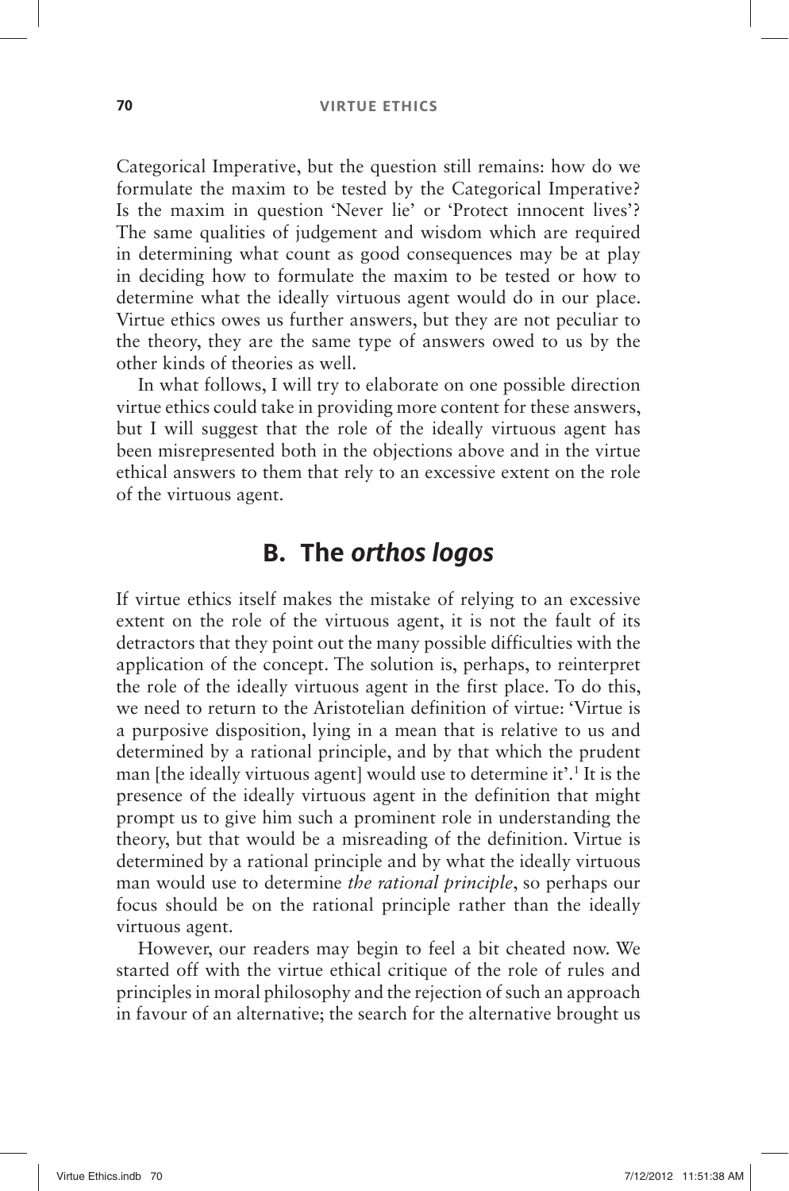Categorical Imperative, but the question still remains: how do we formulate the maxim to be tested by the Categorical Imperative? Is the maxim in question 'Never lie' or 'Protect innocent lives'? The same qualities of judgement and wisdom which are required in determining what count as good consequences may be at play in deciding how to formulate the maxim to be tested or how to determine what the ideally virtuous agent would do in our place. Virtue ethics owes us further answers, but they are not peculiar to the theory, they are the same type of answers owed to us by the other kinds of theories as well.

In what follows, I will try to elaborate on one possible direction virtue ethics could take in providing more content for these answers, but I will suggest that the role of the ideally virtuous agent has been misrepresented both in the objections above and in the virtue ethical answers to them that rely to an excessive extent on the role of the virtuous agent.

## B. The *orthos logos*

If virtue ethics itself makes the mistake of relying to an excessive extent on the role of the virtuous agent, it is not the fault of its detractors that they point out the many possible difficulties with the application of the concept. The solution is, perhaps, to reinterpret the role of the ideally virtuous agent in the first place. To do this, we need to return to the Aristotelian definition of virtue: 'Virtue is a purposive disposition, lying in a mean that is relative to us and determined by a rational principle, and by that which the prudent man [the ideally virtuous agent] would use to determine it'.[1] It is the presence of the ideally virtuous agent in the definition that might prompt us to give him such a prominent role in understanding the theory, but that would be a misreading of the definition. Virtue is determined by a rational principle and by what the ideally virtuous man would use to determine *the rational principle*, so perhaps our focus should be on the rational principle rather than the ideally virtuous agent.

However, our readers may begin to feel a bit cheated now. We started off with the virtue ethical critique of the role of rules and principles in moral philosophy and the rejection of such an approach in favour of an alternative; the search for the alternative brought us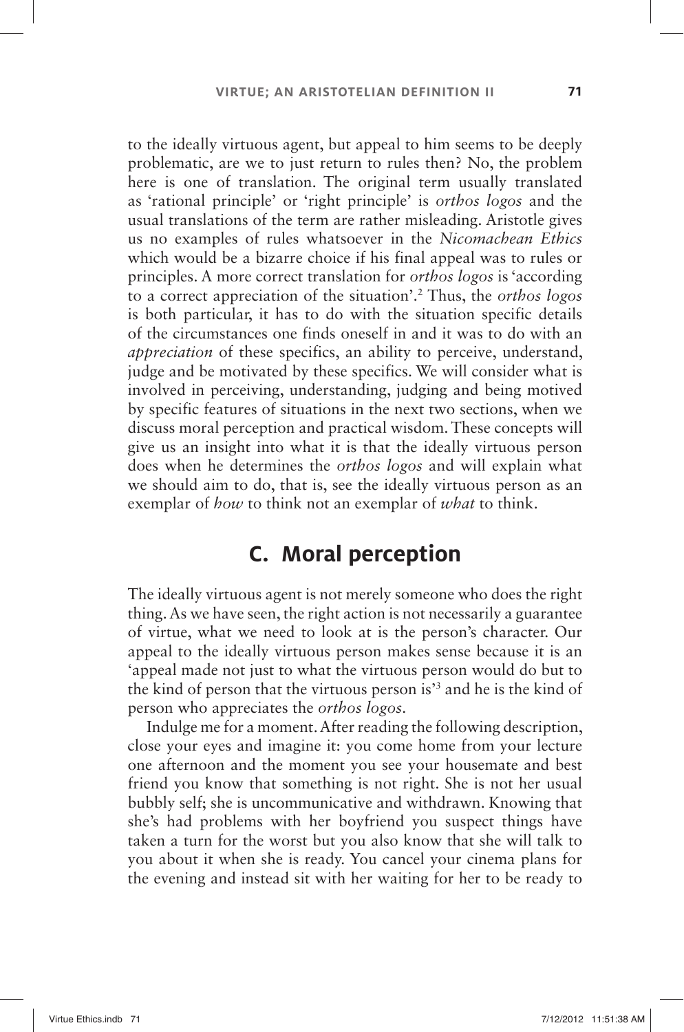to the ideally virtuous agent, but appeal to him seems to be deeply problematic, are we to just return to rules then? No, the problem here is one of translation. The original term usually translated as 'rational principle' or 'right principle' is *orthos logos* and the usual translations of the term are rather misleading. Aristotle gives us no examples of rules whatsoever in the *Nicomachean Ethics* which would be a bizarre choice if his final appeal was to rules or principles. A more correct translation for *orthos logos* is 'according to a correct appreciation of the situation'.[2] Thus, the *orthos logos* is both particular, it has to do with the situation specific details of the circumstances one finds oneself in and it was to do with an *appreciation* of these specifics, an ability to perceive, understand, judge and be motivated by these specifics. We will consider what is involved in perceiving, understanding, judging and being motived by specific features of situations in the next two sections, when we discuss moral perception and practical wisdom. These concepts will give us an insight into what it is that the ideally virtuous person does when he determines the *orthos logos* and will explain what we should aim to do, that is, see the ideally virtuous person as an exemplar of *how* to think not an exemplar of *what* to think.

## C. Moral perception

The ideally virtuous agent is not merely someone who does the right thing. As we have seen, the right action is not necessarily a guarantee of virtue, what we need to look at is the person's character. Our appeal to the ideally virtuous person makes sense because it is an 'appeal made not just to what the virtuous person would do but to the kind of person that the virtuous person is'[3] and he is the kind of person who appreciates the *orthos logos*.

Indulge me for a moment. After reading the following description, close your eyes and imagine it: you come home from your lecture one afternoon and the moment you see your housemate and best friend you know that something is not right. She is not her usual bubbly self; she is uncommunicative and withdrawn. Knowing that she's had problems with her boyfriend you suspect things have taken a turn for the worst but you also know that she will talk to you about it when she is ready. You cancel your cinema plans for the evening and instead sit with her waiting for her to be ready to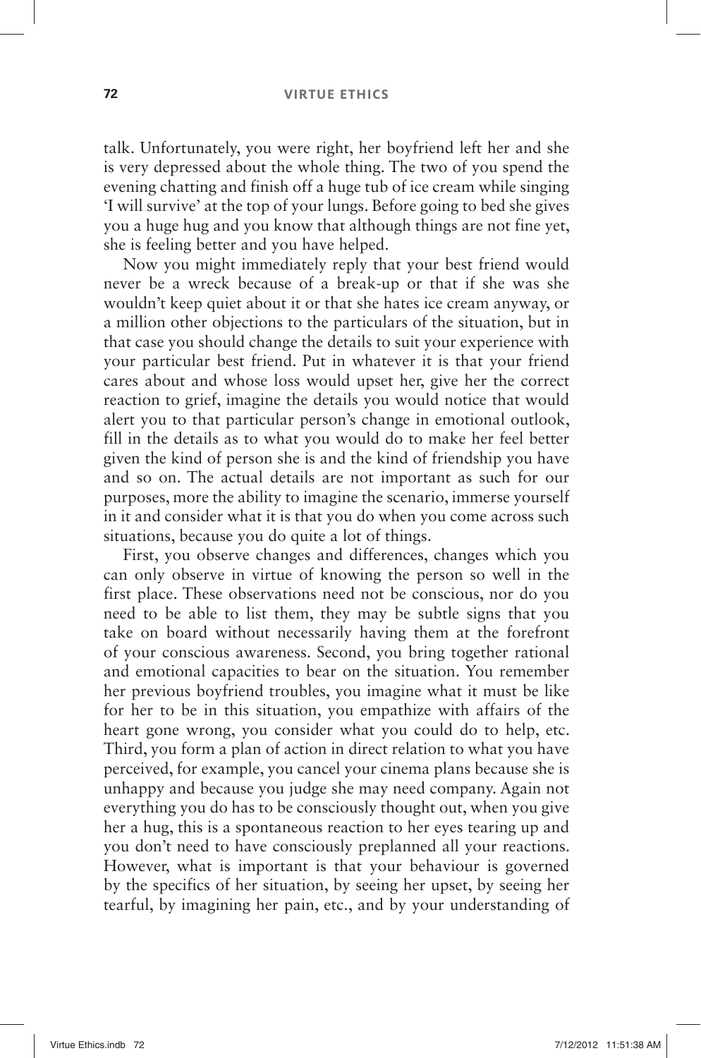talk. Unfortunately, you were right, her boyfriend left her and she is very depressed about the whole thing. The two of you spend the evening chatting and finish off a huge tub of ice cream while singing 'I will survive' at the top of your lungs. Before going to bed she gives you a huge hug and you know that although things are not fine yet, she is feeling better and you have helped.

Now you might immediately reply that your best friend would never be a wreck because of a break-up or that if she was she wouldn't keep quiet about it or that she hates ice cream anyway, or a million other objections to the particulars of the situation, but in that case you should change the details to suit your experience with your particular best friend. Put in whatever it is that your friend cares about and whose loss would upset her, give her the correct reaction to grief, imagine the details you would notice that would alert you to that particular person's change in emotional outlook, fill in the details as to what you would do to make her feel better given the kind of person she is and the kind of friendship you have and so on. The actual details are not important as such for our purposes, more the ability to imagine the scenario, immerse yourself in it and consider what it is that you do when you come across such situations, because you do quite a lot of things.

First, you observe changes and differences, changes which you can only observe in virtue of knowing the person so well in the first place. These observations need not be conscious, nor do you need to be able to list them, they may be subtle signs that you take on board without necessarily having them at the forefront of your conscious awareness. Second, you bring together rational and emotional capacities to bear on the situation. You remember her previous boyfriend troubles, you imagine what it must be like for her to be in this situation, you empathize with affairs of the heart gone wrong, you consider what you could do to help, etc. Third, you form a plan of action in direct relation to what you have perceived, for example, you cancel your cinema plans because she is unhappy and because you judge she may need company. Again not everything you do has to be consciously thought out, when you give her a hug, this is a spontaneous reaction to her eyes tearing up and you don't need to have consciously preplanned all your reactions. However, what is important is that your behaviour is governed by the specifics of her situation, by seeing her upset, by seeing her tearful, by imagining her pain, etc., and by your understanding of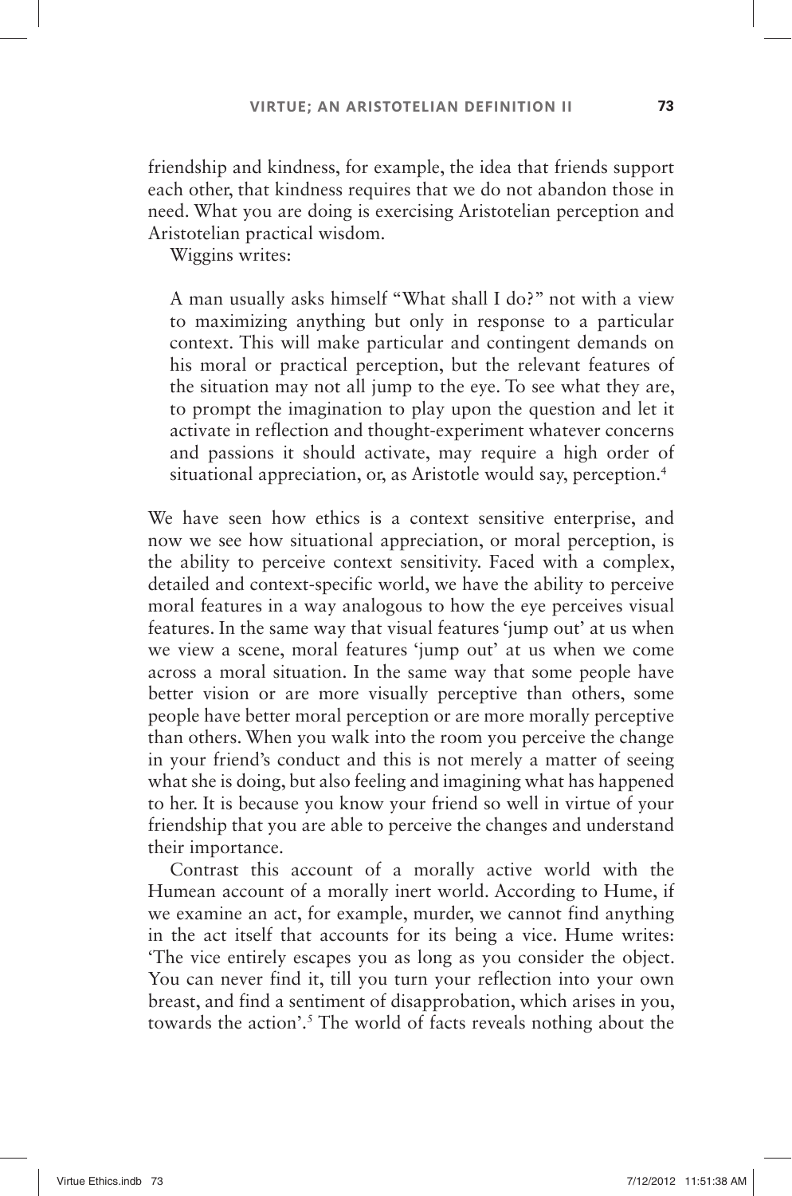friendship and kindness, for example, the idea that friends support each other, that kindness requires that we do not abandon those in need. What you are doing is exercising Aristotelian perception and Aristotelian practical wisdom.

Wiggins writes:

> A man usually asks himself "What shall I do?" not with a view to maximizing anything but only in response to a particular context. This will make particular and contingent demands on his moral or practical perception, but the relevant features of the situation may not all jump to the eye. To see what they are, to prompt the imagination to play upon the question and let it activate in reflection and thought-experiment whatever concerns and passions it should activate, may require a high order of situational appreciation, or, as Aristotle would say, perception.[4]

We have seen how ethics is a context sensitive enterprise, and now we see how situational appreciation, or moral perception, is the ability to perceive context sensitivity. Faced with a complex, detailed and context-specific world, we have the ability to perceive moral features in a way analogous to how the eye perceives visual features. In the same way that visual features 'jump out' at us when we view a scene, moral features 'jump out' at us when we come across a moral situation. In the same way that some people have better vision or are more visually perceptive than others, some people have better moral perception or are more morally perceptive than others. When you walk into the room you perceive the change in your friend's conduct and this is not merely a matter of seeing what she is doing, but also feeling and imagining what has happened to her. It is because you know your friend so well in virtue of your friendship that you are able to perceive the changes and understand their importance.

Contrast this account of a morally active world with the Humean account of a morally inert world. According to Hume, if we examine an act, for example, murder, we cannot find anything in the act itself that accounts for its being a vice. Hume writes: 'The vice entirely escapes you as long as you consider the object. You can never find it, till you turn your reflection into your own breast, and find a sentiment of disapprobation, which arises in you, towards the action'.[5] The world of facts reveals nothing about the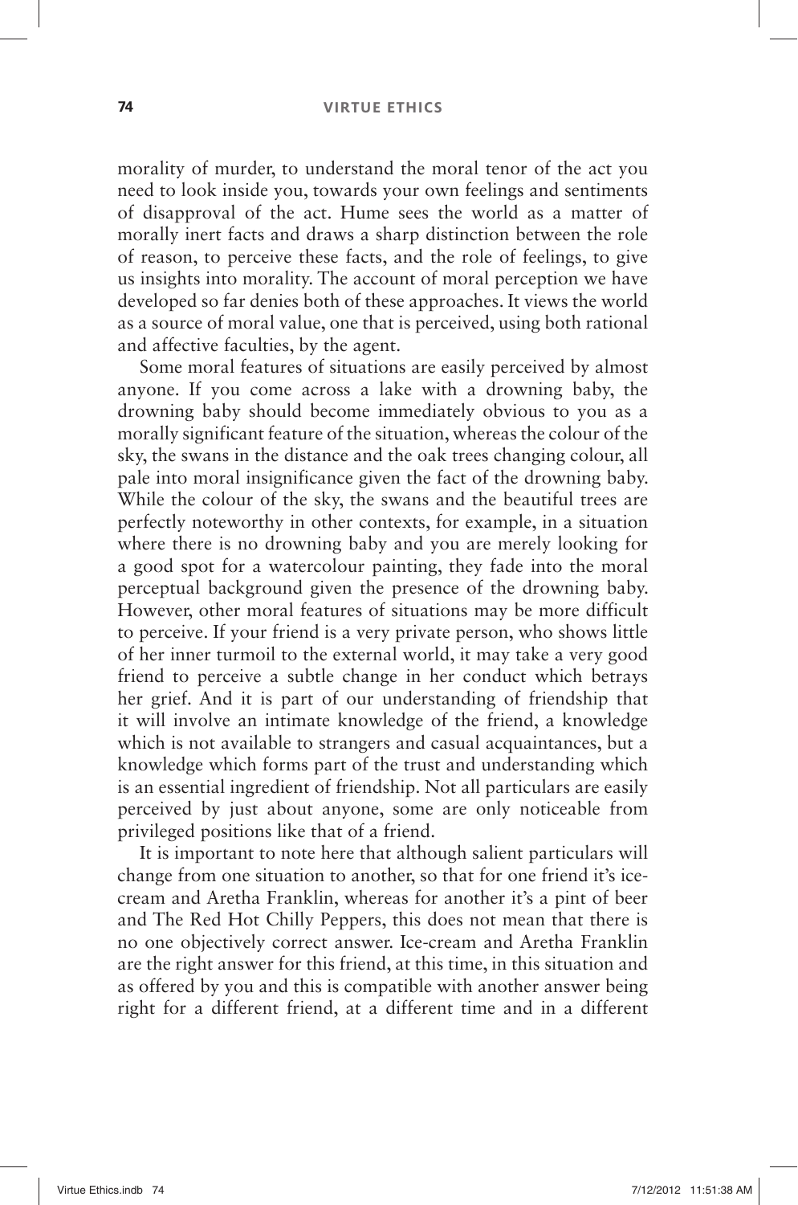morality of murder, to understand the moral tenor of the act you need to look inside you, towards your own feelings and sentiments of disapproval of the act. Hume sees the world as a matter of morally inert facts and draws a sharp distinction between the role of reason, to perceive these facts, and the role of feelings, to give us insights into morality. The account of moral perception we have developed so far denies both of these approaches. It views the world as a source of moral value, one that is perceived, using both rational and affective faculties, by the agent.

Some moral features of situations are easily perceived by almost anyone. If you come across a lake with a drowning baby, the drowning baby should become immediately obvious to you as a morally significant feature of the situation, whereas the colour of the sky, the swans in the distance and the oak trees changing colour, all pale into moral insignificance given the fact of the drowning baby. While the colour of the sky, the swans and the beautiful trees are perfectly noteworthy in other contexts, for example, in a situation where there is no drowning baby and you are merely looking for a good spot for a watercolour painting, they fade into the moral perceptual background given the presence of the drowning baby. However, other moral features of situations may be more difficult to perceive. If your friend is a very private person, who shows little of her inner turmoil to the external world, it may take a very good friend to perceive a subtle change in her conduct which betrays her grief. And it is part of our understanding of friendship that it will involve an intimate knowledge of the friend, a knowledge which is not available to strangers and casual acquaintances, but a knowledge which forms part of the trust and understanding which is an essential ingredient of friendship. Not all particulars are easily perceived by just about anyone, some are only noticeable from privileged positions like that of a friend.

It is important to note here that although salient particulars will change from one situation to another, so that for one friend it's ice-cream and Aretha Franklin, whereas for another it's a pint of beer and The Red Hot Chilly Peppers, this does not mean that there is no one objectively correct answer. Ice-cream and Aretha Franklin are the right answer for this friend, at this time, in this situation and as offered by you and this is compatible with another answer being right for a different friend, at a different time and in a different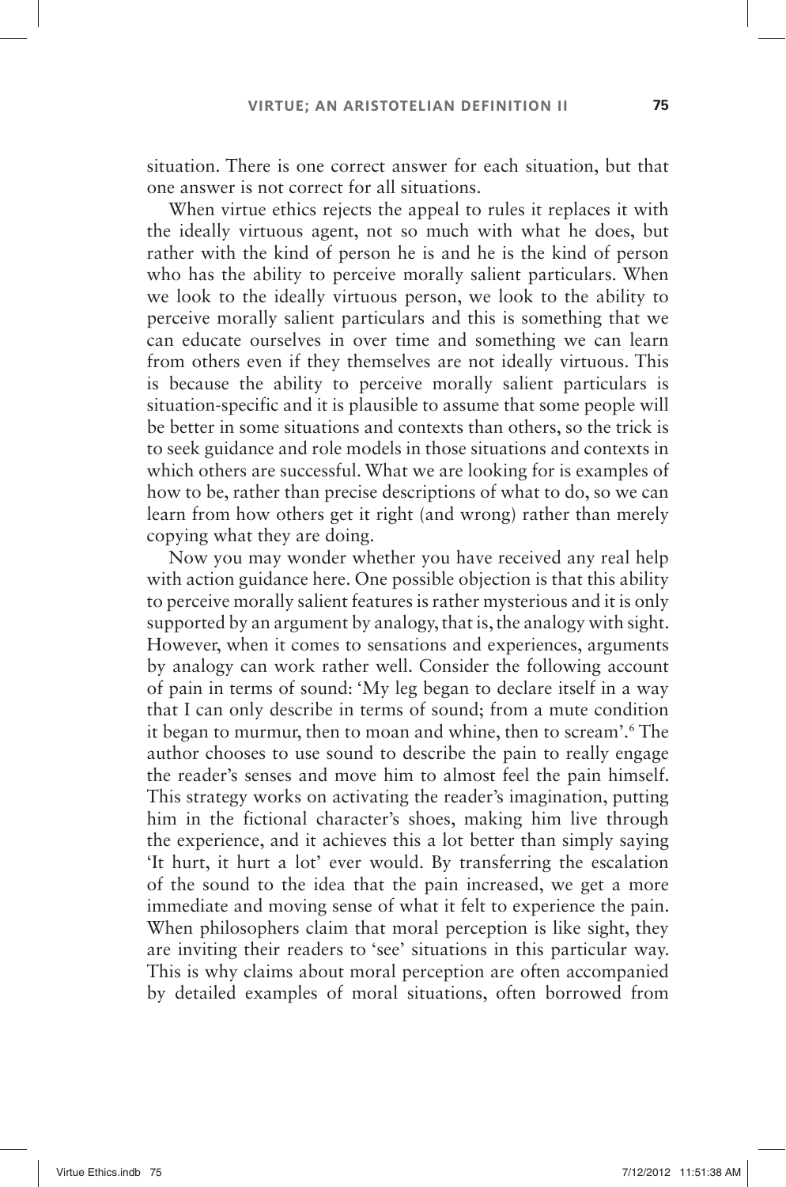situation. There is one correct answer for each situation, but that one answer is not correct for all situations.

When virtue ethics rejects the appeal to rules it replaces it with the ideally virtuous agent, not so much with what he does, but rather with the kind of person he is and he is the kind of person who has the ability to perceive morally salient particulars. When we look to the ideally virtuous person, we look to the ability to perceive morally salient particulars and this is something that we can educate ourselves in over time and something we can learn from others even if they themselves are not ideally virtuous. This is because the ability to perceive morally salient particulars is situation-specific and it is plausible to assume that some people will be better in some situations and contexts than others, so the trick is to seek guidance and role models in those situations and contexts in which others are successful. What we are looking for is examples of how to be, rather than precise descriptions of what to do, so we can learn from how others get it right (and wrong) rather than merely copying what they are doing.

Now you may wonder whether you have received any real help with action guidance here. One possible objection is that this ability to perceive morally salient features is rather mysterious and it is only supported by an argument by analogy, that is, the analogy with sight. However, when it comes to sensations and experiences, arguments by analogy can work rather well. Consider the following account of pain in terms of sound: 'My leg began to declare itself in a way that I can only describe in terms of sound; from a mute condition it began to murmur, then to moan and whine, then to scream'.[6] The author chooses to use sound to describe the pain to really engage the reader's senses and move him to almost feel the pain himself. This strategy works on activating the reader's imagination, putting him in the fictional character's shoes, making him live through the experience, and it achieves this a lot better than simply saying 'It hurt, it hurt a lot' ever would. By transferring the escalation of the sound to the idea that the pain increased, we get a more immediate and moving sense of what it felt to experience the pain. When philosophers claim that moral perception is like sight, they are inviting their readers to 'see' situations in this particular way. This is why claims about moral perception are often accompanied by detailed examples of moral situations, often borrowed from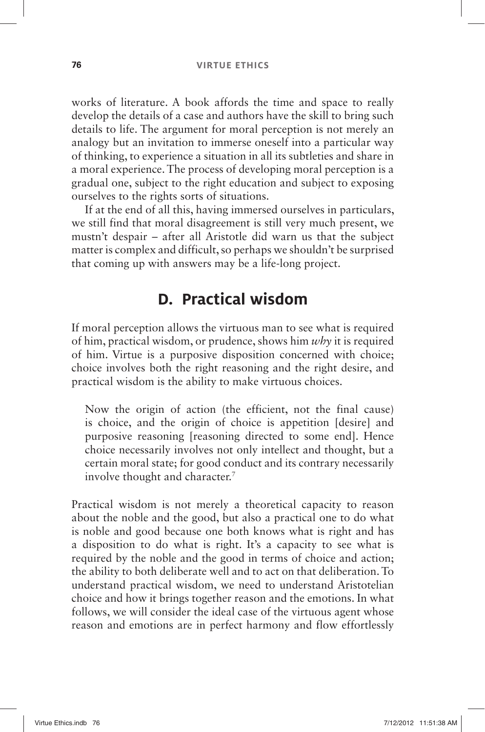works of literature. A book affords the time and space to really develop the details of a case and authors have the skill to bring such details to life. The argument for moral perception is not merely an analogy but an invitation to immerse oneself into a particular way of thinking, to experience a situation in all its subtleties and share in a moral experience. The process of developing moral perception is a gradual one, subject to the right education and subject to exposing ourselves to the rights sorts of situations.

If at the end of all this, having immersed ourselves in particulars, we still find that moral disagreement is still very much present, we mustn't despair – after all Aristotle did warn us that the subject matter is complex and difficult, so perhaps we shouldn't be surprised that coming up with answers may be a life-long project.

## D. Practical wisdom

If moral perception allows the virtuous man to see what is required of him, practical wisdom, or prudence, shows him *why* it is required of him. Virtue is a purposive disposition concerned with choice; choice involves both the right reasoning and the right desire, and practical wisdom is the ability to make virtuous choices.

> Now the origin of action (the efficient, not the final cause) is choice, and the origin of choice is appetition [desire] and purposive reasoning [reasoning directed to some end]. Hence choice necessarily involves not only intellect and thought, but a certain moral state; for good conduct and its contrary necessarily involve thought and character.[7]

Practical wisdom is not merely a theoretical capacity to reason about the noble and the good, but also a practical one to do what is noble and good because one both knows what is right and has a disposition to do what is right. It's a capacity to see what is required by the noble and the good in terms of choice and action; the ability to both deliberate well and to act on that deliberation. To understand practical wisdom, we need to understand Aristotelian choice and how it brings together reason and the emotions. In what follows, we will consider the ideal case of the virtuous agent whose reason and emotions are in perfect harmony and flow effortlessly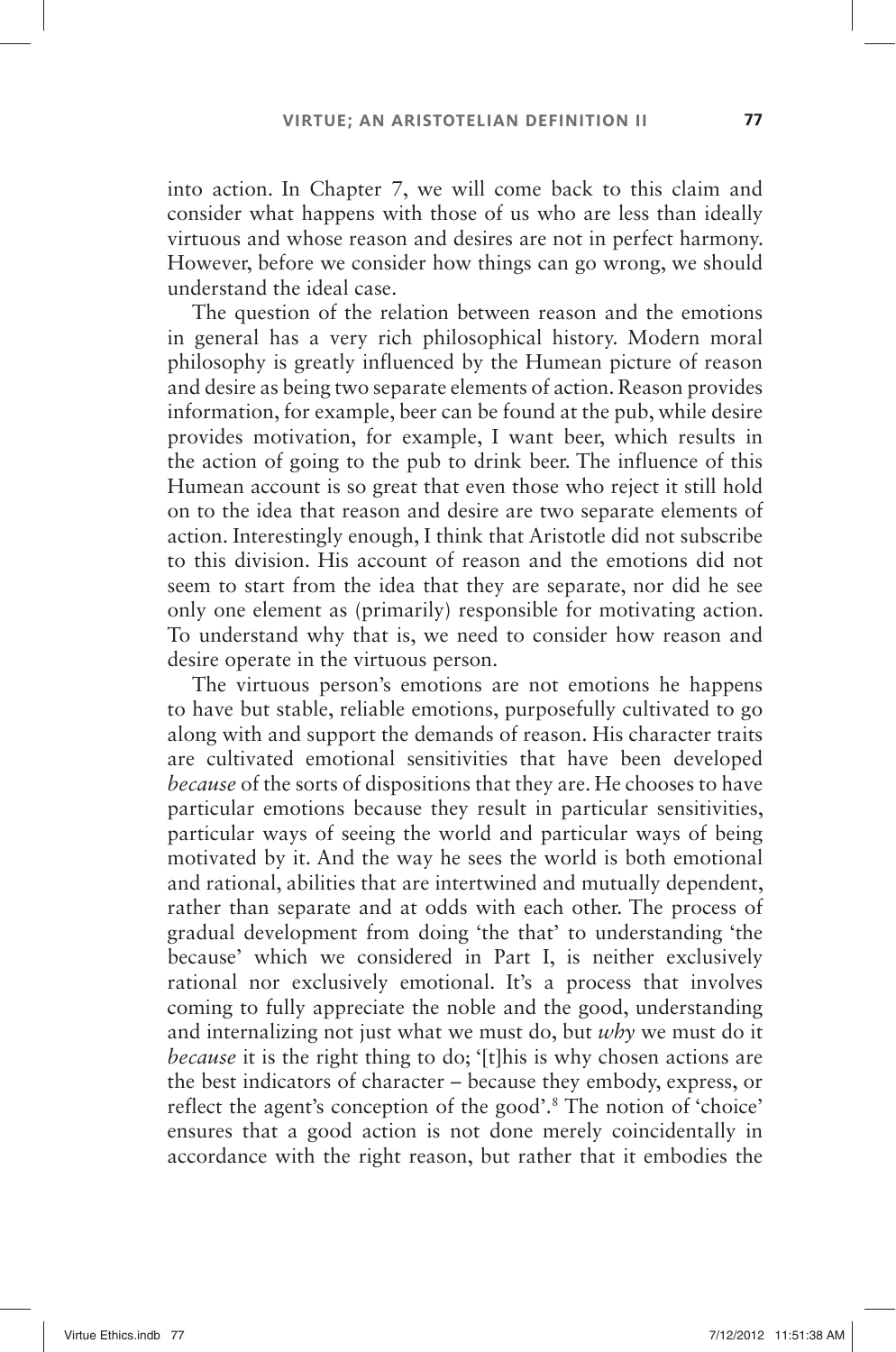into action. In Chapter 7, we will come back to this claim and consider what happens with those of us who are less than ideally virtuous and whose reason and desires are not in perfect harmony. However, before we consider how things can go wrong, we should understand the ideal case.

The question of the relation between reason and the emotions in general has a very rich philosophical history. Modern moral philosophy is greatly influenced by the Humean picture of reason and desire as being two separate elements of action. Reason provides information, for example, beer can be found at the pub, while desire provides motivation, for example, I want beer, which results in the action of going to the pub to drink beer. The influence of this Humean account is so great that even those who reject it still hold on to the idea that reason and desire are two separate elements of action. Interestingly enough, I think that Aristotle did not subscribe to this division. His account of reason and the emotions did not seem to start from the idea that they are separate, nor did he see only one element as (primarily) responsible for motivating action. To understand why that is, we need to consider how reason and desire operate in the virtuous person.

The virtuous person's emotions are not emotions he happens to have but stable, reliable emotions, purposefully cultivated to go along with and support the demands of reason. His character traits are cultivated emotional sensitivities that have been developed *because* of the sorts of dispositions that they are. He chooses to have particular emotions because they result in particular sensitivities, particular ways of seeing the world and particular ways of being motivated by it. And the way he sees the world is both emotional and rational, abilities that are intertwined and mutually dependent, rather than separate and at odds with each other. The process of gradual development from doing 'the that' to understanding 'the because' which we considered in Part I, is neither exclusively rational nor exclusively emotional. It's a process that involves coming to fully appreciate the noble and the good, understanding and internalizing not just what we must do, but *why* we must do it *because* it is the right thing to do; '[t]his is why chosen actions are the best indicators of character – because they embody, express, or reflect the agent's conception of the good'.[8] The notion of 'choice' ensures that a good action is not done merely coincidentally in accordance with the right reason, but rather that it embodies the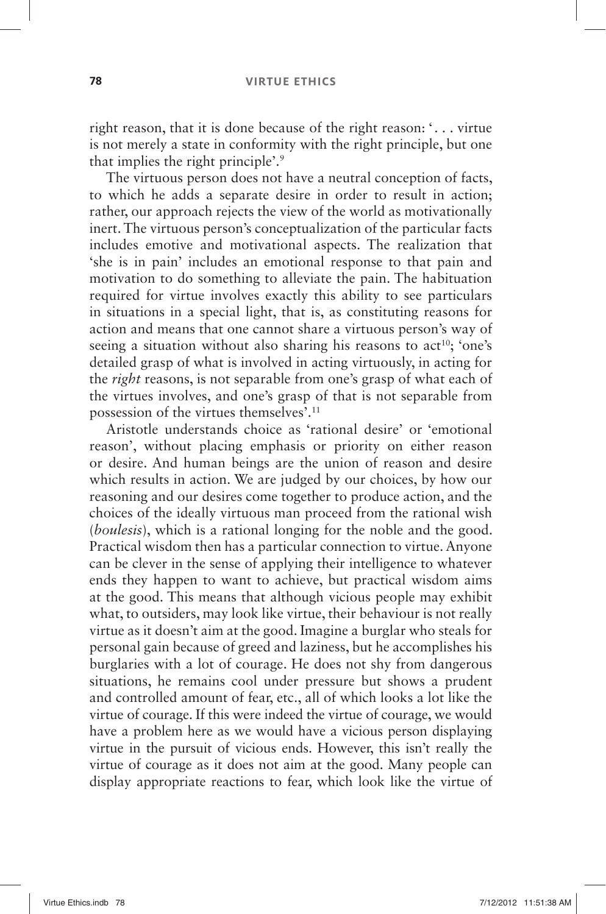right reason, that it is done because of the right reason: '. . . virtue is not merely a state in conformity with the right principle, but one that implies the right principle'.[9]

The virtuous person does not have a neutral conception of facts, to which he adds a separate desire in order to result in action; rather, our approach rejects the view of the world as motivationally inert. The virtuous person's conceptualization of the particular facts includes emotive and motivational aspects. The realization that 'she is in pain' includes an emotional response to that pain and motivation to do something to alleviate the pain. The habituation required for virtue involves exactly this ability to see particulars in situations in a special light, that is, as constituting reasons for action and means that one cannot share a virtuous person's way of seeing a situation without also sharing his reasons to act[10]; 'one's detailed grasp of what is involved in acting virtuously, in acting for the *right* reasons, is not separable from one's grasp of what each of the virtues involves, and one's grasp of that is not separable from possession of the virtues themselves'.[11]

Aristotle understands choice as 'rational desire' or 'emotional reason', without placing emphasis or priority on either reason or desire. And human beings are the union of reason and desire which results in action. We are judged by our choices, by how our reasoning and our desires come together to produce action, and the choices of the ideally virtuous man proceed from the rational wish (*boulesis*), which is a rational longing for the noble and the good. Practical wisdom then has a particular connection to virtue. Anyone can be clever in the sense of applying their intelligence to whatever ends they happen to want to achieve, but practical wisdom aims at the good. This means that although vicious people may exhibit what, to outsiders, may look like virtue, their behaviour is not really virtue as it doesn't aim at the good. Imagine a burglar who steals for personal gain because of greed and laziness, but he accomplishes his burglaries with a lot of courage. He does not shy from dangerous situations, he remains cool under pressure but shows a prudent and controlled amount of fear, etc., all of which looks a lot like the virtue of courage. If this were indeed the virtue of courage, we would have a problem here as we would have a vicious person displaying virtue in the pursuit of vicious ends. However, this isn't really the virtue of courage as it does not aim at the good. Many people can display appropriate reactions to fear, which look like the virtue of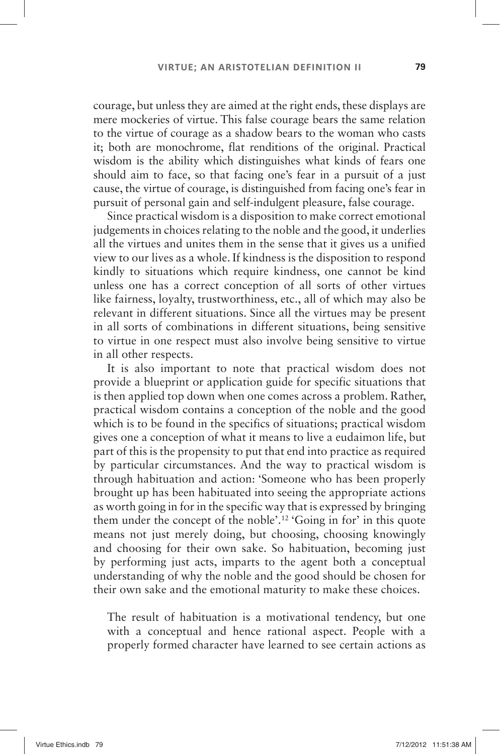courage, but unless they are aimed at the right ends, these displays are mere mockeries of virtue. This false courage bears the same relation to the virtue of courage as a shadow bears to the woman who casts it; both are monochrome, flat renditions of the original. Practical wisdom is the ability which distinguishes what kinds of fears one should aim to face, so that facing one's fear in a pursuit of a just cause, the virtue of courage, is distinguished from facing one's fear in pursuit of personal gain and self-indulgent pleasure, false courage.

Since practical wisdom is a disposition to make correct emotional judgements in choices relating to the noble and the good, it underlies all the virtues and unites them in the sense that it gives us a unified view to our lives as a whole. If kindness is the disposition to respond kindly to situations which require kindness, one cannot be kind unless one has a correct conception of all sorts of other virtues like fairness, loyalty, trustworthiness, etc., all of which may also be relevant in different situations. Since all the virtues may be present in all sorts of combinations in different situations, being sensitive to virtue in one respect must also involve being sensitive to virtue in all other respects.

It is also important to note that practical wisdom does not provide a blueprint or application guide for specific situations that is then applied top down when one comes across a problem. Rather, practical wisdom contains a conception of the noble and the good which is to be found in the specifics of situations; practical wisdom gives one a conception of what it means to live a eudaimon life, but part of this is the propensity to put that end into practice as required by particular circumstances. And the way to practical wisdom is through habituation and action: 'Someone who has been properly brought up has been habituated into seeing the appropriate actions as worth going in for in the specific way that is expressed by bringing them under the concept of the noble'.[12] 'Going in for' in this quote means not just merely doing, but choosing, choosing knowingly and choosing for their own sake. So habituation, becoming just by performing just acts, imparts to the agent both a conceptual understanding of why the noble and the good should be chosen for their own sake and the emotional maturity to make these choices.

> The result of habituation is a motivational tendency, but one with a conceptual and hence rational aspect. People with a properly formed character have learned to see certain actions as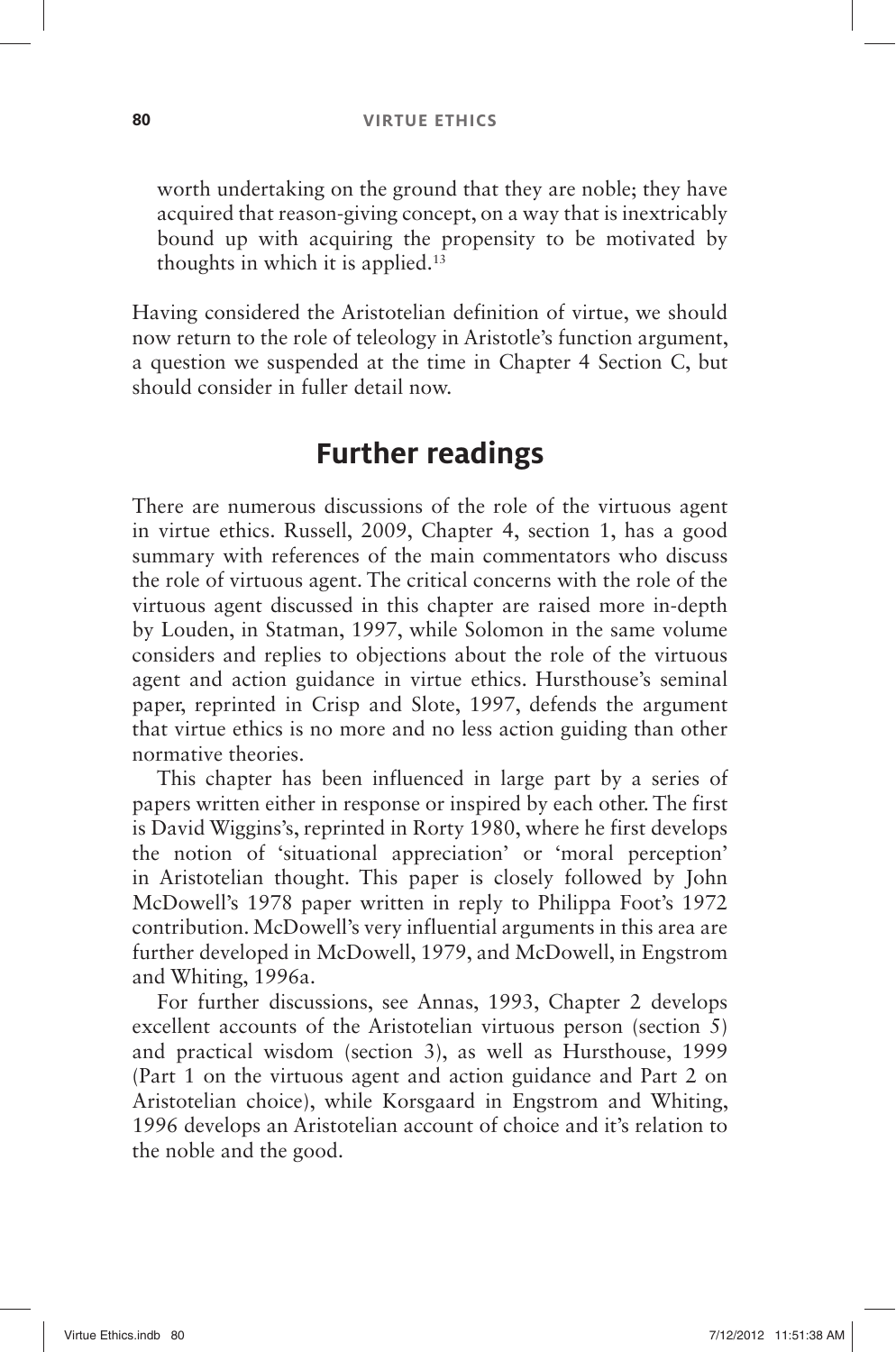worth undertaking on the ground that they are noble; they have acquired that reason-giving concept, on a way that is inextricably bound up with acquiring the propensity to be motivated by thoughts in which it is applied.[13]

Having considered the Aristotelian definition of virtue, we should now return to the role of teleology in Aristotle's function argument, a question we suspended at the time in Chapter 4 Section C, but should consider in fuller detail now.

## Further readings

There are numerous discussions of the role of the virtuous agent in virtue ethics. Russell, 2009, Chapter 4, section 1, has a good summary with references of the main commentators who discuss the role of virtuous agent. The critical concerns with the role of the virtuous agent discussed in this chapter are raised more in-depth by Louden, in Statman, 1997, while Solomon in the same volume considers and replies to objections about the role of the virtuous agent and action guidance in virtue ethics. Hursthouse's seminal paper, reprinted in Crisp and Slote, 1997, defends the argument that virtue ethics is no more and no less action guiding than other normative theories.

This chapter has been influenced in large part by a series of papers written either in response or inspired by each other. The first is David Wiggins's, reprinted in Rorty 1980, where he first develops the notion of 'situational appreciation' or 'moral perception' in Aristotelian thought. This paper is closely followed by John McDowell's 1978 paper written in reply to Philippa Foot's 1972 contribution. McDowell's very influential arguments in this area are further developed in McDowell, 1979, and McDowell, in Engstrom and Whiting, 1996a.

For further discussions, see Annas, 1993, Chapter 2 develops excellent accounts of the Aristotelian virtuous person (section 5) and practical wisdom (section 3), as well as Hursthouse, 1999 (Part 1 on the virtuous agent and action guidance and Part 2 on Aristotelian choice), while Korsgaard in Engstrom and Whiting, 1996 develops an Aristotelian account of choice and it's relation to the noble and the good.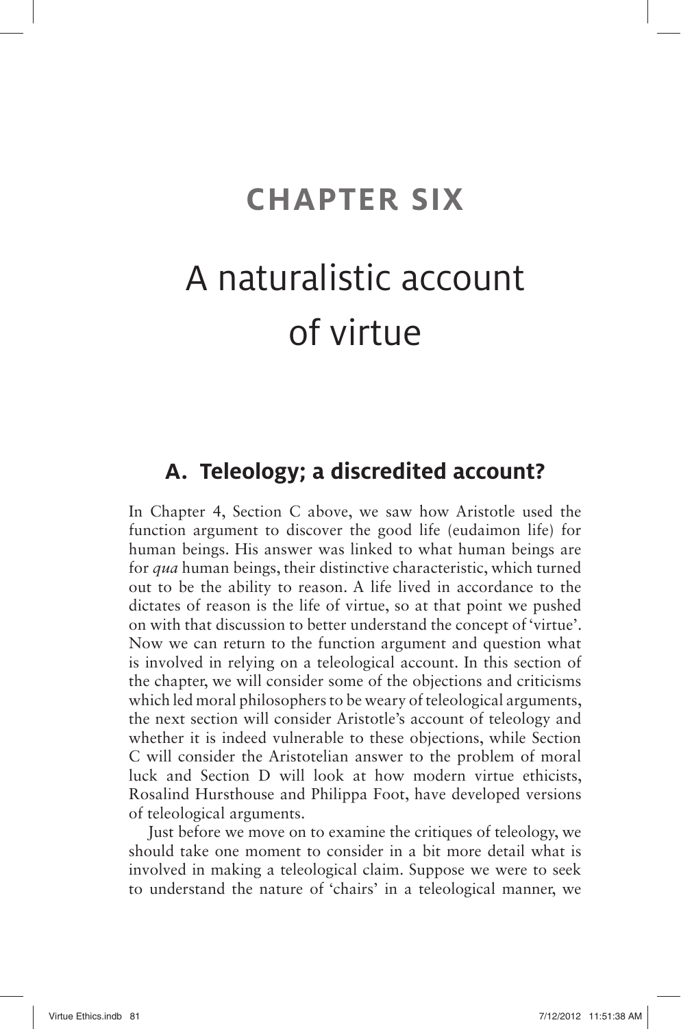# CHAPTER SIX

# A naturalistic account of virtue

## A. Teleology; a discredited account?

In Chapter 4, Section C above, we saw how Aristotle used the function argument to discover the good life (eudaimon life) for human beings. His answer was linked to what human beings are for *qua* human beings, their distinctive characteristic, which turned out to be the ability to reason. A life lived in accordance to the dictates of reason is the life of virtue, so at that point we pushed on with that discussion to better understand the concept of 'virtue'. Now we can return to the function argument and question what is involved in relying on a teleological account. In this section of the chapter, we will consider some of the objections and criticisms which led moral philosophers to be weary of teleological arguments, the next section will consider Aristotle's account of teleology and whether it is indeed vulnerable to these objections, while Section C will consider the Aristotelian answer to the problem of moral luck and Section D will look at how modern virtue ethicists, Rosalind Hursthouse and Philippa Foot, have developed versions of teleological arguments.

Just before we move on to examine the critiques of teleology, we should take one moment to consider in a bit more detail what is involved in making a teleological claim. Suppose we were to seek to understand the nature of 'chairs' in a teleological manner, we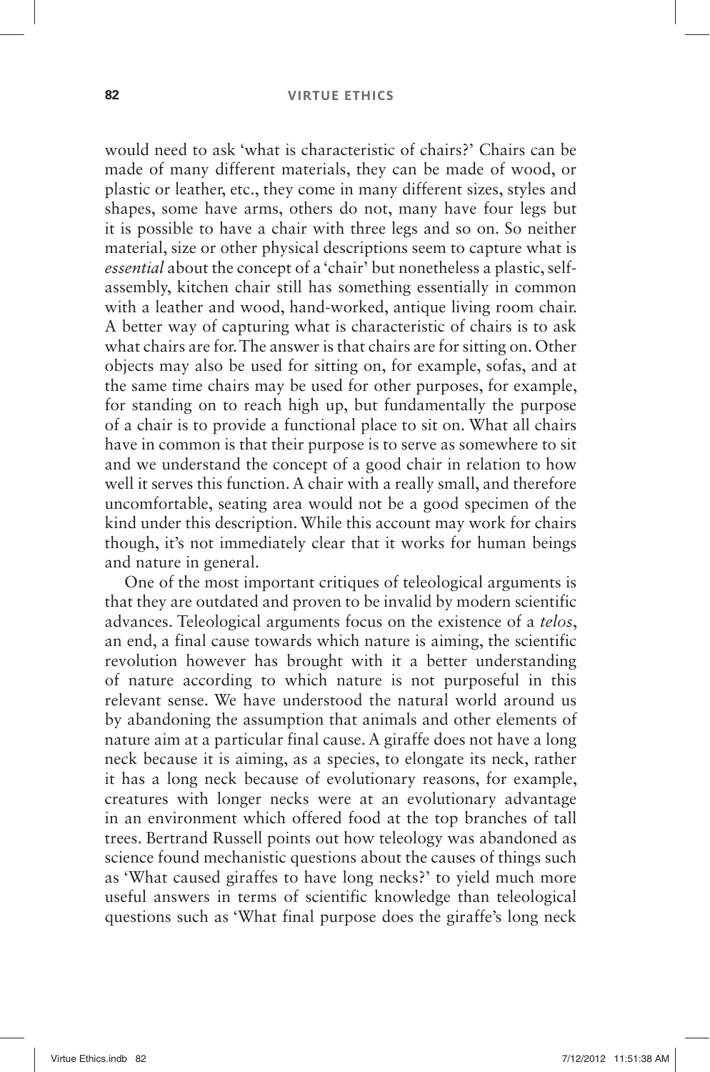would need to ask 'what is characteristic of chairs?' Chairs can be made of many different materials, they can be made of wood, or plastic or leather, etc., they come in many different sizes, styles and shapes, some have arms, others do not, many have four legs but it is possible to have a chair with three legs and so on. So neither material, size or other physical descriptions seem to capture what is *essential* about the concept of a 'chair' but nonetheless a plastic, self-assembly, kitchen chair still has something essentially in common with a leather and wood, hand-worked, antique living room chair. A better way of capturing what is characteristic of chairs is to ask what chairs are for. The answer is that chairs are for sitting on. Other objects may also be used for sitting on, for example, sofas, and at the same time chairs may be used for other purposes, for example, for standing on to reach high up, but fundamentally the purpose of a chair is to provide a functional place to sit on. What all chairs have in common is that their purpose is to serve as somewhere to sit and we understand the concept of a good chair in relation to how well it serves this function. A chair with a really small, and therefore uncomfortable, seating area would not be a good specimen of the kind under this description. While this account may work for chairs though, it's not immediately clear that it works for human beings and nature in general.

One of the most important critiques of teleological arguments is that they are outdated and proven to be invalid by modern scientific advances. Teleological arguments focus on the existence of a *telos*, an end, a final cause towards which nature is aiming, the scientific revolution however has brought with it a better understanding of nature according to which nature is not purposeful in this relevant sense. We have understood the natural world around us by abandoning the assumption that animals and other elements of nature aim at a particular final cause. A giraffe does not have a long neck because it is aiming, as a species, to elongate its neck, rather it has a long neck because of evolutionary reasons, for example, creatures with longer necks were at an evolutionary advantage in an environment which offered food at the top branches of tall trees. Bertrand Russell points out how teleology was abandoned as science found mechanistic questions about the causes of things such as 'What caused giraffes to have long necks?' to yield much more useful answers in terms of scientific knowledge than teleological questions such as 'What final purpose does the giraffe's long neck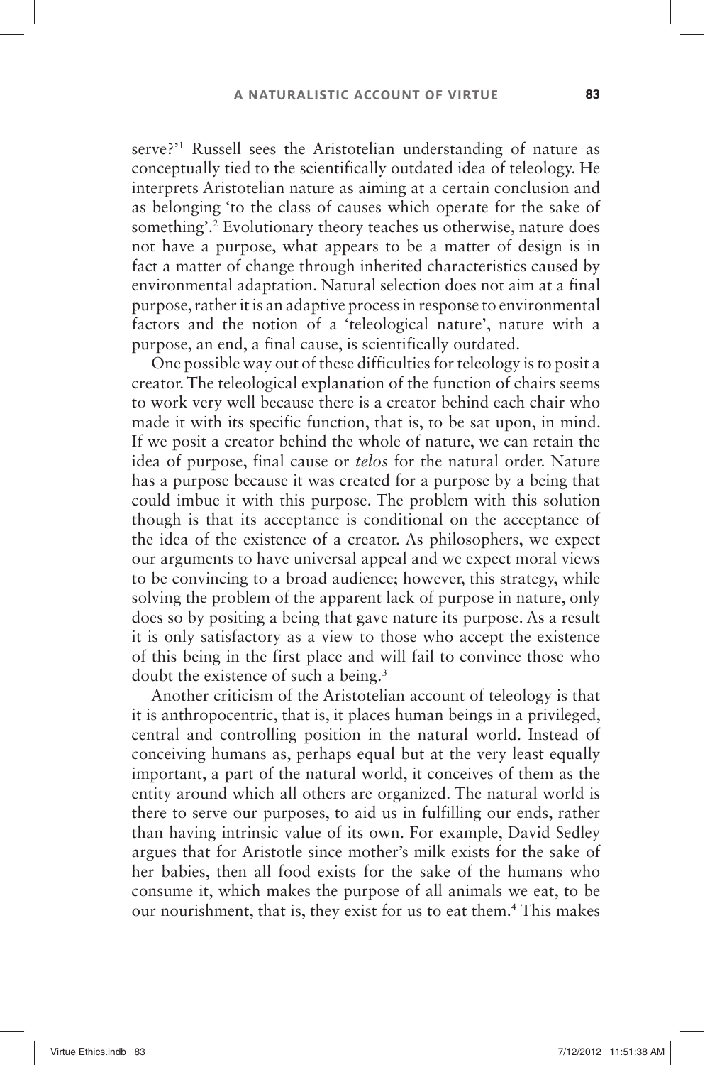serve?'[1] Russell sees the Aristotelian understanding of nature as conceptually tied to the scientifically outdated idea of teleology. He interprets Aristotelian nature as aiming at a certain conclusion and as belonging 'to the class of causes which operate for the sake of something'.[2] Evolutionary theory teaches us otherwise, nature does not have a purpose, what appears to be a matter of design is in fact a matter of change through inherited characteristics caused by environmental adaptation. Natural selection does not aim at a final purpose, rather it is an adaptive process in response to environmental factors and the notion of a 'teleological nature', nature with a purpose, an end, a final cause, is scientifically outdated.

One possible way out of these difficulties for teleology is to posit a creator. The teleological explanation of the function of chairs seems to work very well because there is a creator behind each chair who made it with its specific function, that is, to be sat upon, in mind. If we posit a creator behind the whole of nature, we can retain the idea of purpose, final cause or *telos* for the natural order. Nature has a purpose because it was created for a purpose by a being that could imbue it with this purpose. The problem with this solution though is that its acceptance is conditional on the acceptance of the idea of the existence of a creator. As philosophers, we expect our arguments to have universal appeal and we expect moral views to be convincing to a broad audience; however, this strategy, while solving the problem of the apparent lack of purpose in nature, only does so by positing a being that gave nature its purpose. As a result it is only satisfactory as a view to those who accept the existence of this being in the first place and will fail to convince those who doubt the existence of such a being.[3]

Another criticism of the Aristotelian account of teleology is that it is anthropocentric, that is, it places human beings in a privileged, central and controlling position in the natural world. Instead of conceiving humans as, perhaps equal but at the very least equally important, a part of the natural world, it conceives of them as the entity around which all others are organized. The natural world is there to serve our purposes, to aid us in fulfilling our ends, rather than having intrinsic value of its own. For example, David Sedley argues that for Aristotle since mother's milk exists for the sake of her babies, then all food exists for the sake of the humans who consume it, which makes the purpose of all animals we eat, to be our nourishment, that is, they exist for us to eat them.[4] This makes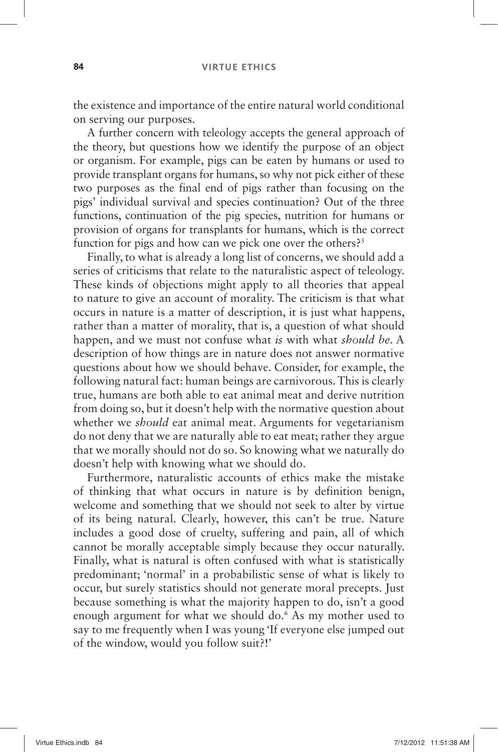the existence and importance of the entire natural world conditional on serving our purposes.

A further concern with teleology accepts the general approach of the theory, but questions how we identify the purpose of an object or organism. For example, pigs can be eaten by humans or used to provide transplant organs for humans, so why not pick either of these two purposes as the final end of pigs rather than focusing on the pigs' individual survival and species continuation? Out of the three functions, continuation of the pig species, nutrition for humans or provision of organs for transplants for humans, which is the correct function for pigs and how can we pick one over the others?[5]

Finally, to what is already a long list of concerns, we should add a series of criticisms that relate to the naturalistic aspect of teleology. These kinds of objections might apply to all theories that appeal to nature to give an account of morality. The criticism is that what occurs in nature is a matter of description, it is just what happens, rather than a matter of morality, that is, a question of what should happen, and we must not confuse what *is* with what *should be*. A description of how things are in nature does not answer normative questions about how we should behave. Consider, for example, the following natural fact: human beings are carnivorous. This is clearly true, humans are both able to eat animal meat and derive nutrition from doing so, but it doesn't help with the normative question about whether we *should* eat animal meat. Arguments for vegetarianism do not deny that we are naturally able to eat meat; rather they argue that we morally should not do so. So knowing what we naturally do doesn't help with knowing what we should do.

Furthermore, naturalistic accounts of ethics make the mistake of thinking that what occurs in nature is by definition benign, welcome and something that we should not seek to alter by virtue of its being natural. Clearly, however, this can't be true. Nature includes a good dose of cruelty, suffering and pain, all of which cannot be morally acceptable simply because they occur naturally. Finally, what is natural is often confused with what is statistically predominant; 'normal' in a probabilistic sense of what is likely to occur, but surely statistics should not generate moral precepts. Just because something is what the majority happen to do, isn't a good enough argument for what we should do.[6] As my mother used to say to me frequently when I was young 'If everyone else jumped out of the window, would you follow suit?!'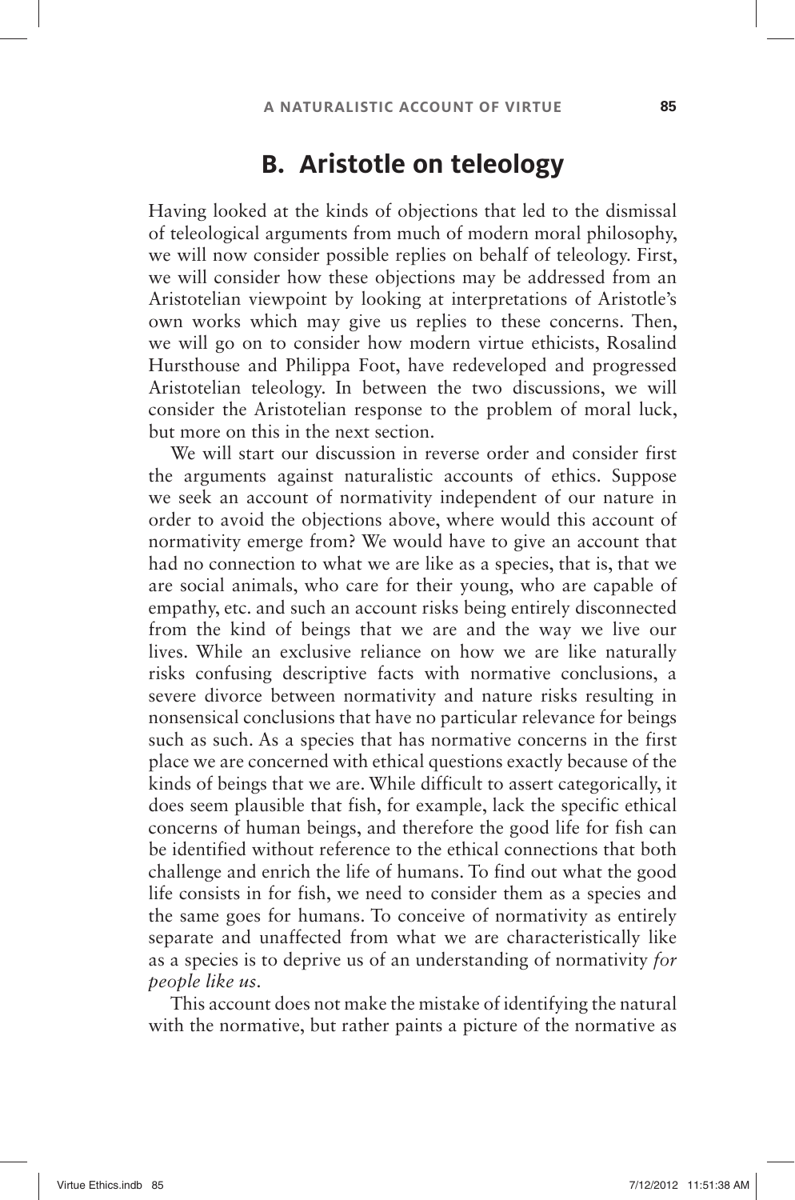## B. Aristotle on teleology

Having looked at the kinds of objections that led to the dismissal of teleological arguments from much of modern moral philosophy, we will now consider possible replies on behalf of teleology. First, we will consider how these objections may be addressed from an Aristotelian viewpoint by looking at interpretations of Aristotle's own works which may give us replies to these concerns. Then, we will go on to consider how modern virtue ethicists, Rosalind Hursthouse and Philippa Foot, have redeveloped and progressed Aristotelian teleology. In between the two discussions, we will consider the Aristotelian response to the problem of moral luck, but more on this in the next section.

We will start our discussion in reverse order and consider first the arguments against naturalistic accounts of ethics. Suppose we seek an account of normativity independent of our nature in order to avoid the objections above, where would this account of normativity emerge from? We would have to give an account that had no connection to what we are like as a species, that is, that we are social animals, who care for their young, who are capable of empathy, etc. and such an account risks being entirely disconnected from the kind of beings that we are and the way we live our lives. While an exclusive reliance on how we are like naturally risks confusing descriptive facts with normative conclusions, a severe divorce between normativity and nature risks resulting in nonsensical conclusions that have no particular relevance for beings such as such. As a species that has normative concerns in the first place we are concerned with ethical questions exactly because of the kinds of beings that we are. While difficult to assert categorically, it does seem plausible that fish, for example, lack the specific ethical concerns of human beings, and therefore the good life for fish can be identified without reference to the ethical connections that both challenge and enrich the life of humans. To find out what the good life consists in for fish, we need to consider them as a species and the same goes for humans. To conceive of normativity as entirely separate and unaffected from what we are characteristically like as a species is to deprive us of an understanding of normativity *for people like us*.

This account does not make the mistake of identifying the natural with the normative, but rather paints a picture of the normative as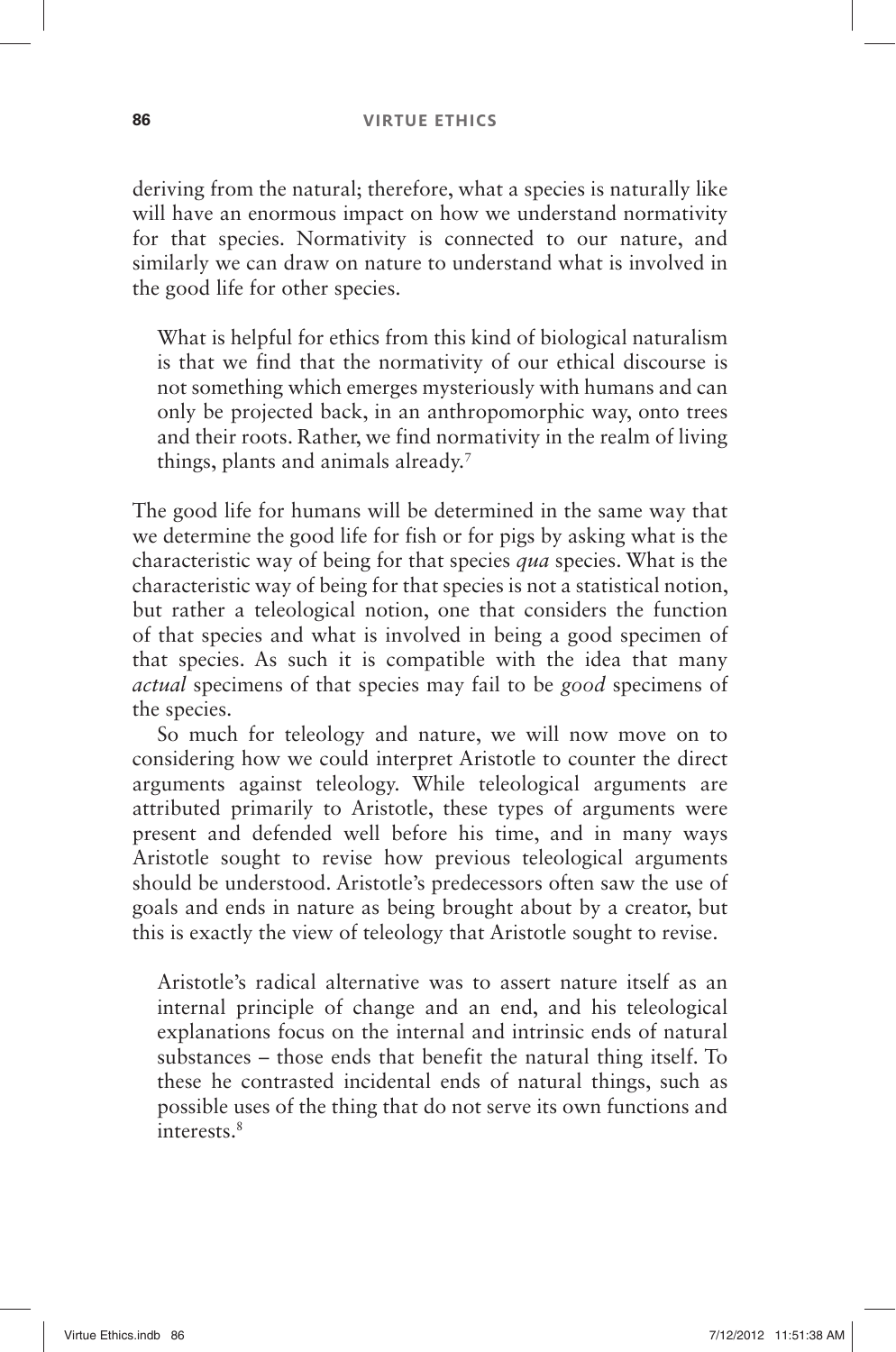deriving from the natural; therefore, what a species is naturally like will have an enormous impact on how we understand normativity for that species. Normativity is connected to our nature, and similarly we can draw on nature to understand what is involved in the good life for other species.

> What is helpful for ethics from this kind of biological naturalism is that we find that the normativity of our ethical discourse is not something which emerges mysteriously with humans and can only be projected back, in an anthropomorphic way, onto trees and their roots. Rather, we find normativity in the realm of living things, plants and animals already.[7]

The good life for humans will be determined in the same way that we determine the good life for fish or for pigs by asking what is the characteristic way of being for that species *qua* species. What is the characteristic way of being for that species is not a statistical notion, but rather a teleological notion, one that considers the function of that species and what is involved in being a good specimen of that species. As such it is compatible with the idea that many *actual* specimens of that species may fail to be *good* specimens of the species.

So much for teleology and nature, we will now move on to considering how we could interpret Aristotle to counter the direct arguments against teleology. While teleological arguments are attributed primarily to Aristotle, these types of arguments were present and defended well before his time, and in many ways Aristotle sought to revise how previous teleological arguments should be understood. Aristotle's predecessors often saw the use of goals and ends in nature as being brought about by a creator, but this is exactly the view of teleology that Aristotle sought to revise.

> Aristotle's radical alternative was to assert nature itself as an internal principle of change and an end, and his teleological explanations focus on the internal and intrinsic ends of natural substances – those ends that benefit the natural thing itself. To these he contrasted incidental ends of natural things, such as possible uses of the thing that do not serve its own functions and interests.[8]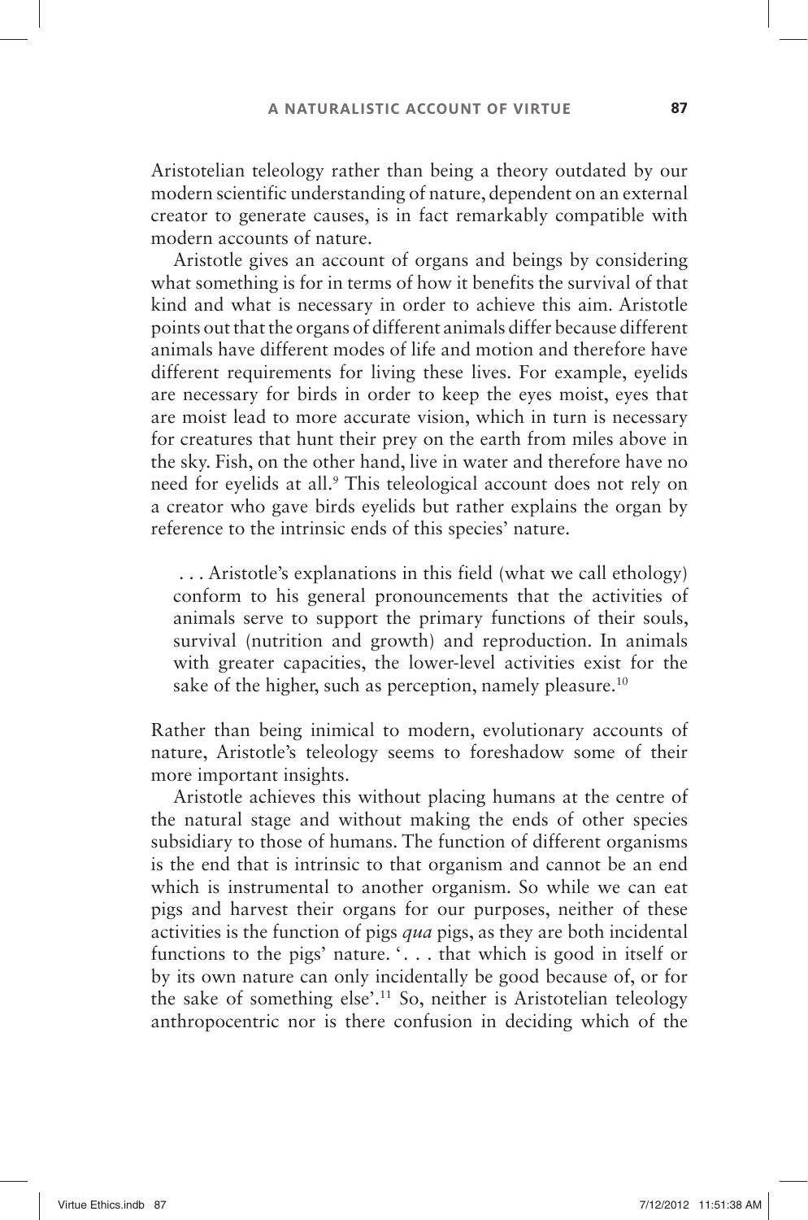Aristotelian teleology rather than being a theory outdated by our modern scientific understanding of nature, dependent on an external creator to generate causes, is in fact remarkably compatible with modern accounts of nature.

Aristotle gives an account of organs and beings by considering what something is for in terms of how it benefits the survival of that kind and what is necessary in order to achieve this aim. Aristotle points out that the organs of different animals differ because different animals have different modes of life and motion and therefore have different requirements for living these lives. For example, eyelids are necessary for birds in order to keep the eyes moist, eyes that are moist lead to more accurate vision, which in turn is necessary for creatures that hunt their prey on the earth from miles above in the sky. Fish, on the other hand, live in water and therefore have no need for eyelids at all.[9] This teleological account does not rely on a creator who gave birds eyelids but rather explains the organ by reference to the intrinsic ends of this species' nature.

> . . . Aristotle's explanations in this field (what we call ethology) conform to his general pronouncements that the activities of animals serve to support the primary functions of their souls, survival (nutrition and growth) and reproduction. In animals with greater capacities, the lower-level activities exist for the sake of the higher, such as perception, namely pleasure.[10]

Rather than being inimical to modern, evolutionary accounts of nature, Aristotle's teleology seems to foreshadow some of their more important insights.

Aristotle achieves this without placing humans at the centre of the natural stage and without making the ends of other species subsidiary to those of humans. The function of different organisms is the end that is intrinsic to that organism and cannot be an end which is instrumental to another organism. So while we can eat pigs and harvest their organs for our purposes, neither of these activities is the function of pigs *qua* pigs, as they are both incidental functions to the pigs' nature. '. . . that which is good in itself or by its own nature can only incidentally be good because of, or for the sake of something else'.[11] So, neither is Aristotelian teleology anthropocentric nor is there confusion in deciding which of the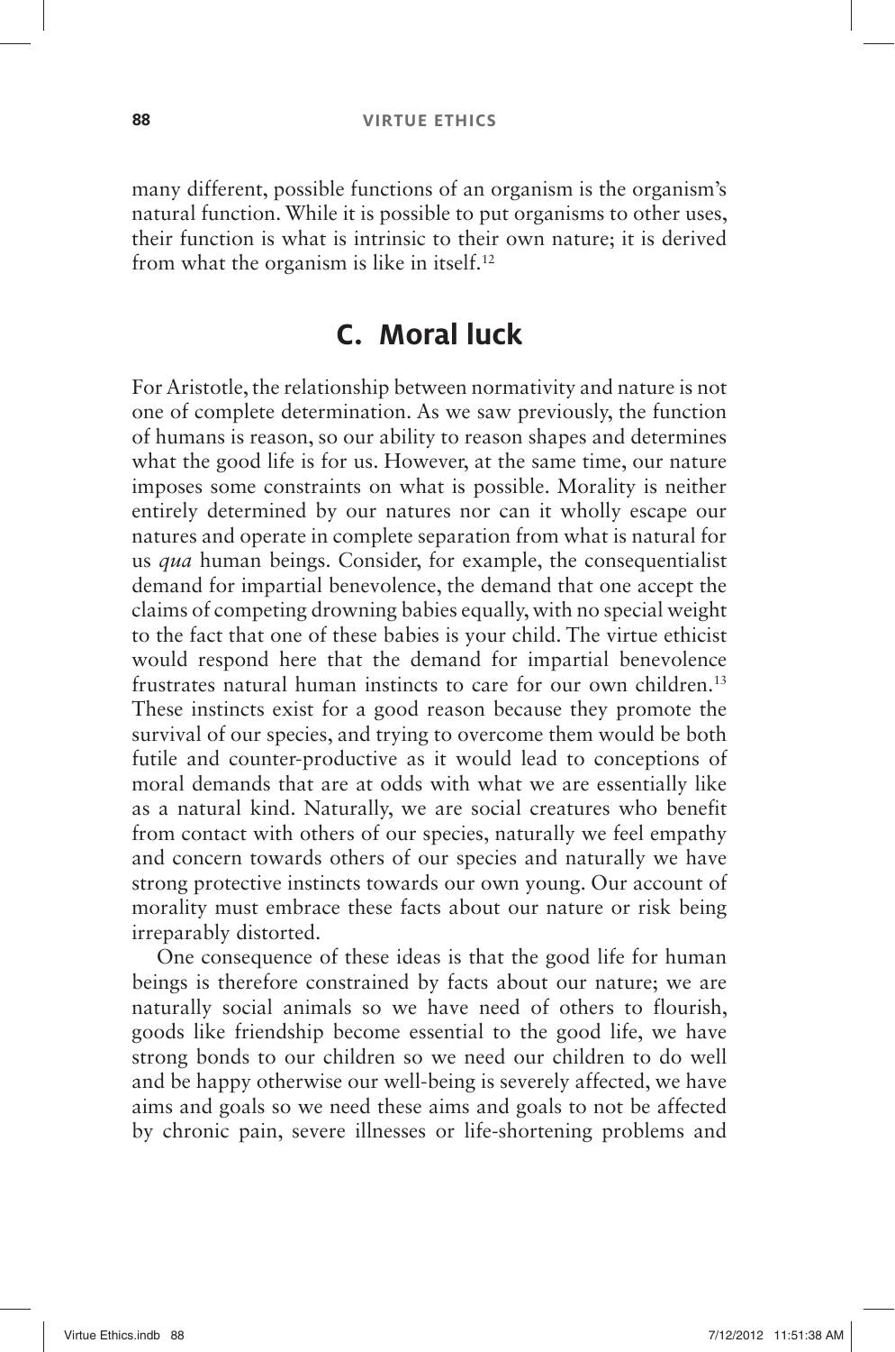many different, possible functions of an organism is the organism's natural function. While it is possible to put organisms to other uses, their function is what is intrinsic to their own nature; it is derived from what the organism is like in itself.[12]

## C. Moral luck

For Aristotle, the relationship between normativity and nature is not one of complete determination. As we saw previously, the function of humans is reason, so our ability to reason shapes and determines what the good life is for us. However, at the same time, our nature imposes some constraints on what is possible. Morality is neither entirely determined by our natures nor can it wholly escape our natures and operate in complete separation from what is natural for us *qua* human beings. Consider, for example, the consequentialist demand for impartial benevolence, the demand that one accept the claims of competing drowning babies equally, with no special weight to the fact that one of these babies is your child. The virtue ethicist would respond here that the demand for impartial benevolence frustrates natural human instincts to care for our own children.[13] These instincts exist for a good reason because they promote the survival of our species, and trying to overcome them would be both futile and counter-productive as it would lead to conceptions of moral demands that are at odds with what we are essentially like as a natural kind. Naturally, we are social creatures who benefit from contact with others of our species, naturally we feel empathy and concern towards others of our species and naturally we have strong protective instincts towards our own young. Our account of morality must embrace these facts about our nature or risk being irreparably distorted.

One consequence of these ideas is that the good life for human beings is therefore constrained by facts about our nature; we are naturally social animals so we have need of others to flourish, goods like friendship become essential to the good life, we have strong bonds to our children so we need our children to do well and be happy otherwise our well-being is severely affected, we have aims and goals so we need these aims and goals to not be affected by chronic pain, severe illnesses or life-shortening problems and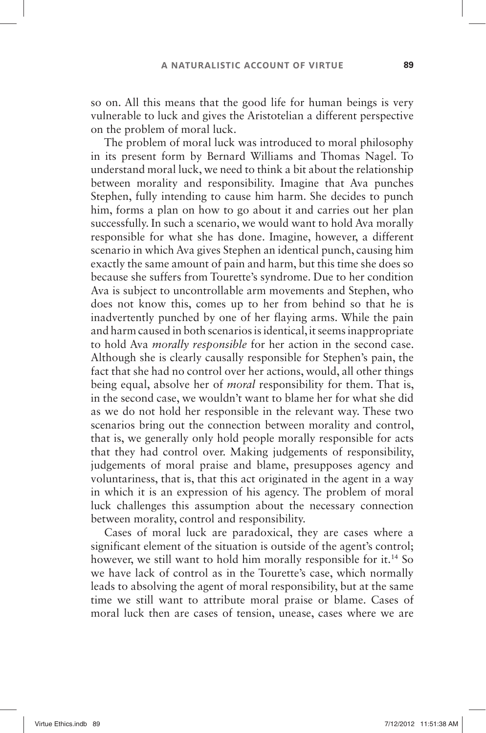so on. All this means that the good life for human beings is very vulnerable to luck and gives the Aristotelian a different perspective on the problem of moral luck.

The problem of moral luck was introduced to moral philosophy in its present form by Bernard Williams and Thomas Nagel. To understand moral luck, we need to think a bit about the relationship between morality and responsibility. Imagine that Ava punches Stephen, fully intending to cause him harm. She decides to punch him, forms a plan on how to go about it and carries out her plan successfully. In such a scenario, we would want to hold Ava morally responsible for what she has done. Imagine, however, a different scenario in which Ava gives Stephen an identical punch, causing him exactly the same amount of pain and harm, but this time she does so because she suffers from Tourette's syndrome. Due to her condition Ava is subject to uncontrollable arm movements and Stephen, who does not know this, comes up to her from behind so that he is inadvertently punched by one of her flaying arms. While the pain and harm caused in both scenarios is identical, it seems inappropriate to hold Ava *morally responsible* for her action in the second case. Although she is clearly causally responsible for Stephen's pain, the fact that she had no control over her actions, would, all other things being equal, absolve her of *moral* responsibility for them. That is, in the second case, we wouldn't want to blame her for what she did as we do not hold her responsible in the relevant way. These two scenarios bring out the connection between morality and control, that is, we generally only hold people morally responsible for acts that they had control over. Making judgements of responsibility, judgements of moral praise and blame, presupposes agency and voluntariness, that is, that this act originated in the agent in a way in which it is an expression of his agency. The problem of moral luck challenges this assumption about the necessary connection between morality, control and responsibility.

Cases of moral luck are paradoxical, they are cases where a significant element of the situation is outside of the agent's control; however, we still want to hold him morally responsible for it.[14] So we have lack of control as in the Tourette's case, which normally leads to absolving the agent of moral responsibility, but at the same time we still want to attribute moral praise or blame. Cases of moral luck then are cases of tension, unease, cases where we are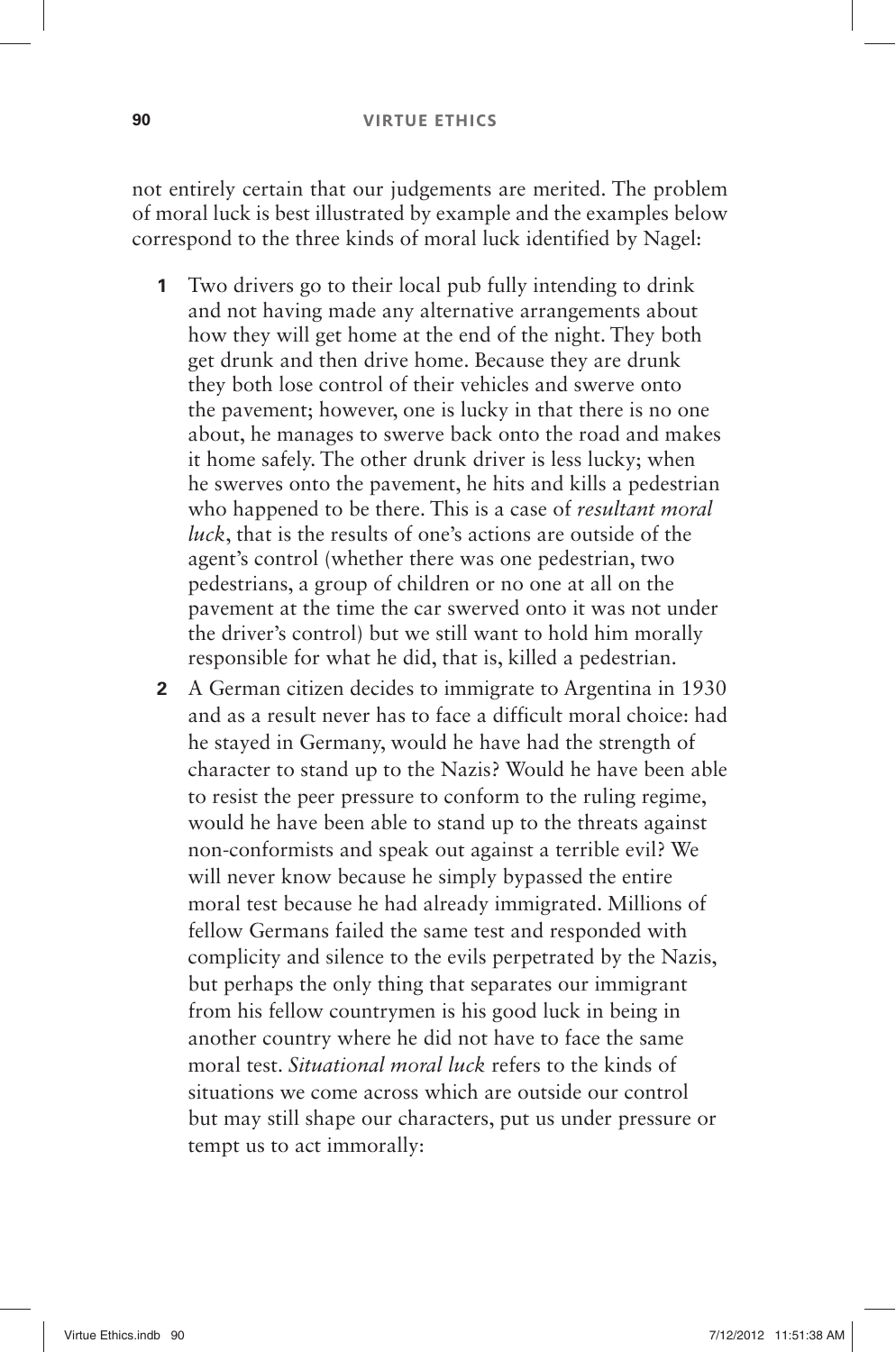not entirely certain that our judgements are merited. The problem of moral luck is best illustrated by example and the examples below correspond to the three kinds of moral luck identified by Nagel:

1. Two drivers go to their local pub fully intending to drink and not having made any alternative arrangements about how they will get home at the end of the night. They both get drunk and then drive home. Because they are drunk they both lose control of their vehicles and swerve onto the pavement; however, one is lucky in that there is no one about, he manages to swerve back onto the road and makes it home safely. The other drunk driver is less lucky; when he swerves onto the pavement, he hits and kills a pedestrian who happened to be there. This is a case of *resultant moral luck*, that is the results of one's actions are outside of the agent's control (whether there was one pedestrian, two pedestrians, a group of children or no one at all on the pavement at the time the car swerved onto it was not under the driver's control) but we still want to hold him morally responsible for what he did, that is, killed a pedestrian.
2. A German citizen decides to immigrate to Argentina in 1930 and as a result never has to face a difficult moral choice: had he stayed in Germany, would he have had the strength of character to stand up to the Nazis? Would he have been able to resist the peer pressure to conform to the ruling regime, would he have been able to stand up to the threats against non-conformists and speak out against a terrible evil? We will never know because he simply bypassed the entire moral test because he had already immigrated. Millions of fellow Germans failed the same test and responded with complicity and silence to the evils perpetrated by the Nazis, but perhaps the only thing that separates our immigrant from his fellow countrymen is his good luck in being in another country where he did not have to face the same moral test. *Situational moral luck* refers to the kinds of situations we come across which are outside our control but may still shape our characters, put us under pressure or tempt us to act immorally: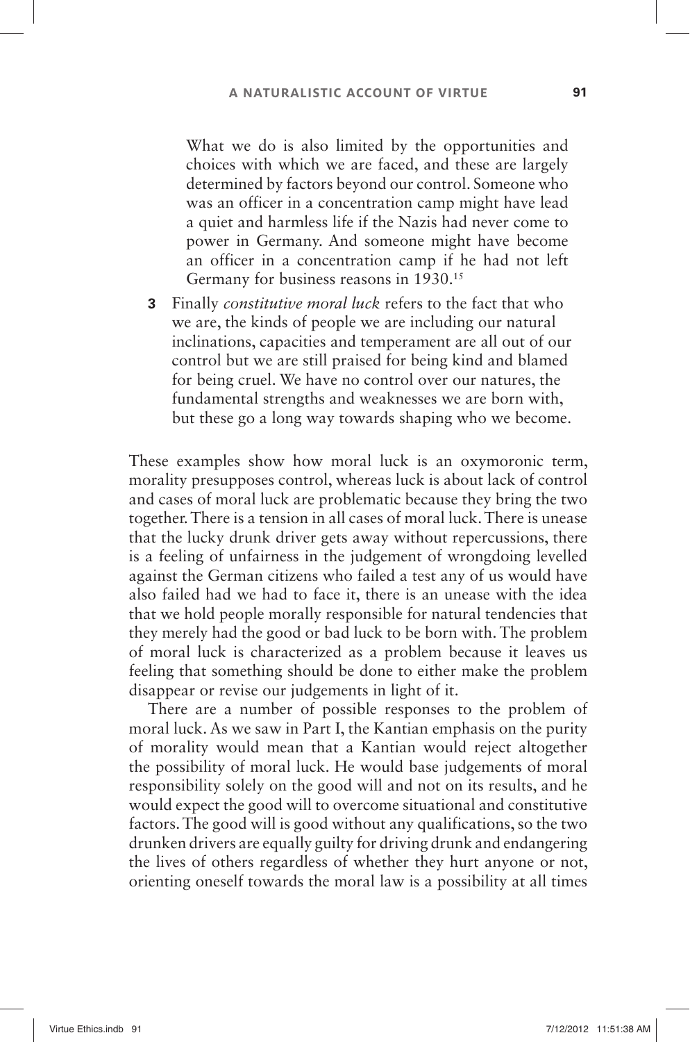What we do is also limited by the opportunities and choices with which we are faced, and these are largely determined by factors beyond our control. Someone who was an officer in a concentration camp might have lead a quiet and harmless life if the Nazis had never come to power in Germany. And someone might have become an officer in a concentration camp if he had not left Germany for business reasons in 1930.[15]

**3** Finally *constitutive moral luck* refers to the fact that who we are, the kinds of people we are including our natural inclinations, capacities and temperament are all out of our control but we are still praised for being kind and blamed for being cruel. We have no control over our natures, the fundamental strengths and weaknesses we are born with, but these go a long way towards shaping who we become.

These examples show how moral luck is an oxymoronic term, morality presupposes control, whereas luck is about lack of control and cases of moral luck are problematic because they bring the two together. There is a tension in all cases of moral luck. There is unease that the lucky drunk driver gets away without repercussions, there is a feeling of unfairness in the judgement of wrongdoing levelled against the German citizens who failed a test any of us would have also failed had we had to face it, there is an unease with the idea that we hold people morally responsible for natural tendencies that they merely had the good or bad luck to be born with. The problem of moral luck is characterized as a problem because it leaves us feeling that something should be done to either make the problem disappear or revise our judgements in light of it.

There are a number of possible responses to the problem of moral luck. As we saw in Part I, the Kantian emphasis on the purity of morality would mean that a Kantian would reject altogether the possibility of moral luck. He would base judgements of moral responsibility solely on the good will and not on its results, and he would expect the good will to overcome situational and constitutive factors. The good will is good without any qualifications, so the two drunken drivers are equally guilty for driving drunk and endangering the lives of others regardless of whether they hurt anyone or not, orienting oneself towards the moral law is a possibility at all times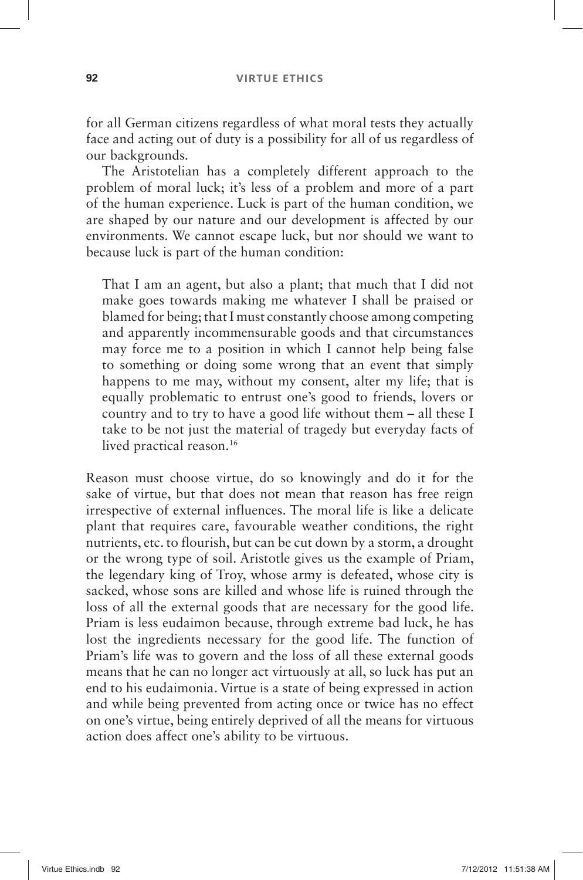for all German citizens regardless of what moral tests they actually face and acting out of duty is a possibility for all of us regardless of our backgrounds.

The Aristotelian has a completely different approach to the problem of moral luck; it's less of a problem and more of a part of the human experience. Luck is part of the human condition, we are shaped by our nature and our development is affected by our environments. We cannot escape luck, but nor should we want to because luck is part of the human condition:

> That I am an agent, but also a plant; that much that I did not make goes towards making me whatever I shall be praised or blamed for being; that I must constantly choose among competing and apparently incommensurable goods and that circumstances may force me to a position in which I cannot help being false to something or doing some wrong that an event that simply happens to me may, without my consent, alter my life; that is equally problematic to entrust one's good to friends, lovers or country and to try to have a good life without them – all these I take to be not just the material of tragedy but everyday facts of lived practical reason.[16]

Reason must choose virtue, do so knowingly and do it for the sake of virtue, but that does not mean that reason has free reign irrespective of external influences. The moral life is like a delicate plant that requires care, favourable weather conditions, the right nutrients, etc. to flourish, but can be cut down by a storm, a drought or the wrong type of soil. Aristotle gives us the example of Priam, the legendary king of Troy, whose army is defeated, whose city is sacked, whose sons are killed and whose life is ruined through the loss of all the external goods that are necessary for the good life. Priam is less eudaimon because, through extreme bad luck, he has lost the ingredients necessary for the good life. The function of Priam's life was to govern and the loss of all these external goods means that he can no longer act virtuously at all, so luck has put an end to his eudaimonia. Virtue is a state of being expressed in action and while being prevented from acting once or twice has no effect on one's virtue, being entirely deprived of all the means for virtuous action does affect one's ability to be virtuous.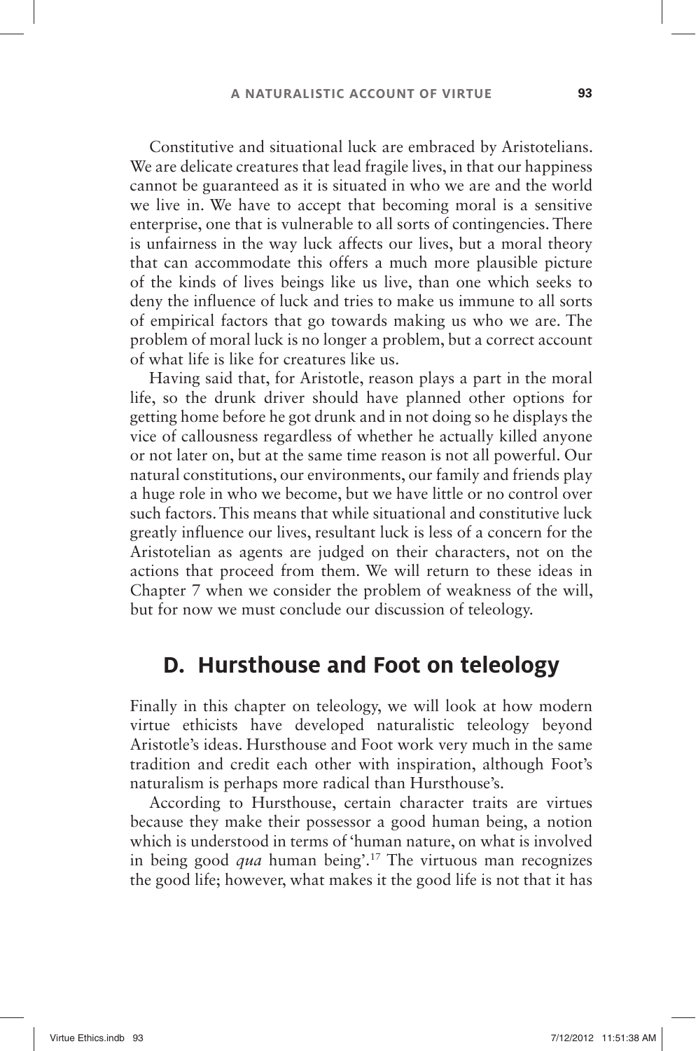Constitutive and situational luck are embraced by Aristotelians. We are delicate creatures that lead fragile lives, in that our happiness cannot be guaranteed as it is situated in who we are and the world we live in. We have to accept that becoming moral is a sensitive enterprise, one that is vulnerable to all sorts of contingencies. There is unfairness in the way luck affects our lives, but a moral theory that can accommodate this offers a much more plausible picture of the kinds of lives beings like us live, than one which seeks to deny the influence of luck and tries to make us immune to all sorts of empirical factors that go towards making us who we are. The problem of moral luck is no longer a problem, but a correct account of what life is like for creatures like us.

Having said that, for Aristotle, reason plays a part in the moral life, so the drunk driver should have planned other options for getting home before he got drunk and in not doing so he displays the vice of callousness regardless of whether he actually killed anyone or not later on, but at the same time reason is not all powerful. Our natural constitutions, our environments, our family and friends play a huge role in who we become, but we have little or no control over such factors. This means that while situational and constitutive luck greatly influence our lives, resultant luck is less of a concern for the Aristotelian as agents are judged on their characters, not on the actions that proceed from them. We will return to these ideas in Chapter 7 when we consider the problem of weakness of the will, but for now we must conclude our discussion of teleology.

## D. Hursthouse and Foot on teleology

Finally in this chapter on teleology, we will look at how modern virtue ethicists have developed naturalistic teleology beyond Aristotle's ideas. Hursthouse and Foot work very much in the same tradition and credit each other with inspiration, although Foot's naturalism is perhaps more radical than Hursthouse's.

According to Hursthouse, certain character traits are virtues because they make their possessor a good human being, a notion which is understood in terms of 'human nature, on what is involved in being good *qua* human being'.[17] The virtuous man recognizes the good life; however, what makes it the good life is not that it has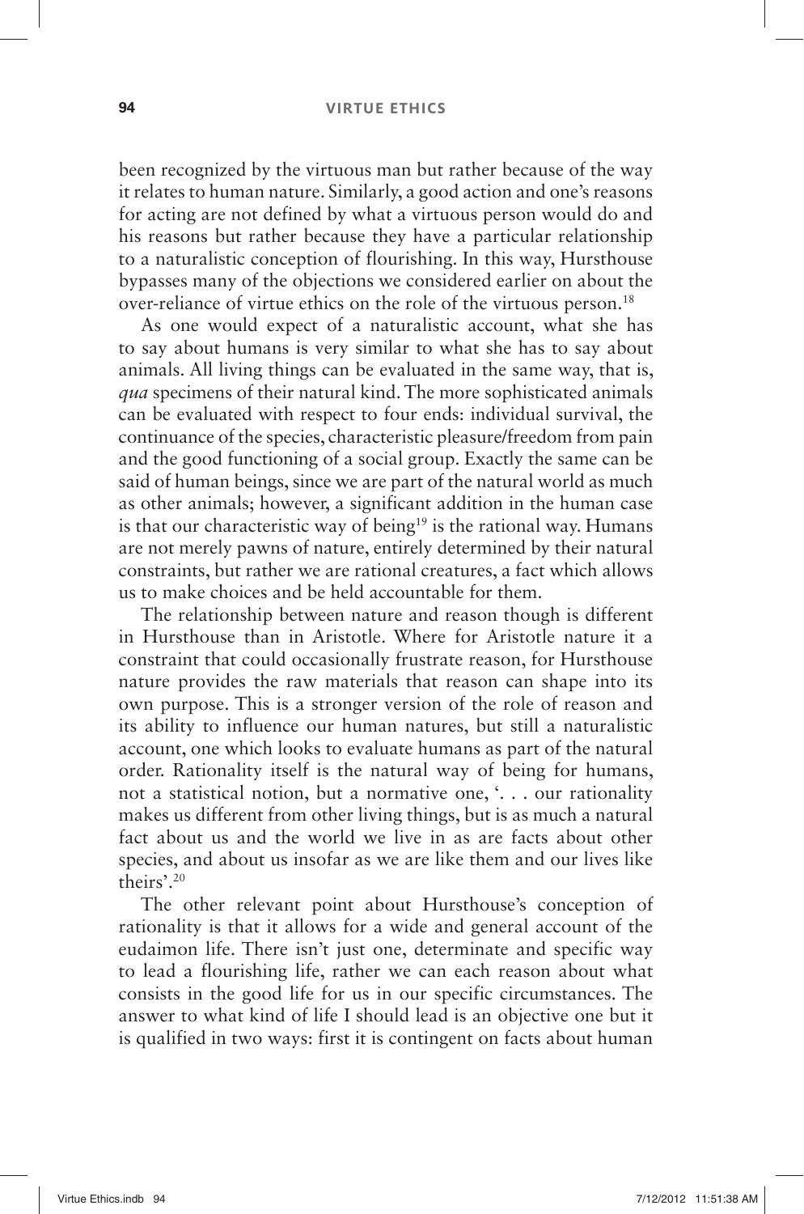been recognized by the virtuous man but rather because of the way it relates to human nature. Similarly, a good action and one's reasons for acting are not defined by what a virtuous person would do and his reasons but rather because they have a particular relationship to a naturalistic conception of flourishing. In this way, Hursthouse bypasses many of the objections we considered earlier on about the over-reliance of virtue ethics on the role of the virtuous person.[18]

As one would expect of a naturalistic account, what she has to say about humans is very similar to what she has to say about animals. All living things can be evaluated in the same way, that is, *qua* specimens of their natural kind. The more sophisticated animals can be evaluated with respect to four ends: individual survival, the continuance of the species, characteristic pleasure/freedom from pain and the good functioning of a social group. Exactly the same can be said of human beings, since we are part of the natural world as much as other animals; however, a significant addition in the human case is that our characteristic way of being[19] is the rational way. Humans are not merely pawns of nature, entirely determined by their natural constraints, but rather we are rational creatures, a fact which allows us to make choices and be held accountable for them.

The relationship between nature and reason though is different in Hursthouse than in Aristotle. Where for Aristotle nature it a constraint that could occasionally frustrate reason, for Hursthouse nature provides the raw materials that reason can shape into its own purpose. This is a stronger version of the role of reason and its ability to influence our human natures, but still a naturalistic account, one which looks to evaluate humans as part of the natural order. Rationality itself is the natural way of being for humans, not a statistical notion, but a normative one, '. . . our rationality makes us different from other living things, but is as much a natural fact about us and the world we live in as are facts about other species, and about us insofar as we are like them and our lives like theirs'.[20]

The other relevant point about Hursthouse's conception of rationality is that it allows for a wide and general account of the eudaimon life. There isn't just one, determinate and specific way to lead a flourishing life, rather we can each reason about what consists in the good life for us in our specific circumstances. The answer to what kind of life I should lead is an objective one but it is qualified in two ways: first it is contingent on facts about human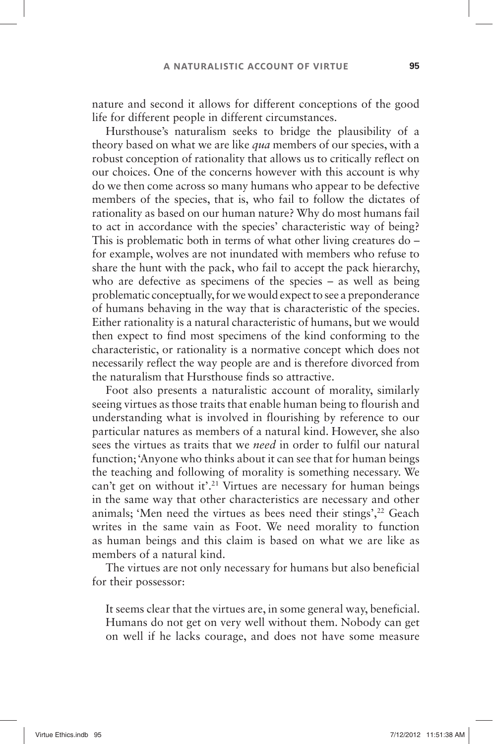nature and second it allows for different conceptions of the good life for different people in different circumstances.

Hursthouse's naturalism seeks to bridge the plausibility of a theory based on what we are like *qua* members of our species, with a robust conception of rationality that allows us to critically reflect on our choices. One of the concerns however with this account is why do we then come across so many humans who appear to be defective members of the species, that is, who fail to follow the dictates of rationality as based on our human nature? Why do most humans fail to act in accordance with the species' characteristic way of being? This is problematic both in terms of what other living creatures do – for example, wolves are not inundated with members who refuse to share the hunt with the pack, who fail to accept the pack hierarchy, who are defective as specimens of the species – as well as being problematic conceptually, for we would expect to see a preponderance of humans behaving in the way that is characteristic of the species. Either rationality is a natural characteristic of humans, but we would then expect to find most specimens of the kind conforming to the characteristic, or rationality is a normative concept which does not necessarily reflect the way people are and is therefore divorced from the naturalism that Hursthouse finds so attractive.

Foot also presents a naturalistic account of morality, similarly seeing virtues as those traits that enable human being to flourish and understanding what is involved in flourishing by reference to our particular natures as members of a natural kind. However, she also sees the virtues as traits that we *need* in order to fulfil our natural function; 'Anyone who thinks about it can see that for human beings the teaching and following of morality is something necessary. We can't get on without it'.[21] Virtues are necessary for human beings in the same way that other characteristics are necessary and other animals; 'Men need the virtues as bees need their stings',[22] Geach writes in the same vain as Foot. We need morality to function as human beings and this claim is based on what we are like as members of a natural kind.

The virtues are not only necessary for humans but also beneficial for their possessor:

> It seems clear that the virtues are, in some general way, beneficial. Humans do not get on very well without them. Nobody can get on well if he lacks courage, and does not have some measure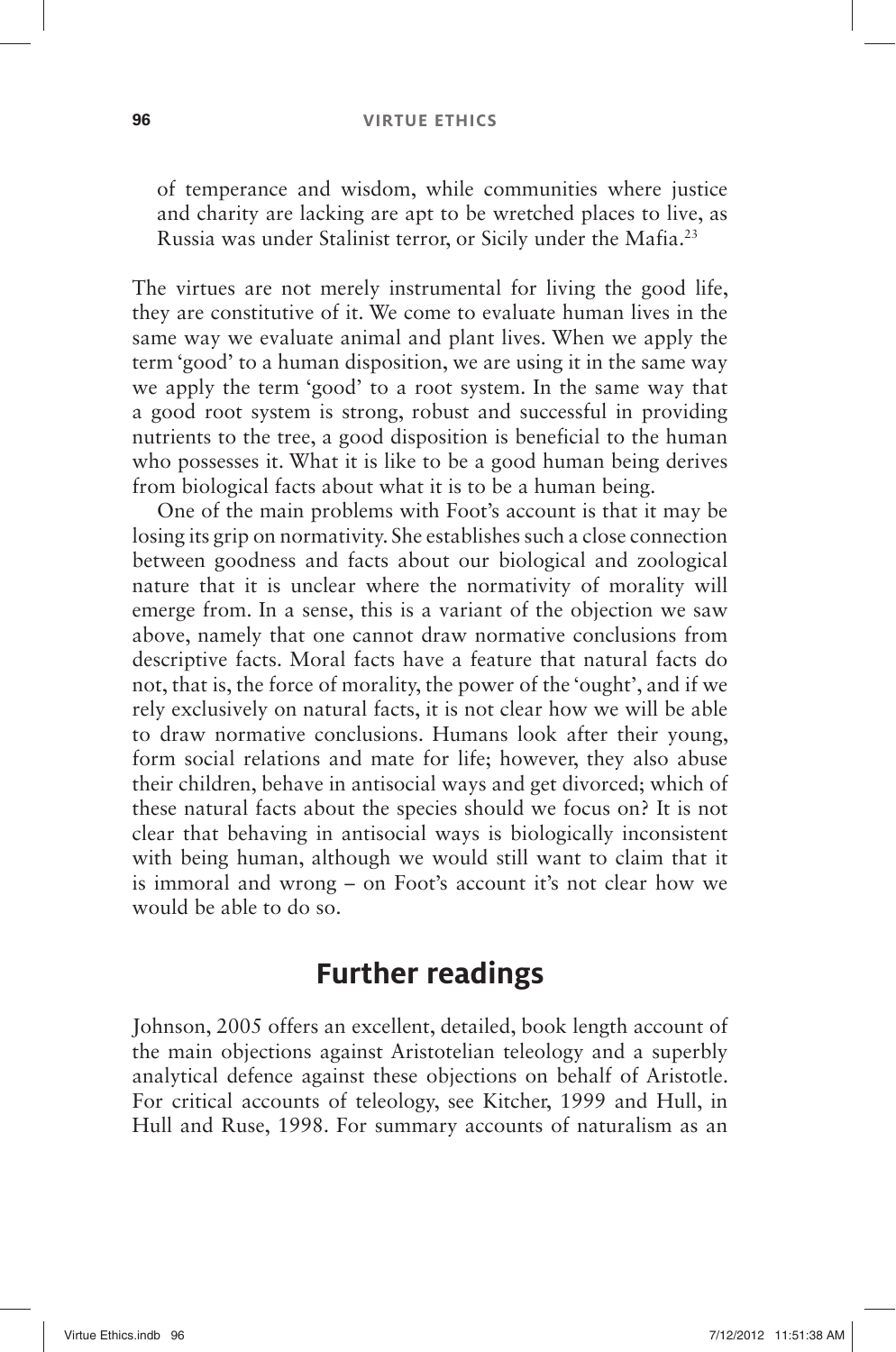of temperance and wisdom, while communities where justice and charity are lacking are apt to be wretched places to live, as Russia was under Stalinist terror, or Sicily under the Mafia.[23]

The virtues are not merely instrumental for living the good life, they are constitutive of it. We come to evaluate human lives in the same way we evaluate animal and plant lives. When we apply the term 'good' to a human disposition, we are using it in the same way we apply the term 'good' to a root system. In the same way that a good root system is strong, robust and successful in providing nutrients to the tree, a good disposition is beneficial to the human who possesses it. What it is like to be a good human being derives from biological facts about what it is to be a human being.

One of the main problems with Foot's account is that it may be losing its grip on normativity. She establishes such a close connection between goodness and facts about our biological and zoological nature that it is unclear where the normativity of morality will emerge from. In a sense, this is a variant of the objection we saw above, namely that one cannot draw normative conclusions from descriptive facts. Moral facts have a feature that natural facts do not, that is, the force of morality, the power of the 'ought', and if we rely exclusively on natural facts, it is not clear how we will be able to draw normative conclusions. Humans look after their young, form social relations and mate for life; however, they also abuse their children, behave in antisocial ways and get divorced; which of these natural facts about the species should we focus on? It is not clear that behaving in antisocial ways is biologically inconsistent with being human, although we would still want to claim that it is immoral and wrong – on Foot's account it's not clear how we would be able to do so.

## Further readings

Johnson, 2005 offers an excellent, detailed, book length account of the main objections against Aristotelian teleology and a superbly analytical defence against these objections on behalf of Aristotle. For critical accounts of teleology, see Kitcher, 1999 and Hull, in Hull and Ruse, 1998. For summary accounts of naturalism as an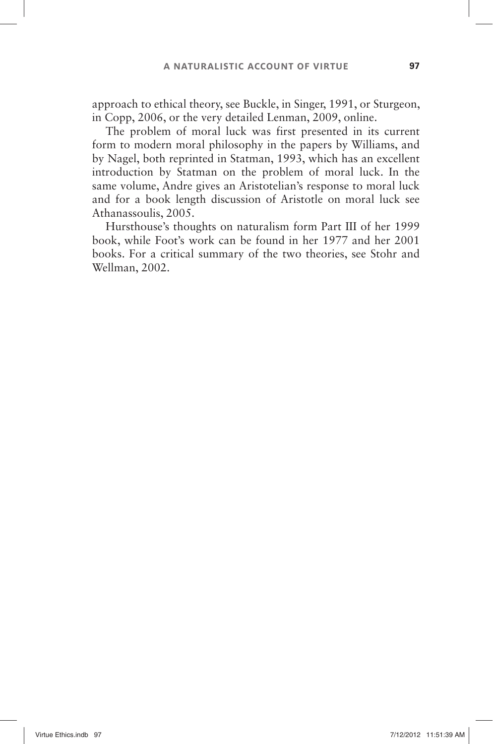approach to ethical theory, see Buckle, in Singer, 1991, or Sturgeon, in Copp, 2006, or the very detailed Lenman, 2009, online.

The problem of moral luck was first presented in its current form to modern moral philosophy in the papers by Williams, and by Nagel, both reprinted in Statman, 1993, which has an excellent introduction by Statman on the problem of moral luck. In the same volume, Andre gives an Aristotelian's response to moral luck and for a book length discussion of Aristotle on moral luck see Athanassoulis, 2005.

Hursthouse's thoughts on naturalism form Part III of her 1999 book, while Foot's work can be found in her 1977 and her 2001 books. For a critical summary of the two theories, see Stohr and Wellman, 2002.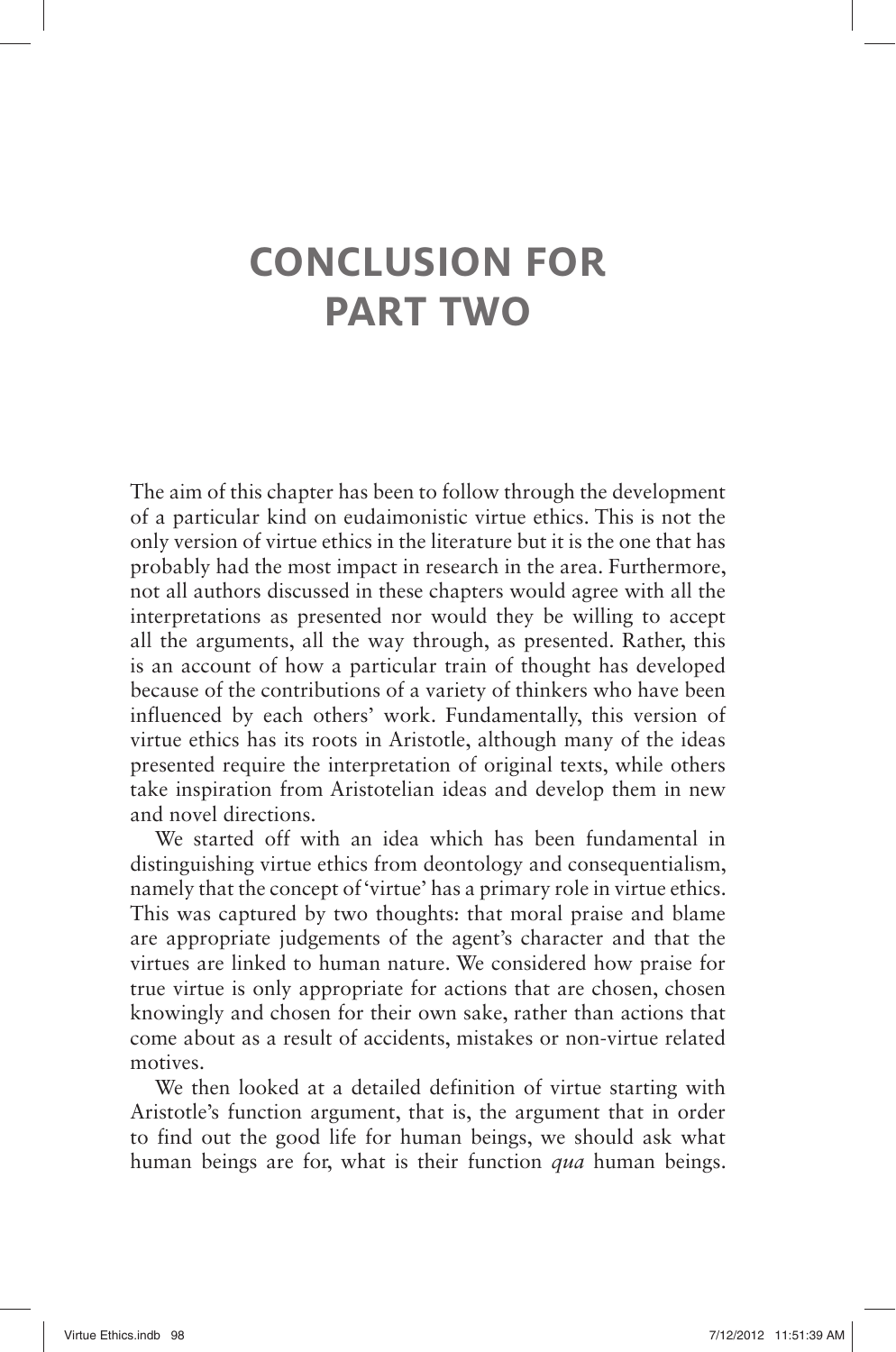# CONCLUSION FOR PART TWO

The aim of this chapter has been to follow through the development of a particular kind on eudaimonistic virtue ethics. This is not the only version of virtue ethics in the literature but it is the one that has probably had the most impact in research in the area. Furthermore, not all authors discussed in these chapters would agree with all the interpretations as presented nor would they be willing to accept all the arguments, all the way through, as presented. Rather, this is an account of how a particular train of thought has developed because of the contributions of a variety of thinkers who have been influenced by each others' work. Fundamentally, this version of virtue ethics has its roots in Aristotle, although many of the ideas presented require the interpretation of original texts, while others take inspiration from Aristotelian ideas and develop them in new and novel directions.

We started off with an idea which has been fundamental in distinguishing virtue ethics from deontology and consequentialism, namely that the concept of 'virtue' has a primary role in virtue ethics. This was captured by two thoughts: that moral praise and blame are appropriate judgements of the agent's character and that the virtues are linked to human nature. We considered how praise for true virtue is only appropriate for actions that are chosen, chosen knowingly and chosen for their own sake, rather than actions that come about as a result of accidents, mistakes or non-virtue related motives.

We then looked at a detailed definition of virtue starting with Aristotle's function argument, that is, the argument that in order to find out the good life for human beings, we should ask what human beings are for, what is their function *qua* human beings.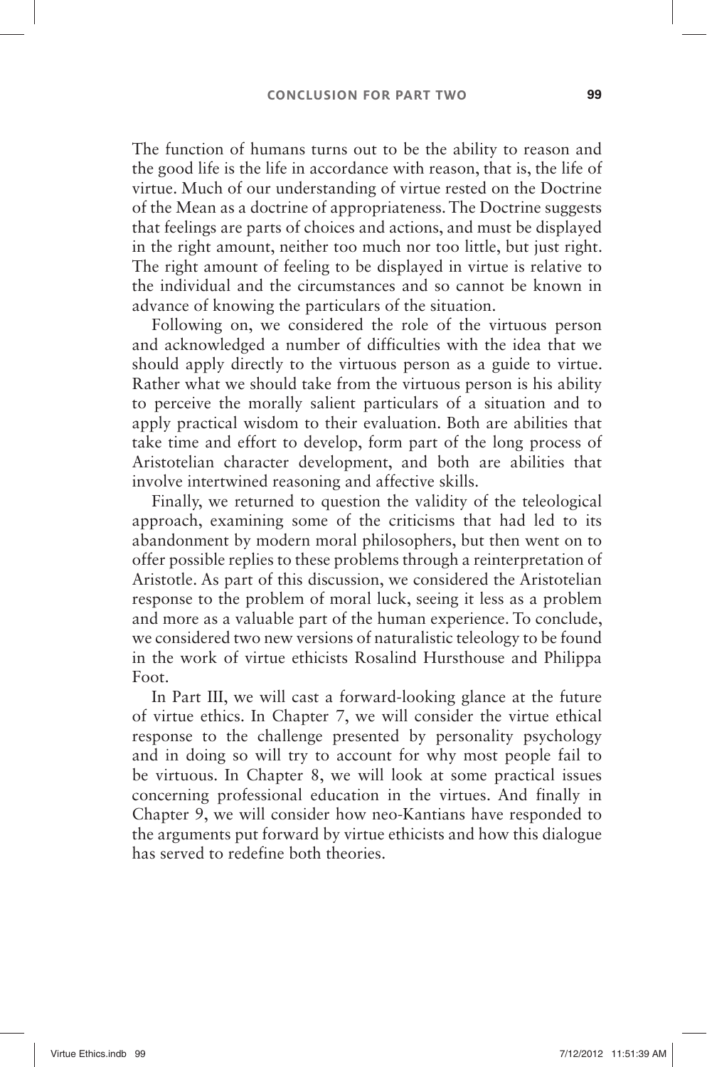The function of humans turns out to be the ability to reason and the good life is the life in accordance with reason, that is, the life of virtue. Much of our understanding of virtue rested on the Doctrine of the Mean as a doctrine of appropriateness. The Doctrine suggests that feelings are parts of choices and actions, and must be displayed in the right amount, neither too much nor too little, but just right. The right amount of feeling to be displayed in virtue is relative to the individual and the circumstances and so cannot be known in advance of knowing the particulars of the situation.

Following on, we considered the role of the virtuous person and acknowledged a number of difficulties with the idea that we should apply directly to the virtuous person as a guide to virtue. Rather what we should take from the virtuous person is his ability to perceive the morally salient particulars of a situation and to apply practical wisdom to their evaluation. Both are abilities that take time and effort to develop, form part of the long process of Aristotelian character development, and both are abilities that involve intertwined reasoning and affective skills.

Finally, we returned to question the validity of the teleological approach, examining some of the criticisms that had led to its abandonment by modern moral philosophers, but then went on to offer possible replies to these problems through a reinterpretation of Aristotle. As part of this discussion, we considered the Aristotelian response to the problem of moral luck, seeing it less as a problem and more as a valuable part of the human experience. To conclude, we considered two new versions of naturalistic teleology to be found in the work of virtue ethicists Rosalind Hursthouse and Philippa Foot.

In Part III, we will cast a forward-looking glance at the future of virtue ethics. In Chapter 7, we will consider the virtue ethical response to the challenge presented by personality psychology and in doing so will try to account for why most people fail to be virtuous. In Chapter 8, we will look at some practical issues concerning professional education in the virtues. And finally in Chapter 9, we will consider how neo-Kantians have responded to the arguments put forward by virtue ethicists and how this dialogue has served to redefine both theories.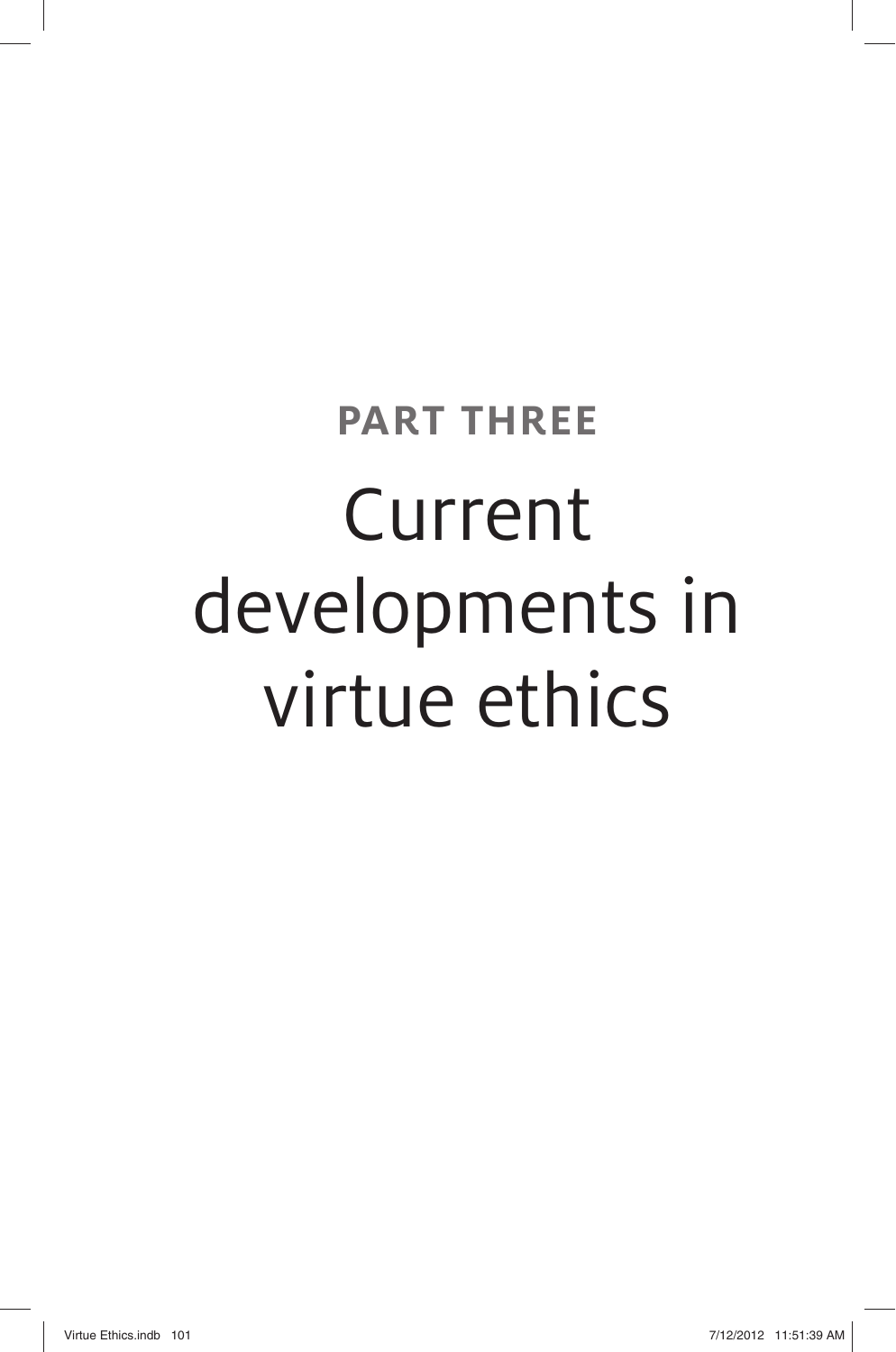# PART THREE

# Current developments in virtue ethics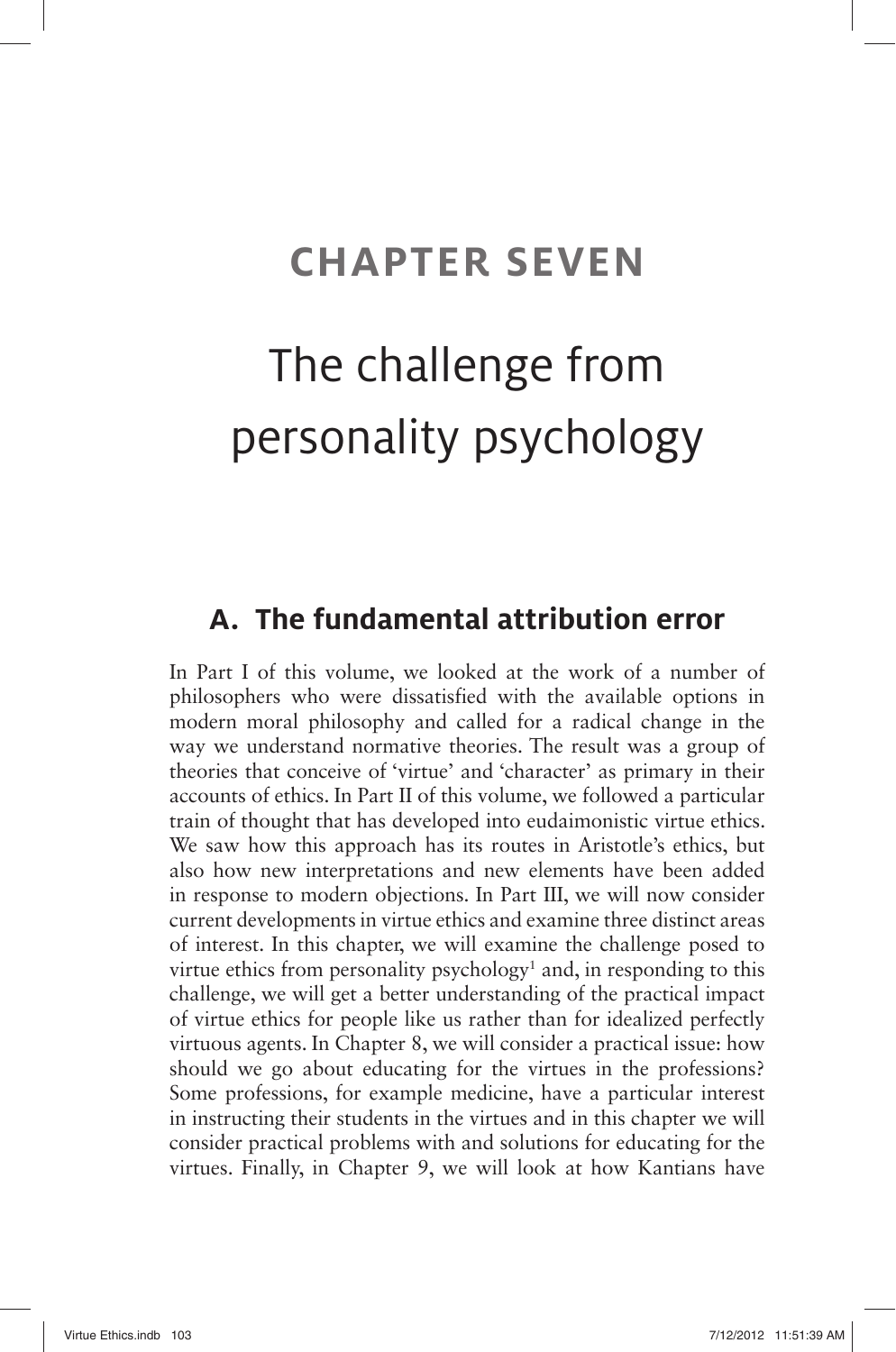# CHAPTER SEVEN

# The challenge from personality psychology

## A. The fundamental attribution error

In Part I of this volume, we looked at the work of a number of philosophers who were dissatisfied with the available options in modern moral philosophy and called for a radical change in the way we understand normative theories. The result was a group of theories that conceive of 'virtue' and 'character' as primary in their accounts of ethics. In Part II of this volume, we followed a particular train of thought that has developed into eudaimonistic virtue ethics. We saw how this approach has its routes in Aristotle's ethics, but also how new interpretations and new elements have been added in response to modern objections. In Part III, we will now consider current developments in virtue ethics and examine three distinct areas of interest. In this chapter, we will examine the challenge posed to virtue ethics from personality psychology[1] and, in responding to this challenge, we will get a better understanding of the practical impact of virtue ethics for people like us rather than for idealized perfectly virtuous agents. In Chapter 8, we will consider a practical issue: how should we go about educating for the virtues in the professions? Some professions, for example medicine, have a particular interest in instructing their students in the virtues and in this chapter we will consider practical problems with and solutions for educating for the virtues. Finally, in Chapter 9, we will look at how Kantians have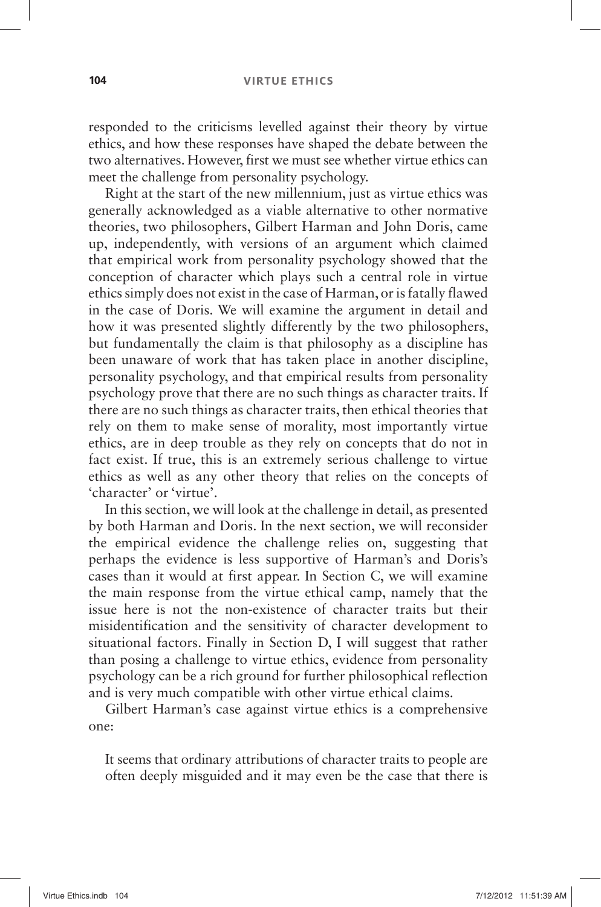responded to the criticisms levelled against their theory by virtue ethics, and how these responses have shaped the debate between the two alternatives. However, first we must see whether virtue ethics can meet the challenge from personality psychology.

Right at the start of the new millennium, just as virtue ethics was generally acknowledged as a viable alternative to other normative theories, two philosophers, Gilbert Harman and John Doris, came up, independently, with versions of an argument which claimed that empirical work from personality psychology showed that the conception of character which plays such a central role in virtue ethics simply does not exist in the case of Harman, or is fatally flawed in the case of Doris. We will examine the argument in detail and how it was presented slightly differently by the two philosophers, but fundamentally the claim is that philosophy as a discipline has been unaware of work that has taken place in another discipline, personality psychology, and that empirical results from personality psychology prove that there are no such things as character traits. If there are no such things as character traits, then ethical theories that rely on them to make sense of morality, most importantly virtue ethics, are in deep trouble as they rely on concepts that do not in fact exist. If true, this is an extremely serious challenge to virtue ethics as well as any other theory that relies on the concepts of 'character' or 'virtue'.

In this section, we will look at the challenge in detail, as presented by both Harman and Doris. In the next section, we will reconsider the empirical evidence the challenge relies on, suggesting that perhaps the evidence is less supportive of Harman's and Doris's cases than it would at first appear. In Section C, we will examine the main response from the virtue ethical camp, namely that the issue here is not the non-existence of character traits but their misidentification and the sensitivity of character development to situational factors. Finally in Section D, I will suggest that rather than posing a challenge to virtue ethics, evidence from personality psychology can be a rich ground for further philosophical reflection and is very much compatible with other virtue ethical claims.

Gilbert Harman's case against virtue ethics is a comprehensive one:

> It seems that ordinary attributions of character traits to people are often deeply misguided and it may even be the case that there is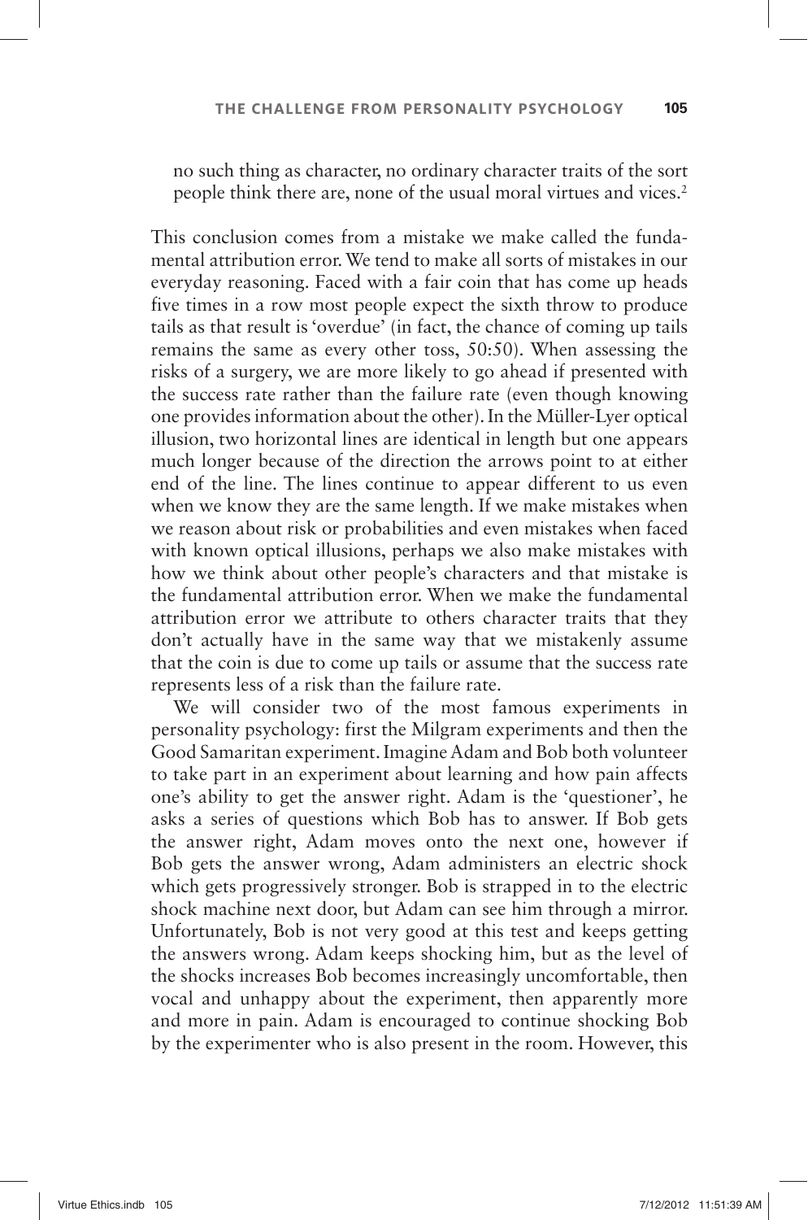no such thing as character, no ordinary character traits of the sort people think there are, none of the usual moral virtues and vices.[2]

This conclusion comes from a mistake we make called the fundamental attribution error. We tend to make all sorts of mistakes in our everyday reasoning. Faced with a fair coin that has come up heads five times in a row most people expect the sixth throw to produce tails as that result is 'overdue' (in fact, the chance of coming up tails remains the same as every other toss, 50:50). When assessing the risks of a surgery, we are more likely to go ahead if presented with the success rate rather than the failure rate (even though knowing one provides information about the other). In the Müller-Lyer optical illusion, two horizontal lines are identical in length but one appears much longer because of the direction the arrows point to at either end of the line. The lines continue to appear different to us even when we know they are the same length. If we make mistakes when we reason about risk or probabilities and even mistakes when faced with known optical illusions, perhaps we also make mistakes with how we think about other people's characters and that mistake is the fundamental attribution error. When we make the fundamental attribution error we attribute to others character traits that they don't actually have in the same way that we mistakenly assume that the coin is due to come up tails or assume that the success rate represents less of a risk than the failure rate.

We will consider two of the most famous experiments in personality psychology: first the Milgram experiments and then the Good Samaritan experiment. Imagine Adam and Bob both volunteer to take part in an experiment about learning and how pain affects one's ability to get the answer right. Adam is the 'questioner', he asks a series of questions which Bob has to answer. If Bob gets the answer right, Adam moves onto the next one, however if Bob gets the answer wrong, Adam administers an electric shock which gets progressively stronger. Bob is strapped in to the electric shock machine next door, but Adam can see him through a mirror. Unfortunately, Bob is not very good at this test and keeps getting the answers wrong. Adam keeps shocking him, but as the level of the shocks increases Bob becomes increasingly uncomfortable, then vocal and unhappy about the experiment, then apparently more and more in pain. Adam is encouraged to continue shocking Bob by the experimenter who is also present in the room. However, this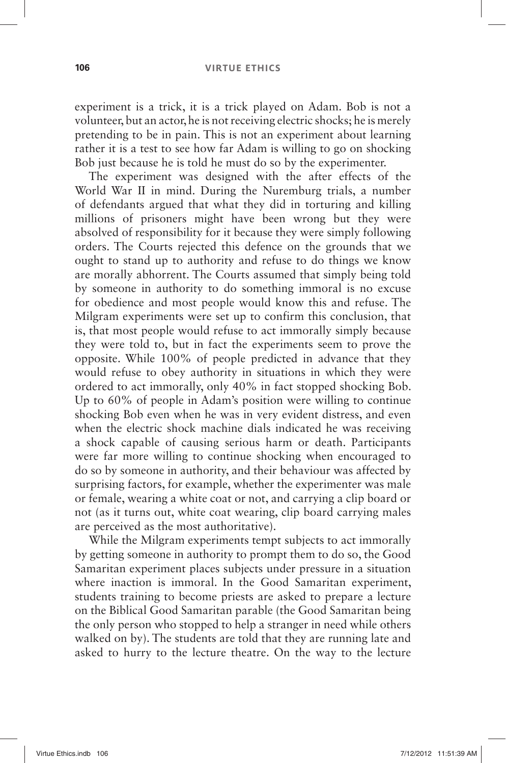experiment is a trick, it is a trick played on Adam. Bob is not a volunteer, but an actor, he is not receiving electric shocks; he is merely pretending to be in pain. This is not an experiment about learning rather it is a test to see how far Adam is willing to go on shocking Bob just because he is told he must do so by the experimenter.

The experiment was designed with the after effects of the World War II in mind. During the Nuremburg trials, a number of defendants argued that what they did in torturing and killing millions of prisoners might have been wrong but they were absolved of responsibility for it because they were simply following orders. The Courts rejected this defence on the grounds that we ought to stand up to authority and refuse to do things we know are morally abhorrent. The Courts assumed that simply being told by someone in authority to do something immoral is no excuse for obedience and most people would know this and refuse. The Milgram experiments were set up to confirm this conclusion, that is, that most people would refuse to act immorally simply because they were told to, but in fact the experiments seem to prove the opposite. While 100% of people predicted in advance that they would refuse to obey authority in situations in which they were ordered to act immorally, only 40% in fact stopped shocking Bob. Up to 60% of people in Adam's position were willing to continue shocking Bob even when he was in very evident distress, and even when the electric shock machine dials indicated he was receiving a shock capable of causing serious harm or death. Participants were far more willing to continue shocking when encouraged to do so by someone in authority, and their behaviour was affected by surprising factors, for example, whether the experimenter was male or female, wearing a white coat or not, and carrying a clip board or not (as it turns out, white coat wearing, clip board carrying males are perceived as the most authoritative).

While the Milgram experiments tempt subjects to act immorally by getting someone in authority to prompt them to do so, the Good Samaritan experiment places subjects under pressure in a situation where inaction is immoral. In the Good Samaritan experiment, students training to become priests are asked to prepare a lecture on the Biblical Good Samaritan parable (the Good Samaritan being the only person who stopped to help a stranger in need while others walked on by). The students are told that they are running late and asked to hurry to the lecture theatre. On the way to the lecture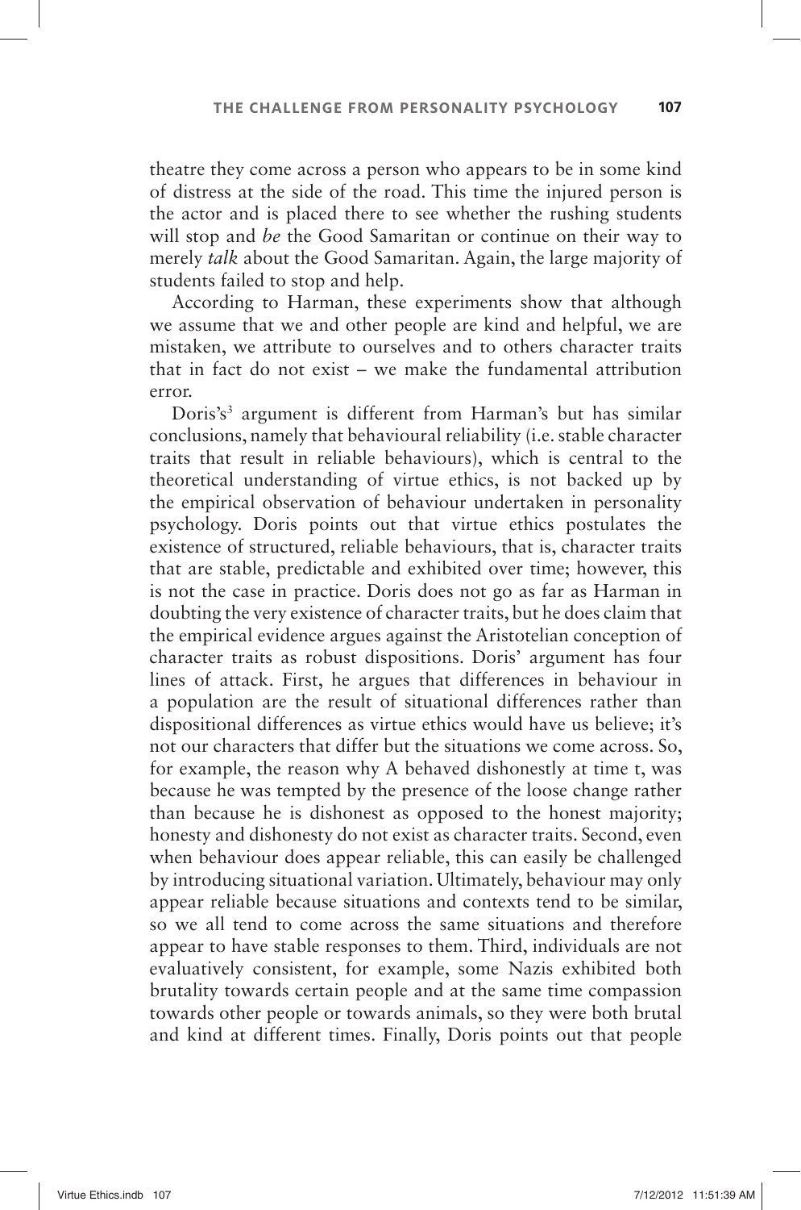theatre they come across a person who appears to be in some kind of distress at the side of the road. This time the injured person is the actor and is placed there to see whether the rushing students will stop and *be* the Good Samaritan or continue on their way to merely *talk* about the Good Samaritan. Again, the large majority of students failed to stop and help.

According to Harman, these experiments show that although we assume that we and other people are kind and helpful, we are mistaken, we attribute to ourselves and to others character traits that in fact do not exist – we make the fundamental attribution error.

Doris's[3] argument is different from Harman's but has similar conclusions, namely that behavioural reliability (i.e. stable character traits that result in reliable behaviours), which is central to the theoretical understanding of virtue ethics, is not backed up by the empirical observation of behaviour undertaken in personality psychology. Doris points out that virtue ethics postulates the existence of structured, reliable behaviours, that is, character traits that are stable, predictable and exhibited over time; however, this is not the case in practice. Doris does not go as far as Harman in doubting the very existence of character traits, but he does claim that the empirical evidence argues against the Aristotelian conception of character traits as robust dispositions. Doris' argument has four lines of attack. First, he argues that differences in behaviour in a population are the result of situational differences rather than dispositional differences as virtue ethics would have us believe; it's not our characters that differ but the situations we come across. So, for example, the reason why A behaved dishonestly at time t, was because he was tempted by the presence of the loose change rather than because he is dishonest as opposed to the honest majority; honesty and dishonesty do not exist as character traits. Second, even when behaviour does appear reliable, this can easily be challenged by introducing situational variation. Ultimately, behaviour may only appear reliable because situations and contexts tend to be similar, so we all tend to come across the same situations and therefore appear to have stable responses to them. Third, individuals are not evaluatively consistent, for example, some Nazis exhibited both brutality towards certain people and at the same time compassion towards other people or towards animals, so they were both brutal and kind at different times. Finally, Doris points out that people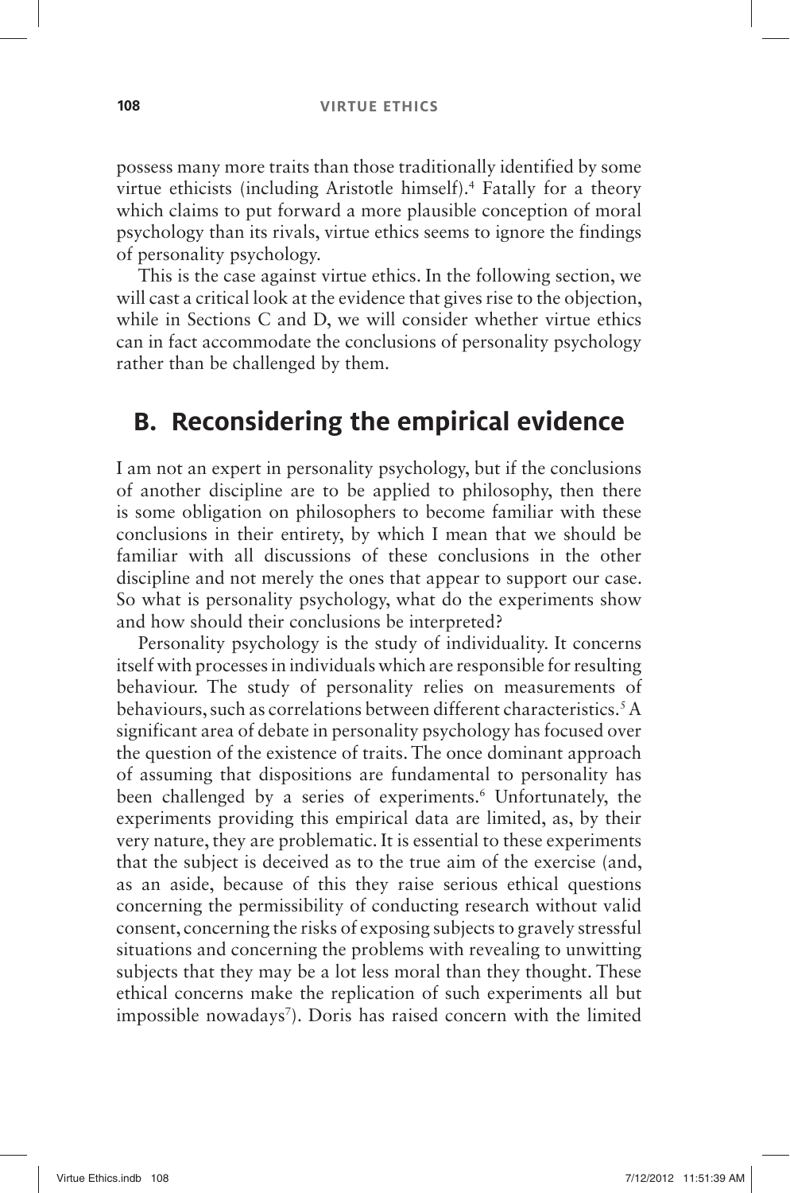possess many more traits than those traditionally identified by some virtue ethicists (including Aristotle himself).[4] Fatally for a theory which claims to put forward a more plausible conception of moral psychology than its rivals, virtue ethics seems to ignore the findings of personality psychology.

This is the case against virtue ethics. In the following section, we will cast a critical look at the evidence that gives rise to the objection, while in Sections C and D, we will consider whether virtue ethics can in fact accommodate the conclusions of personality psychology rather than be challenged by them.

## B. Reconsidering the empirical evidence

I am not an expert in personality psychology, but if the conclusions of another discipline are to be applied to philosophy, then there is some obligation on philosophers to become familiar with these conclusions in their entirety, by which I mean that we should be familiar with all discussions of these conclusions in the other discipline and not merely the ones that appear to support our case. So what is personality psychology, what do the experiments show and how should their conclusions be interpreted?

Personality psychology is the study of individuality. It concerns itself with processes in individuals which are responsible for resulting behaviour. The study of personality relies on measurements of behaviours, such as correlations between different characteristics.[5] A significant area of debate in personality psychology has focused over the question of the existence of traits. The once dominant approach of assuming that dispositions are fundamental to personality has been challenged by a series of experiments.[6] Unfortunately, the experiments providing this empirical data are limited, as, by their very nature, they are problematic. It is essential to these experiments that the subject is deceived as to the true aim of the exercise (and, as an aside, because of this they raise serious ethical questions concerning the permissibility of conducting research without valid consent, concerning the risks of exposing subjects to gravely stressful situations and concerning the problems with revealing to unwitting subjects that they may be a lot less moral than they thought. These ethical concerns make the replication of such experiments all but impossible nowadays[7]). Doris has raised concern with the limited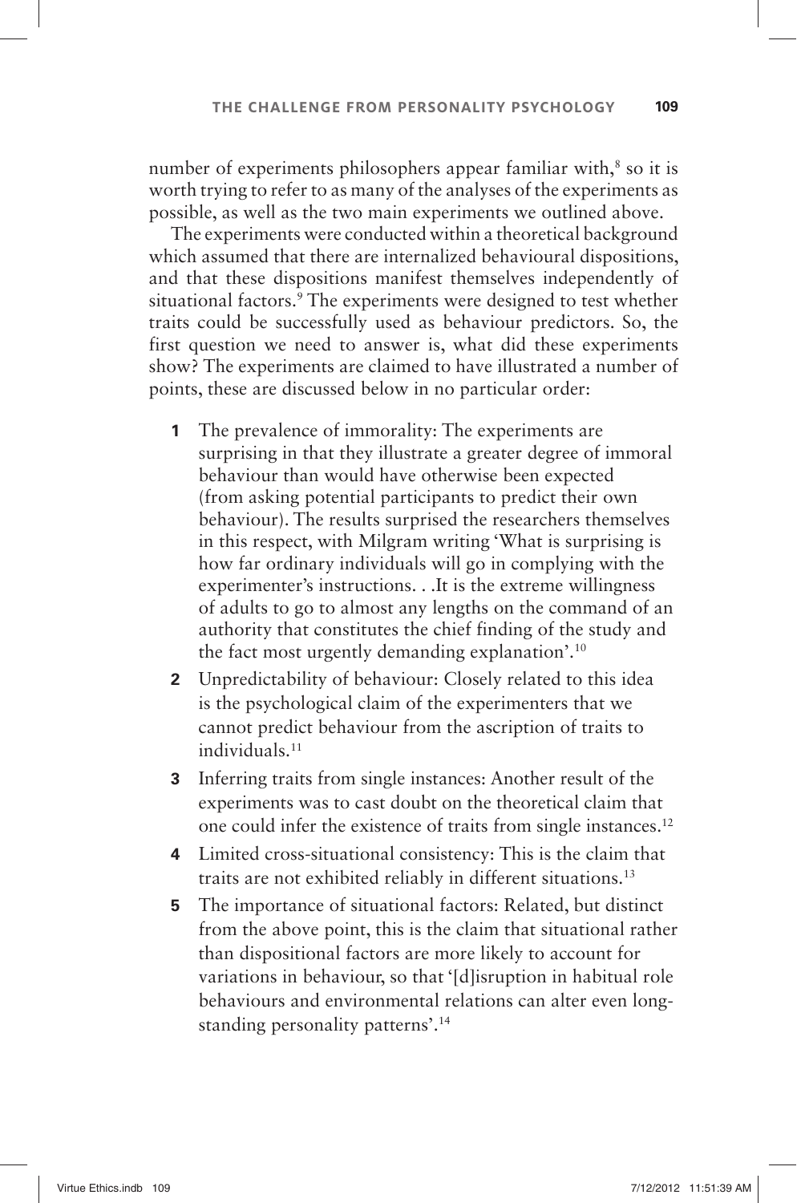number of experiments philosophers appear familiar with,[8] so it is worth trying to refer to as many of the analyses of the experiments as possible, as well as the two main experiments we outlined above.

The experiments were conducted within a theoretical background which assumed that there are internalized behavioural dispositions, and that these dispositions manifest themselves independently of situational factors.[9] The experiments were designed to test whether traits could be successfully used as behaviour predictors. So, the first question we need to answer is, what did these experiments show? The experiments are claimed to have illustrated a number of points, these are discussed below in no particular order:

1. The prevalence of immorality: The experiments are surprising in that they illustrate a greater degree of immoral behaviour than would have otherwise been expected (from asking potential participants to predict their own behaviour). The results surprised the researchers themselves in this respect, with Milgram writing 'What is surprising is how far ordinary individuals will go in complying with the experimenter's instructions. . .It is the extreme willingness of adults to go to almost any lengths on the command of an authority that constitutes the chief finding of the study and the fact most urgently demanding explanation'.[10]
2. Unpredictability of behaviour: Closely related to this idea is the psychological claim of the experimenters that we cannot predict behaviour from the ascription of traits to individuals.[11]
3. Inferring traits from single instances: Another result of the experiments was to cast doubt on the theoretical claim that one could infer the existence of traits from single instances.[12]
4. Limited cross-situational consistency: This is the claim that traits are not exhibited reliably in different situations.[13]
5. The importance of situational factors: Related, but distinct from the above point, this is the claim that situational rather than dispositional factors are more likely to account for variations in behaviour, so that '[d]isruption in habitual role behaviours and environmental relations can alter even long-standing personality patterns'.[14]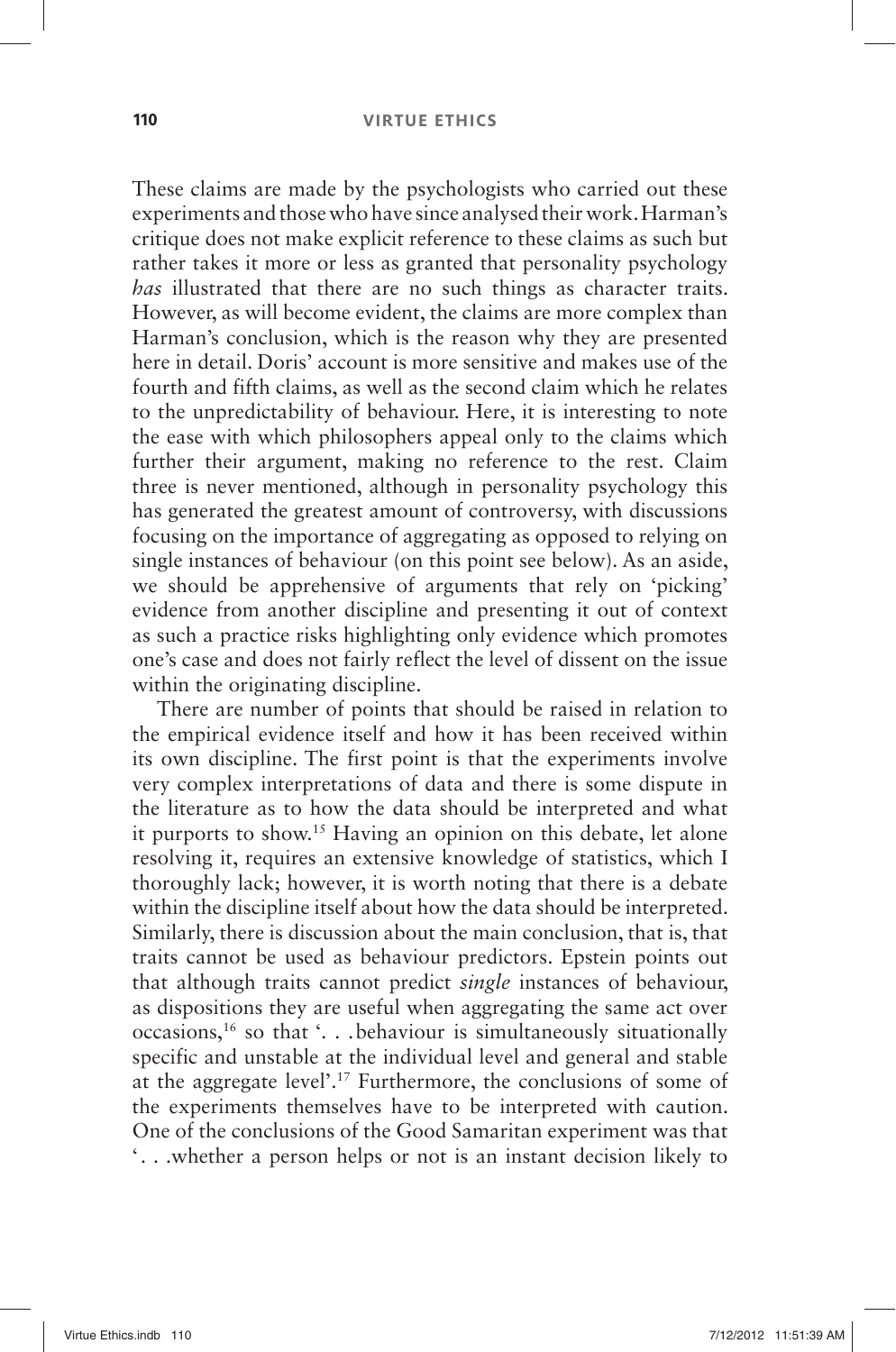These claims are made by the psychologists who carried out these experiments and those who have since analysed their work. Harman's critique does not make explicit reference to these claims as such but rather takes it more or less as granted that personality psychology *has* illustrated that there are no such things as character traits. However, as will become evident, the claims are more complex than Harman's conclusion, which is the reason why they are presented here in detail. Doris' account is more sensitive and makes use of the fourth and fifth claims, as well as the second claim which he relates to the unpredictability of behaviour. Here, it is interesting to note the ease with which philosophers appeal only to the claims which further their argument, making no reference to the rest. Claim three is never mentioned, although in personality psychology this has generated the greatest amount of controversy, with discussions focusing on the importance of aggregating as opposed to relying on single instances of behaviour (on this point see below). As an aside, we should be apprehensive of arguments that rely on 'picking' evidence from another discipline and presenting it out of context as such a practice risks highlighting only evidence which promotes one's case and does not fairly reflect the level of dissent on the issue within the originating discipline.

There are number of points that should be raised in relation to the empirical evidence itself and how it has been received within its own discipline. The first point is that the experiments involve very complex interpretations of data and there is some dispute in the literature as to how the data should be interpreted and what it purports to show.[15] Having an opinion on this debate, let alone resolving it, requires an extensive knowledge of statistics, which I thoroughly lack; however, it is worth noting that there is a debate within the discipline itself about how the data should be interpreted. Similarly, there is discussion about the main conclusion, that is, that traits cannot be used as behaviour predictors. Epstein points out that although traits cannot predict *single* instances of behaviour, as dispositions they are useful when aggregating the same act over occasions,[16] so that '. . .behaviour is simultaneously situationally specific and unstable at the individual level and general and stable at the aggregate level'.[17] Furthermore, the conclusions of some of the experiments themselves have to be interpreted with caution. One of the conclusions of the Good Samaritan experiment was that '. . .whether a person helps or not is an instant decision likely to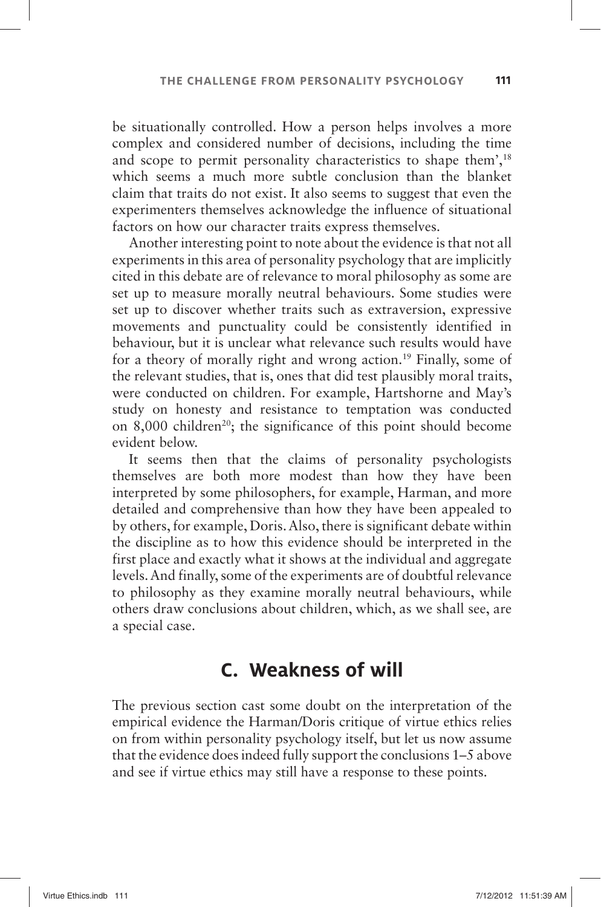be situationally controlled. How a person helps involves a more complex and considered number of decisions, including the time and scope to permit personality characteristics to shape them',[18] which seems a much more subtle conclusion than the blanket claim that traits do not exist. It also seems to suggest that even the experimenters themselves acknowledge the influence of situational factors on how our character traits express themselves.

Another interesting point to note about the evidence is that not all experiments in this area of personality psychology that are implicitly cited in this debate are of relevance to moral philosophy as some are set up to measure morally neutral behaviours. Some studies were set up to discover whether traits such as extraversion, expressive movements and punctuality could be consistently identified in behaviour, but it is unclear what relevance such results would have for a theory of morally right and wrong action.[19] Finally, some of the relevant studies, that is, ones that did test plausibly moral traits, were conducted on children. For example, Hartshorne and May's study on honesty and resistance to temptation was conducted on 8,000 children[20]; the significance of this point should become evident below.

It seems then that the claims of personality psychologists themselves are both more modest than how they have been interpreted by some philosophers, for example, Harman, and more detailed and comprehensive than how they have been appealed to by others, for example, Doris. Also, there is significant debate within the discipline as to how this evidence should be interpreted in the first place and exactly what it shows at the individual and aggregate levels. And finally, some of the experiments are of doubtful relevance to philosophy as they examine morally neutral behaviours, while others draw conclusions about children, which, as we shall see, are a special case.

## C. Weakness of will

The previous section cast some doubt on the interpretation of the empirical evidence the Harman/Doris critique of virtue ethics relies on from within personality psychology itself, but let us now assume that the evidence does indeed fully support the conclusions 1–5 above and see if virtue ethics may still have a response to these points.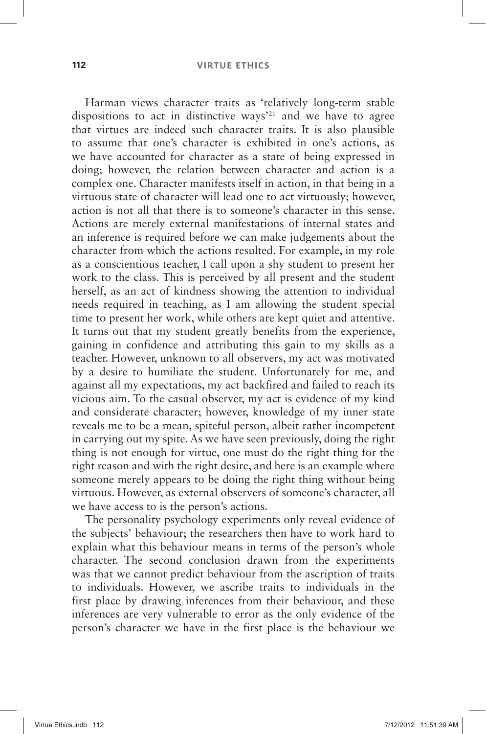Harman views character traits as 'relatively long-term stable dispositions to act in distinctive ways'[21] and we have to agree that virtues are indeed such character traits. It is also plausible to assume that one's character is exhibited in one's actions, as we have accounted for character as a state of being expressed in doing; however, the relation between character and action is a complex one. Character manifests itself in action, in that being in a virtuous state of character will lead one to act virtuously; however, action is not all that there is to someone's character in this sense. Actions are merely external manifestations of internal states and an inference is required before we can make judgements about the character from which the actions resulted. For example, in my role as a conscientious teacher, I call upon a shy student to present her work to the class. This is perceived by all present and the student herself, as an act of kindness showing the attention to individual needs required in teaching, as I am allowing the student special time to present her work, while others are kept quiet and attentive. It turns out that my student greatly benefits from the experience, gaining in confidence and attributing this gain to my skills as a teacher. However, unknown to all observers, my act was motivated by a desire to humiliate the student. Unfortunately for me, and against all my expectations, my act backfired and failed to reach its vicious aim. To the casual observer, my act is evidence of my kind and considerate character; however, knowledge of my inner state reveals me to be a mean, spiteful person, albeit rather incompetent in carrying out my spite. As we have seen previously, doing the right thing is not enough for virtue, one must do the right thing for the right reason and with the right desire, and here is an example where someone merely appears to be doing the right thing without being virtuous. However, as external observers of someone's character, all we have access to is the person's actions.

The personality psychology experiments only reveal evidence of the subjects' behaviour; the researchers then have to work hard to explain what this behaviour means in terms of the person's whole character. The second conclusion drawn from the experiments was that we cannot predict behaviour from the ascription of traits to individuals. However, we ascribe traits to individuals in the first place by drawing inferences from their behaviour, and these inferences are very vulnerable to error as the only evidence of the person's character we have in the first place is the behaviour we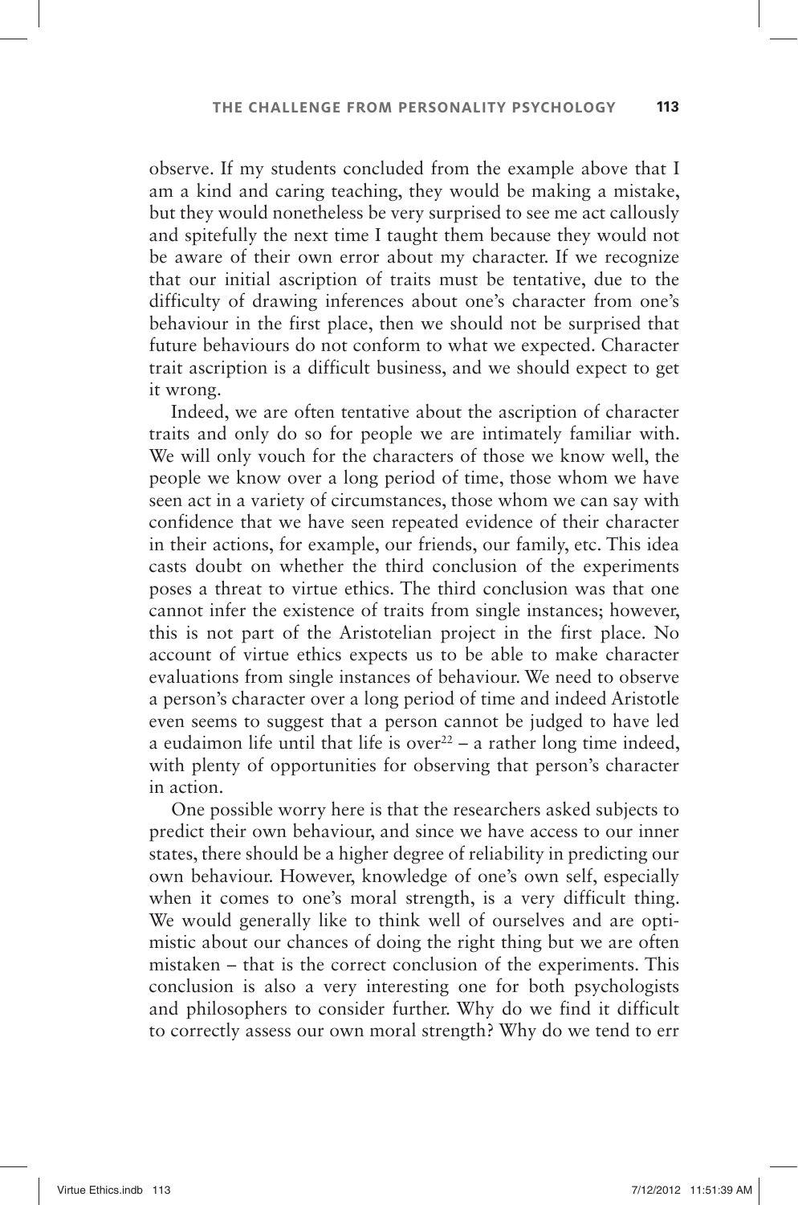observe. If my students concluded from the example above that I am a kind and caring teaching, they would be making a mistake, but they would nonetheless be very surprised to see me act callously and spitefully the next time I taught them because they would not be aware of their own error about my character. If we recognize that our initial ascription of traits must be tentative, due to the difficulty of drawing inferences about one's character from one's behaviour in the first place, then we should not be surprised that future behaviours do not conform to what we expected. Character trait ascription is a difficult business, and we should expect to get it wrong.

Indeed, we are often tentative about the ascription of character traits and only do so for people we are intimately familiar with. We will only vouch for the characters of those we know well, the people we know over a long period of time, those whom we have seen act in a variety of circumstances, those whom we can say with confidence that we have seen repeated evidence of their character in their actions, for example, our friends, our family, etc. This idea casts doubt on whether the third conclusion of the experiments poses a threat to virtue ethics. The third conclusion was that one cannot infer the existence of traits from single instances; however, this is not part of the Aristotelian project in the first place. No account of virtue ethics expects us to be able to make character evaluations from single instances of behaviour. We need to observe a person's character over a long period of time and indeed Aristotle even seems to suggest that a person cannot be judged to have led a eudaimon life until that life is over[22] – a rather long time indeed, with plenty of opportunities for observing that person's character in action.

One possible worry here is that the researchers asked subjects to predict their own behaviour, and since we have access to our inner states, there should be a higher degree of reliability in predicting our own behaviour. However, knowledge of one's own self, especially when it comes to one's moral strength, is a very difficult thing. We would generally like to think well of ourselves and are optimistic about our chances of doing the right thing but we are often mistaken – that is the correct conclusion of the experiments. This conclusion is also a very interesting one for both psychologists and philosophers to consider further. Why do we find it difficult to correctly assess our own moral strength? Why do we tend to err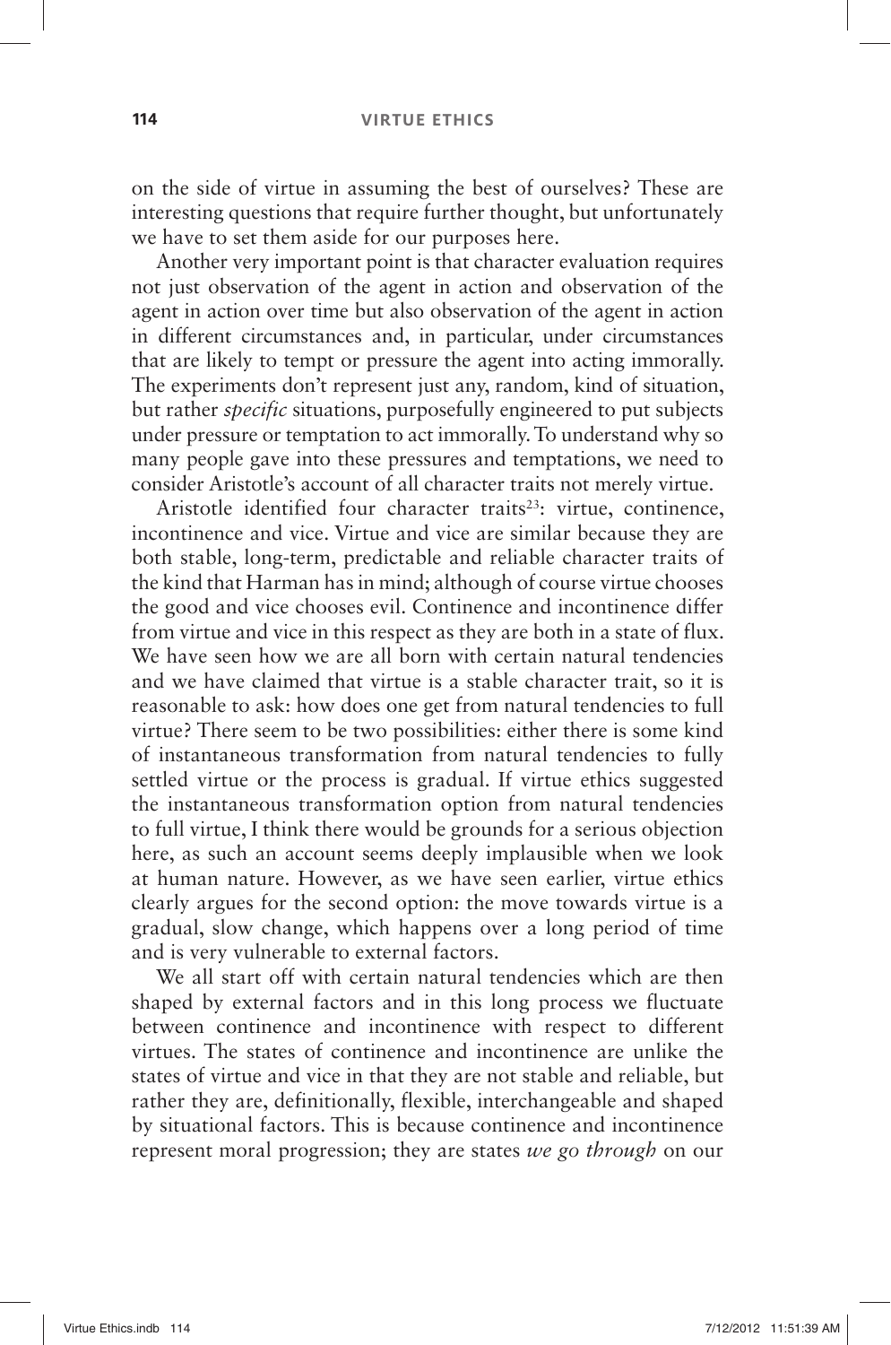on the side of virtue in assuming the best of ourselves? These are interesting questions that require further thought, but unfortunately we have to set them aside for our purposes here.

Another very important point is that character evaluation requires not just observation of the agent in action and observation of the agent in action over time but also observation of the agent in action in different circumstances and, in particular, under circumstances that are likely to tempt or pressure the agent into acting immorally. The experiments don't represent just any, random, kind of situation, but rather *specific* situations, purposefully engineered to put subjects under pressure or temptation to act immorally. To understand why so many people gave into these pressures and temptations, we need to consider Aristotle's account of all character traits not merely virtue.

Aristotle identified four character traits[23]: virtue, continence, incontinence and vice. Virtue and vice are similar because they are both stable, long-term, predictable and reliable character traits of the kind that Harman has in mind; although of course virtue chooses the good and vice chooses evil. Continence and incontinence differ from virtue and vice in this respect as they are both in a state of flux. We have seen how we are all born with certain natural tendencies and we have claimed that virtue is a stable character trait, so it is reasonable to ask: how does one get from natural tendencies to full virtue? There seem to be two possibilities: either there is some kind of instantaneous transformation from natural tendencies to fully settled virtue or the process is gradual. If virtue ethics suggested the instantaneous transformation option from natural tendencies to full virtue, I think there would be grounds for a serious objection here, as such an account seems deeply implausible when we look at human nature. However, as we have seen earlier, virtue ethics clearly argues for the second option: the move towards virtue is a gradual, slow change, which happens over a long period of time and is very vulnerable to external factors.

We all start off with certain natural tendencies which are then shaped by external factors and in this long process we fluctuate between continence and incontinence with respect to different virtues. The states of continence and incontinence are unlike the states of virtue and vice in that they are not stable and reliable, but rather they are, definitionally, flexible, interchangeable and shaped by situational factors. This is because continence and incontinence represent moral progression; they are states *we go through* on our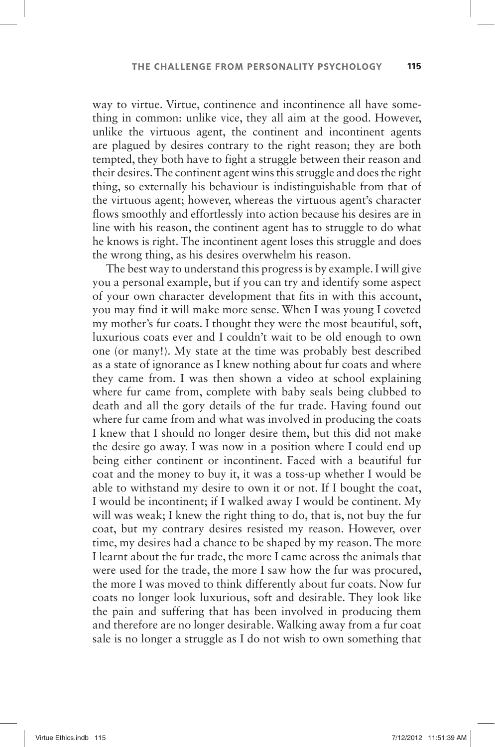way to virtue. Virtue, continence and incontinence all have something in common: unlike vice, they all aim at the good. However, unlike the virtuous agent, the continent and incontinent agents are plagued by desires contrary to the right reason; they are both tempted, they both have to fight a struggle between their reason and their desires. The continent agent wins this struggle and does the right thing, so externally his behaviour is indistinguishable from that of the virtuous agent; however, whereas the virtuous agent's character flows smoothly and effortlessly into action because his desires are in line with his reason, the continent agent has to struggle to do what he knows is right. The incontinent agent loses this struggle and does the wrong thing, as his desires overwhelm his reason.

The best way to understand this progress is by example. I will give you a personal example, but if you can try and identify some aspect of your own character development that fits in with this account, you may find it will make more sense. When I was young I coveted my mother's fur coats. I thought they were the most beautiful, soft, luxurious coats ever and I couldn't wait to be old enough to own one (or many!). My state at the time was probably best described as a state of ignorance as I knew nothing about fur coats and where they came from. I was then shown a video at school explaining where fur came from, complete with baby seals being clubbed to death and all the gory details of the fur trade. Having found out where fur came from and what was involved in producing the coats I knew that I should no longer desire them, but this did not make the desire go away. I was now in a position where I could end up being either continent or incontinent. Faced with a beautiful fur coat and the money to buy it, it was a toss-up whether I would be able to withstand my desire to own it or not. If I bought the coat, I would be incontinent; if I walked away I would be continent. My will was weak; I knew the right thing to do, that is, not buy the fur coat, but my contrary desires resisted my reason. However, over time, my desires had a chance to be shaped by my reason. The more I learnt about the fur trade, the more I came across the animals that were used for the trade, the more I saw how the fur was procured, the more I was moved to think differently about fur coats. Now fur coats no longer look luxurious, soft and desirable. They look like the pain and suffering that has been involved in producing them and therefore are no longer desirable. Walking away from a fur coat sale is no longer a struggle as I do not wish to own something that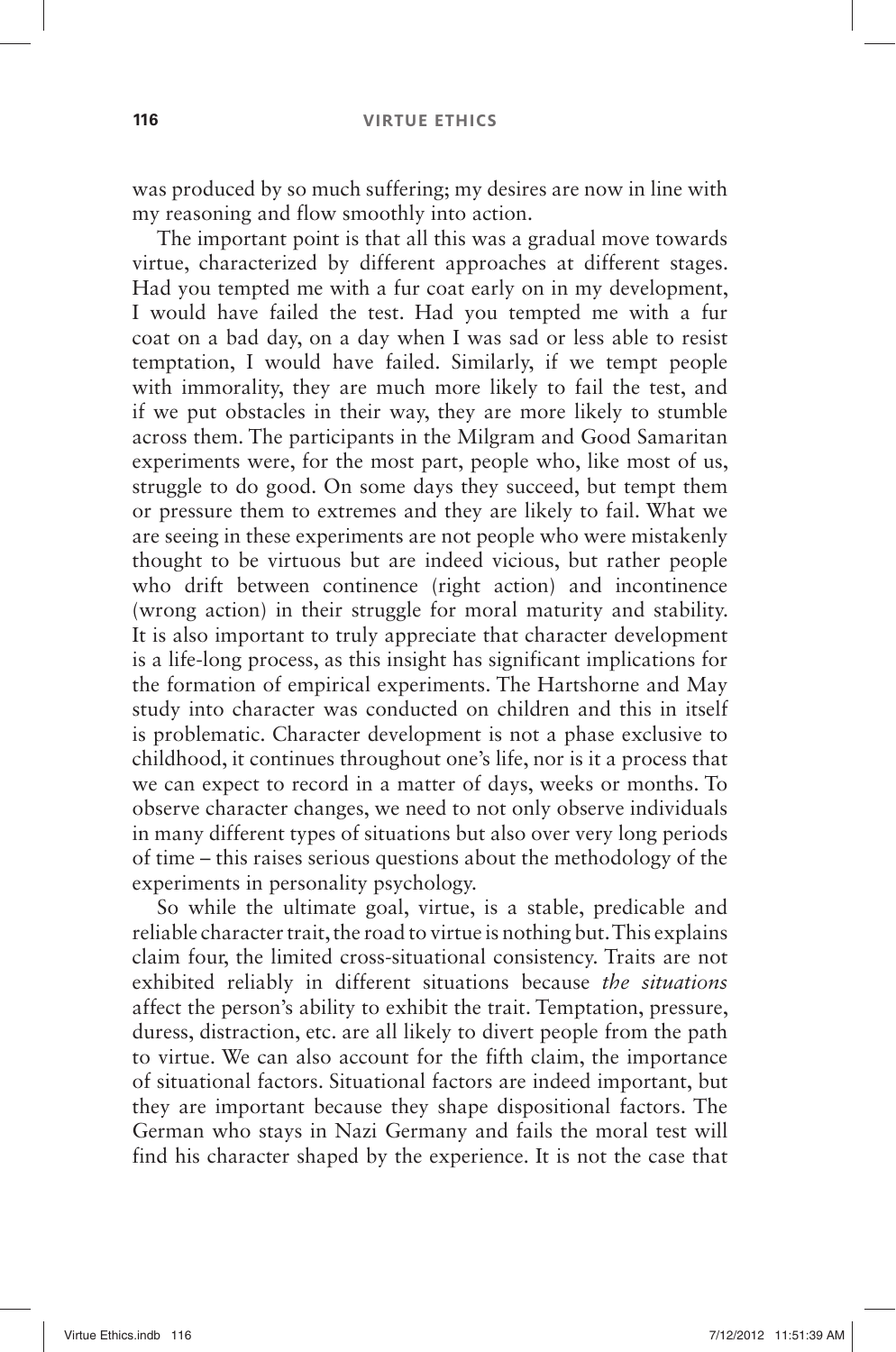was produced by so much suffering; my desires are now in line with my reasoning and flow smoothly into action.

The important point is that all this was a gradual move towards virtue, characterized by different approaches at different stages. Had you tempted me with a fur coat early on in my development, I would have failed the test. Had you tempted me with a fur coat on a bad day, on a day when I was sad or less able to resist temptation, I would have failed. Similarly, if we tempt people with immorality, they are much more likely to fail the test, and if we put obstacles in their way, they are more likely to stumble across them. The participants in the Milgram and Good Samaritan experiments were, for the most part, people who, like most of us, struggle to do good. On some days they succeed, but tempt them or pressure them to extremes and they are likely to fail. What we are seeing in these experiments are not people who were mistakenly thought to be virtuous but are indeed vicious, but rather people who drift between continence (right action) and incontinence (wrong action) in their struggle for moral maturity and stability. It is also important to truly appreciate that character development is a life-long process, as this insight has significant implications for the formation of empirical experiments. The Hartshorne and May study into character was conducted on children and this in itself is problematic. Character development is not a phase exclusive to childhood, it continues throughout one's life, nor is it a process that we can expect to record in a matter of days, weeks or months. To observe character changes, we need to not only observe individuals in many different types of situations but also over very long periods of time – this raises serious questions about the methodology of the experiments in personality psychology.

So while the ultimate goal, virtue, is a stable, predicable and reliable character trait, the road to virtue is nothing but. This explains claim four, the limited cross-situational consistency. Traits are not exhibited reliably in different situations because *the situations* affect the person's ability to exhibit the trait. Temptation, pressure, duress, distraction, etc. are all likely to divert people from the path to virtue. We can also account for the fifth claim, the importance of situational factors. Situational factors are indeed important, but they are important because they shape dispositional factors. The German who stays in Nazi Germany and fails the moral test will find his character shaped by the experience. It is not the case that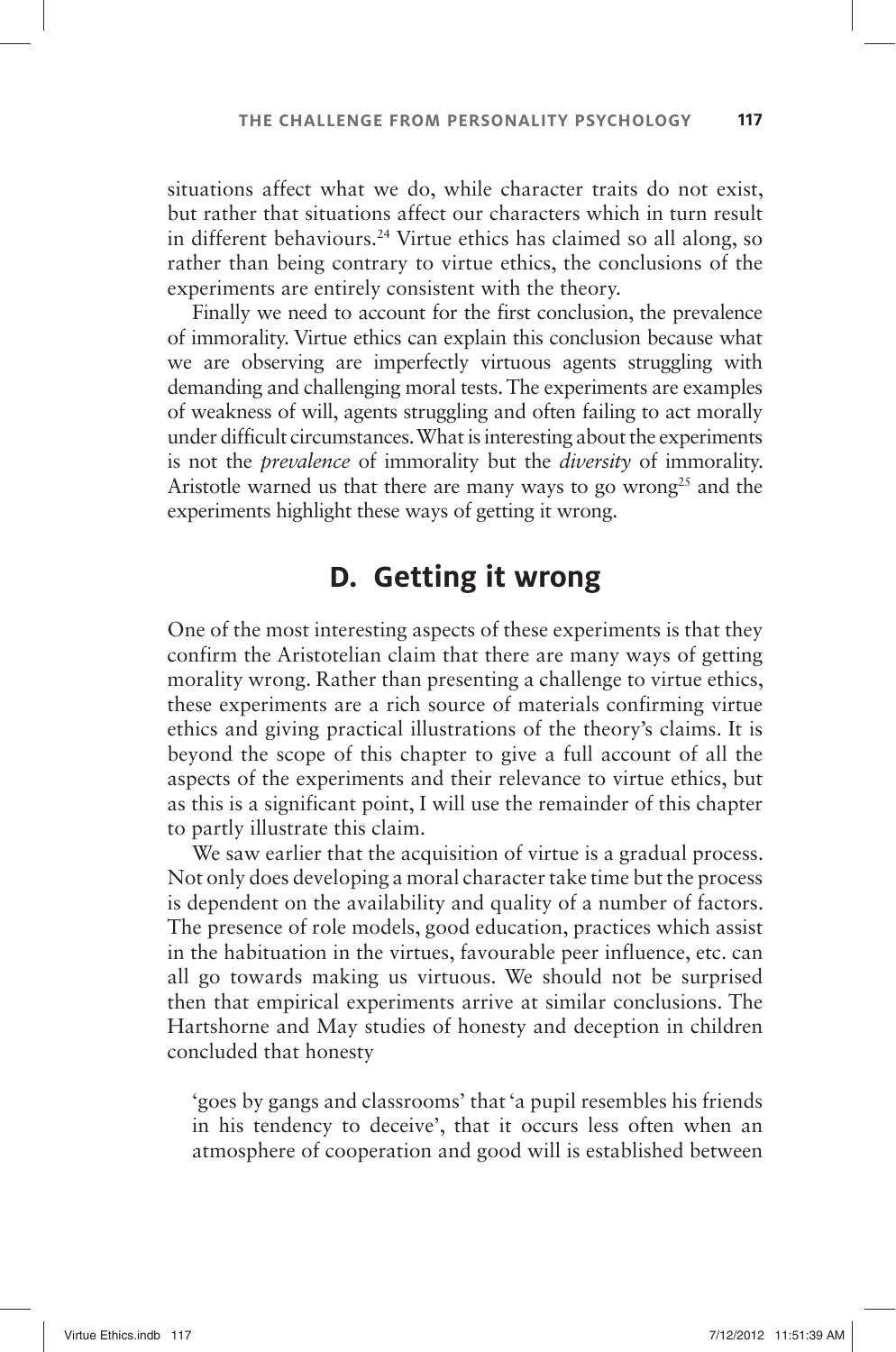situations affect what we do, while character traits do not exist, but rather that situations affect our characters which in turn result in different behaviours.[24] Virtue ethics has claimed so all along, so rather than being contrary to virtue ethics, the conclusions of the experiments are entirely consistent with the theory.

Finally we need to account for the first conclusion, the prevalence of immorality. Virtue ethics can explain this conclusion because what we are observing are imperfectly virtuous agents struggling with demanding and challenging moral tests. The experiments are examples of weakness of will, agents struggling and often failing to act morally under difficult circumstances. What is interesting about the experiments is not the *prevalence* of immorality but the *diversity* of immorality. Aristotle warned us that there are many ways to go wrong[25] and the experiments highlight these ways of getting it wrong.

## D. Getting it wrong

One of the most interesting aspects of these experiments is that they confirm the Aristotelian claim that there are many ways of getting morality wrong. Rather than presenting a challenge to virtue ethics, these experiments are a rich source of materials confirming virtue ethics and giving practical illustrations of the theory's claims. It is beyond the scope of this chapter to give a full account of all the aspects of the experiments and their relevance to virtue ethics, but as this is a significant point, I will use the remainder of this chapter to partly illustrate this claim.

We saw earlier that the acquisition of virtue is a gradual process. Not only does developing a moral character take time but the process is dependent on the availability and quality of a number of factors. The presence of role models, good education, practices which assist in the habituation in the virtues, favourable peer influence, etc. can all go towards making us virtuous. We should not be surprised then that empirical experiments arrive at similar conclusions. The Hartshorne and May studies of honesty and deception in children concluded that honesty

> 'goes by gangs and classrooms' that 'a pupil resembles his friends in his tendency to deceive', that it occurs less often when an atmosphere of cooperation and good will is established between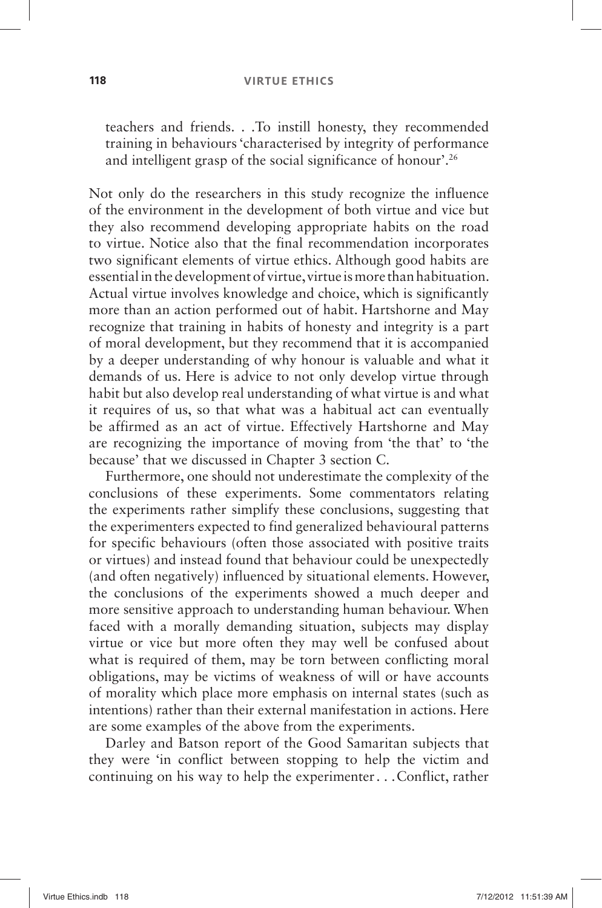> teachers and friends. . .To instill honesty, they recommended training in behaviours 'characterised by integrity of performance and intelligent grasp of the social significance of honour'.[26]

Not only do the researchers in this study recognize the influence of the environment in the development of both virtue and vice but they also recommend developing appropriate habits on the road to virtue. Notice also that the final recommendation incorporates two significant elements of virtue ethics. Although good habits are essential in the development of virtue, virtue is more than habituation. Actual virtue involves knowledge and choice, which is significantly more than an action performed out of habit. Hartshorne and May recognize that training in habits of honesty and integrity is a part of moral development, but they recommend that it is accompanied by a deeper understanding of why honour is valuable and what it demands of us. Here is advice to not only develop virtue through habit but also develop real understanding of what virtue is and what it requires of us, so that what was a habitual act can eventually be affirmed as an act of virtue. Effectively Hartshorne and May are recognizing the importance of moving from 'the that' to 'the because' that we discussed in Chapter 3 section C.

Furthermore, one should not underestimate the complexity of the conclusions of these experiments. Some commentators relating the experiments rather simplify these conclusions, suggesting that the experimenters expected to find generalized behavioural patterns for specific behaviours (often those associated with positive traits or virtues) and instead found that behaviour could be unexpectedly (and often negatively) influenced by situational elements. However, the conclusions of the experiments showed a much deeper and more sensitive approach to understanding human behaviour. When faced with a morally demanding situation, subjects may display virtue or vice but more often they may well be confused about what is required of them, may be torn between conflicting moral obligations, may be victims of weakness of will or have accounts of morality which place more emphasis on internal states (such as intentions) rather than their external manifestation in actions. Here are some examples of the above from the experiments.

Darley and Batson report of the Good Samaritan subjects that they were 'in conflict between stopping to help the victim and continuing on his way to help the experimenter . . . Conflict, rather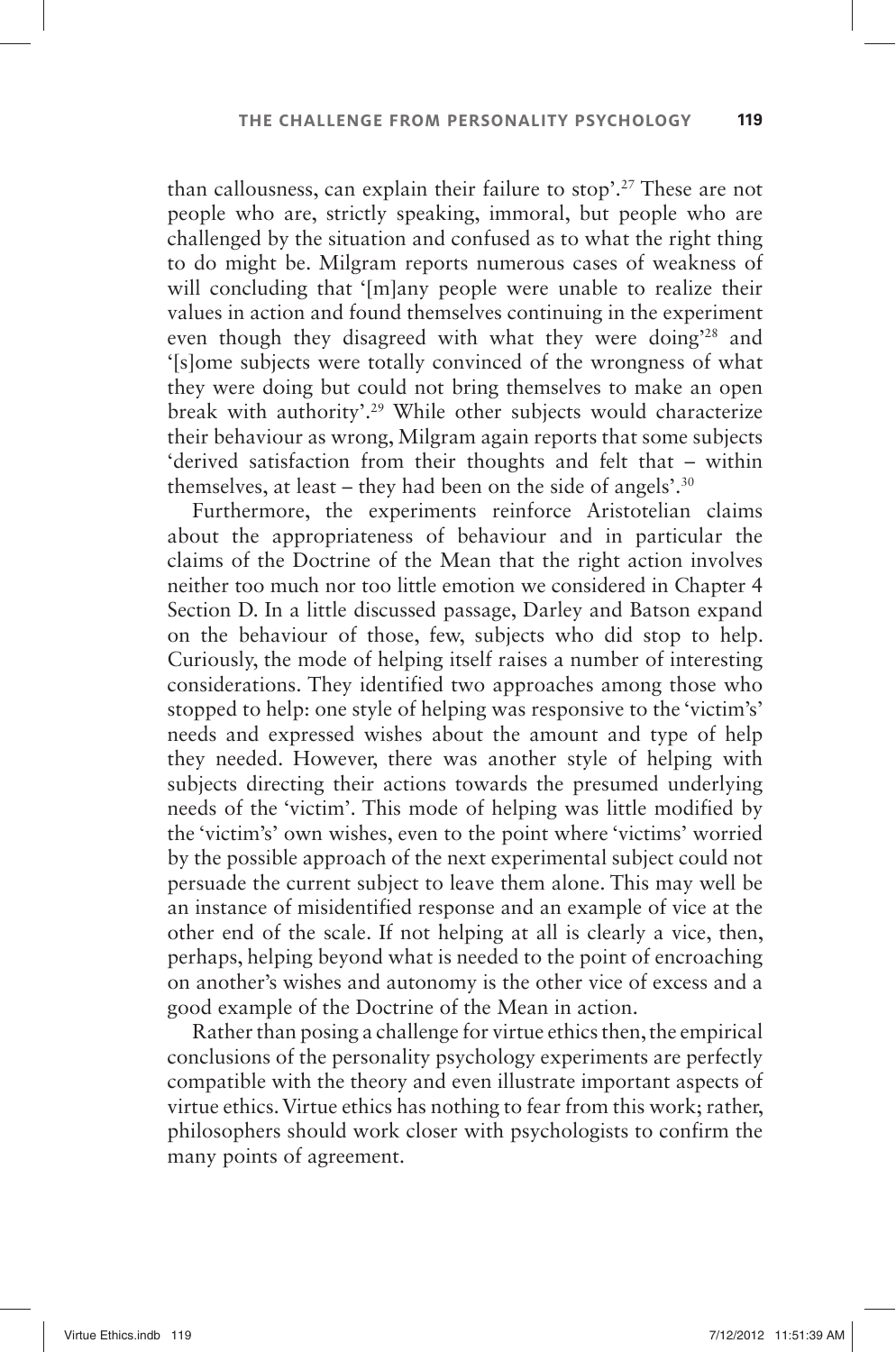than callousness, can explain their failure to stop'.[27] These are not people who are, strictly speaking, immoral, but people who are challenged by the situation and confused as to what the right thing to do might be. Milgram reports numerous cases of weakness of will concluding that '[m]any people were unable to realize their values in action and found themselves continuing in the experiment even though they disagreed with what they were doing'[28] and '[s]ome subjects were totally convinced of the wrongness of what they were doing but could not bring themselves to make an open break with authority'.[29] While other subjects would characterize their behaviour as wrong, Milgram again reports that some subjects 'derived satisfaction from their thoughts and felt that – within themselves, at least – they had been on the side of angels'.[30]

Furthermore, the experiments reinforce Aristotelian claims about the appropriateness of behaviour and in particular the claims of the Doctrine of the Mean that the right action involves neither too much nor too little emotion we considered in Chapter 4 Section D. In a little discussed passage, Darley and Batson expand on the behaviour of those, few, subjects who did stop to help. Curiously, the mode of helping itself raises a number of interesting considerations. They identified two approaches among those who stopped to help: one style of helping was responsive to the 'victim's' needs and expressed wishes about the amount and type of help they needed. However, there was another style of helping with subjects directing their actions towards the presumed underlying needs of the 'victim'. This mode of helping was little modified by the 'victim's' own wishes, even to the point where 'victims' worried by the possible approach of the next experimental subject could not persuade the current subject to leave them alone. This may well be an instance of misidentified response and an example of vice at the other end of the scale. If not helping at all is clearly a vice, then, perhaps, helping beyond what is needed to the point of encroaching on another's wishes and autonomy is the other vice of excess and a good example of the Doctrine of the Mean in action.

Rather than posing a challenge for virtue ethics then, the empirical conclusions of the personality psychology experiments are perfectly compatible with the theory and even illustrate important aspects of virtue ethics. Virtue ethics has nothing to fear from this work; rather, philosophers should work closer with psychologists to confirm the many points of agreement.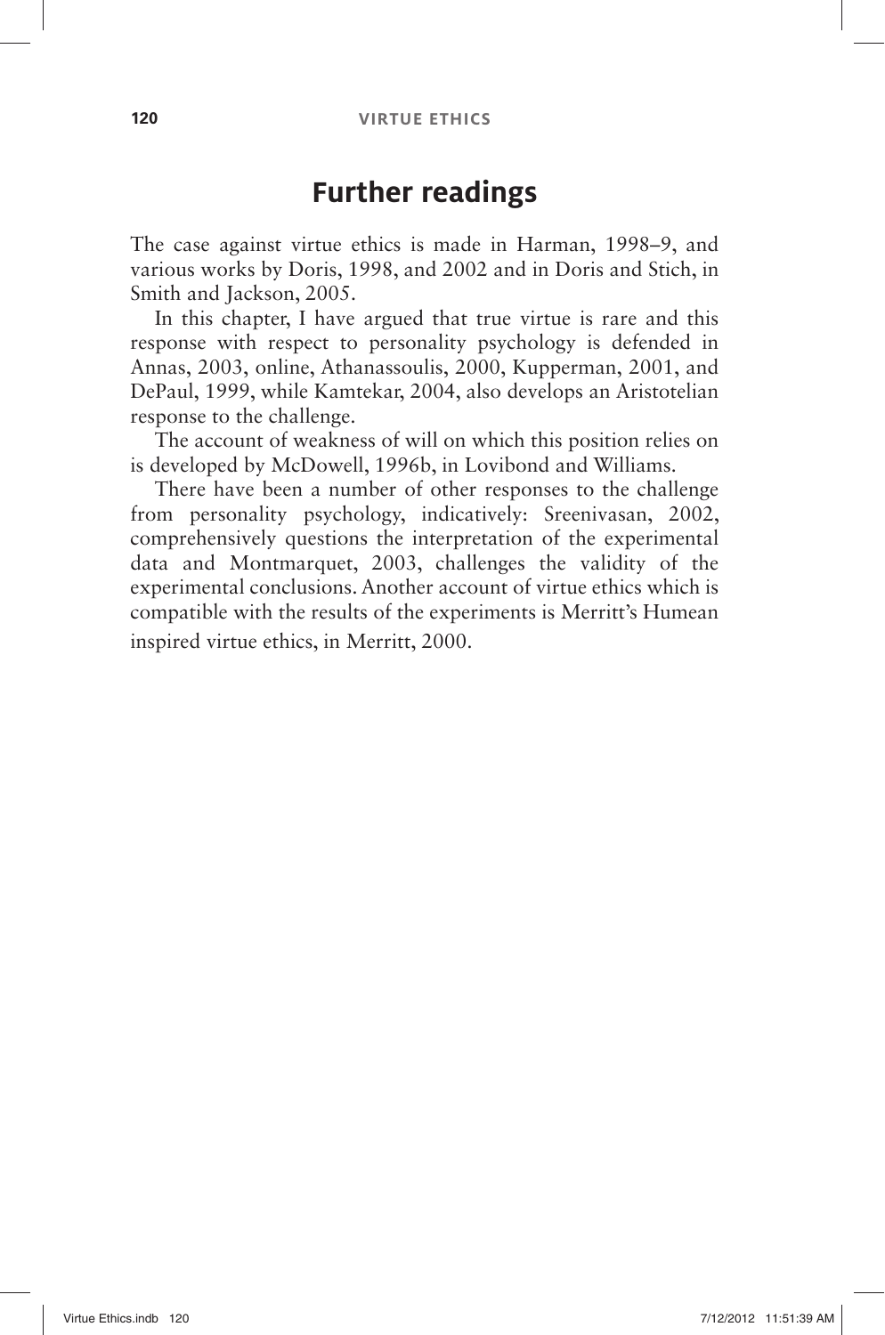## Further readings

The case against virtue ethics is made in Harman, 1998–9, and various works by Doris, 1998, and 2002 and in Doris and Stich, in Smith and Jackson, 2005.

In this chapter, I have argued that true virtue is rare and this response with respect to personality psychology is defended in Annas, 2003, online, Athanassoulis, 2000, Kupperman, 2001, and DePaul, 1999, while Kamtekar, 2004, also develops an Aristotelian response to the challenge.

The account of weakness of will on which this position relies on is developed by McDowell, 1996b, in Lovibond and Williams.

There have been a number of other responses to the challenge from personality psychology, indicatively: Sreenivasan, 2002, comprehensively questions the interpretation of the experimental data and Montmarquet, 2003, challenges the validity of the experimental conclusions. Another account of virtue ethics which is compatible with the results of the experiments is Merritt's Humean inspired virtue ethics, in Merritt, 2000.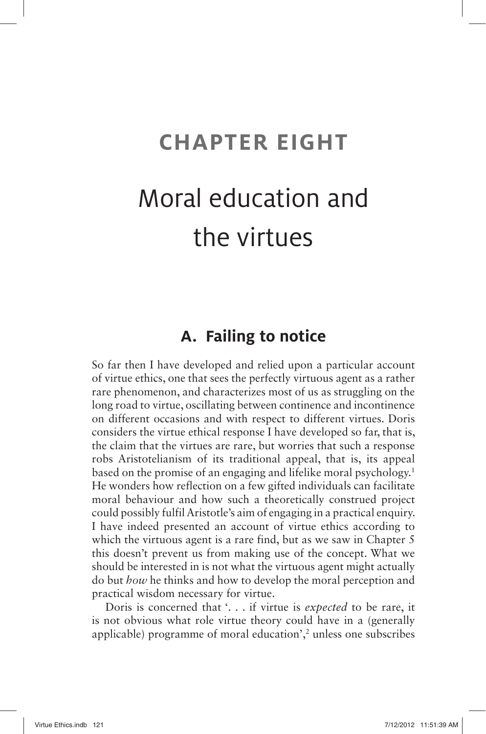# CHAPTER EIGHT

# Moral education and the virtues

## A. Failing to notice

So far then I have developed and relied upon a particular account of virtue ethics, one that sees the perfectly virtuous agent as a rather rare phenomenon, and characterizes most of us as struggling on the long road to virtue, oscillating between continence and incontinence on different occasions and with respect to different virtues. Doris considers the virtue ethical response I have developed so far, that is, the claim that the virtues are rare, but worries that such a response robs Aristotelianism of its traditional appeal, that is, its appeal based on the promise of an engaging and lifelike moral psychology.[1] He wonders how reflection on a few gifted individuals can facilitate moral behaviour and how such a theoretically construed project could possibly fulfil Aristotle's aim of engaging in a practical enquiry. I have indeed presented an account of virtue ethics according to which the virtuous agent is a rare find, but as we saw in Chapter 5 this doesn't prevent us from making use of the concept. What we should be interested in is not what the virtuous agent might actually do but *how* he thinks and how to develop the moral perception and practical wisdom necessary for virtue.

Doris is concerned that '. . . if virtue is *expected* to be rare, it is not obvious what role virtue theory could have in a (generally applicable) programme of moral education',[2] unless one subscribes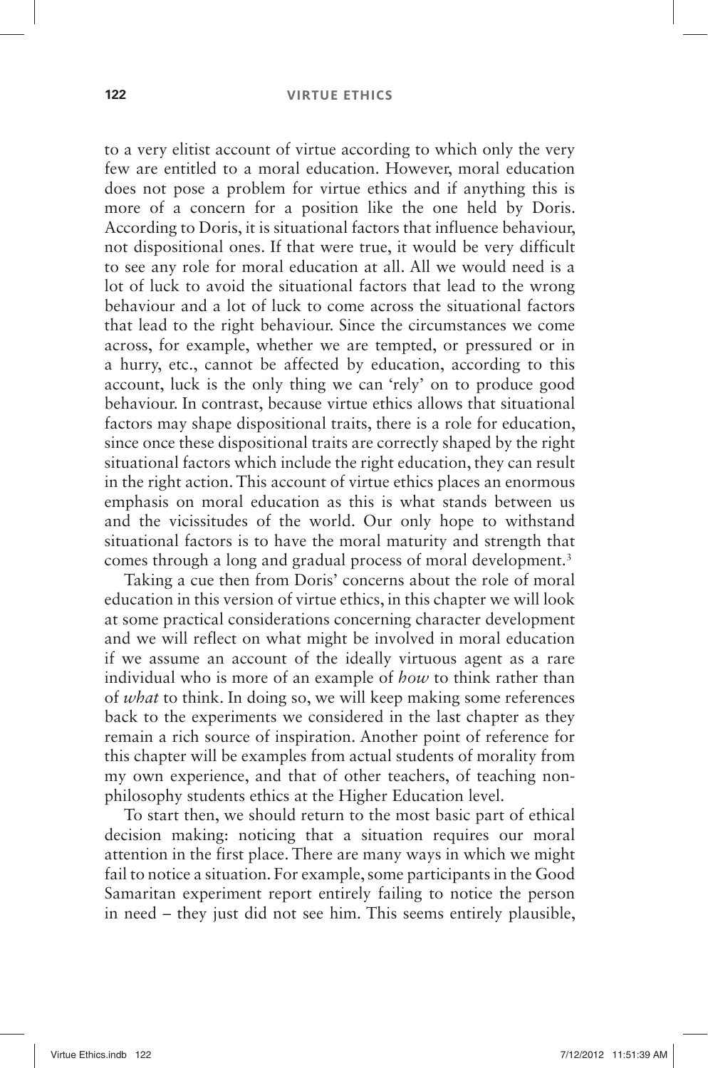to a very elitist account of virtue according to which only the very few are entitled to a moral education. However, moral education does not pose a problem for virtue ethics and if anything this is more of a concern for a position like the one held by Doris. According to Doris, it is situational factors that influence behaviour, not dispositional ones. If that were true, it would be very difficult to see any role for moral education at all. All we would need is a lot of luck to avoid the situational factors that lead to the wrong behaviour and a lot of luck to come across the situational factors that lead to the right behaviour. Since the circumstances we come across, for example, whether we are tempted, or pressured or in a hurry, etc., cannot be affected by education, according to this account, luck is the only thing we can 'rely' on to produce good behaviour. In contrast, because virtue ethics allows that situational factors may shape dispositional traits, there is a role for education, since once these dispositional traits are correctly shaped by the right situational factors which include the right education, they can result in the right action. This account of virtue ethics places an enormous emphasis on moral education as this is what stands between us and the vicissitudes of the world. Our only hope to withstand situational factors is to have the moral maturity and strength that comes through a long and gradual process of moral development.[3]

Taking a cue then from Doris' concerns about the role of moral education in this version of virtue ethics, in this chapter we will look at some practical considerations concerning character development and we will reflect on what might be involved in moral education if we assume an account of the ideally virtuous agent as a rare individual who is more of an example of *how* to think rather than of *what* to think. In doing so, we will keep making some references back to the experiments we considered in the last chapter as they remain a rich source of inspiration. Another point of reference for this chapter will be examples from actual students of morality from my own experience, and that of other teachers, of teaching non-philosophy students ethics at the Higher Education level.

To start then, we should return to the most basic part of ethical decision making: noticing that a situation requires our moral attention in the first place. There are many ways in which we might fail to notice a situation. For example, some participants in the Good Samaritan experiment report entirely failing to notice the person in need – they just did not see him. This seems entirely plausible,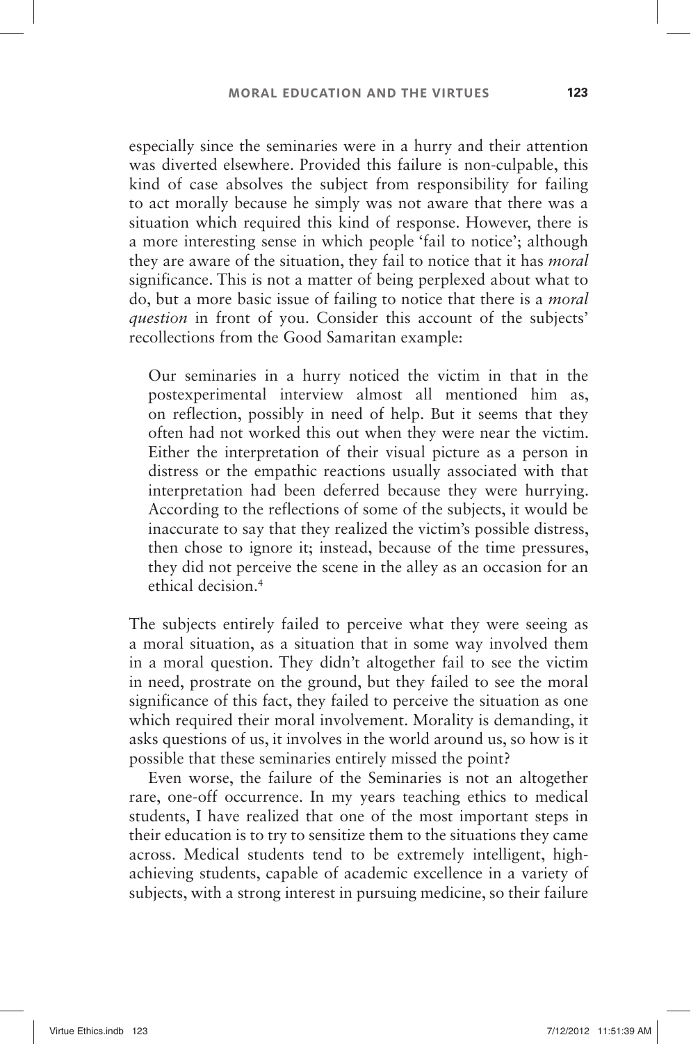especially since the seminaries were in a hurry and their attention was diverted elsewhere. Provided this failure is non-culpable, this kind of case absolves the subject from responsibility for failing to act morally because he simply was not aware that there was a situation which required this kind of response. However, there is a more interesting sense in which people 'fail to notice'; although they are aware of the situation, they fail to notice that it has *moral* significance. This is not a matter of being perplexed about what to do, but a more basic issue of failing to notice that there is a *moral question* in front of you. Consider this account of the subjects' recollections from the Good Samaritan example:

> Our seminaries in a hurry noticed the victim in that in the postexperimental interview almost all mentioned him as, on reflection, possibly in need of help. But it seems that they often had not worked this out when they were near the victim. Either the interpretation of their visual picture as a person in distress or the empathic reactions usually associated with that interpretation had been deferred because they were hurrying. According to the reflections of some of the subjects, it would be inaccurate to say that they realized the victim's possible distress, then chose to ignore it; instead, because of the time pressures, they did not perceive the scene in the alley as an occasion for an ethical decision.[4]

The subjects entirely failed to perceive what they were seeing as a moral situation, as a situation that in some way involved them in a moral question. They didn't altogether fail to see the victim in need, prostrate on the ground, but they failed to see the moral significance of this fact, they failed to perceive the situation as one which required their moral involvement. Morality is demanding, it asks questions of us, it involves in the world around us, so how is it possible that these seminaries entirely missed the point?

Even worse, the failure of the Seminaries is not an altogether rare, one-off occurrence. In my years teaching ethics to medical students, I have realized that one of the most important steps in their education is to try to sensitize them to the situations they came across. Medical students tend to be extremely intelligent, high-achieving students, capable of academic excellence in a variety of subjects, with a strong interest in pursuing medicine, so their failure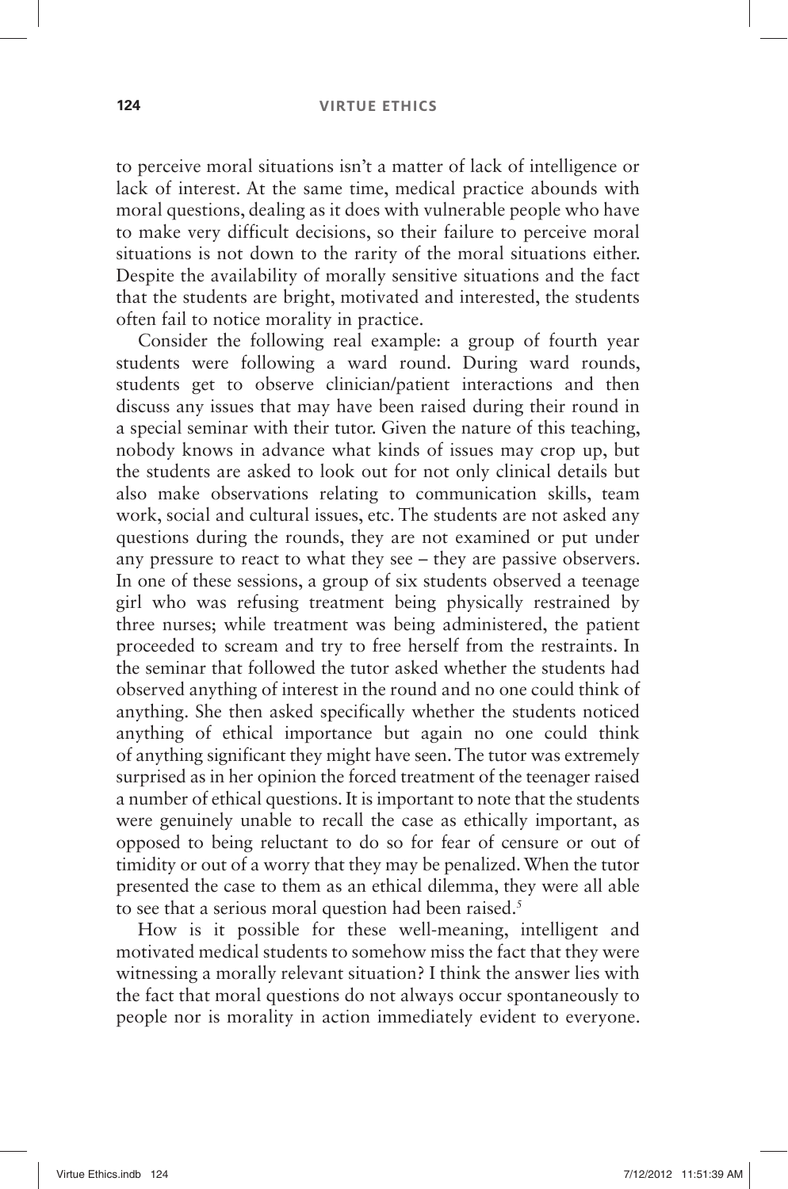to perceive moral situations isn't a matter of lack of intelligence or lack of interest. At the same time, medical practice abounds with moral questions, dealing as it does with vulnerable people who have to make very difficult decisions, so their failure to perceive moral situations is not down to the rarity of the moral situations either. Despite the availability of morally sensitive situations and the fact that the students are bright, motivated and interested, the students often fail to notice morality in practice.

Consider the following real example: a group of fourth year students were following a ward round. During ward rounds, students get to observe clinician/patient interactions and then discuss any issues that may have been raised during their round in a special seminar with their tutor. Given the nature of this teaching, nobody knows in advance what kinds of issues may crop up, but the students are asked to look out for not only clinical details but also make observations relating to communication skills, team work, social and cultural issues, etc. The students are not asked any questions during the rounds, they are not examined or put under any pressure to react to what they see – they are passive observers. In one of these sessions, a group of six students observed a teenage girl who was refusing treatment being physically restrained by three nurses; while treatment was being administered, the patient proceeded to scream and try to free herself from the restraints. In the seminar that followed the tutor asked whether the students had observed anything of interest in the round and no one could think of anything. She then asked specifically whether the students noticed anything of ethical importance but again no one could think of anything significant they might have seen. The tutor was extremely surprised as in her opinion the forced treatment of the teenager raised a number of ethical questions. It is important to note that the students were genuinely unable to recall the case as ethically important, as opposed to being reluctant to do so for fear of censure or out of timidity or out of a worry that they may be penalized. When the tutor presented the case to them as an ethical dilemma, they were all able to see that a serious moral question had been raised.[5]

How is it possible for these well-meaning, intelligent and motivated medical students to somehow miss the fact that they were witnessing a morally relevant situation? I think the answer lies with the fact that moral questions do not always occur spontaneously to people nor is morality in action immediately evident to everyone.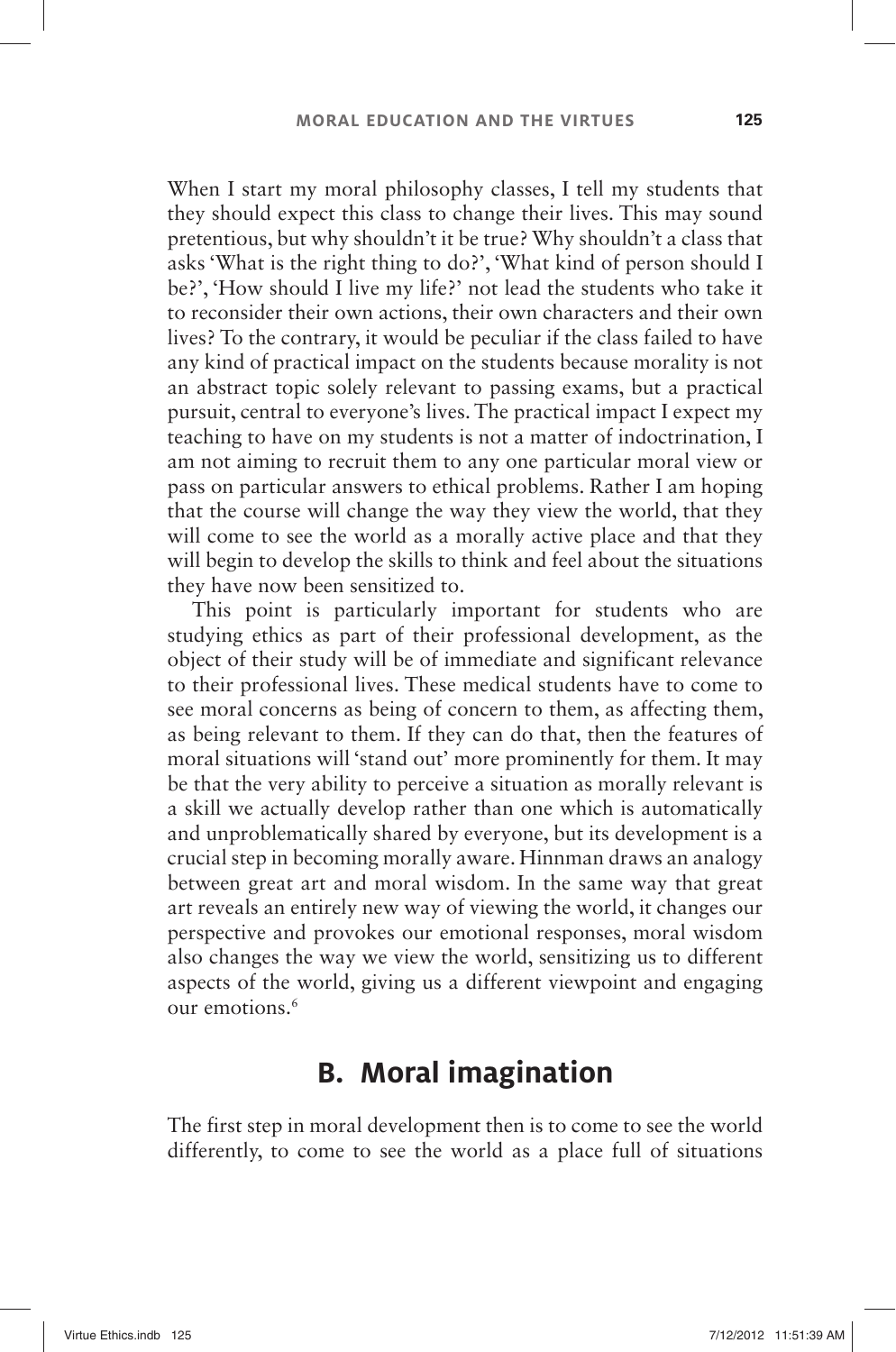When I start my moral philosophy classes, I tell my students that they should expect this class to change their lives. This may sound pretentious, but why shouldn't it be true? Why shouldn't a class that asks 'What is the right thing to do?', 'What kind of person should I be?', 'How should I live my life?' not lead the students who take it to reconsider their own actions, their own characters and their own lives? To the contrary, it would be peculiar if the class failed to have any kind of practical impact on the students because morality is not an abstract topic solely relevant to passing exams, but a practical pursuit, central to everyone's lives. The practical impact I expect my teaching to have on my students is not a matter of indoctrination, I am not aiming to recruit them to any one particular moral view or pass on particular answers to ethical problems. Rather I am hoping that the course will change the way they view the world, that they will come to see the world as a morally active place and that they will begin to develop the skills to think and feel about the situations they have now been sensitized to.

This point is particularly important for students who are studying ethics as part of their professional development, as the object of their study will be of immediate and significant relevance to their professional lives. These medical students have to come to see moral concerns as being of concern to them, as affecting them, as being relevant to them. If they can do that, then the features of moral situations will 'stand out' more prominently for them. It may be that the very ability to perceive a situation as morally relevant is a skill we actually develop rather than one which is automatically and unproblematically shared by everyone, but its development is a crucial step in becoming morally aware. Hinnman draws an analogy between great art and moral wisdom. In the same way that great art reveals an entirely new way of viewing the world, it changes our perspective and provokes our emotional responses, moral wisdom also changes the way we view the world, sensitizing us to different aspects of the world, giving us a different viewpoint and engaging our emotions.[6]

## B. Moral imagination

The first step in moral development then is to come to see the world differently, to come to see the world as a place full of situations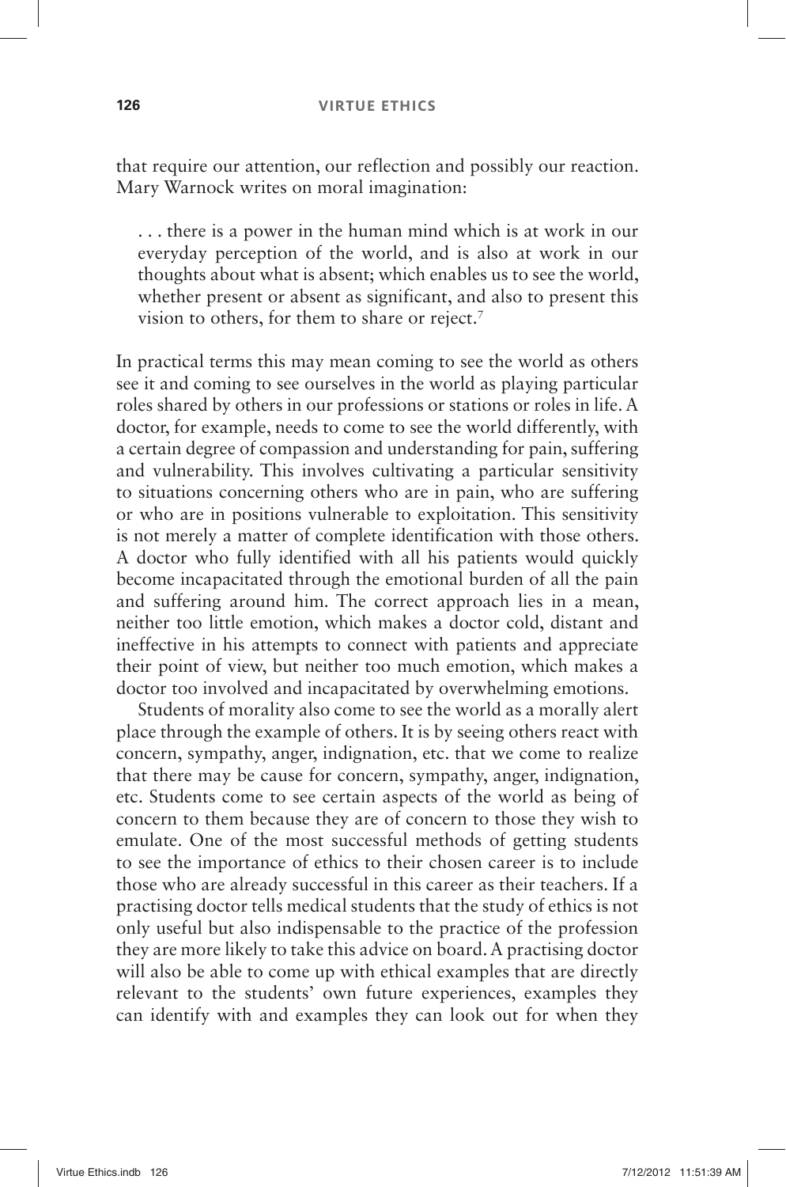that require our attention, our reflection and possibly our reaction. Mary Warnock writes on moral imagination:

> . . . there is a power in the human mind which is at work in our everyday perception of the world, and is also at work in our thoughts about what is absent; which enables us to see the world, whether present or absent as significant, and also to present this vision to others, for them to share or reject.[7]

In practical terms this may mean coming to see the world as others see it and coming to see ourselves in the world as playing particular roles shared by others in our professions or stations or roles in life. A doctor, for example, needs to come to see the world differently, with a certain degree of compassion and understanding for pain, suffering and vulnerability. This involves cultivating a particular sensitivity to situations concerning others who are in pain, who are suffering or who are in positions vulnerable to exploitation. This sensitivity is not merely a matter of complete identification with those others. A doctor who fully identified with all his patients would quickly become incapacitated through the emotional burden of all the pain and suffering around him. The correct approach lies in a mean, neither too little emotion, which makes a doctor cold, distant and ineffective in his attempts to connect with patients and appreciate their point of view, but neither too much emotion, which makes a doctor too involved and incapacitated by overwhelming emotions.

Students of morality also come to see the world as a morally alert place through the example of others. It is by seeing others react with concern, sympathy, anger, indignation, etc. that we come to realize that there may be cause for concern, sympathy, anger, indignation, etc. Students come to see certain aspects of the world as being of concern to them because they are of concern to those they wish to emulate. One of the most successful methods of getting students to see the importance of ethics to their chosen career is to include those who are already successful in this career as their teachers. If a practising doctor tells medical students that the study of ethics is not only useful but also indispensable to the practice of the profession they are more likely to take this advice on board. A practising doctor will also be able to come up with ethical examples that are directly relevant to the students' own future experiences, examples they can identify with and examples they can look out for when they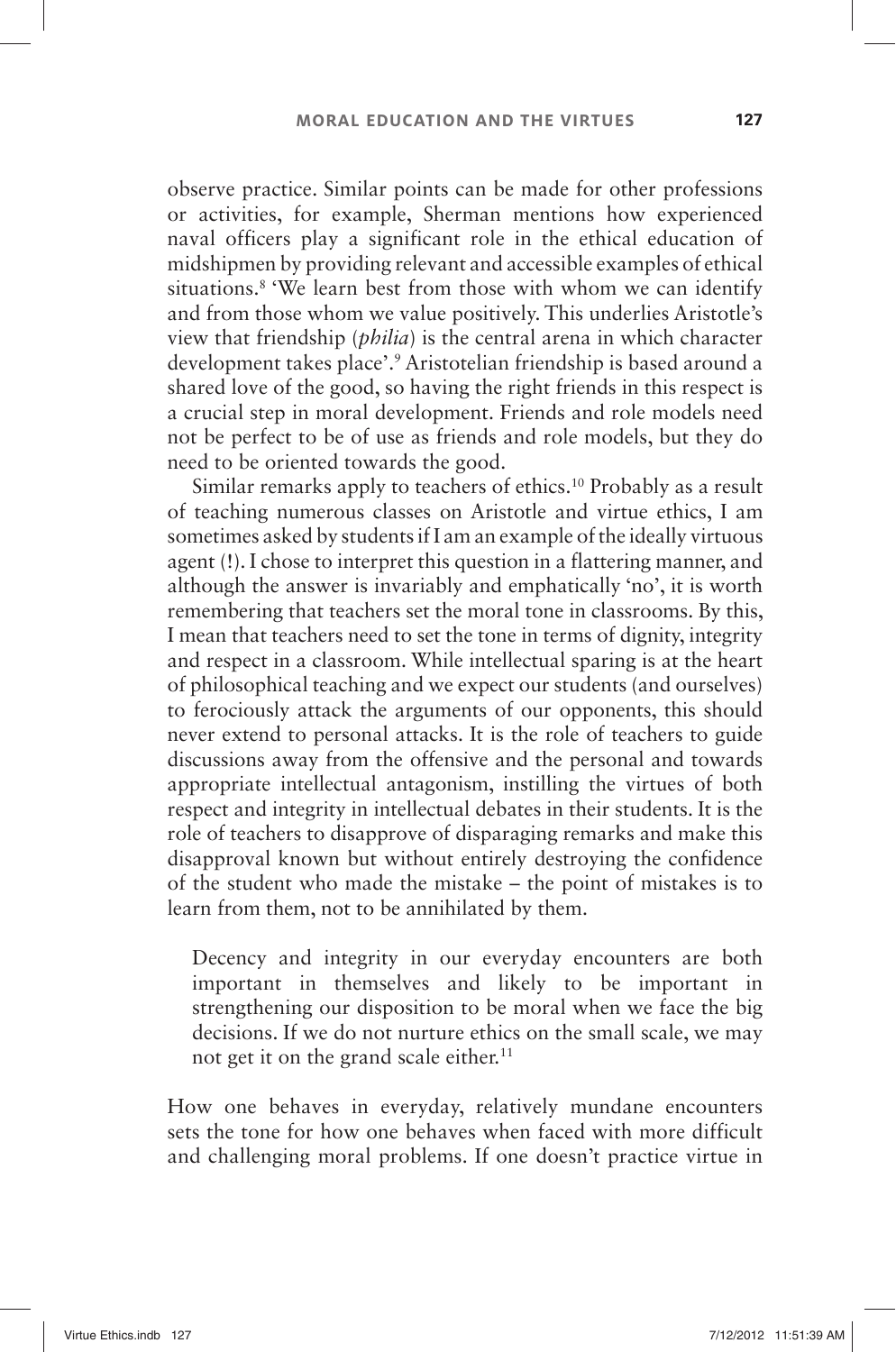observe practice. Similar points can be made for other professions or activities, for example, Sherman mentions how experienced naval officers play a significant role in the ethical education of midshipmen by providing relevant and accessible examples of ethical situations.[8] 'We learn best from those with whom we can identify and from those whom we value positively. This underlies Aristotle's view that friendship (*philia*) is the central arena in which character development takes place'.[9] Aristotelian friendship is based around a shared love of the good, so having the right friends in this respect is a crucial step in moral development. Friends and role models need not be perfect to be of use as friends and role models, but they do need to be oriented towards the good.

Similar remarks apply to teachers of ethics.[10] Probably as a result of teaching numerous classes on Aristotle and virtue ethics, I am sometimes asked by students if I am an example of the ideally virtuous agent (!). I chose to interpret this question in a flattering manner, and although the answer is invariably and emphatically 'no', it is worth remembering that teachers set the moral tone in classrooms. By this, I mean that teachers need to set the tone in terms of dignity, integrity and respect in a classroom. While intellectual sparing is at the heart of philosophical teaching and we expect our students (and ourselves) to ferociously attack the arguments of our opponents, this should never extend to personal attacks. It is the role of teachers to guide discussions away from the offensive and the personal and towards appropriate intellectual antagonism, instilling the virtues of both respect and integrity in intellectual debates in their students. It is the role of teachers to disapprove of disparaging remarks and make this disapproval known but without entirely destroying the confidence of the student who made the mistake – the point of mistakes is to learn from them, not to be annihilated by them.

> Decency and integrity in our everyday encounters are both important in themselves and likely to be important in strengthening our disposition to be moral when we face the big decisions. If we do not nurture ethics on the small scale, we may not get it on the grand scale either.[11]

How one behaves in everyday, relatively mundane encounters sets the tone for how one behaves when faced with more difficult and challenging moral problems. If one doesn't practice virtue in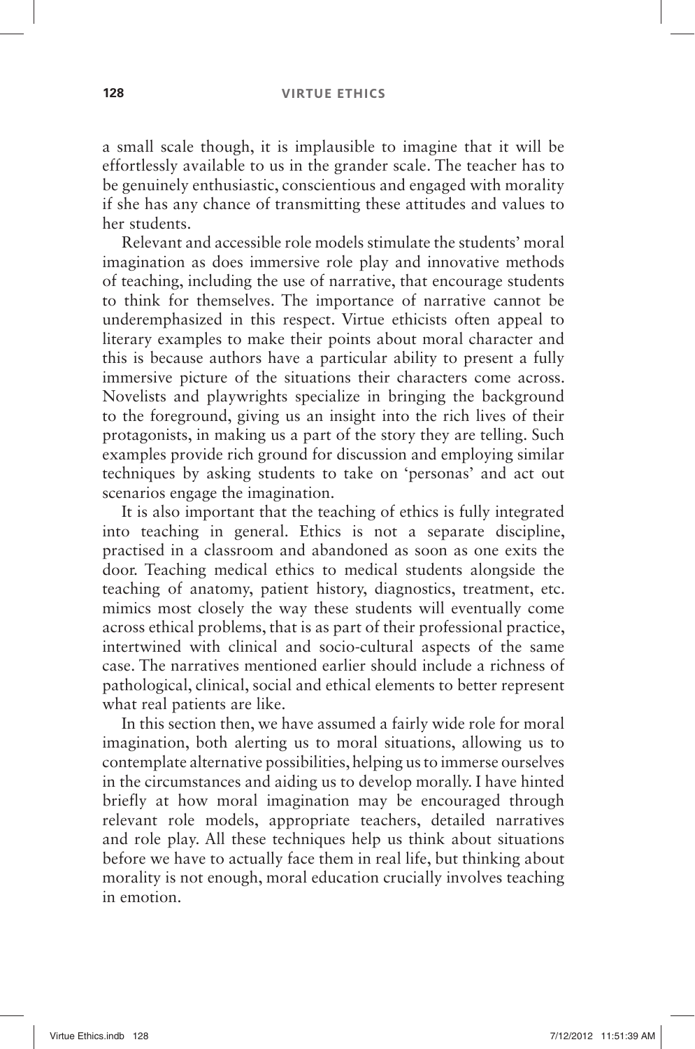a small scale though, it is implausible to imagine that it will be effortlessly available to us in the grander scale. The teacher has to be genuinely enthusiastic, conscientious and engaged with morality if she has any chance of transmitting these attitudes and values to her students.

Relevant and accessible role models stimulate the students' moral imagination as does immersive role play and innovative methods of teaching, including the use of narrative, that encourage students to think for themselves. The importance of narrative cannot be underemphasized in this respect. Virtue ethicists often appeal to literary examples to make their points about moral character and this is because authors have a particular ability to present a fully immersive picture of the situations their characters come across. Novelists and playwrights specialize in bringing the background to the foreground, giving us an insight into the rich lives of their protagonists, in making us a part of the story they are telling. Such examples provide rich ground for discussion and employing similar techniques by asking students to take on 'personas' and act out scenarios engage the imagination.

It is also important that the teaching of ethics is fully integrated into teaching in general. Ethics is not a separate discipline, practised in a classroom and abandoned as soon as one exits the door. Teaching medical ethics to medical students alongside the teaching of anatomy, patient history, diagnostics, treatment, etc. mimics most closely the way these students will eventually come across ethical problems, that is as part of their professional practice, intertwined with clinical and socio-cultural aspects of the same case. The narratives mentioned earlier should include a richness of pathological, clinical, social and ethical elements to better represent what real patients are like.

In this section then, we have assumed a fairly wide role for moral imagination, both alerting us to moral situations, allowing us to contemplate alternative possibilities, helping us to immerse ourselves in the circumstances and aiding us to develop morally. I have hinted briefly at how moral imagination may be encouraged through relevant role models, appropriate teachers, detailed narratives and role play. All these techniques help us think about situations before we have to actually face them in real life, but thinking about morality is not enough, moral education crucially involves teaching in emotion.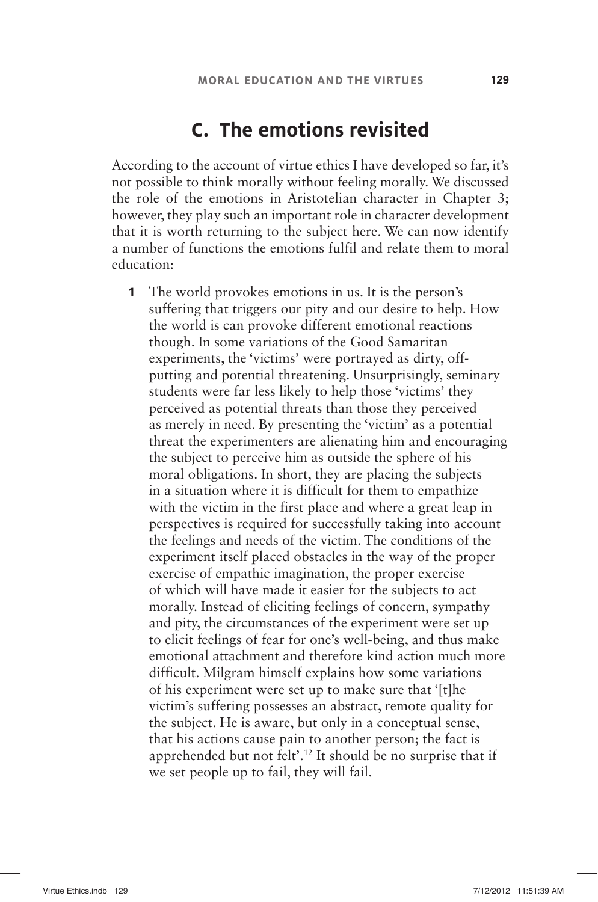## C. The emotions revisited

According to the account of virtue ethics I have developed so far, it's not possible to think morally without feeling morally. We discussed the role of the emotions in Aristotelian character in Chapter 3; however, they play such an important role in character development that it is worth returning to the subject here. We can now identify a number of functions the emotions fulfil and relate them to moral education:

1. The world provokes emotions in us. It is the person's suffering that triggers our pity and our desire to help. How the world is can provoke different emotional reactions though. In some variations of the Good Samaritan experiments, the 'victims' were portrayed as dirty, off-putting and potential threatening. Unsurprisingly, seminary students were far less likely to help those 'victims' they perceived as potential threats than those they perceived as merely in need. By presenting the 'victim' as a potential threat the experimenters are alienating him and encouraging the subject to perceive him as outside the sphere of his moral obligations. In short, they are placing the subjects in a situation where it is difficult for them to empathize with the victim in the first place and where a great leap in perspectives is required for successfully taking into account the feelings and needs of the victim. The conditions of the experiment itself placed obstacles in the way of the proper exercise of empathic imagination, the proper exercise of which will have made it easier for the subjects to act morally. Instead of eliciting feelings of concern, sympathy and pity, the circumstances of the experiment were set up to elicit feelings of fear for one's well-being, and thus make emotional attachment and therefore kind action much more difficult. Milgram himself explains how some variations of his experiment were set up to make sure that '[t]he victim's suffering possesses an abstract, remote quality for the subject. He is aware, but only in a conceptual sense, that his actions cause pain to another person; the fact is apprehended but not felt'.[12] It should be no surprise that if we set people up to fail, they will fail.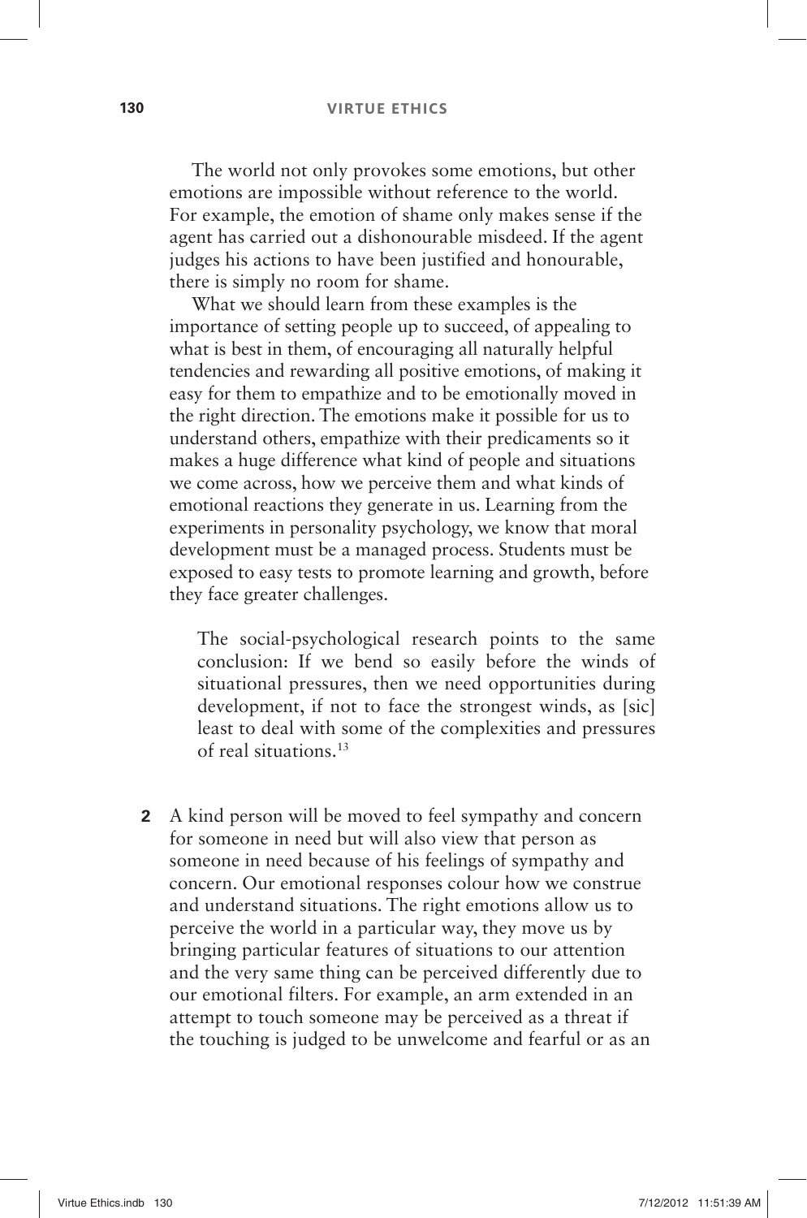The world not only provokes some emotions, but other emotions are impossible without reference to the world. For example, the emotion of shame only makes sense if the agent has carried out a dishonourable misdeed. If the agent judges his actions to have been justified and honourable, there is simply no room for shame.

What we should learn from these examples is the importance of setting people up to succeed, of appealing to what is best in them, of encouraging all naturally helpful tendencies and rewarding all positive emotions, of making it easy for them to empathize and to be emotionally moved in the right direction. The emotions make it possible for us to understand others, empathize with their predicaments so it makes a huge difference what kind of people and situations we come across, how we perceive them and what kinds of emotional reactions they generate in us. Learning from the experiments in personality psychology, we know that moral development must be a managed process. Students must be exposed to easy tests to promote learning and growth, before they face greater challenges.

> The social-psychological research points to the same conclusion: If we bend so easily before the winds of situational pressures, then we need opportunities during development, if not to face the strongest winds, as [sic] least to deal with some of the complexities and pressures of real situations.[13]

**2** A kind person will be moved to feel sympathy and concern for someone in need but will also view that person as someone in need because of his feelings of sympathy and concern. Our emotional responses colour how we construe and understand situations. The right emotions allow us to perceive the world in a particular way, they move us by bringing particular features of situations to our attention and the very same thing can be perceived differently due to our emotional filters. For example, an arm extended in an attempt to touch someone may be perceived as a threat if the touching is judged to be unwelcome and fearful or as an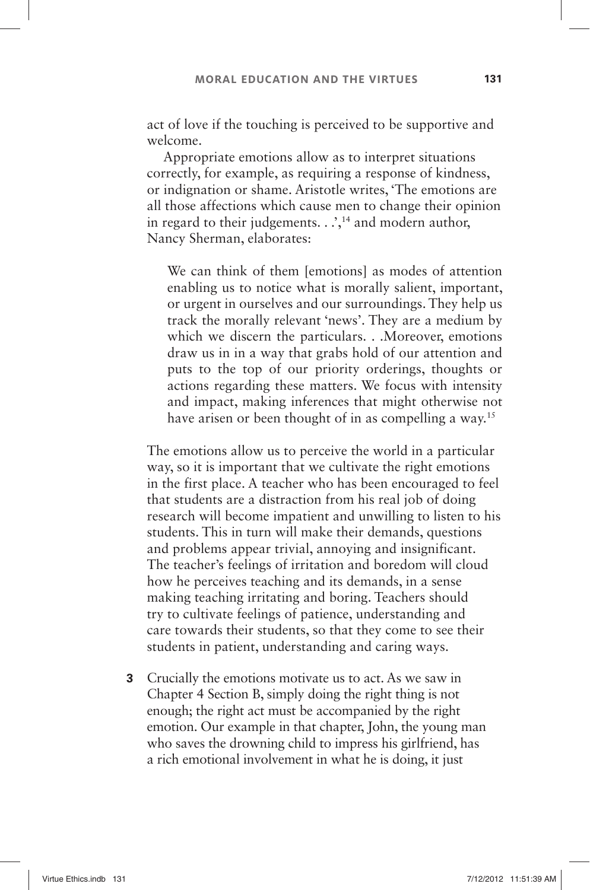act of love if the touching is perceived to be supportive and welcome.

Appropriate emotions allow as to interpret situations correctly, for example, as requiring a response of kindness, or indignation or shame. Aristotle writes, 'The emotions are all those affections which cause men to change their opinion in regard to their judgements. . .',[14] and modern author, Nancy Sherman, elaborates:

> We can think of them [emotions] as modes of attention enabling us to notice what is morally salient, important, or urgent in ourselves and our surroundings. They help us track the morally relevant 'news'. They are a medium by which we discern the particulars. . .Moreover, emotions draw us in in a way that grabs hold of our attention and puts to the top of our priority orderings, thoughts or actions regarding these matters. We focus with intensity and impact, making inferences that might otherwise not have arisen or been thought of in as compelling a way.[15]

The emotions allow us to perceive the world in a particular way, so it is important that we cultivate the right emotions in the first place. A teacher who has been encouraged to feel that students are a distraction from his real job of doing research will become impatient and unwilling to listen to his students. This in turn will make their demands, questions and problems appear trivial, annoying and insignificant. The teacher's feelings of irritation and boredom will cloud how he perceives teaching and its demands, in a sense making teaching irritating and boring. Teachers should try to cultivate feelings of patience, understanding and care towards their students, so that they come to see their students in patient, understanding and caring ways.

**3** Crucially the emotions motivate us to act. As we saw in Chapter 4 Section B, simply doing the right thing is not enough; the right act must be accompanied by the right emotion. Our example in that chapter, John, the young man who saves the drowning child to impress his girlfriend, has a rich emotional involvement in what he is doing, it just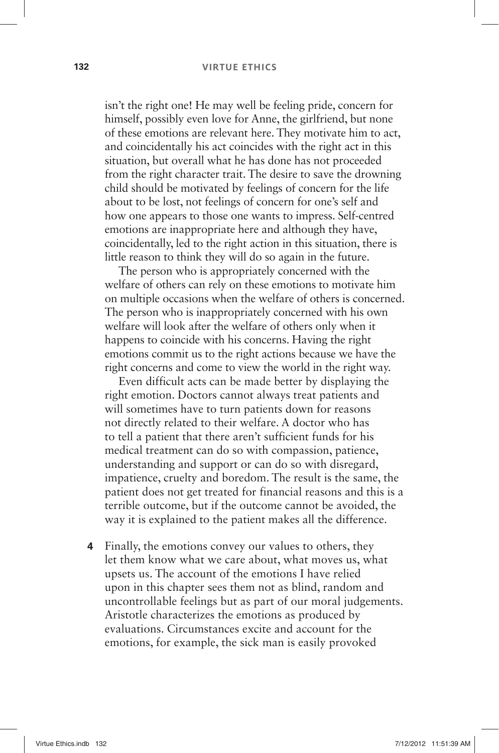isn't the right one! He may well be feeling pride, concern for himself, possibly even love for Anne, the girlfriend, but none of these emotions are relevant here. They motivate him to act, and coincidentally his act coincides with the right act in this situation, but overall what he has done has not proceeded from the right character trait. The desire to save the drowning child should be motivated by feelings of concern for the life about to be lost, not feelings of concern for one's self and how one appears to those one wants to impress. Self-centred emotions are inappropriate here and although they have, coincidentally, led to the right action in this situation, there is little reason to think they will do so again in the future.

The person who is appropriately concerned with the welfare of others can rely on these emotions to motivate him on multiple occasions when the welfare of others is concerned. The person who is inappropriately concerned with his own welfare will look after the welfare of others only when it happens to coincide with his concerns. Having the right emotions commit us to the right actions because we have the right concerns and come to view the world in the right way.

Even difficult acts can be made better by displaying the right emotion. Doctors cannot always treat patients and will sometimes have to turn patients down for reasons not directly related to their welfare. A doctor who has to tell a patient that there aren't sufficient funds for his medical treatment can do so with compassion, patience, understanding and support or can do so with disregard, impatience, cruelty and boredom. The result is the same, the patient does not get treated for financial reasons and this is a terrible outcome, but if the outcome cannot be avoided, the way it is explained to the patient makes all the difference.

**4** Finally, the emotions convey our values to others, they let them know what we care about, what moves us, what upsets us. The account of the emotions I have relied upon in this chapter sees them not as blind, random and uncontrollable feelings but as part of our moral judgements. Aristotle characterizes the emotions as produced by evaluations. Circumstances excite and account for the emotions, for example, the sick man is easily provoked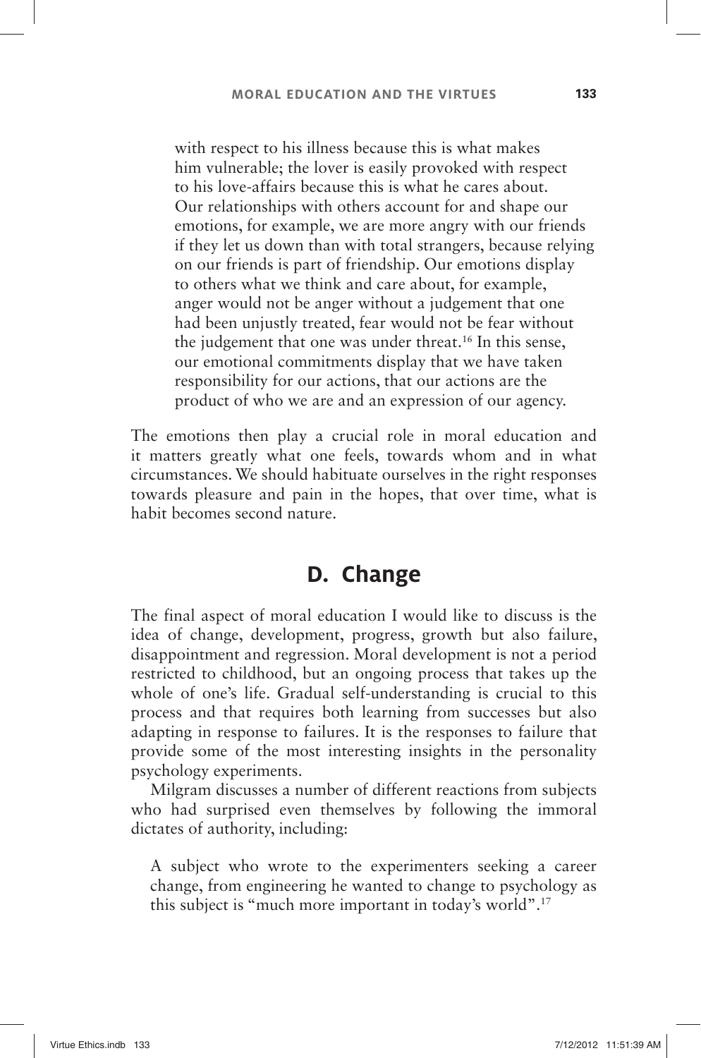with respect to his illness because this is what makes him vulnerable; the lover is easily provoked with respect to his love-affairs because this is what he cares about. Our relationships with others account for and shape our emotions, for example, we are more angry with our friends if they let us down than with total strangers, because relying on our friends is part of friendship. Our emotions display to others what we think and care about, for example, anger would not be anger without a judgement that one had been unjustly treated, fear would not be fear without the judgement that one was under threat.[16] In this sense, our emotional commitments display that we have taken responsibility for our actions, that our actions are the product of who we are and an expression of our agency.

The emotions then play a crucial role in moral education and it matters greatly what one feels, towards whom and in what circumstances. We should habituate ourselves in the right responses towards pleasure and pain in the hopes, that over time, what is habit becomes second nature.

## D. Change

The final aspect of moral education I would like to discuss is the idea of change, development, progress, growth but also failure, disappointment and regression. Moral development is not a period restricted to childhood, but an ongoing process that takes up the whole of one's life. Gradual self-understanding is crucial to this process and that requires both learning from successes but also adapting in response to failures. It is the responses to failure that provide some of the most interesting insights in the personality psychology experiments.

Milgram discusses a number of different reactions from subjects who had surprised even themselves by following the immoral dictates of authority, including:

> A subject who wrote to the experimenters seeking a career change, from engineering he wanted to change to psychology as this subject is "much more important in today's world".[17]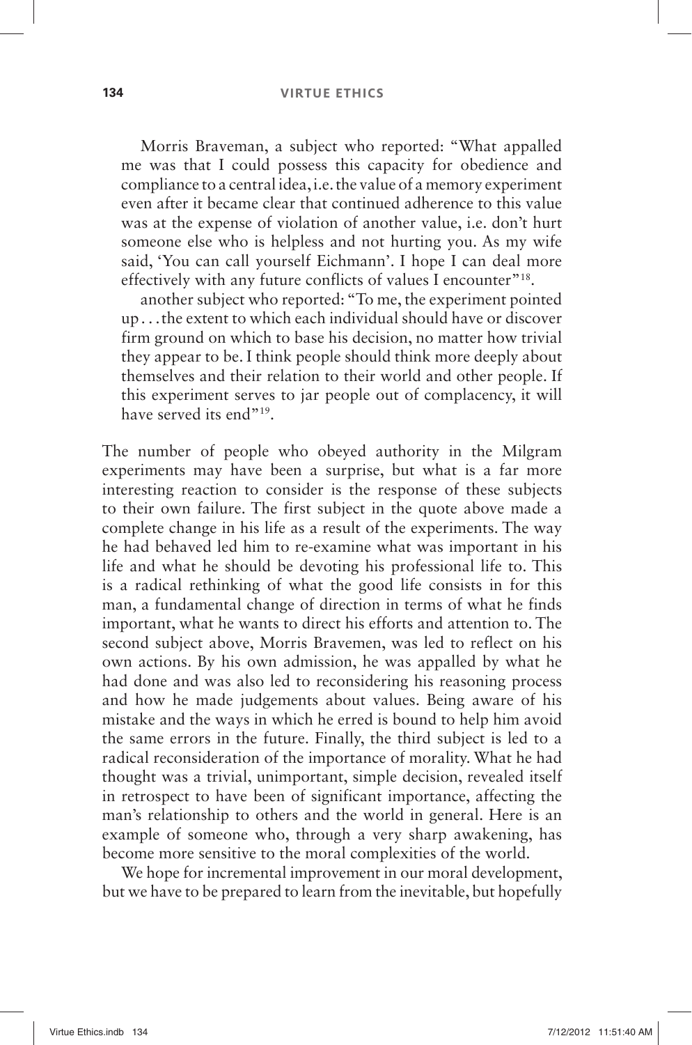Morris Braveman, a subject who reported: "What appalled me was that I could possess this capacity for obedience and compliance to a central idea, i.e. the value of a memory experiment even after it became clear that continued adherence to this value was at the expense of violation of another value, i.e. don't hurt someone else who is helpless and not hurting you. As my wife said, 'You can call yourself Eichmann'. I hope I can deal more effectively with any future conflicts of values I encounter"[18].

another subject who reported: "To me, the experiment pointed up . . . the extent to which each individual should have or discover firm ground on which to base his decision, no matter how trivial they appear to be. I think people should think more deeply about themselves and their relation to their world and other people. If this experiment serves to jar people out of complacency, it will have served its end"[19].

The number of people who obeyed authority in the Milgram experiments may have been a surprise, but what is a far more interesting reaction to consider is the response of these subjects to their own failure. The first subject in the quote above made a complete change in his life as a result of the experiments. The way he had behaved led him to re-examine what was important in his life and what he should be devoting his professional life to. This is a radical rethinking of what the good life consists in for this man, a fundamental change of direction in terms of what he finds important, what he wants to direct his efforts and attention to. The second subject above, Morris Bravemen, was led to reflect on his own actions. By his own admission, he was appalled by what he had done and was also led to reconsidering his reasoning process and how he made judgements about values. Being aware of his mistake and the ways in which he erred is bound to help him avoid the same errors in the future. Finally, the third subject is led to a radical reconsideration of the importance of morality. What he had thought was a trivial, unimportant, simple decision, revealed itself in retrospect to have been of significant importance, affecting the man's relationship to others and the world in general. Here is an example of someone who, through a very sharp awakening, has become more sensitive to the moral complexities of the world.

We hope for incremental improvement in our moral development, but we have to be prepared to learn from the inevitable, but hopefully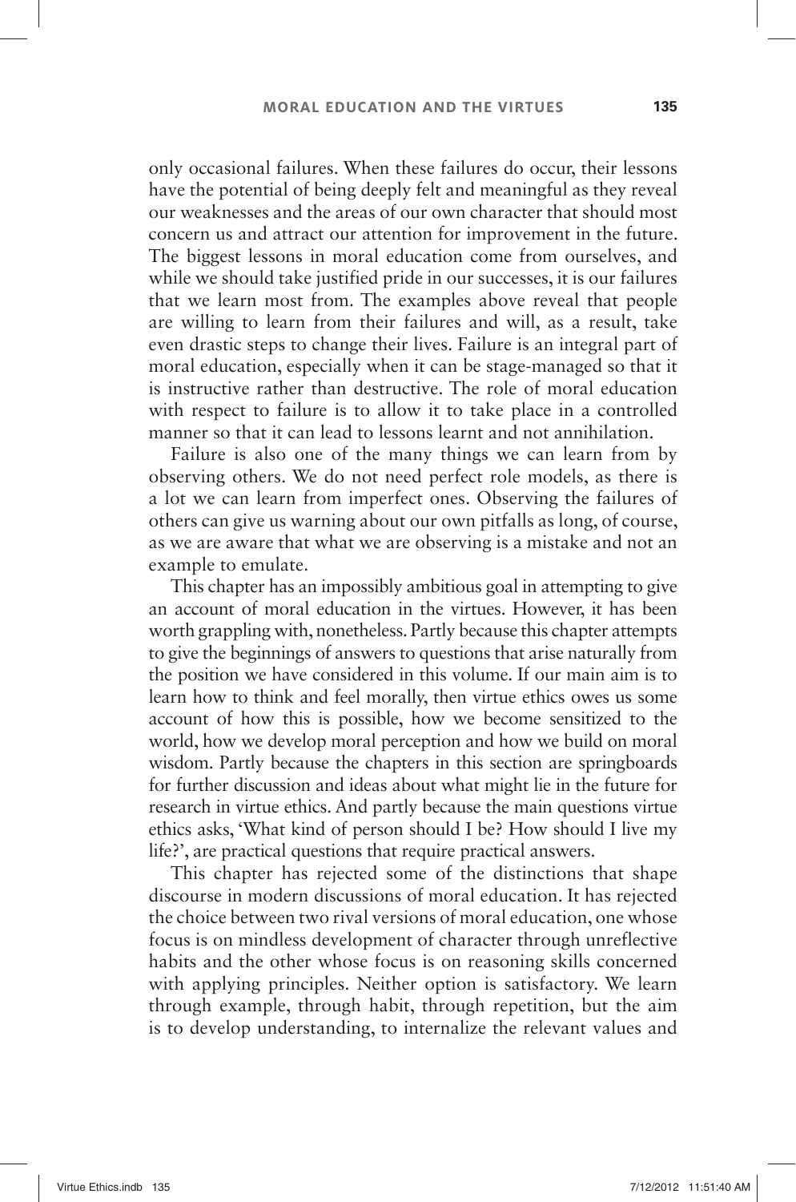only occasional failures. When these failures do occur, their lessons have the potential of being deeply felt and meaningful as they reveal our weaknesses and the areas of our own character that should most concern us and attract our attention for improvement in the future. The biggest lessons in moral education come from ourselves, and while we should take justified pride in our successes, it is our failures that we learn most from. The examples above reveal that people are willing to learn from their failures and will, as a result, take even drastic steps to change their lives. Failure is an integral part of moral education, especially when it can be stage-managed so that it is instructive rather than destructive. The role of moral education with respect to failure is to allow it to take place in a controlled manner so that it can lead to lessons learnt and not annihilation.

Failure is also one of the many things we can learn from by observing others. We do not need perfect role models, as there is a lot we can learn from imperfect ones. Observing the failures of others can give us warning about our own pitfalls as long, of course, as we are aware that what we are observing is a mistake and not an example to emulate.

This chapter has an impossibly ambitious goal in attempting to give an account of moral education in the virtues. However, it has been worth grappling with, nonetheless. Partly because this chapter attempts to give the beginnings of answers to questions that arise naturally from the position we have considered in this volume. If our main aim is to learn how to think and feel morally, then virtue ethics owes us some account of how this is possible, how we become sensitized to the world, how we develop moral perception and how we build on moral wisdom. Partly because the chapters in this section are springboards for further discussion and ideas about what might lie in the future for research in virtue ethics. And partly because the main questions virtue ethics asks, 'What kind of person should I be? How should I live my life?', are practical questions that require practical answers.

This chapter has rejected some of the distinctions that shape discourse in modern discussions of moral education. It has rejected the choice between two rival versions of moral education, one whose focus is on mindless development of character through unreflective habits and the other whose focus is on reasoning skills concerned with applying principles. Neither option is satisfactory. We learn through example, through habit, through repetition, but the aim is to develop understanding, to internalize the relevant values and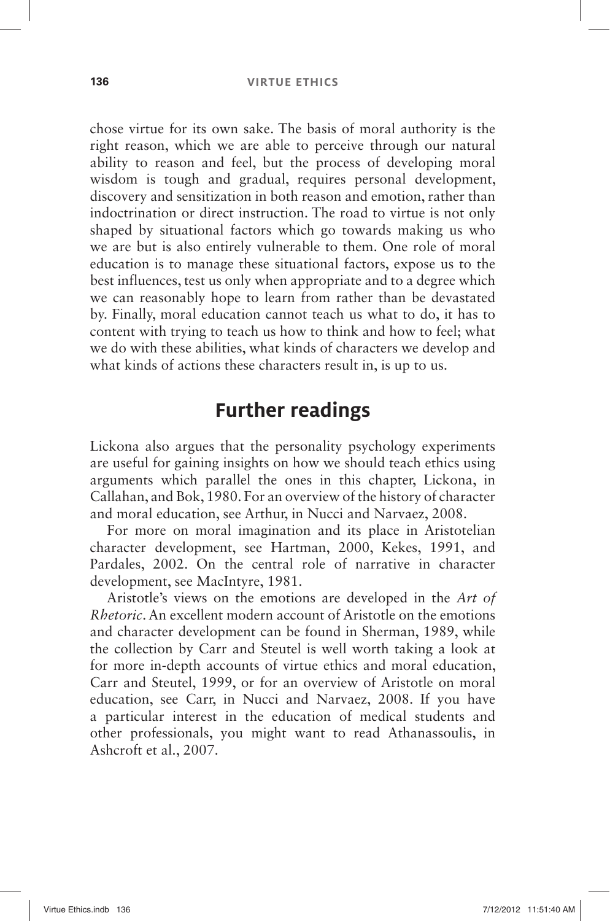chose virtue for its own sake. The basis of moral authority is the right reason, which we are able to perceive through our natural ability to reason and feel, but the process of developing moral wisdom is tough and gradual, requires personal development, discovery and sensitization in both reason and emotion, rather than indoctrination or direct instruction. The road to virtue is not only shaped by situational factors which go towards making us who we are but is also entirely vulnerable to them. One role of moral education is to manage these situational factors, expose us to the best influences, test us only when appropriate and to a degree which we can reasonably hope to learn from rather than be devastated by. Finally, moral education cannot teach us what to do, it has to content with trying to teach us how to think and how to feel; what we do with these abilities, what kinds of characters we develop and what kinds of actions these characters result in, is up to us.

## Further readings

Lickona also argues that the personality psychology experiments are useful for gaining insights on how we should teach ethics using arguments which parallel the ones in this chapter, Lickona, in Callahan, and Bok, 1980. For an overview of the history of character and moral education, see Arthur, in Nucci and Narvaez, 2008.

For more on moral imagination and its place in Aristotelian character development, see Hartman, 2000, Kekes, 1991, and Pardales, 2002. On the central role of narrative in character development, see MacIntyre, 1981.

Aristotle's views on the emotions are developed in the *Art of Rhetoric*. An excellent modern account of Aristotle on the emotions and character development can be found in Sherman, 1989, while the collection by Carr and Steutel is well worth taking a look at for more in-depth accounts of virtue ethics and moral education, Carr and Steutel, 1999, or for an overview of Aristotle on moral education, see Carr, in Nucci and Narvaez, 2008. If you have a particular interest in the education of medical students and other professionals, you might want to read Athanassoulis, in Ashcroft et al., 2007.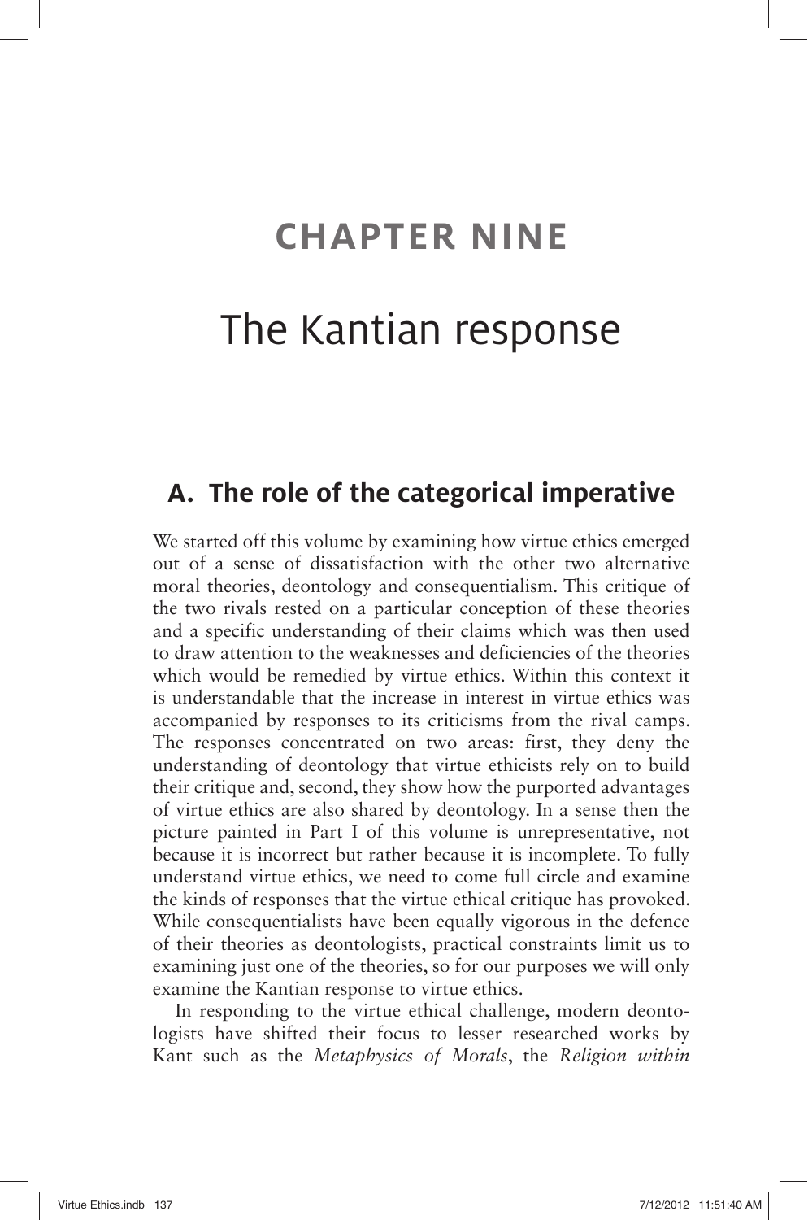# CHAPTER NINE

# The Kantian response

## A. The role of the categorical imperative

We started off this volume by examining how virtue ethics emerged out of a sense of dissatisfaction with the other two alternative moral theories, deontology and consequentialism. This critique of the two rivals rested on a particular conception of these theories and a specific understanding of their claims which was then used to draw attention to the weaknesses and deficiencies of the theories which would be remedied by virtue ethics. Within this context it is understandable that the increase in interest in virtue ethics was accompanied by responses to its criticisms from the rival camps. The responses concentrated on two areas: first, they deny the understanding of deontology that virtue ethicists rely on to build their critique and, second, they show how the purported advantages of virtue ethics are also shared by deontology. In a sense then the picture painted in Part I of this volume is unrepresentative, not because it is incorrect but rather because it is incomplete. To fully understand virtue ethics, we need to come full circle and examine the kinds of responses that the virtue ethical critique has provoked. While consequentialists have been equally vigorous in the defence of their theories as deontologists, practical constraints limit us to examining just one of the theories, so for our purposes we will only examine the Kantian response to virtue ethics.

In responding to the virtue ethical challenge, modern deontologists have shifted their focus to lesser researched works by Kant such as the *Metaphysics of Morals*, the *Religion within*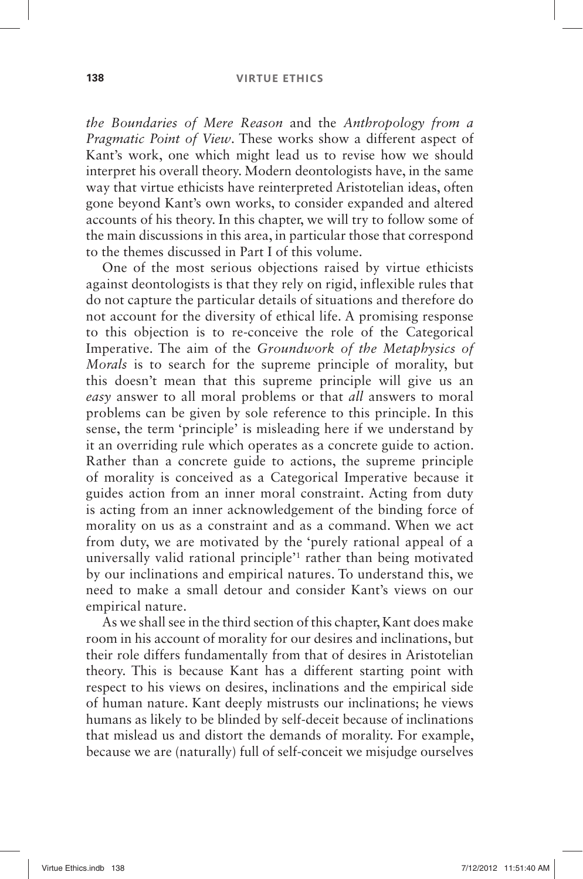*the Boundaries of Mere Reason* and the *Anthropology from a Pragmatic Point of View*. These works show a different aspect of Kant's work, one which might lead us to revise how we should interpret his overall theory. Modern deontologists have, in the same way that virtue ethicists have reinterpreted Aristotelian ideas, often gone beyond Kant's own works, to consider expanded and altered accounts of his theory. In this chapter, we will try to follow some of the main discussions in this area, in particular those that correspond to the themes discussed in Part I of this volume.

One of the most serious objections raised by virtue ethicists against deontologists is that they rely on rigid, inflexible rules that do not capture the particular details of situations and therefore do not account for the diversity of ethical life. A promising response to this objection is to re-conceive the role of the Categorical Imperative. The aim of the *Groundwork of the Metaphysics of Morals* is to search for the supreme principle of morality, but this doesn't mean that this supreme principle will give us an *easy* answer to all moral problems or that *all* answers to moral problems can be given by sole reference to this principle. In this sense, the term 'principle' is misleading here if we understand by it an overriding rule which operates as a concrete guide to action. Rather than a concrete guide to actions, the supreme principle of morality is conceived as a Categorical Imperative because it guides action from an inner moral constraint. Acting from duty is acting from an inner acknowledgement of the binding force of morality on us as a constraint and as a command. When we act from duty, we are motivated by the 'purely rational appeal of a universally valid rational principle'[1] rather than being motivated by our inclinations and empirical natures. To understand this, we need to make a small detour and consider Kant's views on our empirical nature.

As we shall see in the third section of this chapter, Kant does make room in his account of morality for our desires and inclinations, but their role differs fundamentally from that of desires in Aristotelian theory. This is because Kant has a different starting point with respect to his views on desires, inclinations and the empirical side of human nature. Kant deeply mistrusts our inclinations; he views humans as likely to be blinded by self-deceit because of inclinations that mislead us and distort the demands of morality. For example, because we are (naturally) full of self-conceit we misjudge ourselves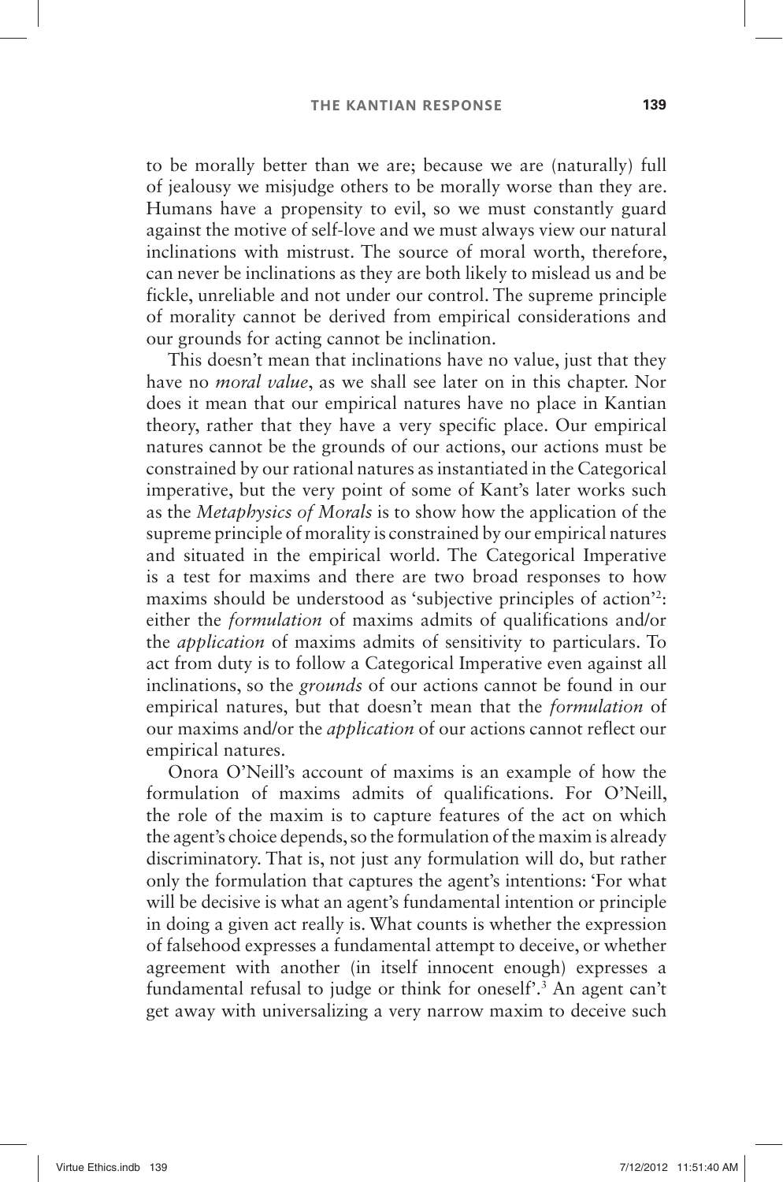to be morally better than we are; because we are (naturally) full of jealousy we misjudge others to be morally worse than they are. Humans have a propensity to evil, so we must constantly guard against the motive of self-love and we must always view our natural inclinations with mistrust. The source of moral worth, therefore, can never be inclinations as they are both likely to mislead us and be fickle, unreliable and not under our control. The supreme principle of morality cannot be derived from empirical considerations and our grounds for acting cannot be inclination.

This doesn't mean that inclinations have no value, just that they have no *moral value*, as we shall see later on in this chapter. Nor does it mean that our empirical natures have no place in Kantian theory, rather that they have a very specific place. Our empirical natures cannot be the grounds of our actions, our actions must be constrained by our rational natures as instantiated in the Categorical imperative, but the very point of some of Kant's later works such as the *Metaphysics of Morals* is to show how the application of the supreme principle of morality is constrained by our empirical natures and situated in the empirical world. The Categorical Imperative is a test for maxims and there are two broad responses to how maxims should be understood as 'subjective principles of action'[2]: either the *formulation* of maxims admits of qualifications and/or the *application* of maxims admits of sensitivity to particulars. To act from duty is to follow a Categorical Imperative even against all inclinations, so the *grounds* of our actions cannot be found in our empirical natures, but that doesn't mean that the *formulation* of our maxims and/or the *application* of our actions cannot reflect our empirical natures.

Onora O'Neill's account of maxims is an example of how the formulation of maxims admits of qualifications. For O'Neill, the role of the maxim is to capture features of the act on which the agent's choice depends, so the formulation of the maxim is already discriminatory. That is, not just any formulation will do, but rather only the formulation that captures the agent's intentions: 'For what will be decisive is what an agent's fundamental intention or principle in doing a given act really is. What counts is whether the expression of falsehood expresses a fundamental attempt to deceive, or whether agreement with another (in itself innocent enough) expresses a fundamental refusal to judge or think for oneself'.[3] An agent can't get away with universalizing a very narrow maxim to deceive such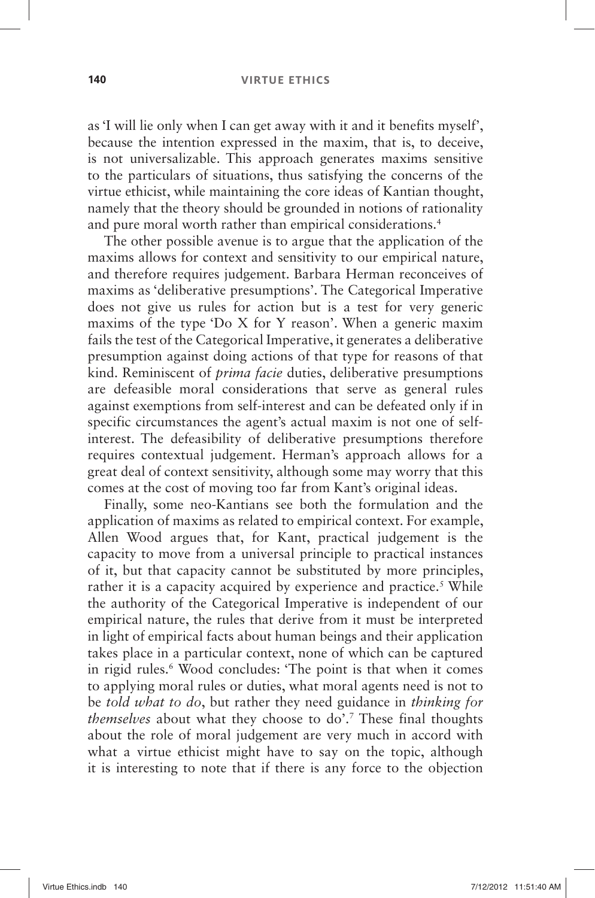as 'I will lie only when I can get away with it and it benefits myself', because the intention expressed in the maxim, that is, to deceive, is not universalizable. This approach generates maxims sensitive to the particulars of situations, thus satisfying the concerns of the virtue ethicist, while maintaining the core ideas of Kantian thought, namely that the theory should be grounded in notions of rationality and pure moral worth rather than empirical considerations.[4]

The other possible avenue is to argue that the application of the maxims allows for context and sensitivity to our empirical nature, and therefore requires judgement. Barbara Herman reconceives of maxims as 'deliberative presumptions'. The Categorical Imperative does not give us rules for action but is a test for very generic maxims of the type 'Do X for Y reason'. When a generic maxim fails the test of the Categorical Imperative, it generates a deliberative presumption against doing actions of that type for reasons of that kind. Reminiscent of *prima facie* duties, deliberative presumptions are defeasible moral considerations that serve as general rules against exemptions from self-interest and can be defeated only if in specific circumstances the agent's actual maxim is not one of self-interest. The defeasibility of deliberative presumptions therefore requires contextual judgement. Herman's approach allows for a great deal of context sensitivity, although some may worry that this comes at the cost of moving too far from Kant's original ideas.

Finally, some neo-Kantians see both the formulation and the application of maxims as related to empirical context. For example, Allen Wood argues that, for Kant, practical judgement is the capacity to move from a universal principle to practical instances of it, but that capacity cannot be substituted by more principles, rather it is a capacity acquired by experience and practice.[5] While the authority of the Categorical Imperative is independent of our empirical nature, the rules that derive from it must be interpreted in light of empirical facts about human beings and their application takes place in a particular context, none of which can be captured in rigid rules.[6] Wood concludes: 'The point is that when it comes to applying moral rules or duties, what moral agents need is not to be *told what to do*, but rather they need guidance in *thinking for themselves* about what they choose to do'.[7] These final thoughts about the role of moral judgement are very much in accord with what a virtue ethicist might have to say on the topic, although it is interesting to note that if there is any force to the objection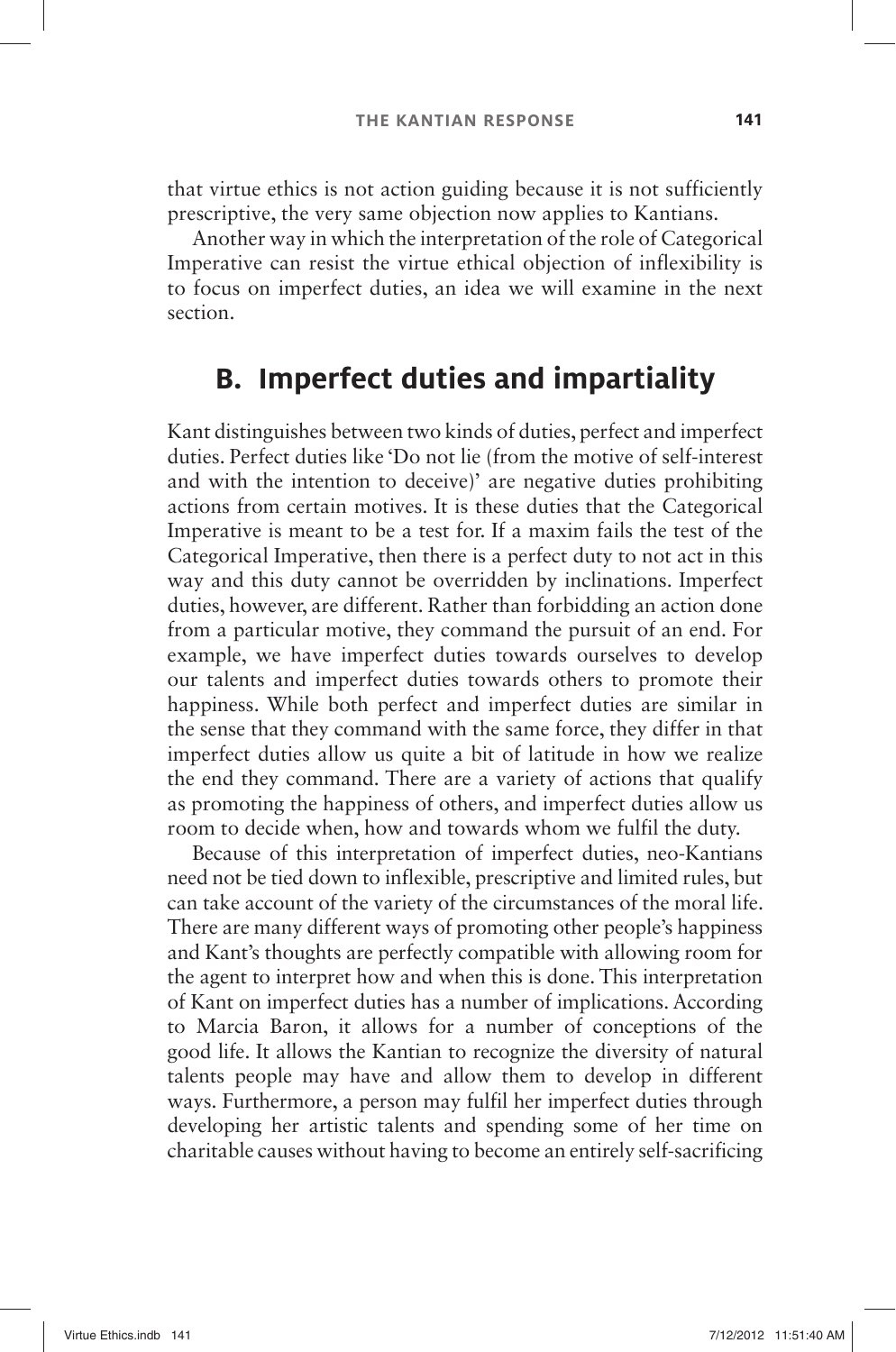that virtue ethics is not action guiding because it is not sufficiently prescriptive, the very same objection now applies to Kantians.

Another way in which the interpretation of the role of Categorical Imperative can resist the virtue ethical objection of inflexibility is to focus on imperfect duties, an idea we will examine in the next section.

## B. Imperfect duties and impartiality

Kant distinguishes between two kinds of duties, perfect and imperfect duties. Perfect duties like 'Do not lie (from the motive of self-interest and with the intention to deceive)' are negative duties prohibiting actions from certain motives. It is these duties that the Categorical Imperative is meant to be a test for. If a maxim fails the test of the Categorical Imperative, then there is a perfect duty to not act in this way and this duty cannot be overridden by inclinations. Imperfect duties, however, are different. Rather than forbidding an action done from a particular motive, they command the pursuit of an end. For example, we have imperfect duties towards ourselves to develop our talents and imperfect duties towards others to promote their happiness. While both perfect and imperfect duties are similar in the sense that they command with the same force, they differ in that imperfect duties allow us quite a bit of latitude in how we realize the end they command. There are a variety of actions that qualify as promoting the happiness of others, and imperfect duties allow us room to decide when, how and towards whom we fulfil the duty.

Because of this interpretation of imperfect duties, neo-Kantians need not be tied down to inflexible, prescriptive and limited rules, but can take account of the variety of the circumstances of the moral life. There are many different ways of promoting other people's happiness and Kant's thoughts are perfectly compatible with allowing room for the agent to interpret how and when this is done. This interpretation of Kant on imperfect duties has a number of implications. According to Marcia Baron, it allows for a number of conceptions of the good life. It allows the Kantian to recognize the diversity of natural talents people may have and allow them to develop in different ways. Furthermore, a person may fulfil her imperfect duties through developing her artistic talents and spending some of her time on charitable causes without having to become an entirely self-sacrificing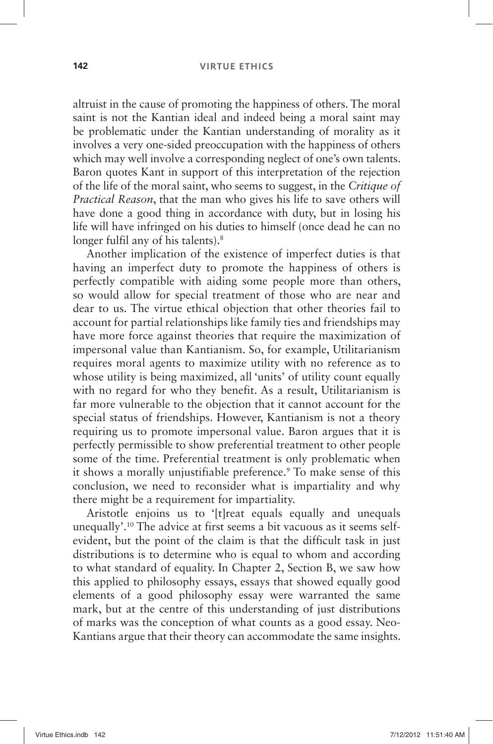altruist in the cause of promoting the happiness of others. The moral saint is not the Kantian ideal and indeed being a moral saint may be problematic under the Kantian understanding of morality as it involves a very one-sided preoccupation with the happiness of others which may well involve a corresponding neglect of one's own talents. Baron quotes Kant in support of this interpretation of the rejection of the life of the moral saint, who seems to suggest, in the *Critique of Practical Reason*, that the man who gives his life to save others will have done a good thing in accordance with duty, but in losing his life will have infringed on his duties to himself (once dead he can no longer fulfil any of his talents).[8]

Another implication of the existence of imperfect duties is that having an imperfect duty to promote the happiness of others is perfectly compatible with aiding some people more than others, so would allow for special treatment of those who are near and dear to us. The virtue ethical objection that other theories fail to account for partial relationships like family ties and friendships may have more force against theories that require the maximization of impersonal value than Kantianism. So, for example, Utilitarianism requires moral agents to maximize utility with no reference as to whose utility is being maximized, all 'units' of utility count equally with no regard for who they benefit. As a result, Utilitarianism is far more vulnerable to the objection that it cannot account for the special status of friendships. However, Kantianism is not a theory requiring us to promote impersonal value. Baron argues that it is perfectly permissible to show preferential treatment to other people some of the time. Preferential treatment is only problematic when it shows a morally unjustifiable preference.[9] To make sense of this conclusion, we need to reconsider what is impartiality and why there might be a requirement for impartiality.

Aristotle enjoins us to '[t]reat equals equally and unequals unequally'.[10] The advice at first seems a bit vacuous as it seems self-evident, but the point of the claim is that the difficult task in just distributions is to determine who is equal to whom and according to what standard of equality. In Chapter 2, Section B, we saw how this applied to philosophy essays, essays that showed equally good elements of a good philosophy essay were warranted the same mark, but at the centre of this understanding of just distributions of marks was the conception of what counts as a good essay. Neo-Kantians argue that their theory can accommodate the same insights.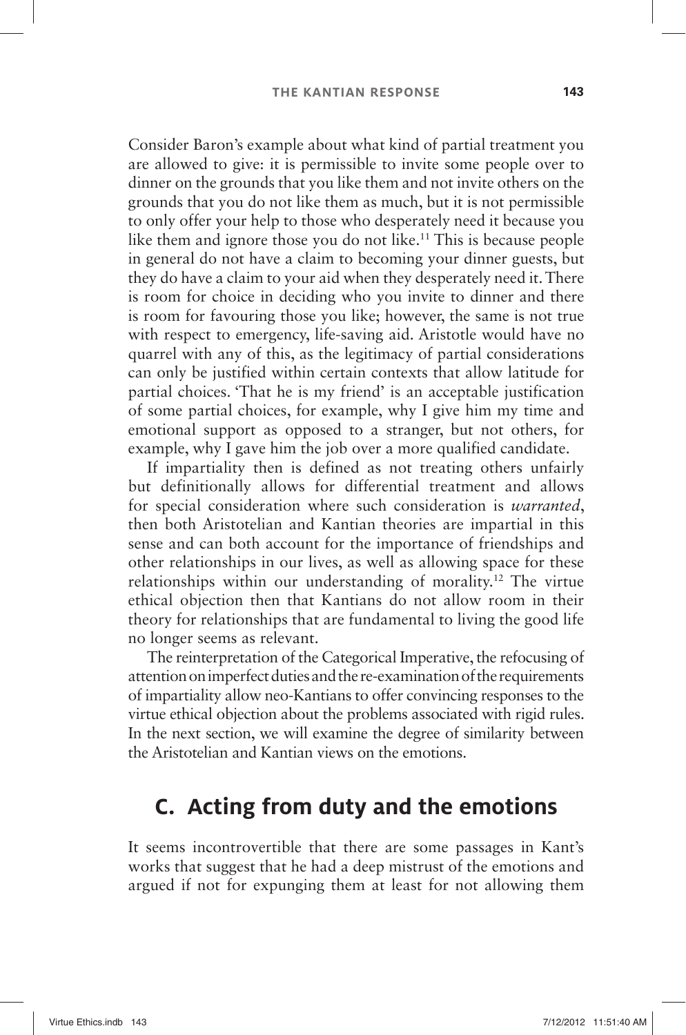Consider Baron's example about what kind of partial treatment you are allowed to give: it is permissible to invite some people over to dinner on the grounds that you like them and not invite others on the grounds that you do not like them as much, but it is not permissible to only offer your help to those who desperately need it because you like them and ignore those you do not like.[11] This is because people in general do not have a claim to becoming your dinner guests, but they do have a claim to your aid when they desperately need it. There is room for choice in deciding who you invite to dinner and there is room for favouring those you like; however, the same is not true with respect to emergency, life-saving aid. Aristotle would have no quarrel with any of this, as the legitimacy of partial considerations can only be justified within certain contexts that allow latitude for partial choices. 'That he is my friend' is an acceptable justification of some partial choices, for example, why I give him my time and emotional support as opposed to a stranger, but not others, for example, why I gave him the job over a more qualified candidate.

If impartiality then is defined as not treating others unfairly but definitionally allows for differential treatment and allows for special consideration where such consideration is *warranted*, then both Aristotelian and Kantian theories are impartial in this sense and can both account for the importance of friendships and other relationships in our lives, as well as allowing space for these relationships within our understanding of morality.[12] The virtue ethical objection then that Kantians do not allow room in their theory for relationships that are fundamental to living the good life no longer seems as relevant.

The reinterpretation of the Categorical Imperative, the refocusing of attention on imperfect duties and the re-examination of the requirements of impartiality allow neo-Kantians to offer convincing responses to the virtue ethical objection about the problems associated with rigid rules. In the next section, we will examine the degree of similarity between the Aristotelian and Kantian views on the emotions.

## C. Acting from duty and the emotions

It seems incontrovertible that there are some passages in Kant's works that suggest that he had a deep mistrust of the emotions and argued if not for expunging them at least for not allowing them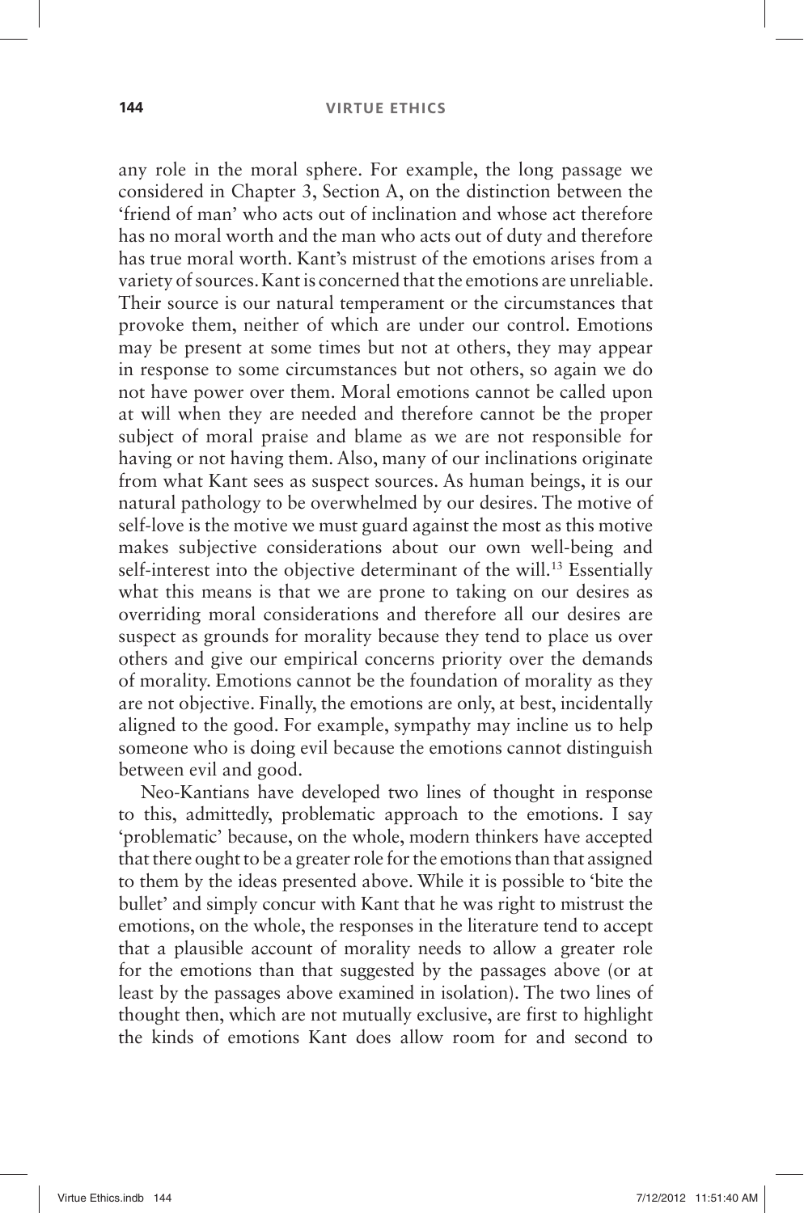any role in the moral sphere. For example, the long passage we considered in Chapter 3, Section A, on the distinction between the 'friend of man' who acts out of inclination and whose act therefore has no moral worth and the man who acts out of duty and therefore has true moral worth. Kant's mistrust of the emotions arises from a variety of sources. Kant is concerned that the emotions are unreliable. Their source is our natural temperament or the circumstances that provoke them, neither of which are under our control. Emotions may be present at some times but not at others, they may appear in response to some circumstances but not others, so again we do not have power over them. Moral emotions cannot be called upon at will when they are needed and therefore cannot be the proper subject of moral praise and blame as we are not responsible for having or not having them. Also, many of our inclinations originate from what Kant sees as suspect sources. As human beings, it is our natural pathology to be overwhelmed by our desires. The motive of self-love is the motive we must guard against the most as this motive makes subjective considerations about our own well-being and self-interest into the objective determinant of the will.[13] Essentially what this means is that we are prone to taking on our desires as overriding moral considerations and therefore all our desires are suspect as grounds for morality because they tend to place us over others and give our empirical concerns priority over the demands of morality. Emotions cannot be the foundation of morality as they are not objective. Finally, the emotions are only, at best, incidentally aligned to the good. For example, sympathy may incline us to help someone who is doing evil because the emotions cannot distinguish between evil and good.

Neo-Kantians have developed two lines of thought in response to this, admittedly, problematic approach to the emotions. I say 'problematic' because, on the whole, modern thinkers have accepted that there ought to be a greater role for the emotions than that assigned to them by the ideas presented above. While it is possible to 'bite the bullet' and simply concur with Kant that he was right to mistrust the emotions, on the whole, the responses in the literature tend to accept that a plausible account of morality needs to allow a greater role for the emotions than that suggested by the passages above (or at least by the passages above examined in isolation). The two lines of thought then, which are not mutually exclusive, are first to highlight the kinds of emotions Kant does allow room for and second to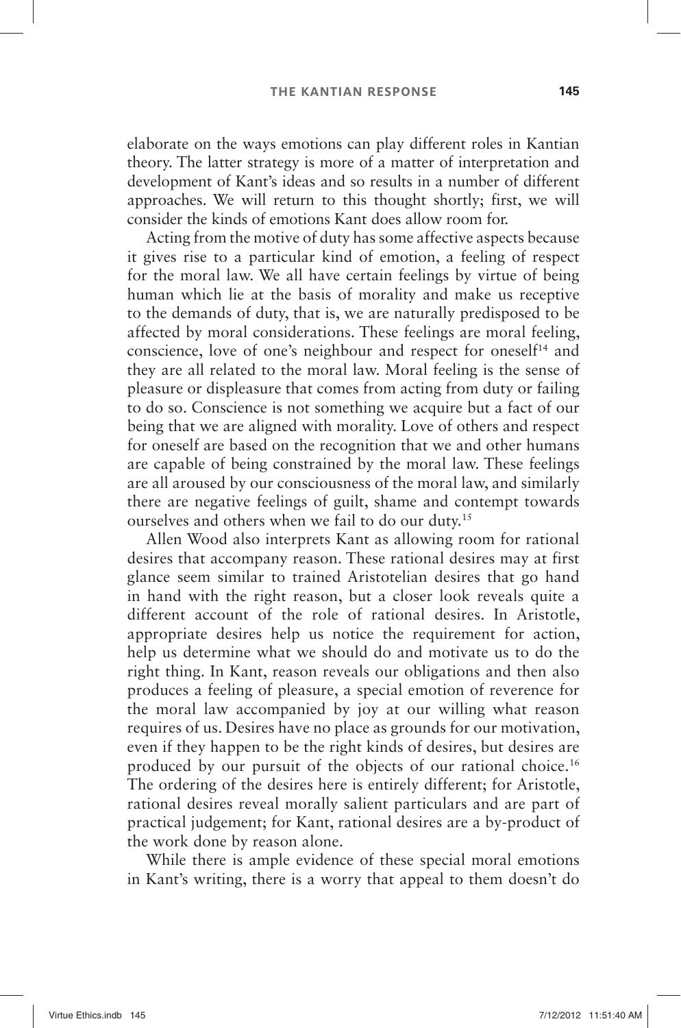elaborate on the ways emotions can play different roles in Kantian theory. The latter strategy is more of a matter of interpretation and development of Kant's ideas and so results in a number of different approaches. We will return to this thought shortly; first, we will consider the kinds of emotions Kant does allow room for.

Acting from the motive of duty has some affective aspects because it gives rise to a particular kind of emotion, a feeling of respect for the moral law. We all have certain feelings by virtue of being human which lie at the basis of morality and make us receptive to the demands of duty, that is, we are naturally predisposed to be affected by moral considerations. These feelings are moral feeling, conscience, love of one's neighbour and respect for oneself[14] and they are all related to the moral law. Moral feeling is the sense of pleasure or displeasure that comes from acting from duty or failing to do so. Conscience is not something we acquire but a fact of our being that we are aligned with morality. Love of others and respect for oneself are based on the recognition that we and other humans are capable of being constrained by the moral law. These feelings are all aroused by our consciousness of the moral law, and similarly there are negative feelings of guilt, shame and contempt towards ourselves and others when we fail to do our duty.[15]

Allen Wood also interprets Kant as allowing room for rational desires that accompany reason. These rational desires may at first glance seem similar to trained Aristotelian desires that go hand in hand with the right reason, but a closer look reveals quite a different account of the role of rational desires. In Aristotle, appropriate desires help us notice the requirement for action, help us determine what we should do and motivate us to do the right thing. In Kant, reason reveals our obligations and then also produces a feeling of pleasure, a special emotion of reverence for the moral law accompanied by joy at our willing what reason requires of us. Desires have no place as grounds for our motivation, even if they happen to be the right kinds of desires, but desires are produced by our pursuit of the objects of our rational choice.[16] The ordering of the desires here is entirely different; for Aristotle, rational desires reveal morally salient particulars and are part of practical judgement; for Kant, rational desires are a by-product of the work done by reason alone.

While there is ample evidence of these special moral emotions in Kant's writing, there is a worry that appeal to them doesn't do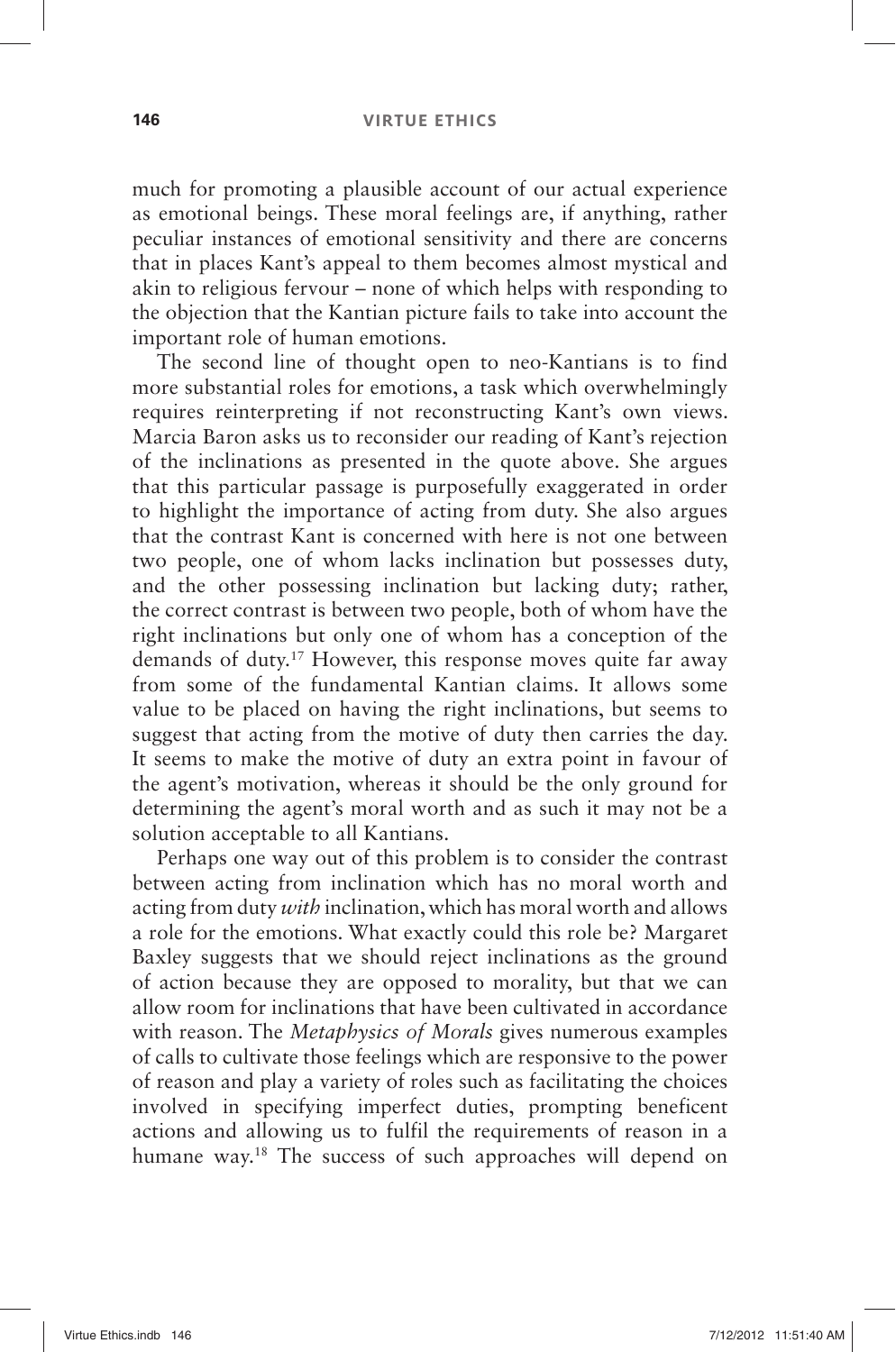much for promoting a plausible account of our actual experience as emotional beings. These moral feelings are, if anything, rather peculiar instances of emotional sensitivity and there are concerns that in places Kant's appeal to them becomes almost mystical and akin to religious fervour – none of which helps with responding to the objection that the Kantian picture fails to take into account the important role of human emotions.

The second line of thought open to neo-Kantians is to find more substantial roles for emotions, a task which overwhelmingly requires reinterpreting if not reconstructing Kant's own views. Marcia Baron asks us to reconsider our reading of Kant's rejection of the inclinations as presented in the quote above. She argues that this particular passage is purposefully exaggerated in order to highlight the importance of acting from duty. She also argues that the contrast Kant is concerned with here is not one between two people, one of whom lacks inclination but possesses duty, and the other possessing inclination but lacking duty; rather, the correct contrast is between two people, both of whom have the right inclinations but only one of whom has a conception of the demands of duty.[17] However, this response moves quite far away from some of the fundamental Kantian claims. It allows some value to be placed on having the right inclinations, but seems to suggest that acting from the motive of duty then carries the day. It seems to make the motive of duty an extra point in favour of the agent's motivation, whereas it should be the only ground for determining the agent's moral worth and as such it may not be a solution acceptable to all Kantians.

Perhaps one way out of this problem is to consider the contrast between acting from inclination which has no moral worth and acting from duty *with* inclination, which has moral worth and allows a role for the emotions. What exactly could this role be? Margaret Baxley suggests that we should reject inclinations as the ground of action because they are opposed to morality, but that we can allow room for inclinations that have been cultivated in accordance with reason. The *Metaphysics of Morals* gives numerous examples of calls to cultivate those feelings which are responsive to the power of reason and play a variety of roles such as facilitating the choices involved in specifying imperfect duties, prompting beneficent actions and allowing us to fulfil the requirements of reason in a humane way.[18] The success of such approaches will depend on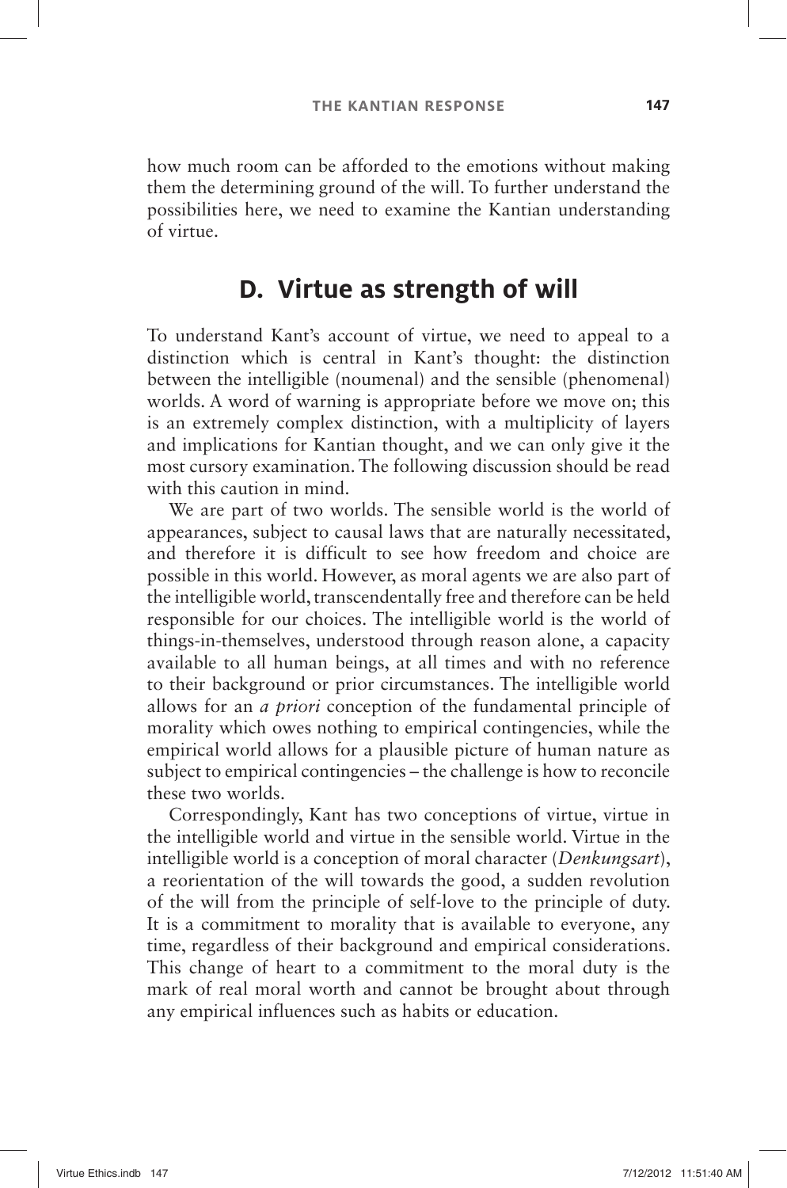how much room can be afforded to the emotions without making them the determining ground of the will. To further understand the possibilities here, we need to examine the Kantian understanding of virtue.

## D. Virtue as strength of will

To understand Kant's account of virtue, we need to appeal to a distinction which is central in Kant's thought: the distinction between the intelligible (noumenal) and the sensible (phenomenal) worlds. A word of warning is appropriate before we move on; this is an extremely complex distinction, with a multiplicity of layers and implications for Kantian thought, and we can only give it the most cursory examination. The following discussion should be read with this caution in mind.

We are part of two worlds. The sensible world is the world of appearances, subject to causal laws that are naturally necessitated, and therefore it is difficult to see how freedom and choice are possible in this world. However, as moral agents we are also part of the intelligible world, transcendentally free and therefore can be held responsible for our choices. The intelligible world is the world of things-in-themselves, understood through reason alone, a capacity available to all human beings, at all times and with no reference to their background or prior circumstances. The intelligible world allows for an *a priori* conception of the fundamental principle of morality which owes nothing to empirical contingencies, while the empirical world allows for a plausible picture of human nature as subject to empirical contingencies – the challenge is how to reconcile these two worlds.

Correspondingly, Kant has two conceptions of virtue, virtue in the intelligible world and virtue in the sensible world. Virtue in the intelligible world is a conception of moral character (*Denkungsart*), a reorientation of the will towards the good, a sudden revolution of the will from the principle of self-love to the principle of duty. It is a commitment to morality that is available to everyone, any time, regardless of their background and empirical considerations. This change of heart to a commitment to the moral duty is the mark of real moral worth and cannot be brought about through any empirical influences such as habits or education.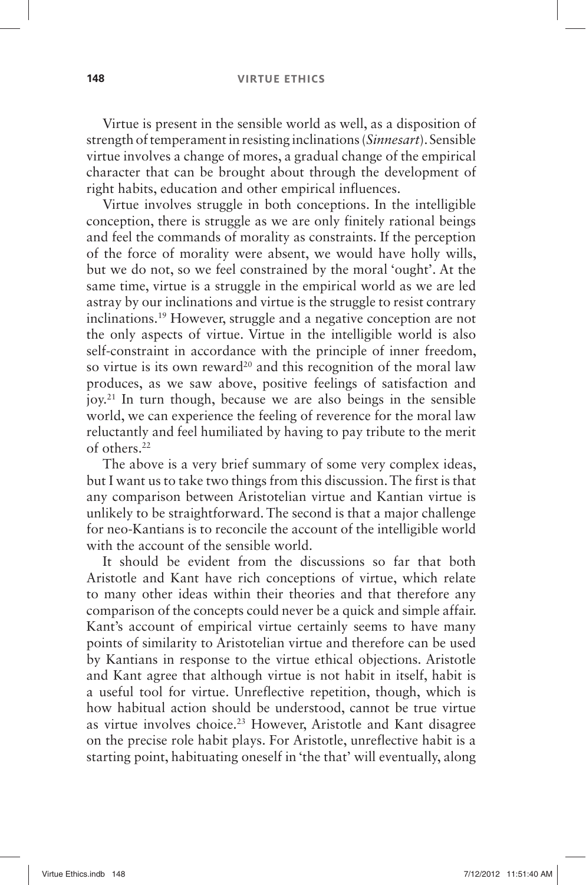Virtue is present in the sensible world as well, as a disposition of strength of temperament in resisting inclinations (*Sinnesart*). Sensible virtue involves a change of mores, a gradual change of the empirical character that can be brought about through the development of right habits, education and other empirical influences.

Virtue involves struggle in both conceptions. In the intelligible conception, there is struggle as we are only finitely rational beings and feel the commands of morality as constraints. If the perception of the force of morality were absent, we would have holly wills, but we do not, so we feel constrained by the moral 'ought'. At the same time, virtue is a struggle in the empirical world as we are led astray by our inclinations and virtue is the struggle to resist contrary inclinations.[19] However, struggle and a negative conception are not the only aspects of virtue. Virtue in the intelligible world is also self-constraint in accordance with the principle of inner freedom, so virtue is its own reward[20] and this recognition of the moral law produces, as we saw above, positive feelings of satisfaction and joy.[21] In turn though, because we are also beings in the sensible world, we can experience the feeling of reverence for the moral law reluctantly and feel humiliated by having to pay tribute to the merit of others.[22]

The above is a very brief summary of some very complex ideas, but I want us to take two things from this discussion. The first is that any comparison between Aristotelian virtue and Kantian virtue is unlikely to be straightforward. The second is that a major challenge for neo-Kantians is to reconcile the account of the intelligible world with the account of the sensible world.

It should be evident from the discussions so far that both Aristotle and Kant have rich conceptions of virtue, which relate to many other ideas within their theories and that therefore any comparison of the concepts could never be a quick and simple affair. Kant's account of empirical virtue certainly seems to have many points of similarity to Aristotelian virtue and therefore can be used by Kantians in response to the virtue ethical objections. Aristotle and Kant agree that although virtue is not habit in itself, habit is a useful tool for virtue. Unreflective repetition, though, which is how habitual action should be understood, cannot be true virtue as virtue involves choice.[23] However, Aristotle and Kant disagree on the precise role habit plays. For Aristotle, unreflective habit is a starting point, habituating oneself in 'the that' will eventually, along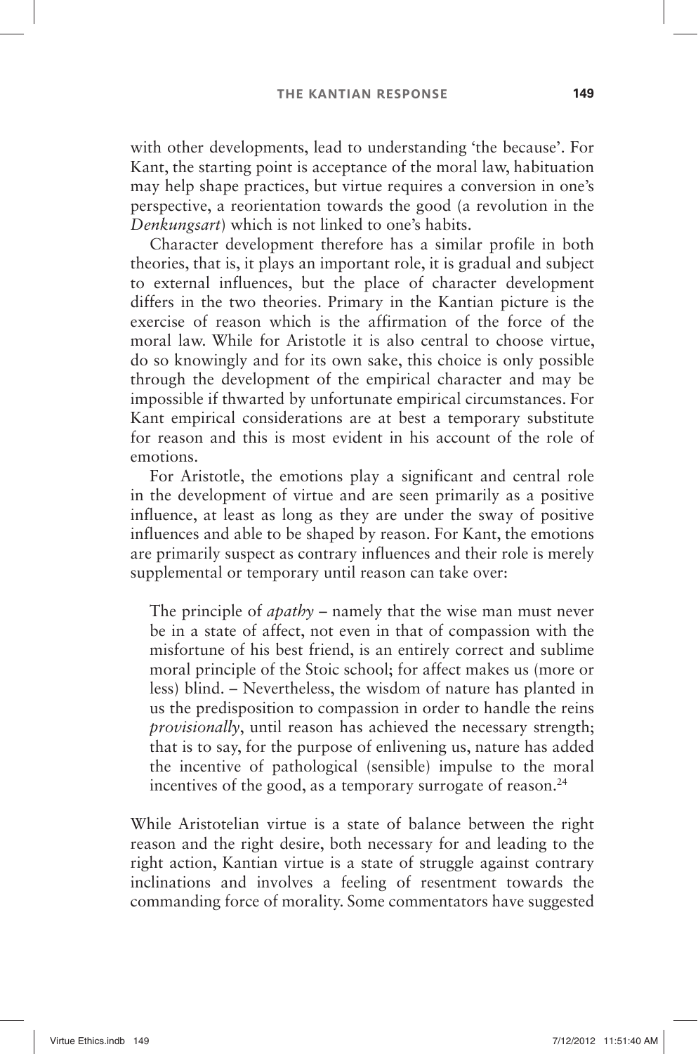with other developments, lead to understanding 'the because'. For Kant, the starting point is acceptance of the moral law, habituation may help shape practices, but virtue requires a conversion in one's perspective, a reorientation towards the good (a revolution in the *Denkungsart*) which is not linked to one's habits.

Character development therefore has a similar profile in both theories, that is, it plays an important role, it is gradual and subject to external influences, but the place of character development differs in the two theories. Primary in the Kantian picture is the exercise of reason which is the affirmation of the force of the moral law. While for Aristotle it is also central to choose virtue, do so knowingly and for its own sake, this choice is only possible through the development of the empirical character and may be impossible if thwarted by unfortunate empirical circumstances. For Kant empirical considerations are at best a temporary substitute for reason and this is most evident in his account of the role of emotions.

For Aristotle, the emotions play a significant and central role in the development of virtue and are seen primarily as a positive influence, at least as long as they are under the sway of positive influences and able to be shaped by reason. For Kant, the emotions are primarily suspect as contrary influences and their role is merely supplemental or temporary until reason can take over:

> The principle of *apathy* – namely that the wise man must never be in a state of affect, not even in that of compassion with the misfortune of his best friend, is an entirely correct and sublime moral principle of the Stoic school; for affect makes us (more or less) blind. – Nevertheless, the wisdom of nature has planted in us the predisposition to compassion in order to handle the reins *provisionally*, until reason has achieved the necessary strength; that is to say, for the purpose of enlivening us, nature has added the incentive of pathological (sensible) impulse to the moral incentives of the good, as a temporary surrogate of reason.[24]

While Aristotelian virtue is a state of balance between the right reason and the right desire, both necessary for and leading to the right action, Kantian virtue is a state of struggle against contrary inclinations and involves a feeling of resentment towards the commanding force of morality. Some commentators have suggested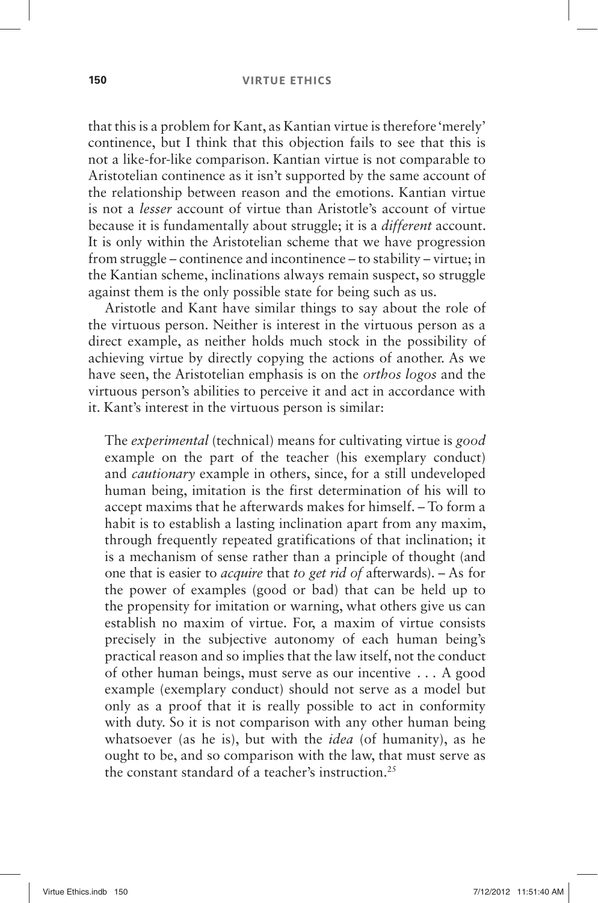that this is a problem for Kant, as Kantian virtue is therefore 'merely' continence, but I think that this objection fails to see that this is not a like-for-like comparison. Kantian virtue is not comparable to Aristotelian continence as it isn't supported by the same account of the relationship between reason and the emotions. Kantian virtue is not a *lesser* account of virtue than Aristotle's account of virtue because it is fundamentally about struggle; it is a *different* account. It is only within the Aristotelian scheme that we have progression from struggle – continence and incontinence – to stability – virtue; in the Kantian scheme, inclinations always remain suspect, so struggle against them is the only possible state for being such as us.

Aristotle and Kant have similar things to say about the role of the virtuous person. Neither is interest in the virtuous person as a direct example, as neither holds much stock in the possibility of achieving virtue by directly copying the actions of another. As we have seen, the Aristotelian emphasis is on the *orthos logos* and the virtuous person's abilities to perceive it and act in accordance with it. Kant's interest in the virtuous person is similar:

> The *experimental* (technical) means for cultivating virtue is *good* example on the part of the teacher (his exemplary conduct) and *cautionary* example in others, since, for a still undeveloped human being, imitation is the first determination of his will to accept maxims that he afterwards makes for himself. – To form a habit is to establish a lasting inclination apart from any maxim, through frequently repeated gratifications of that inclination; it is a mechanism of sense rather than a principle of thought (and one that is easier to *acquire* that *to get rid of* afterwards). – As for the power of examples (good or bad) that can be held up to the propensity for imitation or warning, what others give us can establish no maxim of virtue. For, a maxim of virtue consists precisely in the subjective autonomy of each human being's practical reason and so implies that the law itself, not the conduct of other human beings, must serve as our incentive . . . A good example (exemplary conduct) should not serve as a model but only as a proof that it is really possible to act in conformity with duty. So it is not comparison with any other human being whatsoever (as he is), but with the *idea* (of humanity), as he ought to be, and so comparison with the law, that must serve as the constant standard of a teacher's instruction.[25]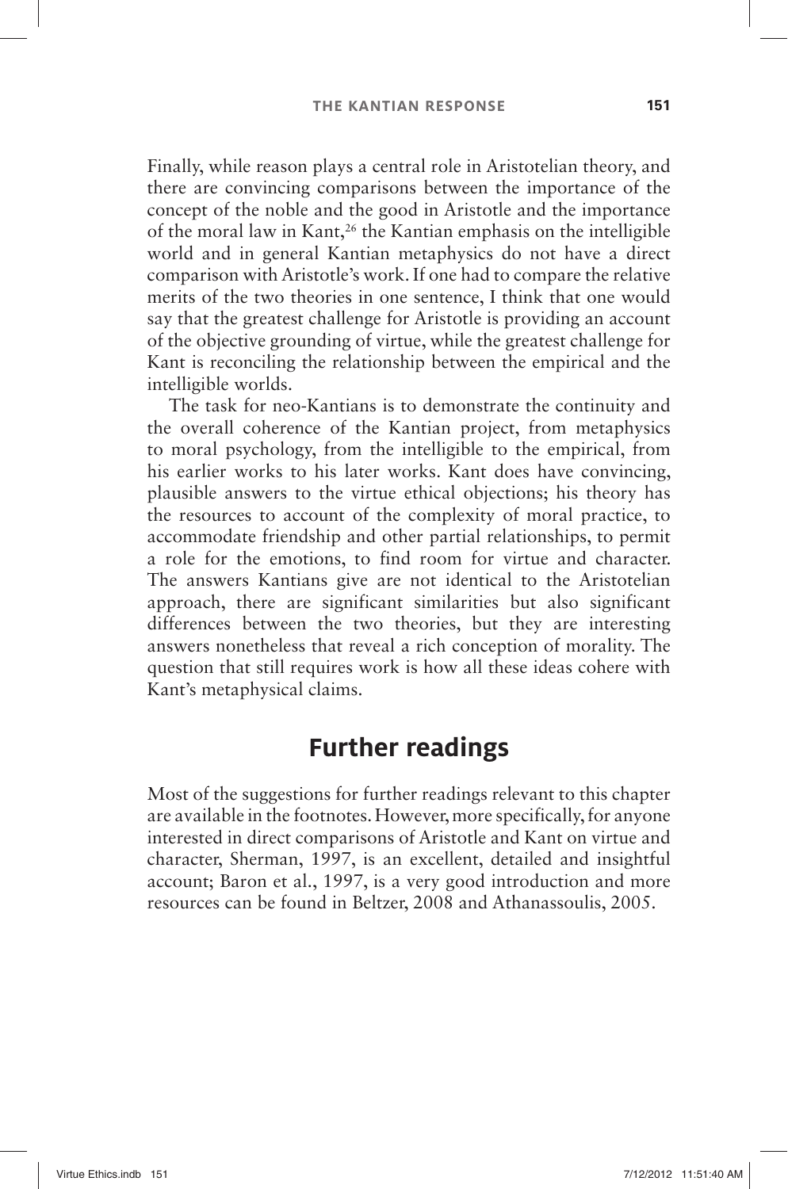Finally, while reason plays a central role in Aristotelian theory, and there are convincing comparisons between the importance of the concept of the noble and the good in Aristotle and the importance of the moral law in Kant,[26] the Kantian emphasis on the intelligible world and in general Kantian metaphysics do not have a direct comparison with Aristotle's work. If one had to compare the relative merits of the two theories in one sentence, I think that one would say that the greatest challenge for Aristotle is providing an account of the objective grounding of virtue, while the greatest challenge for Kant is reconciling the relationship between the empirical and the intelligible worlds.

The task for neo-Kantians is to demonstrate the continuity and the overall coherence of the Kantian project, from metaphysics to moral psychology, from the intelligible to the empirical, from his earlier works to his later works. Kant does have convincing, plausible answers to the virtue ethical objections; his theory has the resources to account of the complexity of moral practice, to accommodate friendship and other partial relationships, to permit a role for the emotions, to find room for virtue and character. The answers Kantians give are not identical to the Aristotelian approach, there are significant similarities but also significant differences between the two theories, but they are interesting answers nonetheless that reveal a rich conception of morality. The question that still requires work is how all these ideas cohere with Kant's metaphysical claims.

## Further readings

Most of the suggestions for further readings relevant to this chapter are available in the footnotes. However, more specifically, for anyone interested in direct comparisons of Aristotle and Kant on virtue and character, Sherman, 1997, is an excellent, detailed and insightful account; Baron et al., 1997, is a very good introduction and more resources can be found in Beltzer, 2008 and Athanassoulis, 2005.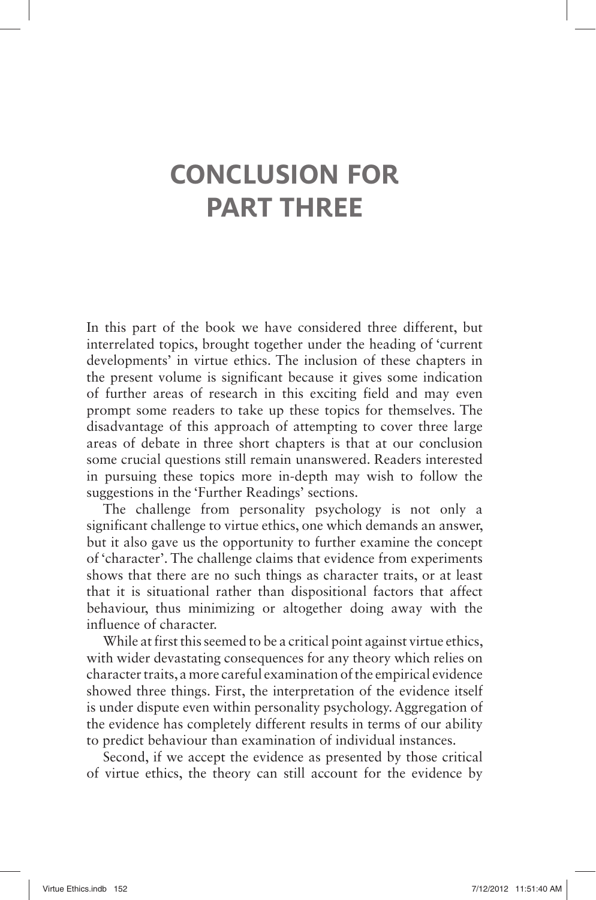# CONCLUSION FOR PART THREE

In this part of the book we have considered three different, but interrelated topics, brought together under the heading of 'current developments' in virtue ethics. The inclusion of these chapters in the present volume is significant because it gives some indication of further areas of research in this exciting field and may even prompt some readers to take up these topics for themselves. The disadvantage of this approach of attempting to cover three large areas of debate in three short chapters is that at our conclusion some crucial questions still remain unanswered. Readers interested in pursuing these topics more in-depth may wish to follow the suggestions in the 'Further Readings' sections.

The challenge from personality psychology is not only a significant challenge to virtue ethics, one which demands an answer, but it also gave us the opportunity to further examine the concept of 'character'. The challenge claims that evidence from experiments shows that there are no such things as character traits, or at least that it is situational rather than dispositional factors that affect behaviour, thus minimizing or altogether doing away with the influence of character.

While at first this seemed to be a critical point against virtue ethics, with wider devastating consequences for any theory which relies on character traits, a more careful examination of the empirical evidence showed three things. First, the interpretation of the evidence itself is under dispute even within personality psychology. Aggregation of the evidence has completely different results in terms of our ability to predict behaviour than examination of individual instances.

Second, if we accept the evidence as presented by those critical of virtue ethics, the theory can still account for the evidence by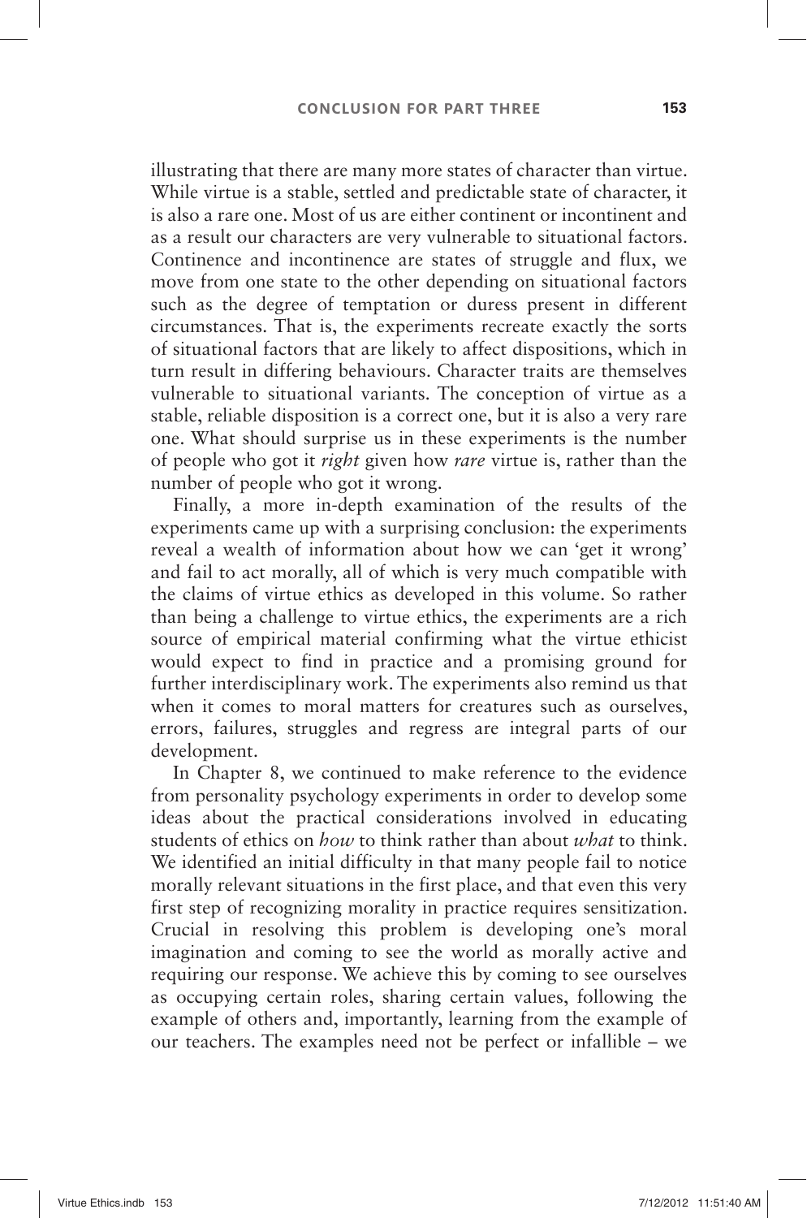illustrating that there are many more states of character than virtue. While virtue is a stable, settled and predictable state of character, it is also a rare one. Most of us are either continent or incontinent and as a result our characters are very vulnerable to situational factors. Continence and incontinence are states of struggle and flux, we move from one state to the other depending on situational factors such as the degree of temptation or duress present in different circumstances. That is, the experiments recreate exactly the sorts of situational factors that are likely to affect dispositions, which in turn result in differing behaviours. Character traits are themselves vulnerable to situational variants. The conception of virtue as a stable, reliable disposition is a correct one, but it is also a very rare one. What should surprise us in these experiments is the number of people who got it *right* given how *rare* virtue is, rather than the number of people who got it wrong.

Finally, a more in-depth examination of the results of the experiments came up with a surprising conclusion: the experiments reveal a wealth of information about how we can 'get it wrong' and fail to act morally, all of which is very much compatible with the claims of virtue ethics as developed in this volume. So rather than being a challenge to virtue ethics, the experiments are a rich source of empirical material confirming what the virtue ethicist would expect to find in practice and a promising ground for further interdisciplinary work. The experiments also remind us that when it comes to moral matters for creatures such as ourselves, errors, failures, struggles and regress are integral parts of our development.

In Chapter 8, we continued to make reference to the evidence from personality psychology experiments in order to develop some ideas about the practical considerations involved in educating students of ethics on *how* to think rather than about *what* to think. We identified an initial difficulty in that many people fail to notice morally relevant situations in the first place, and that even this very first step of recognizing morality in practice requires sensitization. Crucial in resolving this problem is developing one's moral imagination and coming to see the world as morally active and requiring our response. We achieve this by coming to see ourselves as occupying certain roles, sharing certain values, following the example of others and, importantly, learning from the example of our teachers. The examples need not be perfect or infallible – we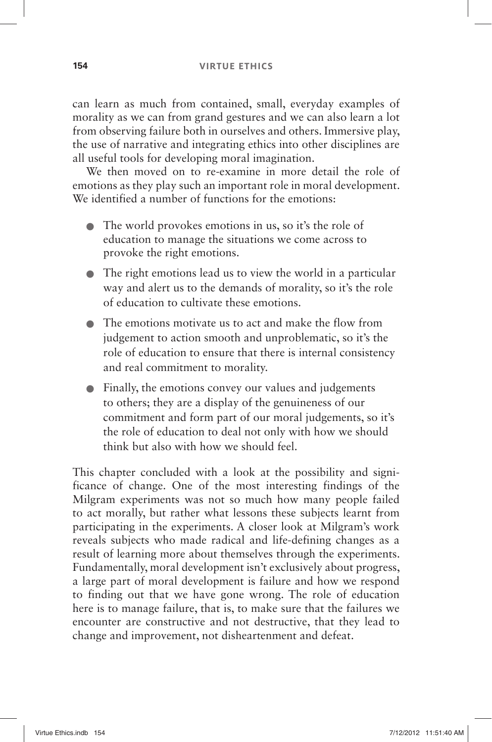can learn as much from contained, small, everyday examples of morality as we can from grand gestures and we can also learn a lot from observing failure both in ourselves and others. Immersive play, the use of narrative and integrating ethics into other disciplines are all useful tools for developing moral imagination.

We then moved on to re-examine in more detail the role of emotions as they play such an important role in moral development. We identified a number of functions for the emotions:

- The world provokes emotions in us, so it's the role of education to manage the situations we come across to provoke the right emotions.
- The right emotions lead us to view the world in a particular way and alert us to the demands of morality, so it's the role of education to cultivate these emotions.
- The emotions motivate us to act and make the flow from judgement to action smooth and unproblematic, so it's the role of education to ensure that there is internal consistency and real commitment to morality.
- Finally, the emotions convey our values and judgements to others; they are a display of the genuineness of our commitment and form part of our moral judgements, so it's the role of education to deal not only with how we should think but also with how we should feel.

This chapter concluded with a look at the possibility and significance of change. One of the most interesting findings of the Milgram experiments was not so much how many people failed to act morally, but rather what lessons these subjects learnt from participating in the experiments. A closer look at Milgram's work reveals subjects who made radical and life-defining changes as a result of learning more about themselves through the experiments. Fundamentally, moral development isn't exclusively about progress, a large part of moral development is failure and how we respond to finding out that we have gone wrong. The role of education here is to manage failure, that is, to make sure that the failures we encounter are constructive and not destructive, that they lead to change and improvement, not disheartenment and defeat.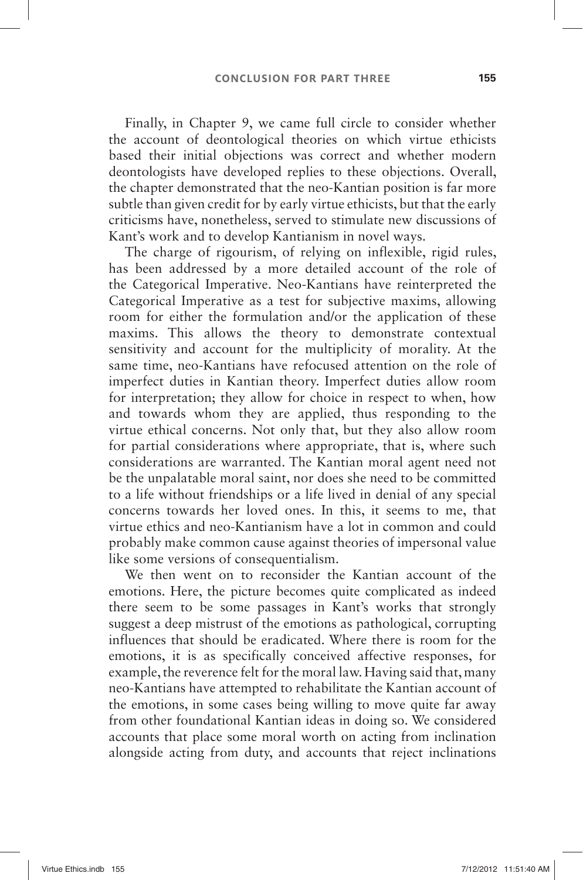Finally, in Chapter 9, we came full circle to consider whether the account of deontological theories on which virtue ethicists based their initial objections was correct and whether modern deontologists have developed replies to these objections. Overall, the chapter demonstrated that the neo-Kantian position is far more subtle than given credit for by early virtue ethicists, but that the early criticisms have, nonetheless, served to stimulate new discussions of Kant's work and to develop Kantianism in novel ways.

The charge of rigourism, of relying on inflexible, rigid rules, has been addressed by a more detailed account of the role of the Categorical Imperative. Neo-Kantians have reinterpreted the Categorical Imperative as a test for subjective maxims, allowing room for either the formulation and/or the application of these maxims. This allows the theory to demonstrate contextual sensitivity and account for the multiplicity of morality. At the same time, neo-Kantians have refocused attention on the role of imperfect duties in Kantian theory. Imperfect duties allow room for interpretation; they allow for choice in respect to when, how and towards whom they are applied, thus responding to the virtue ethical concerns. Not only that, but they also allow room for partial considerations where appropriate, that is, where such considerations are warranted. The Kantian moral agent need not be the unpalatable moral saint, nor does she need to be committed to a life without friendships or a life lived in denial of any special concerns towards her loved ones. In this, it seems to me, that virtue ethics and neo-Kantianism have a lot in common and could probably make common cause against theories of impersonal value like some versions of consequentialism.

We then went on to reconsider the Kantian account of the emotions. Here, the picture becomes quite complicated as indeed there seem to be some passages in Kant's works that strongly suggest a deep mistrust of the emotions as pathological, corrupting influences that should be eradicated. Where there is room for the emotions, it is as specifically conceived affective responses, for example, the reverence felt for the moral law. Having said that, many neo-Kantians have attempted to rehabilitate the Kantian account of the emotions, in some cases being willing to move quite far away from other foundational Kantian ideas in doing so. We considered accounts that place some moral worth on acting from inclination alongside acting from duty, and accounts that reject inclinations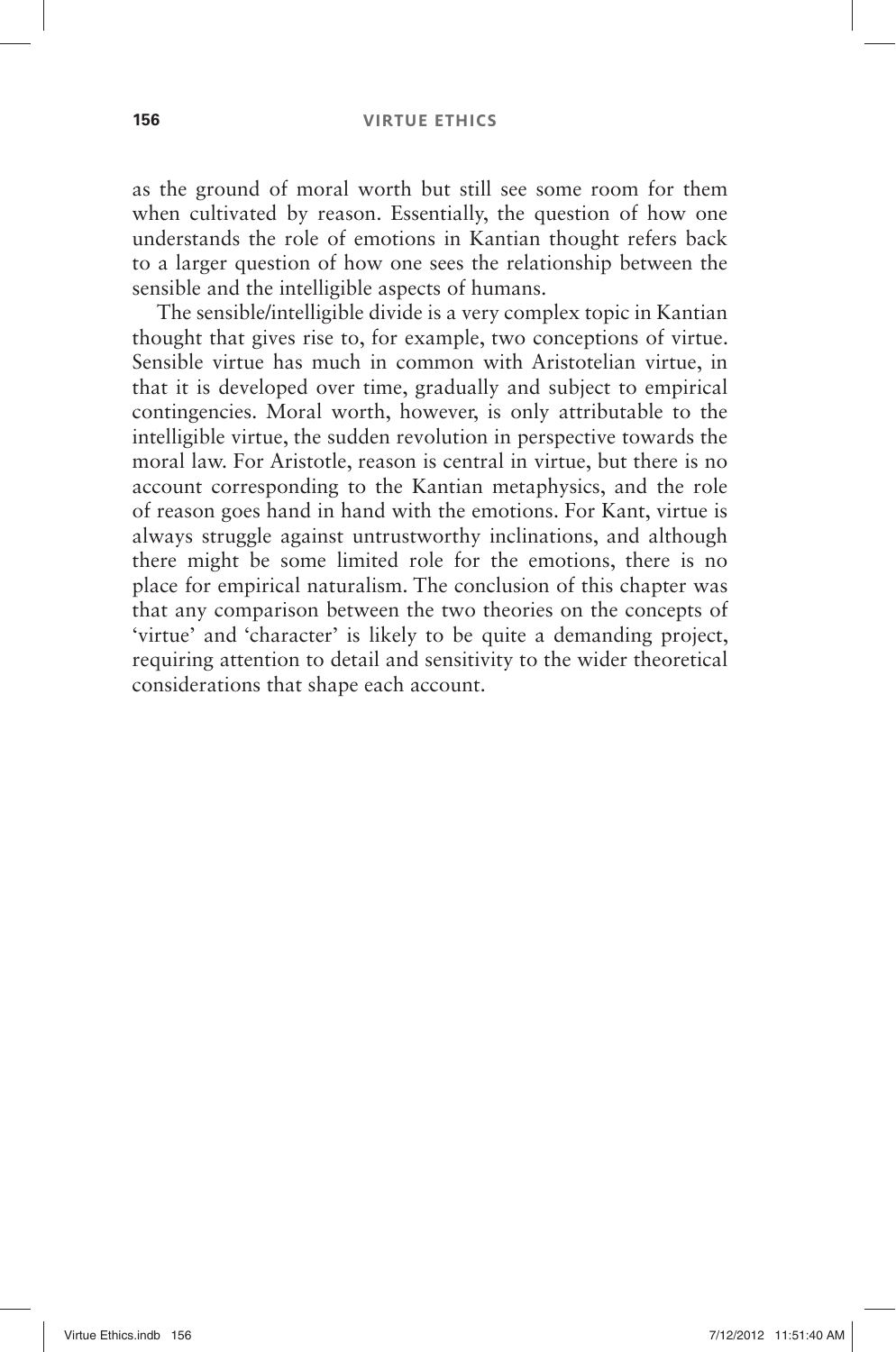as the ground of moral worth but still see some room for them when cultivated by reason. Essentially, the question of how one understands the role of emotions in Kantian thought refers back to a larger question of how one sees the relationship between the sensible and the intelligible aspects of humans.

The sensible/intelligible divide is a very complex topic in Kantian thought that gives rise to, for example, two conceptions of virtue. Sensible virtue has much in common with Aristotelian virtue, in that it is developed over time, gradually and subject to empirical contingencies. Moral worth, however, is only attributable to the intelligible virtue, the sudden revolution in perspective towards the moral law. For Aristotle, reason is central in virtue, but there is no account corresponding to the Kantian metaphysics, and the role of reason goes hand in hand with the emotions. For Kant, virtue is always struggle against untrustworthy inclinations, and although there might be some limited role for the emotions, there is no place for empirical naturalism. The conclusion of this chapter was that any comparison between the two theories on the concepts of 'virtue' and 'character' is likely to be quite a demanding project, requiring attention to detail and sensitivity to the wider theoretical considerations that shape each account.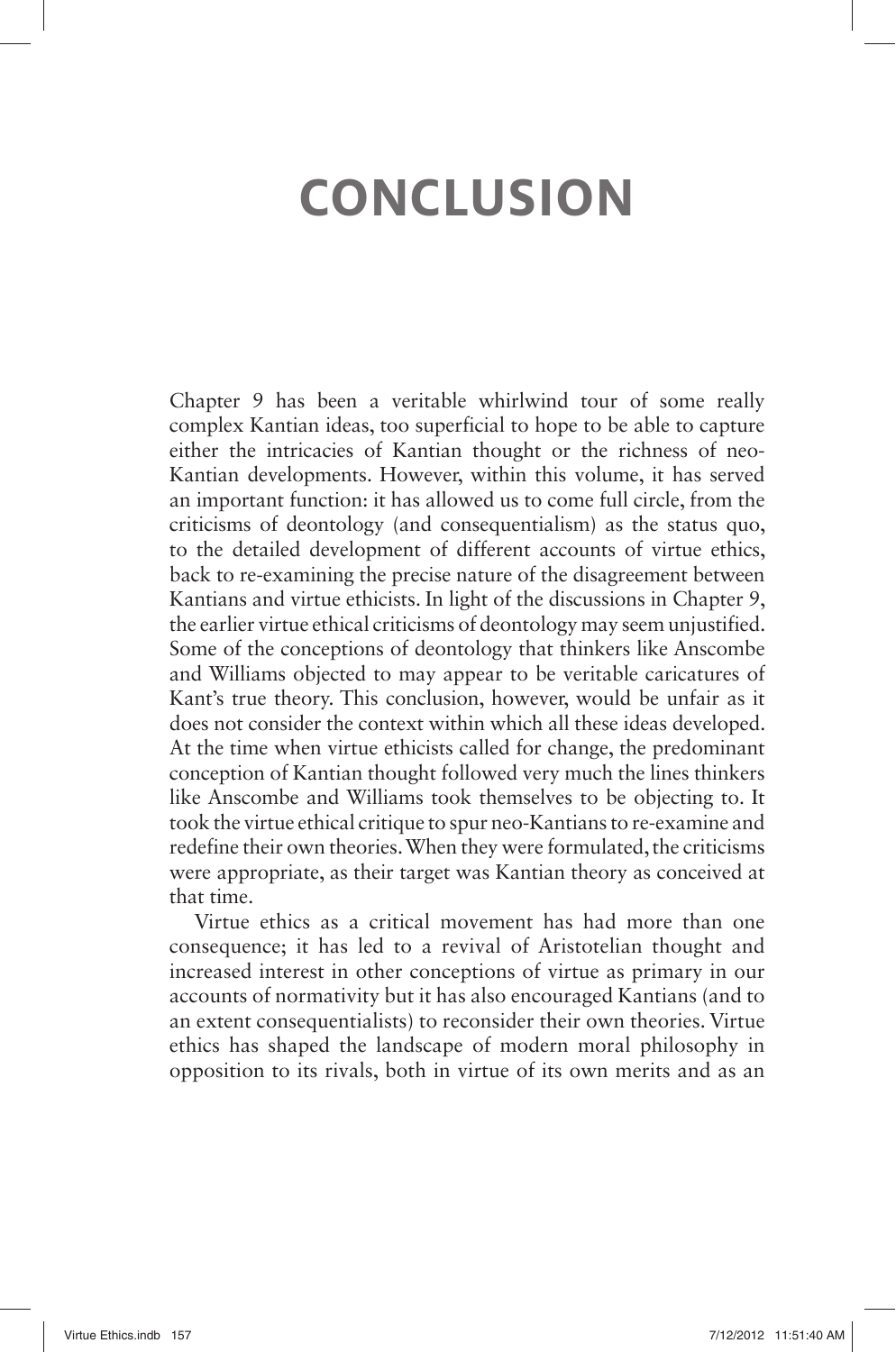# CONCLUSION

Chapter 9 has been a veritable whirlwind tour of some really complex Kantian ideas, too superficial to hope to be able to capture either the intricacies of Kantian thought or the richness of neo-Kantian developments. However, within this volume, it has served an important function: it has allowed us to come full circle, from the criticisms of deontology (and consequentialism) as the status quo, to the detailed development of different accounts of virtue ethics, back to re-examining the precise nature of the disagreement between Kantians and virtue ethicists. In light of the discussions in Chapter 9, the earlier virtue ethical criticisms of deontology may seem unjustified. Some of the conceptions of deontology that thinkers like Anscombe and Williams objected to may appear to be veritable caricatures of Kant's true theory. This conclusion, however, would be unfair as it does not consider the context within which all these ideas developed. At the time when virtue ethicists called for change, the predominant conception of Kantian thought followed very much the lines thinkers like Anscombe and Williams took themselves to be objecting to. It took the virtue ethical critique to spur neo-Kantians to re-examine and redefine their own theories. When they were formulated, the criticisms were appropriate, as their target was Kantian theory as conceived at that time.

Virtue ethics as a critical movement has had more than one consequence; it has led to a revival of Aristotelian thought and increased interest in other conceptions of virtue as primary in our accounts of normativity but it has also encouraged Kantians (and to an extent consequentialists) to reconsider their own theories. Virtue ethics has shaped the landscape of modern moral philosophy in opposition to its rivals, both in virtue of its own merits and as an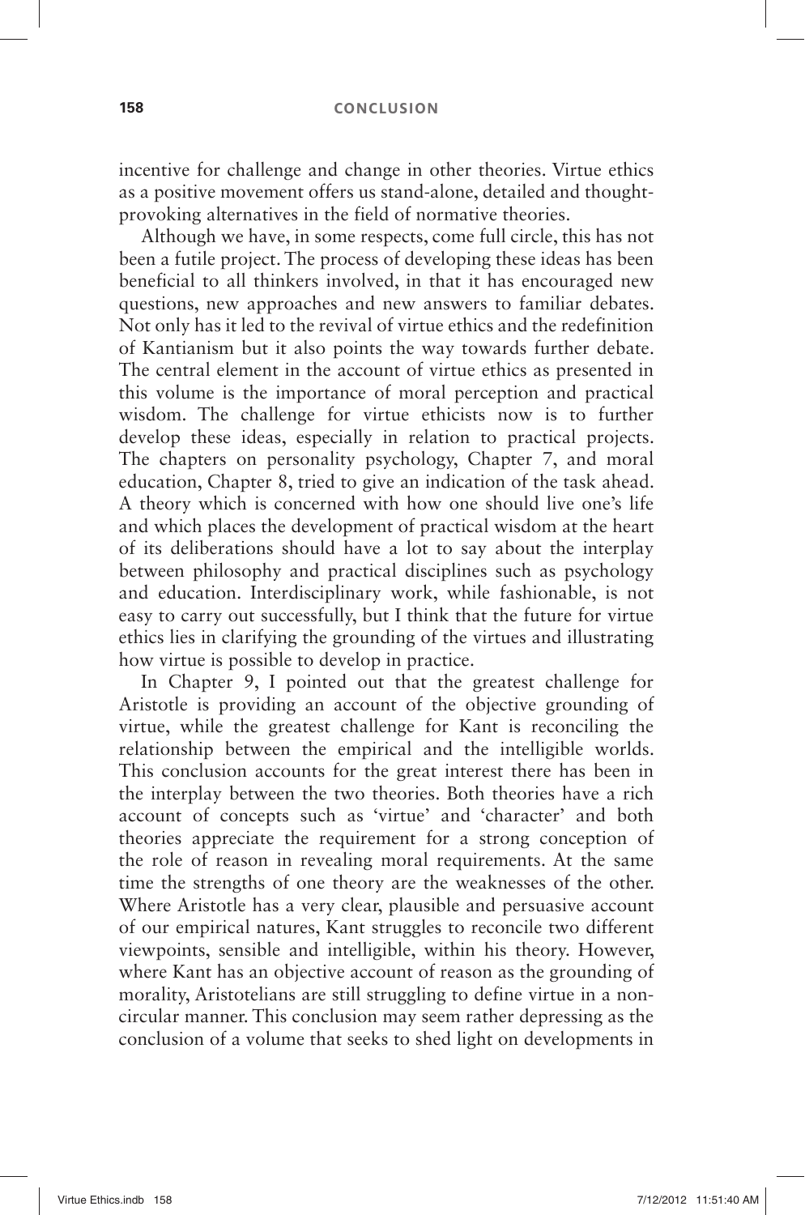incentive for challenge and change in other theories. Virtue ethics as a positive movement offers us stand-alone, detailed and thought-provoking alternatives in the field of normative theories.

Although we have, in some respects, come full circle, this has not been a futile project. The process of developing these ideas has been beneficial to all thinkers involved, in that it has encouraged new questions, new approaches and new answers to familiar debates. Not only has it led to the revival of virtue ethics and the redefinition of Kantianism but it also points the way towards further debate. The central element in the account of virtue ethics as presented in this volume is the importance of moral perception and practical wisdom. The challenge for virtue ethicists now is to further develop these ideas, especially in relation to practical projects. The chapters on personality psychology, Chapter 7, and moral education, Chapter 8, tried to give an indication of the task ahead. A theory which is concerned with how one should live one's life and which places the development of practical wisdom at the heart of its deliberations should have a lot to say about the interplay between philosophy and practical disciplines such as psychology and education. Interdisciplinary work, while fashionable, is not easy to carry out successfully, but I think that the future for virtue ethics lies in clarifying the grounding of the virtues and illustrating how virtue is possible to develop in practice.

In Chapter 9, I pointed out that the greatest challenge for Aristotle is providing an account of the objective grounding of virtue, while the greatest challenge for Kant is reconciling the relationship between the empirical and the intelligible worlds. This conclusion accounts for the great interest there has been in the interplay between the two theories. Both theories have a rich account of concepts such as 'virtue' and 'character' and both theories appreciate the requirement for a strong conception of the role of reason in revealing moral requirements. At the same time the strengths of one theory are the weaknesses of the other. Where Aristotle has a very clear, plausible and persuasive account of our empirical natures, Kant struggles to reconcile two different viewpoints, sensible and intelligible, within his theory. However, where Kant has an objective account of reason as the grounding of morality, Aristotelians are still struggling to define virtue in a non-circular manner. This conclusion may seem rather depressing as the conclusion of a volume that seeks to shed light on developments in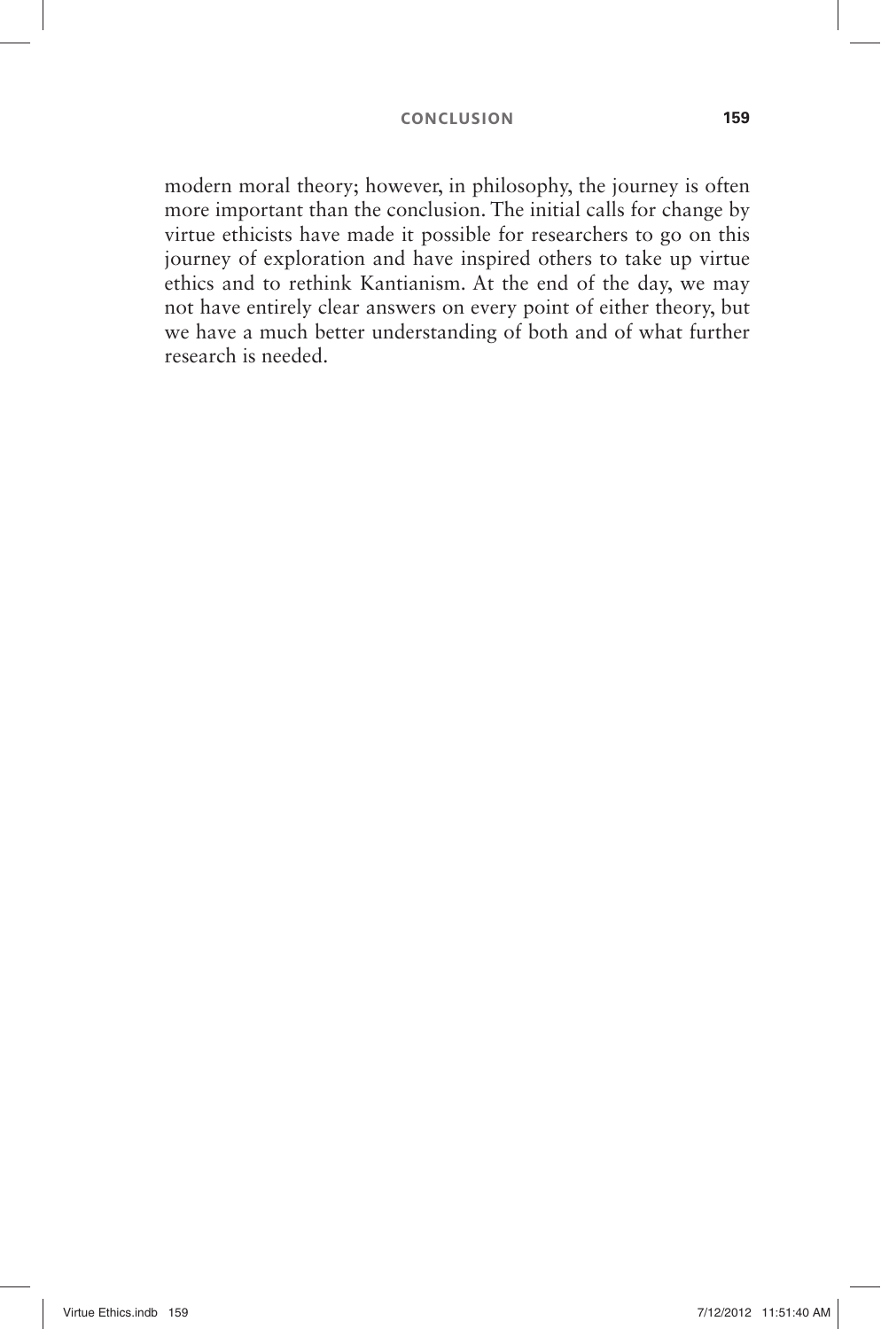modern moral theory; however, in philosophy, the journey is often more important than the conclusion. The initial calls for change by virtue ethicists have made it possible for researchers to go on this journey of exploration and have inspired others to take up virtue ethics and to rethink Kantianism. At the end of the day, we may not have entirely clear answers on every point of either theory, but we have a much better understanding of both and of what further research is needed.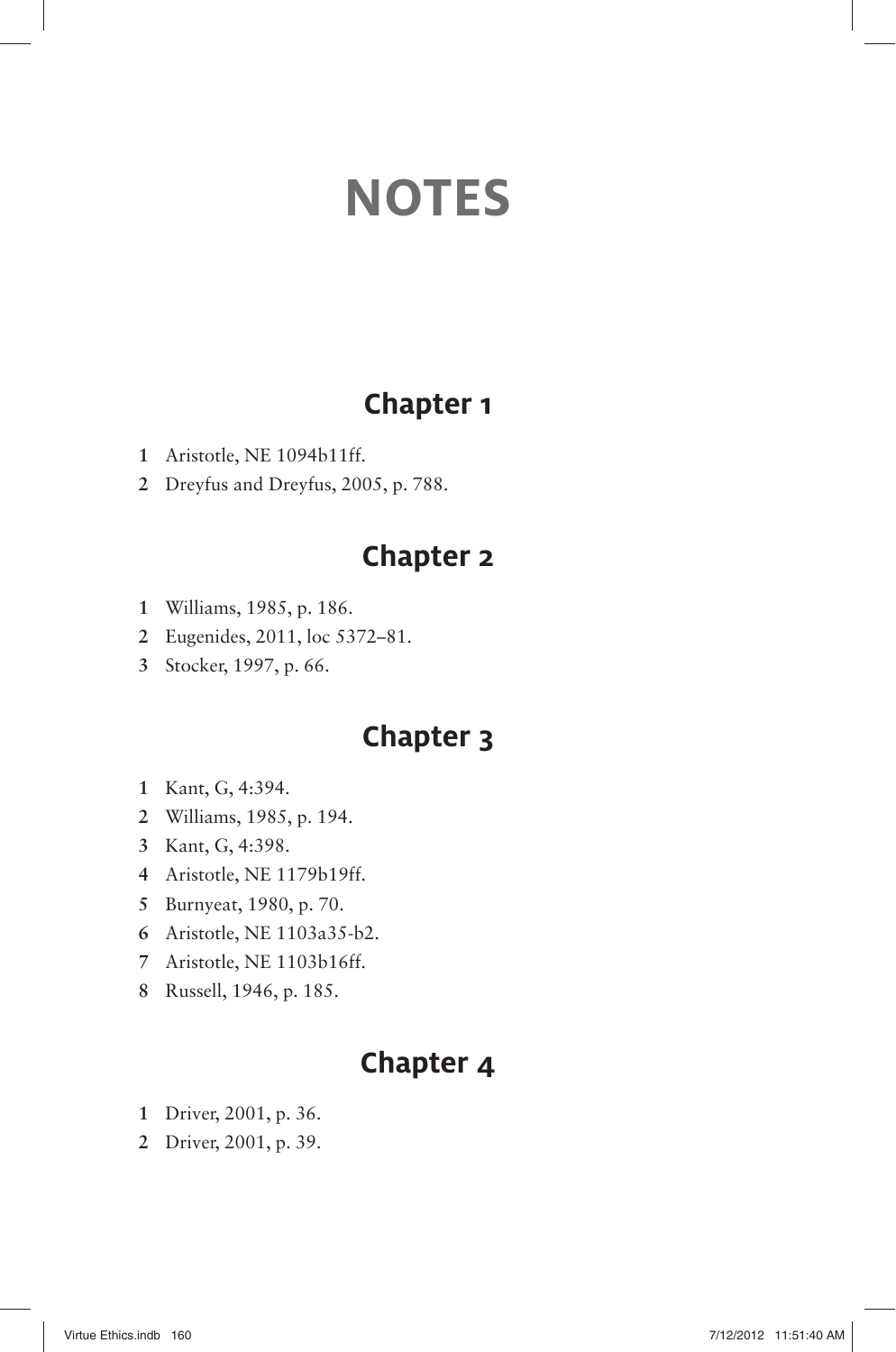# NOTES

## Chapter 1

1. Aristotle, NE 1094b11ff.
2. Dreyfus and Dreyfus, 2005, p. 788.

## Chapter 2

1. Williams, 1985, p. 186.
2. Eugenides, 2011, loc 5372–81.
3. Stocker, 1997, p. 66.

## Chapter 3

1. Kant, G, 4:394.
2. Williams, 1985, p. 194.
3. Kant, G, 4:398.
4. Aristotle, NE 1179b19ff.
5. Burnyeat, 1980, p. 70.
6. Aristotle, NE 1103a35-b2.
7. Aristotle, NE 1103b16ff.
8. Russell, 1946, p. 185.

## Chapter 4

1. Driver, 2001, p. 36.
2. Driver, 2001, p. 39.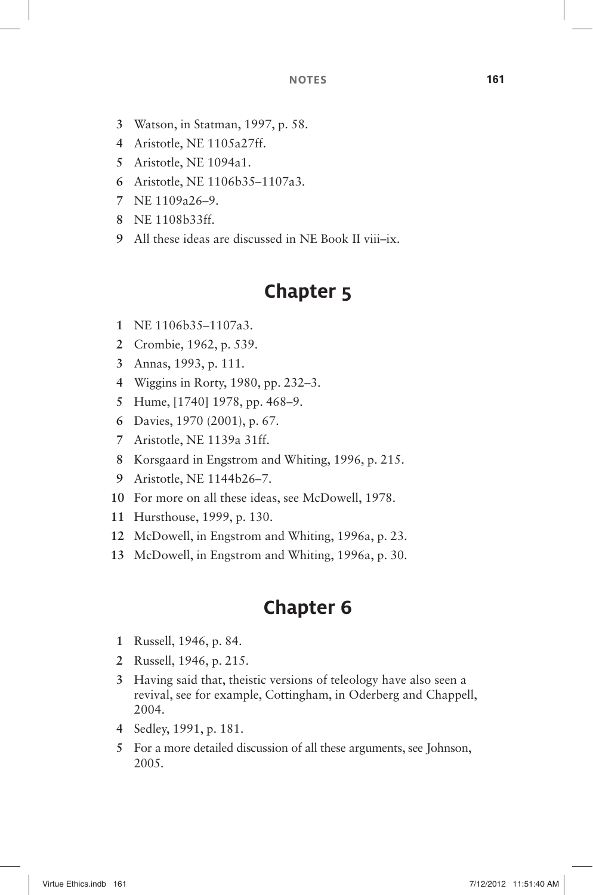3 Watson, in Statman, 1997, p. 58.
4 Aristotle, NE 1105a27ff.
5 Aristotle, NE 1094a1.
6 Aristotle, NE 1106b35–1107a3.
7 NE 1109a26–9.
8 NE 1108b33ff.
9 All these ideas are discussed in NE Book II viii–ix.

## Chapter 5

1 NE 1106b35–1107a3.
2 Crombie, 1962, p. 539.
3 Annas, 1993, p. 111.
4 Wiggins in Rorty, 1980, pp. 232–3.
5 Hume, [1740] 1978, pp. 468–9.
6 Davies, 1970 (2001), p. 67.
7 Aristotle, NE 1139a 31ff.
8 Korsgaard in Engstrom and Whiting, 1996, p. 215.
9 Aristotle, NE 1144b26–7.
10 For more on all these ideas, see McDowell, 1978.
11 Hursthouse, 1999, p. 130.
12 McDowell, in Engstrom and Whiting, 1996a, p. 23.
13 McDowell, in Engstrom and Whiting, 1996a, p. 30.

## Chapter 6

1 Russell, 1946, p. 84.
2 Russell, 1946, p. 215.
3 Having said that, theistic versions of teleology have also seen a revival, see for example, Cottingham, in Oderberg and Chappell, 2004.
4 Sedley, 1991, p. 181.
5 For a more detailed discussion of all these arguments, see Johnson, 2005.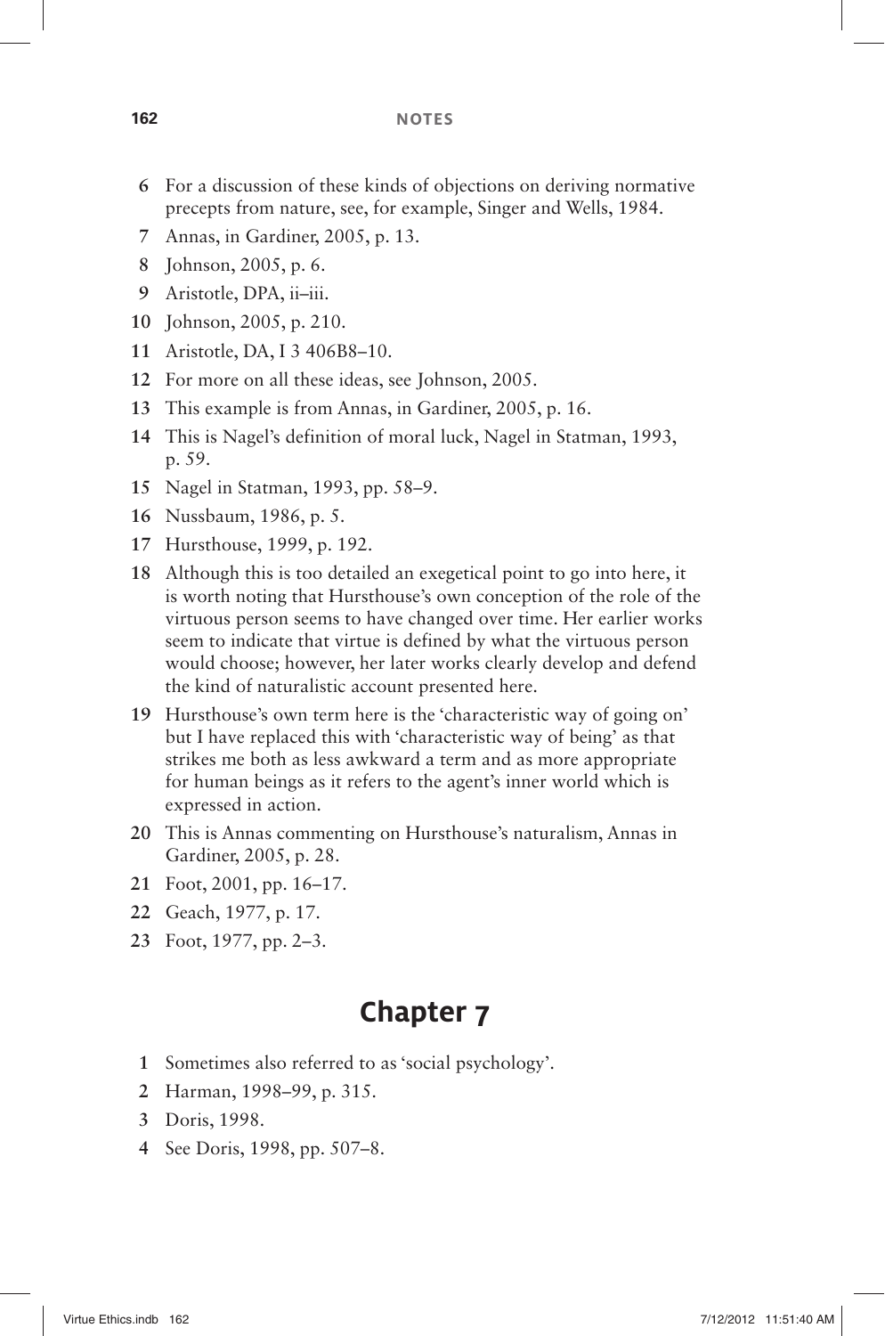6 For a discussion of these kinds of objections on deriving normative precepts from nature, see, for example, Singer and Wells, 1984.

7 Annas, in Gardiner, 2005, p. 13.

8 Johnson, 2005, p. 6.

9 Aristotle, DPA, ii–iii.

10 Johnson, 2005, p. 210.

11 Aristotle, DA, I 3 406B8–10.

12 For more on all these ideas, see Johnson, 2005.

13 This example is from Annas, in Gardiner, 2005, p. 16.

14 This is Nagel's definition of moral luck, Nagel in Statman, 1993, p. 59.

15 Nagel in Statman, 1993, pp. 58–9.

16 Nussbaum, 1986, p. 5.

17 Hursthouse, 1999, p. 192.

18 Although this is too detailed an exegetical point to go into here, it is worth noting that Hursthouse's own conception of the role of the virtuous person seems to have changed over time. Her earlier works seem to indicate that virtue is defined by what the virtuous person would choose; however, her later works clearly develop and defend the kind of naturalistic account presented here.

19 Hursthouse's own term here is the 'characteristic way of going on' but I have replaced this with 'characteristic way of being' as that strikes me both as less awkward a term and as more appropriate for human beings as it refers to the agent's inner world which is expressed in action.

20 This is Annas commenting on Hursthouse's naturalism, Annas in Gardiner, 2005, p. 28.

21 Foot, 2001, pp. 16–17.

22 Geach, 1977, p. 17.

23 Foot, 1977, pp. 2–3.

## Chapter 7

1 Sometimes also referred to as 'social psychology'.

2 Harman, 1998–99, p. 315.

3 Doris, 1998.

4 See Doris, 1998, pp. 507–8.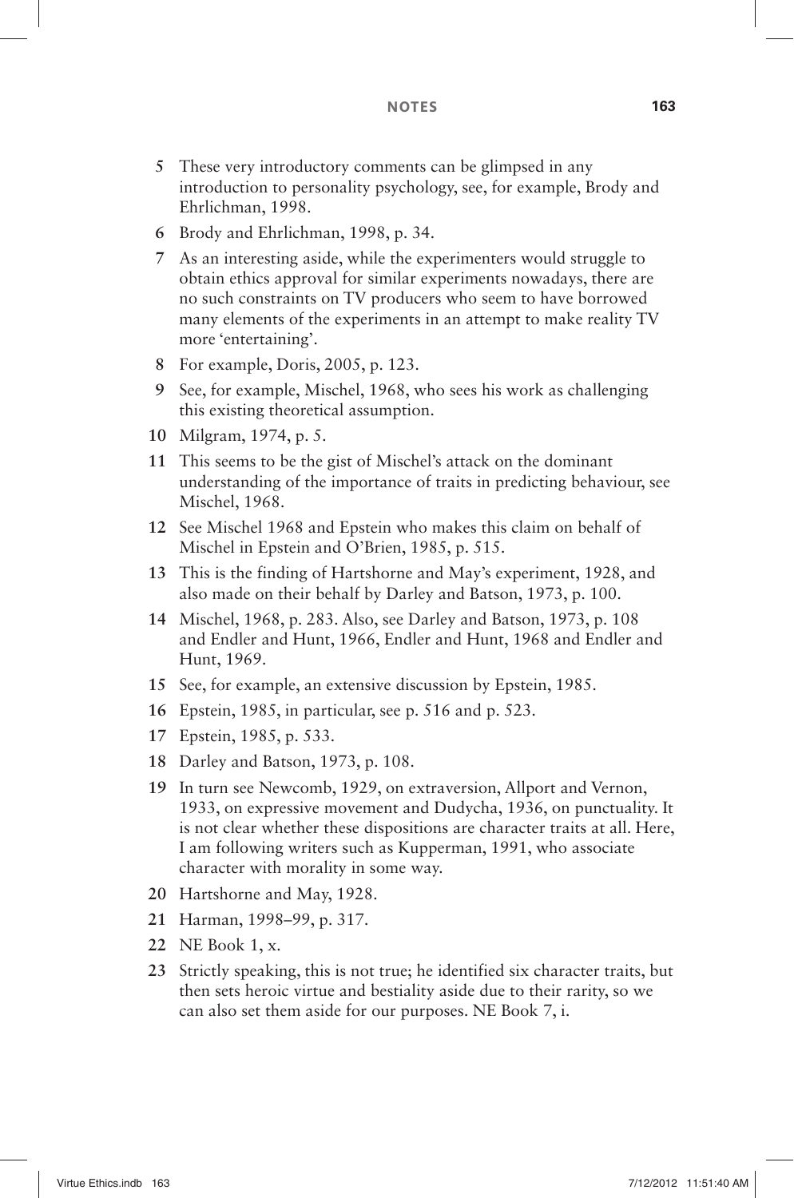5 These very introductory comments can be glimpsed in any introduction to personality psychology, see, for example, Brody and Ehrlichman, 1998.

6 Brody and Ehrlichman, 1998, p. 34.

7 As an interesting aside, while the experimenters would struggle to obtain ethics approval for similar experiments nowadays, there are no such constraints on TV producers who seem to have borrowed many elements of the experiments in an attempt to make reality TV more 'entertaining'.

8 For example, Doris, 2005, p. 123.

9 See, for example, Mischel, 1968, who sees his work as challenging this existing theoretical assumption.

10 Milgram, 1974, p. 5.

11 This seems to be the gist of Mischel's attack on the dominant understanding of the importance of traits in predicting behaviour, see Mischel, 1968.

12 See Mischel 1968 and Epstein who makes this claim on behalf of Mischel in Epstein and O'Brien, 1985, p. 515.

13 This is the finding of Hartshorne and May's experiment, 1928, and also made on their behalf by Darley and Batson, 1973, p. 100.

14 Mischel, 1968, p. 283. Also, see Darley and Batson, 1973, p. 108 and Endler and Hunt, 1966, Endler and Hunt, 1968 and Endler and Hunt, 1969.

15 See, for example, an extensive discussion by Epstein, 1985.

16 Epstein, 1985, in particular, see p. 516 and p. 523.

17 Epstein, 1985, p. 533.

18 Darley and Batson, 1973, p. 108.

19 In turn see Newcomb, 1929, on extraversion, Allport and Vernon, 1933, on expressive movement and Dudycha, 1936, on punctuality. It is not clear whether these dispositions are character traits at all. Here, I am following writers such as Kupperman, 1991, who associate character with morality in some way.

20 Hartshorne and May, 1928.

21 Harman, 1998–99, p. 317.

22 NE Book 1, x.

23 Strictly speaking, this is not true; he identified six character traits, but then sets heroic virtue and bestiality aside due to their rarity, so we can also set them aside for our purposes. NE Book 7, i.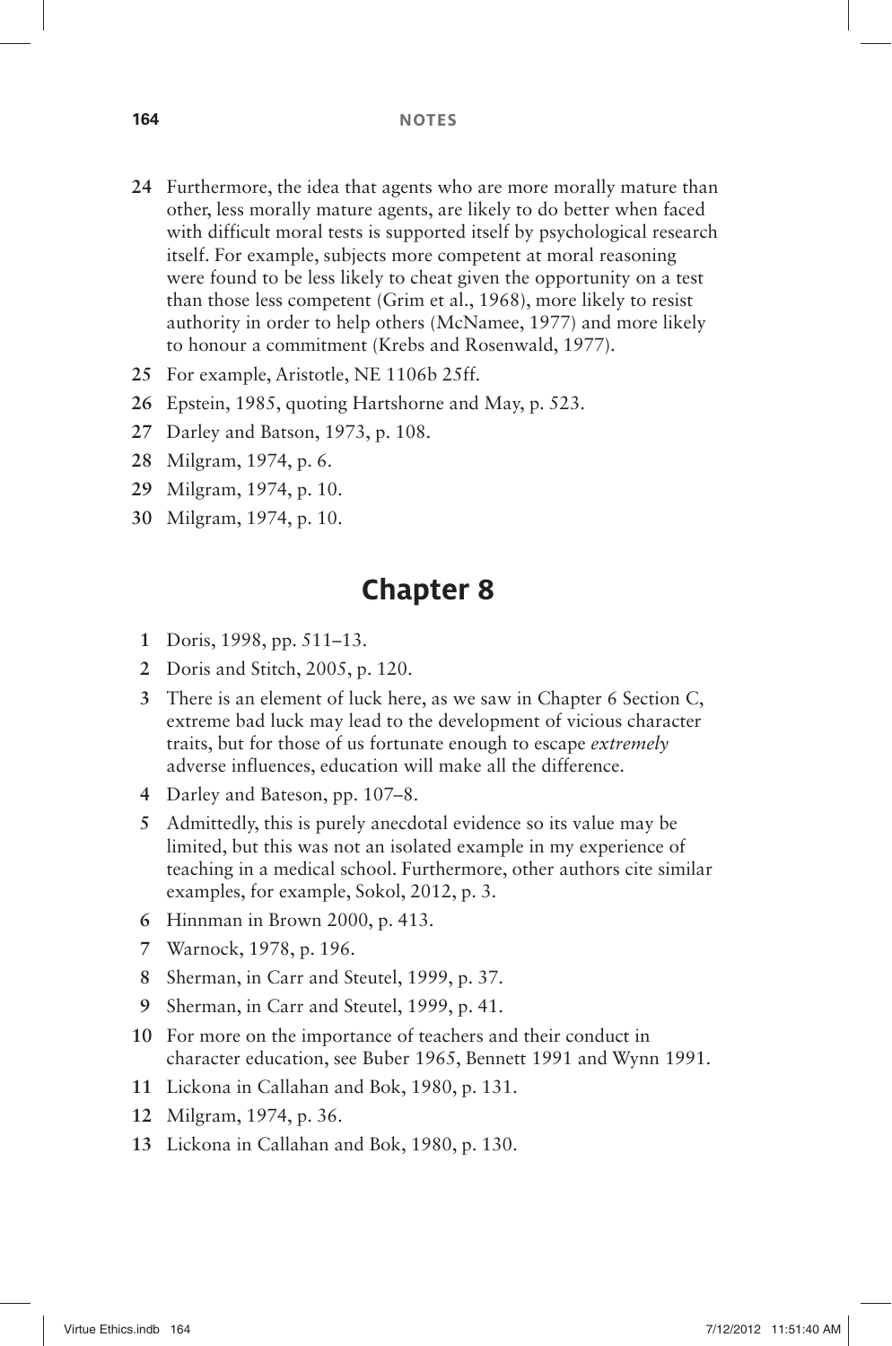24 Furthermore, the idea that agents who are more morally mature than other, less morally mature agents, are likely to do better when faced with difficult moral tests is supported itself by psychological research itself. For example, subjects more competent at moral reasoning were found to be less likely to cheat given the opportunity on a test than those less competent (Grim et al., 1968), more likely to resist authority in order to help others (McNamee, 1977) and more likely to honour a commitment (Krebs and Rosenwald, 1977).

25 For example, Aristotle, NE 1106b 25ff.

26 Epstein, 1985, quoting Hartshorne and May, p. 523.

27 Darley and Batson, 1973, p. 108.

28 Milgram, 1974, p. 6.

29 Milgram, 1974, p. 10.

30 Milgram, 1974, p. 10.

## Chapter 8

1 Doris, 1998, pp. 511–13.

2 Doris and Stitch, 2005, p. 120.

3 There is an element of luck here, as we saw in Chapter 6 Section C, extreme bad luck may lead to the development of vicious character traits, but for those of us fortunate enough to escape *extremely* adverse influences, education will make all the difference.

4 Darley and Bateson, pp. 107–8.

5 Admittedly, this is purely anecdotal evidence so its value may be limited, but this was not an isolated example in my experience of teaching in a medical school. Furthermore, other authors cite similar examples, for example, Sokol, 2012, p. 3.

6 Hinnman in Brown 2000, p. 413.

7 Warnock, 1978, p. 196.

8 Sherman, in Carr and Steutel, 1999, p. 37.

9 Sherman, in Carr and Steutel, 1999, p. 41.

10 For more on the importance of teachers and their conduct in character education, see Buber 1965, Bennett 1991 and Wynn 1991.

11 Lickona in Callahan and Bok, 1980, p. 131.

12 Milgram, 1974, p. 36.

13 Lickona in Callahan and Bok, 1980, p. 130.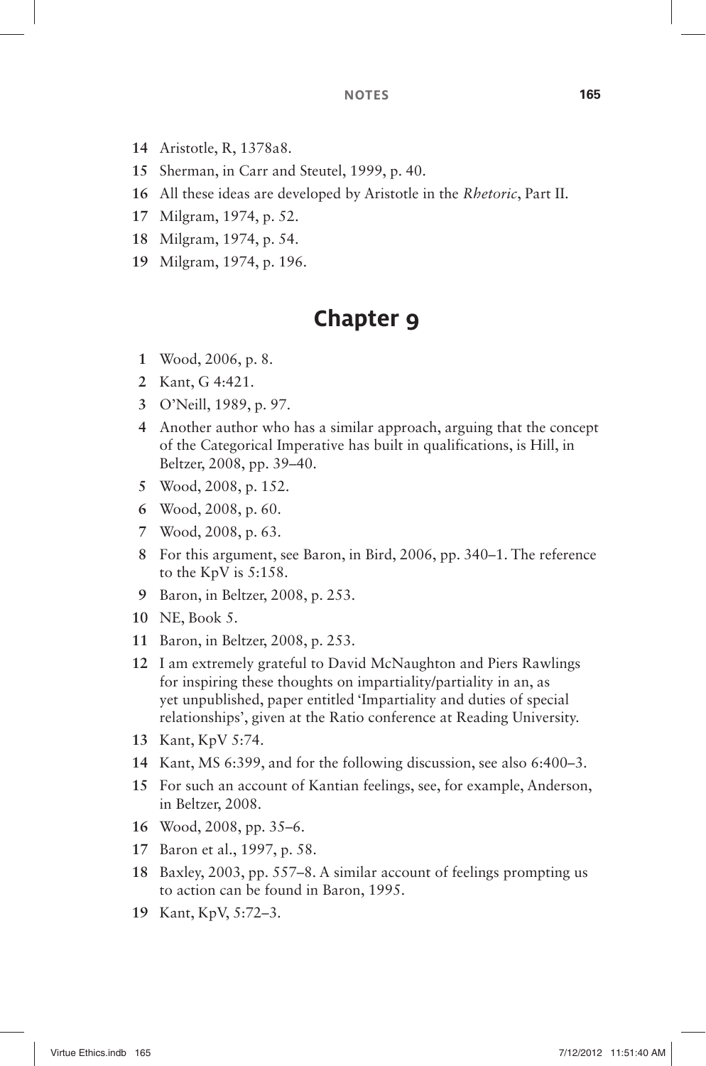14 Aristotle, R, 1378a8.

15 Sherman, in Carr and Steutel, 1999, p. 40.

16 All these ideas are developed by Aristotle in the *Rhetoric*, Part II.

17 Milgram, 1974, p. 52.

18 Milgram, 1974, p. 54.

19 Milgram, 1974, p. 196.

## Chapter 9

1 Wood, 2006, p. 8.

2 Kant, G 4:421.

3 O'Neill, 1989, p. 97.

4 Another author who has a similar approach, arguing that the concept of the Categorical Imperative has built in qualifications, is Hill, in Beltzer, 2008, pp. 39–40.

5 Wood, 2008, p. 152.

6 Wood, 2008, p. 60.

7 Wood, 2008, p. 63.

8 For this argument, see Baron, in Bird, 2006, pp. 340–1. The reference to the KpV is 5:158.

9 Baron, in Beltzer, 2008, p. 253.

10 NE, Book 5.

11 Baron, in Beltzer, 2008, p. 253.

12 I am extremely grateful to David McNaughton and Piers Rawlings for inspiring these thoughts on impartiality/partiality in an, as yet unpublished, paper entitled 'Impartiality and duties of special relationships', given at the Ratio conference at Reading University.

13 Kant, KpV 5:74.

14 Kant, MS 6:399, and for the following discussion, see also 6:400–3.

15 For such an account of Kantian feelings, see, for example, Anderson, in Beltzer, 2008.

16 Wood, 2008, pp. 35–6.

17 Baron et al., 1997, p. 58.

18 Baxley, 2003, pp. 557–8. A similar account of feelings prompting us to action can be found in Baron, 1995.

19 Kant, KpV, 5:72–3.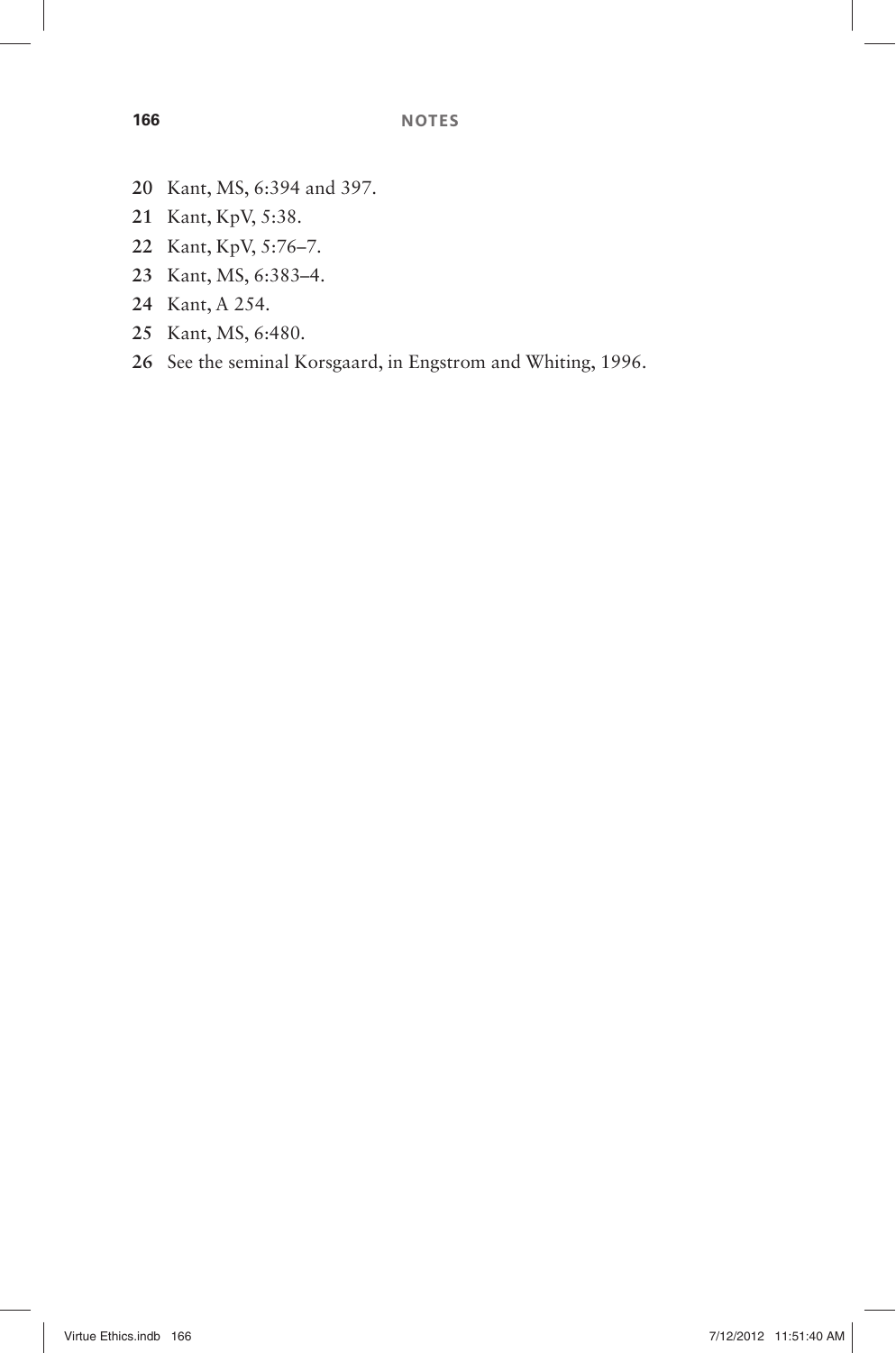20 Kant, MS, 6:394 and 397.
21 Kant, KpV, 5:38.
22 Kant, KpV, 5:76–7.
23 Kant, MS, 6:383–4.
24 Kant, A 254.
25 Kant, MS, 6:480.
26 See the seminal Korsgaard, in Engstrom and Whiting, 1996.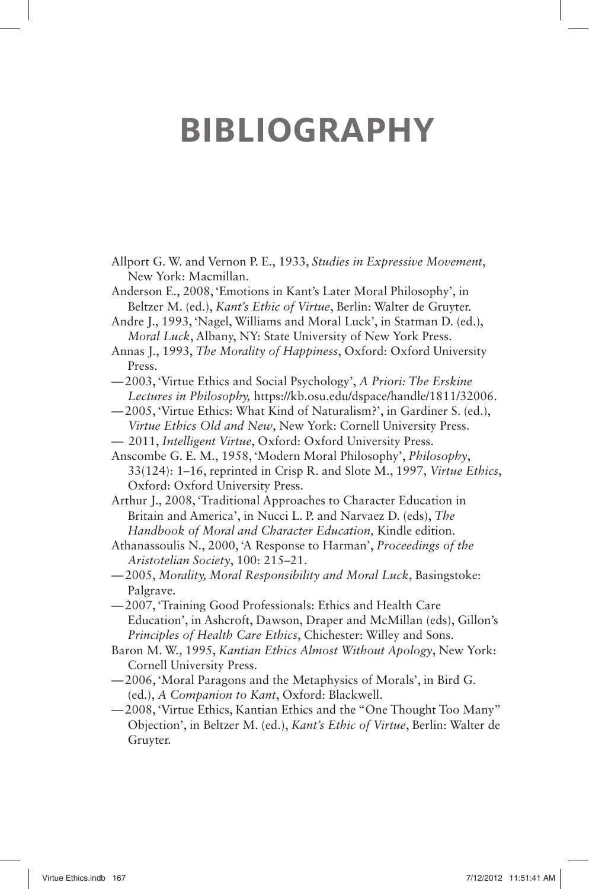# BIBLIOGRAPHY

Allport G. W. and Vernon P. E., 1933, *Studies in Expressive Movement*, New York: Macmillan.

Anderson E., 2008, 'Emotions in Kant's Later Moral Philosophy', in Beltzer M. (ed.), *Kant's Ethic of Virtue*, Berlin: Walter de Gruyter.

Andre J., 1993, 'Nagel, Williams and Moral Luck', in Statman D. (ed.), *Moral Luck*, Albany, NY: State University of New York Press.

Annas J., 1993, *The Morality of Happiness*, Oxford: Oxford University Press.

—2003, 'Virtue Ethics and Social Psychology', *A Priori: The Erskine Lectures in Philosophy,* https://kb.osu.edu/dspace/handle/1811/32006.

—2005, 'Virtue Ethics: What Kind of Naturalism?', in Gardiner S. (ed.), *Virtue Ethics Old and New*, New York: Cornell University Press.

— 2011, *Intelligent Virtue*, Oxford: Oxford University Press.

Anscombe G. E. M., 1958, 'Modern Moral Philosophy', *Philosophy*, 33(124): 1–16, reprinted in Crisp R. and Slote M., 1997, *Virtue Ethics*, Oxford: Oxford University Press.

Arthur J., 2008, 'Traditional Approaches to Character Education in Britain and America', in Nucci L. P. and Narvaez D. (eds), *The Handbook of Moral and Character Education,* Kindle edition.

Athanassoulis N., 2000, 'A Response to Harman', *Proceedings of the Aristotelian Society*, 100: 215–21.

—2005, *Morality, Moral Responsibility and Moral Luck*, Basingstoke: Palgrave.

—2007, 'Training Good Professionals: Ethics and Health Care Education', in Ashcroft, Dawson, Draper and McMillan (eds), Gillon's *Principles of Health Care Ethics*, Chichester: Willey and Sons.

Baron M. W., 1995, *Kantian Ethics Almost Without Apology*, New York: Cornell University Press.

—2006, 'Moral Paragons and the Metaphysics of Morals', in Bird G. (ed.), *A Companion to Kant*, Oxford: Blackwell.

—2008, 'Virtue Ethics, Kantian Ethics and the "One Thought Too Many" Objection', in Beltzer M. (ed.), *Kant's Ethic of Virtue*, Berlin: Walter de Gruyter.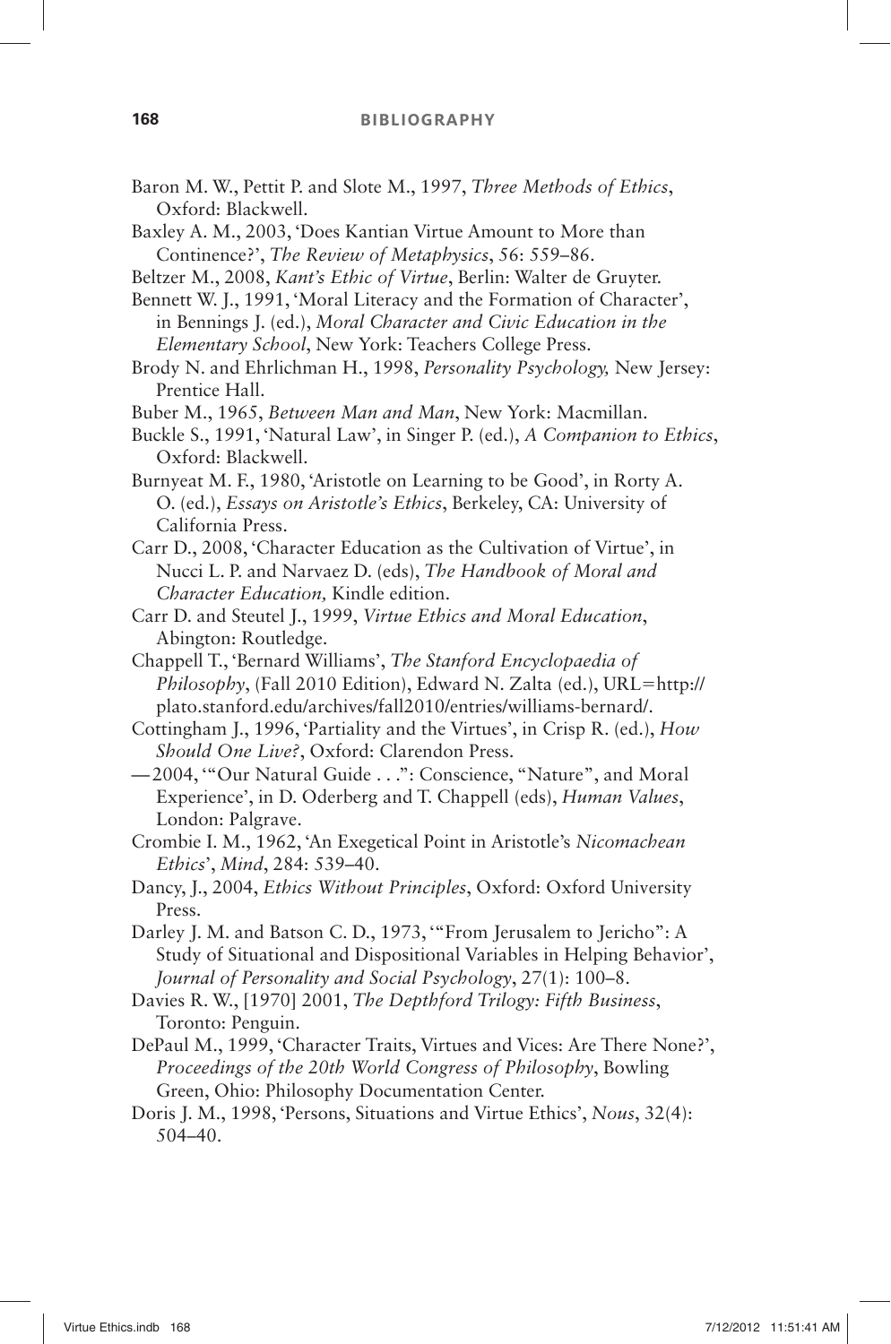Baron M. W., Pettit P. and Slote M., 1997, *Three Methods of Ethics*, Oxford: Blackwell.

Baxley A. M., 2003, 'Does Kantian Virtue Amount to More than Continence?', *The Review of Metaphysics*, 56: 559–86.

Beltzer M., 2008, *Kant's Ethic of Virtue*, Berlin: Walter de Gruyter.

Bennett W. J., 1991, 'Moral Literacy and the Formation of Character', in Bennings J. (ed.), *Moral Character and Civic Education in the Elementary School*, New York: Teachers College Press.

Brody N. and Ehrlichman H., 1998, *Personality Psychology,* New Jersey: Prentice Hall.

Buber M., 1965, *Between Man and Man*, New York: Macmillan.

Buckle S., 1991, 'Natural Law', in Singer P. (ed.), *A Companion to Ethics*, Oxford: Blackwell.

Burnyeat M. F., 1980, 'Aristotle on Learning to be Good', in Rorty A. O. (ed.), *Essays on Aristotle's Ethics*, Berkeley, CA: University of California Press.

Carr D., 2008, 'Character Education as the Cultivation of Virtue', in Nucci L. P. and Narvaez D. (eds), *The Handbook of Moral and Character Education,* Kindle edition.

Carr D. and Steutel J., 1999, *Virtue Ethics and Moral Education*, Abington: Routledge.

Chappell T., 'Bernard Williams', *The Stanford Encyclopaedia of Philosophy*, (Fall 2010 Edition), Edward N. Zalta (ed.), URL=http://plato.stanford.edu/archives/fall2010/entries/williams-bernard/.

Cottingham J., 1996, 'Partiality and the Virtues', in Crisp R. (ed.), *How Should One Live?*, Oxford: Clarendon Press.

—2004, '"Our Natural Guide . . .": Conscience, "Nature", and Moral Experience', in D. Oderberg and T. Chappell (eds), *Human Values*, London: Palgrave.

Crombie I. M., 1962, 'An Exegetical Point in Aristotle's *Nicomachean Ethics*', *Mind*, 284: 539–40.

Dancy, J., 2004, *Ethics Without Principles*, Oxford: Oxford University Press.

Darley J. M. and Batson C. D., 1973, '"From Jerusalem to Jericho": A Study of Situational and Dispositional Variables in Helping Behavior', *Journal of Personality and Social Psychology*, 27(1): 100–8.

Davies R. W., [1970] 2001, *The Depthford Trilogy: Fifth Business*, Toronto: Penguin.

DePaul M., 1999, 'Character Traits, Virtues and Vices: Are There None?', *Proceedings of the 20th World Congress of Philosophy*, Bowling Green, Ohio: Philosophy Documentation Center.

Doris J. M., 1998, 'Persons, Situations and Virtue Ethics', *Nous*, 32(4): 504–40.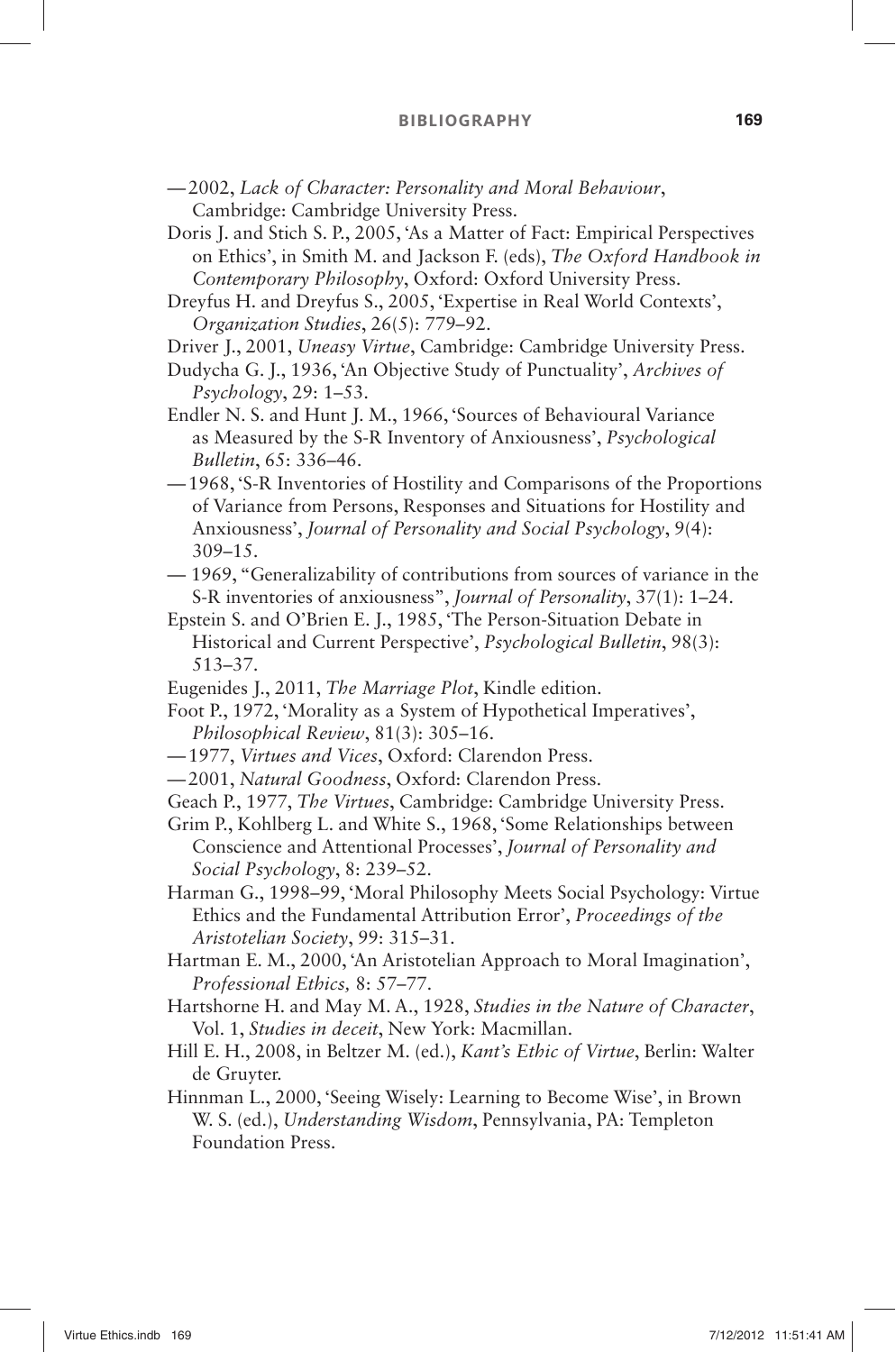—2002, *Lack of Character: Personality and Moral Behaviour*, Cambridge: Cambridge University Press.

Doris J. and Stich S. P., 2005, 'As a Matter of Fact: Empirical Perspectives on Ethics', in Smith M. and Jackson F. (eds), *The Oxford Handbook in Contemporary Philosophy*, Oxford: Oxford University Press.

Dreyfus H. and Dreyfus S., 2005, 'Expertise in Real World Contexts', *Organization Studies*, 26(5): 779–92.

Driver J., 2001, *Uneasy Virtue*, Cambridge: Cambridge University Press.

Dudycha G. J., 1936, 'An Objective Study of Punctuality', *Archives of Psychology*, 29: 1–53.

Endler N. S. and Hunt J. M., 1966, 'Sources of Behavioural Variance as Measured by the S-R Inventory of Anxiousness', *Psychological Bulletin*, 65: 336–46.

—1968, 'S-R Inventories of Hostility and Comparisons of the Proportions of Variance from Persons, Responses and Situations for Hostility and Anxiousness', *Journal of Personality and Social Psychology*, 9(4): 309–15.

— 1969, "Generalizability of contributions from sources of variance in the S-R inventories of anxiousness", *Journal of Personality*, 37(1): 1–24.

Epstein S. and O'Brien E. J., 1985, 'The Person-Situation Debate in Historical and Current Perspective', *Psychological Bulletin*, 98(3): 513–37.

Eugenides J., 2011, *The Marriage Plot*, Kindle edition.

Foot P., 1972, 'Morality as a System of Hypothetical Imperatives', *Philosophical Review*, 81(3): 305–16.

—1977, *Virtues and Vices*, Oxford: Clarendon Press.

—2001, *Natural Goodness*, Oxford: Clarendon Press.

Geach P., 1977, *The Virtues*, Cambridge: Cambridge University Press.

Grim P., Kohlberg L. and White S., 1968, 'Some Relationships between Conscience and Attentional Processes', *Journal of Personality and Social Psychology*, 8: 239–52.

Harman G., 1998–99, 'Moral Philosophy Meets Social Psychology: Virtue Ethics and the Fundamental Attribution Error', *Proceedings of the Aristotelian Society*, 99: 315–31.

Hartman E. M., 2000, 'An Aristotelian Approach to Moral Imagination', *Professional Ethics,* 8: 57–77.

Hartshorne H. and May M. A., 1928, *Studies in the Nature of Character*, Vol. 1, *Studies in deceit*, New York: Macmillan.

Hill E. H., 2008, in Beltzer M. (ed.), *Kant's Ethic of Virtue*, Berlin: Walter de Gruyter.

Hinnman L., 2000, 'Seeing Wisely: Learning to Become Wise', in Brown W. S. (ed.), *Understanding Wisdom*, Pennsylvania, PA: Templeton Foundation Press.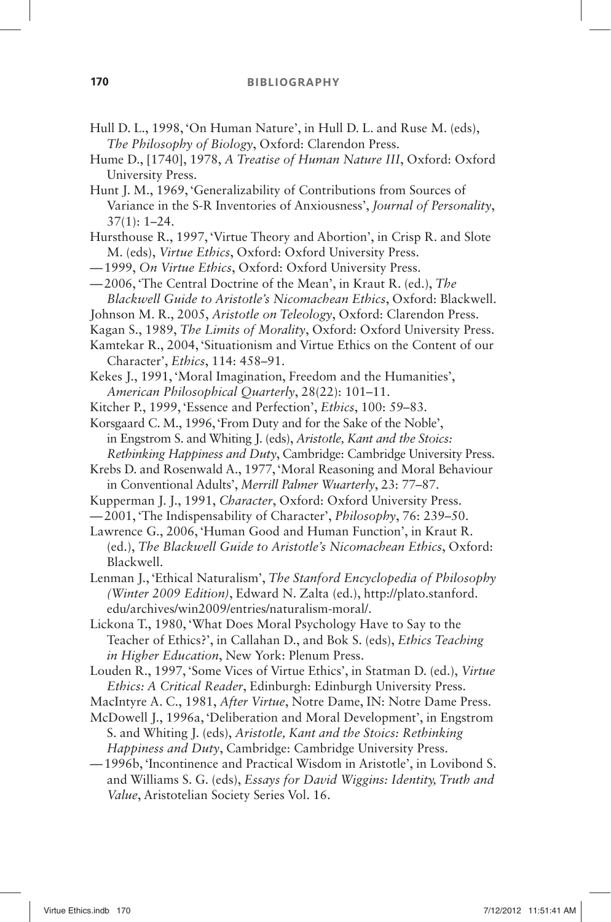Hull D. L., 1998, 'On Human Nature', in Hull D. L. and Ruse M. (eds), *The Philosophy of Biology*, Oxford: Clarendon Press.

Hume D., [1740], 1978, *A Treatise of Human Nature III*, Oxford: Oxford University Press.

Hunt J. M., 1969, 'Generalizability of Contributions from Sources of Variance in the S-R Inventories of Anxiousness', *Journal of Personality*, 37(1): 1–24.

Hursthouse R., 1997, 'Virtue Theory and Abortion', in Crisp R. and Slote M. (eds), *Virtue Ethics*, Oxford: Oxford University Press.

—1999, *On Virtue Ethics*, Oxford: Oxford University Press.

—2006, 'The Central Doctrine of the Mean', in Kraut R. (ed.), *The Blackwell Guide to Aristotle's Nicomachean Ethics*, Oxford: Blackwell.

Johnson M. R., 2005, *Aristotle on Teleology*, Oxford: Clarendon Press.

Kagan S., 1989, *The Limits of Morality*, Oxford: Oxford University Press.

Kamtekar R., 2004, 'Situationism and Virtue Ethics on the Content of our Character', *Ethics*, 114: 458–91.

Kekes J., 1991, 'Moral Imagination, Freedom and the Humanities', *American Philosophical Quarterly*, 28(22): 101–11.

Kitcher P., 1999, 'Essence and Perfection', *Ethics*, 100: 59–83.

Korsgaard C. M., 1996, 'From Duty and for the Sake of the Noble', in Engstrom S. and Whiting J. (eds), *Aristotle, Kant and the Stoics: Rethinking Happiness and Duty*, Cambridge: Cambridge University Press.

Krebs D. and Rosenwald A., 1977, 'Moral Reasoning and Moral Behaviour in Conventional Adults', *Merrill Palmer Wuarterly*, 23: 77–87.

Kupperman J. J., 1991, *Character*, Oxford: Oxford University Press.

—2001, 'The Indispensability of Character', *Philosophy*, 76: 239–50.

Lawrence G., 2006, 'Human Good and Human Function', in Kraut R. (ed.), *The Blackwell Guide to Aristotle's Nicomachean Ethics*, Oxford: Blackwell.

Lenman J., 'Ethical Naturalism', *The Stanford Encyclopedia of Philosophy (Winter 2009 Edition)*, Edward N. Zalta (ed.), http://plato.stanford.edu/archives/win2009/entries/naturalism-moral/.

Lickona T., 1980, 'What Does Moral Psychology Have to Say to the Teacher of Ethics?', in Callahan D., and Bok S. (eds), *Ethics Teaching in Higher Education*, New York: Plenum Press.

Louden R., 1997, 'Some Vices of Virtue Ethics', in Statman D. (ed.), *Virtue Ethics: A Critical Reader*, Edinburgh: Edinburgh University Press.

MacIntyre A. C., 1981, *After Virtue*, Notre Dame, IN: Notre Dame Press.

McDowell J., 1996a, 'Deliberation and Moral Development', in Engstrom S. and Whiting J. (eds), *Aristotle, Kant and the Stoics: Rethinking Happiness and Duty*, Cambridge: Cambridge University Press.

—1996b, 'Incontinence and Practical Wisdom in Aristotle', in Lovibond S. and Williams S. G. (eds), *Essays for David Wiggins: Identity, Truth and Value*, Aristotelian Society Series Vol. 16.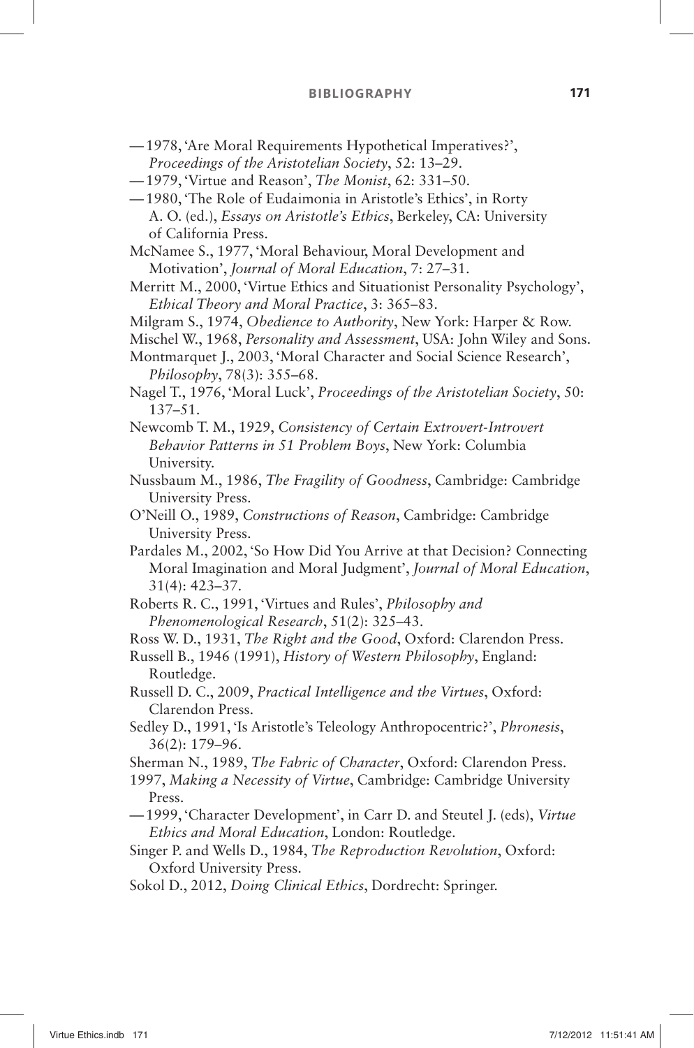—1978, 'Are Moral Requirements Hypothetical Imperatives?', *Proceedings of the Aristotelian Society*, 52: 13–29.

—1979, 'Virtue and Reason', *The Monist*, 62: 331–50.

—1980, 'The Role of Eudaimonia in Aristotle's Ethics', in Rorty A. O. (ed.), *Essays on Aristotle's Ethics*, Berkeley, CA: University of California Press.

McNamee S., 1977, 'Moral Behaviour, Moral Development and Motivation', *Journal of Moral Education*, 7: 27–31.

Merritt M., 2000, 'Virtue Ethics and Situationist Personality Psychology', *Ethical Theory and Moral Practice*, 3: 365–83.

Milgram S., 1974, *Obedience to Authority*, New York: Harper & Row.

Mischel W., 1968, *Personality and Assessment*, USA: John Wiley and Sons.

Montmarquet J., 2003, 'Moral Character and Social Science Research', *Philosophy*, 78(3): 355–68.

Nagel T., 1976, 'Moral Luck', *Proceedings of the Aristotelian Society*, 50: 137–51.

Newcomb T. M., 1929, *Consistency of Certain Extrovert-Introvert Behavior Patterns in 51 Problem Boys*, New York: Columbia University.

Nussbaum M., 1986, *The Fragility of Goodness*, Cambridge: Cambridge University Press.

O'Neill O., 1989, *Constructions of Reason*, Cambridge: Cambridge University Press.

Pardales M., 2002, 'So How Did You Arrive at that Decision? Connecting Moral Imagination and Moral Judgment', *Journal of Moral Education*, 31(4): 423–37.

Roberts R. C., 1991, 'Virtues and Rules', *Philosophy and Phenomenological Research*, 51(2): 325–43.

Ross W. D., 1931, *The Right and the Good*, Oxford: Clarendon Press.

Russell B., 1946 (1991), *History of Western Philosophy*, England: Routledge.

Russell D. C., 2009, *Practical Intelligence and the Virtues*, Oxford: Clarendon Press.

Sedley D., 1991, 'Is Aristotle's Teleology Anthropocentric?', *Phronesis*, 36(2): 179–96.

Sherman N., 1989, *The Fabric of Character*, Oxford: Clarendon Press.

1997, *Making a Necessity of Virtue*, Cambridge: Cambridge University Press.

—1999, 'Character Development', in Carr D. and Steutel J. (eds), *Virtue Ethics and Moral Education*, London: Routledge.

Singer P. and Wells D., 1984, *The Reproduction Revolution*, Oxford: Oxford University Press.

Sokol D., 2012, *Doing Clinical Ethics*, Dordrecht: Springer.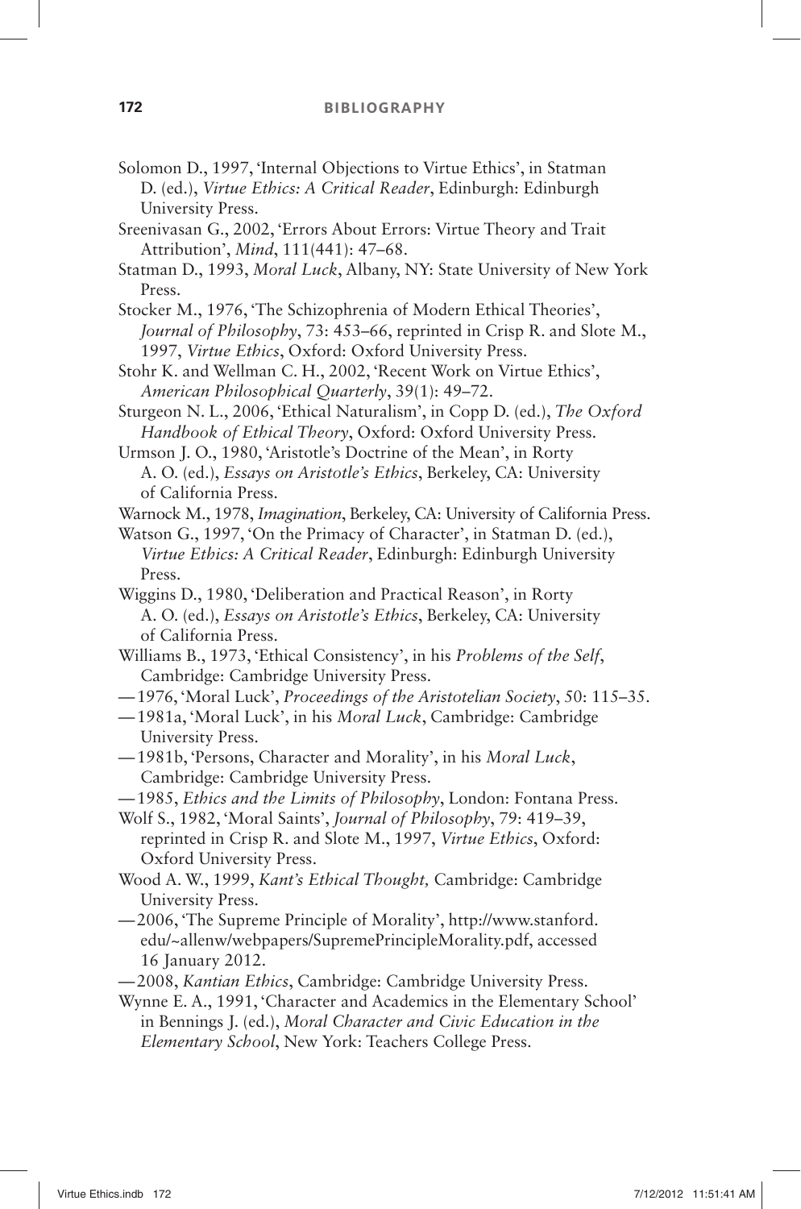Solomon D., 1997, 'Internal Objections to Virtue Ethics', in Statman D. (ed.), *Virtue Ethics: A Critical Reader*, Edinburgh: Edinburgh University Press.

Sreenivasan G., 2002, 'Errors About Errors: Virtue Theory and Trait Attribution', *Mind*, 111(441): 47–68.

Statman D., 1993, *Moral Luck*, Albany, NY: State University of New York Press.

Stocker M., 1976, 'The Schizophrenia of Modern Ethical Theories', *Journal of Philosophy*, 73: 453–66, reprinted in Crisp R. and Slote M., 1997, *Virtue Ethics*, Oxford: Oxford University Press.

Stohr K. and Wellman C. H., 2002, 'Recent Work on Virtue Ethics', *American Philosophical Quarterly*, 39(1): 49–72.

Sturgeon N. L., 2006, 'Ethical Naturalism', in Copp D. (ed.), *The Oxford Handbook of Ethical Theory*, Oxford: Oxford University Press.

Urmson J. O., 1980, 'Aristotle's Doctrine of the Mean', in Rorty A. O. (ed.), *Essays on Aristotle's Ethics*, Berkeley, CA: University of California Press.

Warnock M., 1978, *Imagination*, Berkeley, CA: University of California Press.

Watson G., 1997, 'On the Primacy of Character', in Statman D. (ed.), *Virtue Ethics: A Critical Reader*, Edinburgh: Edinburgh University Press.

Wiggins D., 1980, 'Deliberation and Practical Reason', in Rorty A. O. (ed.), *Essays on Aristotle's Ethics*, Berkeley, CA: University of California Press.

Williams B., 1973, 'Ethical Consistency', in his *Problems of the Self*, Cambridge: Cambridge University Press.

—1976, 'Moral Luck', *Proceedings of the Aristotelian Society*, 50: 115–35.

—1981a, 'Moral Luck', in his *Moral Luck*, Cambridge: Cambridge University Press.

—1981b, 'Persons, Character and Morality', in his *Moral Luck*, Cambridge: Cambridge University Press.

—1985, *Ethics and the Limits of Philosophy*, London: Fontana Press.

Wolf S., 1982, 'Moral Saints', *Journal of Philosophy*, 79: 419–39, reprinted in Crisp R. and Slote M., 1997, *Virtue Ethics*, Oxford: Oxford University Press.

Wood A. W., 1999, *Kant's Ethical Thought,* Cambridge: Cambridge University Press.

—2006, 'The Supreme Principle of Morality', http://www.stanford.edu/~allenw/webpapers/SupremePrincipleMorality.pdf, accessed 16 January 2012.

—2008, *Kantian Ethics*, Cambridge: Cambridge University Press.

Wynne E. A., 1991, 'Character and Academics in the Elementary School' in Bennings J. (ed.), *Moral Character and Civic Education in the Elementary School*, New York: Teachers College Press.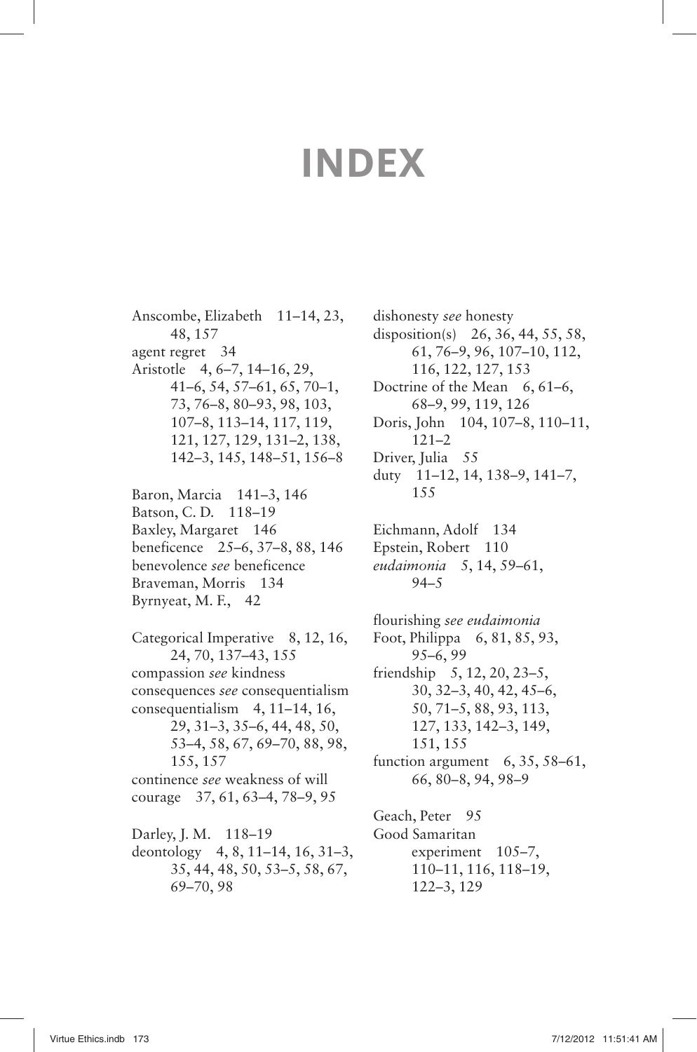# INDEX

Anscombe, Elizabeth 11–14, 23, 48, 157
agent regret 34
Aristotle 4, 6–7, 14–16, 29, 41–6, 54, 57–61, 65, 70–1, 73, 76–8, 80–93, 98, 103, 107–8, 113–14, 117, 119, 121, 127, 129, 131–2, 138, 142–3, 145, 148–51, 156–8

Baron, Marcia 141–3, 146
Batson, C. D. 118–19
Baxley, Margaret 146
beneficence 25–6, 37–8, 88, 146
benevolence *see* beneficence
Braveman, Morris 134
Byrnyeat, M. F., 42

Categorical Imperative 8, 12, 16, 24, 70, 137–43, 155
compassion *see* kindness
consequences *see* consequentialism
consequentialism 4, 11–14, 16, 29, 31–3, 35–6, 44, 48, 50, 53–4, 58, 67, 69–70, 88, 98, 155, 157
continence *see* weakness of will
courage 37, 61, 63–4, 78–9, 95

Darley, J. M. 118–19
deontology 4, 8, 11–14, 16, 31–3, 35, 44, 48, 50, 53–5, 58, 67, 69–70, 98

dishonesty *see* honesty
disposition(s) 26, 36, 44, 55, 58, 61, 76–9, 96, 107–10, 112, 116, 122, 127, 153
Doctrine of the Mean 6, 61–6, 68–9, 99, 119, 126
Doris, John 104, 107–8, 110–11, 121–2
Driver, Julia 55
duty 11–12, 14, 138–9, 141–7, 155

Eichmann, Adolf 134
Epstein, Robert 110
*eudaimonia* 5, 14, 59–61, 94–5

flourishing *see eudaimonia*
Foot, Philippa 6, 81, 85, 93, 95–6, 99
friendship 5, 12, 20, 23–5, 30, 32–3, 40, 42, 45–6, 50, 71–5, 88, 93, 113, 127, 133, 142–3, 149, 151, 155
function argument 6, 35, 58–61, 66, 80–8, 94, 98–9

Geach, Peter 95
Good Samaritan
  experiment 105–7, 110–11, 116, 118–19, 122–3, 129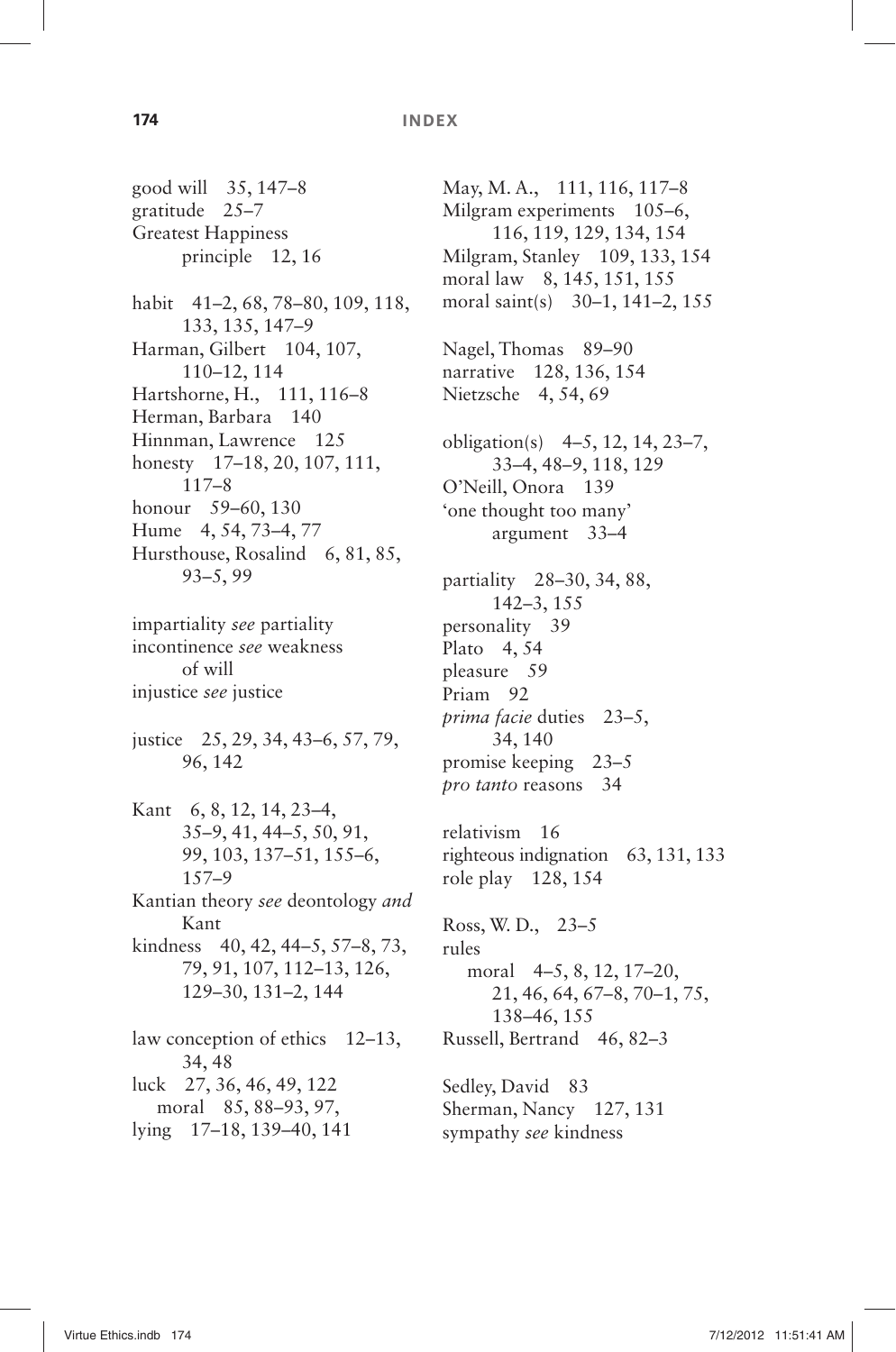good will 35, 147–8
gratitude 25–7
Greatest Happiness principle 12, 16

habit 41–2, 68, 78–80, 109, 118, 133, 135, 147–9
Harman, Gilbert 104, 107, 110–12, 114
Hartshorne, H., 111, 116–8
Herman, Barbara 140
Hinnman, Lawrence 125
honesty 17–18, 20, 107, 111, 117–8
honour 59–60, 130
Hume 4, 54, 73–4, 77
Hursthouse, Rosalind 6, 81, 85, 93–5, 99

impartiality *see* partiality
incontinence *see* weakness of will
injustice *see* justice

justice 25, 29, 34, 43–6, 57, 79, 96, 142

Kant 6, 8, 12, 14, 23–4, 35–9, 41, 44–5, 50, 91, 99, 103, 137–51, 155–6, 157–9
Kantian theory *see* deontology *and* Kant
kindness 40, 42, 44–5, 57–8, 73, 79, 91, 107, 112–13, 126, 129–30, 131–2, 144

law conception of ethics 12–13, 34, 48
luck 27, 36, 46, 49, 122
  moral 85, 88–93, 97,
lying 17–18, 139–40, 141

May, M. A., 111, 116, 117–8
Milgram experiments 105–6, 116, 119, 129, 134, 154
Milgram, Stanley 109, 133, 154
moral law 8, 145, 151, 155
moral saint(s) 30–1, 141–2, 155

Nagel, Thomas 89–90
narrative 128, 136, 154
Nietzsche 4, 54, 69

obligation(s) 4–5, 12, 14, 23–7, 33–4, 48–9, 118, 129
O'Neill, Onora 139
'one thought too many' argument 33–4

partiality 28–30, 34, 88, 142–3, 155
personality 39
Plato 4, 54
pleasure 59
Priam 92
*prima facie* duties 23–5, 34, 140
promise keeping 23–5
*pro tanto* reasons 34

relativism 16
righteous indignation 63, 131, 133
role play 128, 154

Ross, W. D., 23–5
rules
  moral 4–5, 8, 12, 17–20, 21, 46, 64, 67–8, 70–1, 75, 138–46, 155
Russell, Bertrand 46, 82–3

Sedley, David 83
Sherman, Nancy 127, 131
sympathy *see* kindness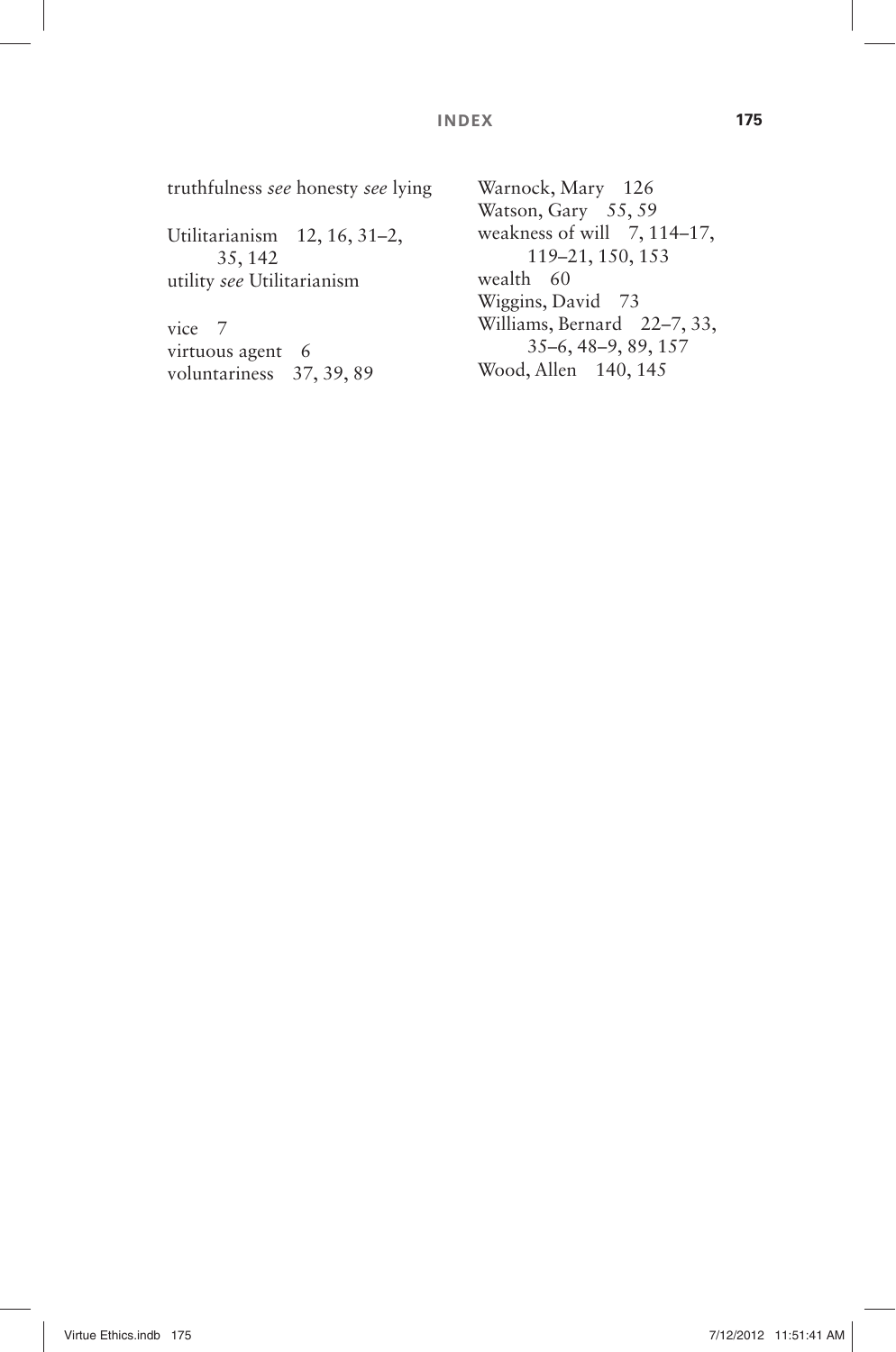truthfulness *see* honesty *see* lying

Utilitarianism 12, 16, 31–2, 35, 142
utility *see* Utilitarianism

vice 7
virtuous agent 6
voluntariness 37, 39, 89

Warnock, Mary 126
Watson, Gary 55, 59
weakness of will 7, 114–17, 119–21, 150, 153
wealth 60
Wiggins, David 73
Williams, Bernard 22–7, 33, 35–6, 48–9, 89, 157
Wood, Allen 140, 145